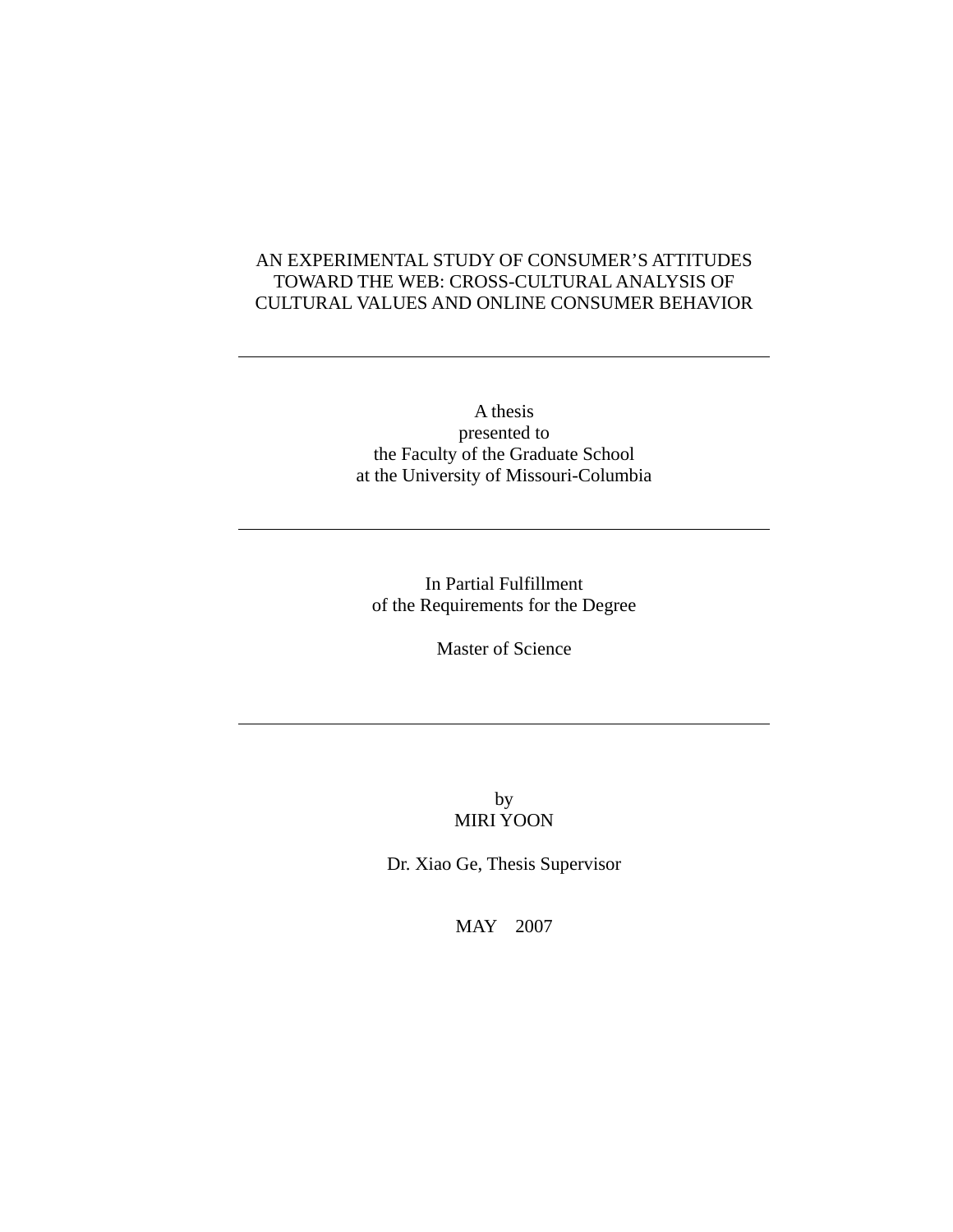# AN EXPERIMENTAL STUDY OF CONSUMER'S ATTITUDES TOWARD THE WEB: CROSS-CULTURAL ANALYSIS OF CULTURAL VALUES AND ONLINE CONSUMER BEHAVIOR

---

A thesis
presented to
the Faculty of the Graduate School
at the University of Missouri-Columbia

---

In Partial Fulfillment
of the Requirements for the Degree

Master of Science

---

by
MIRI YOON

Dr. Xiao Ge, Thesis Supervisor

MAY 2007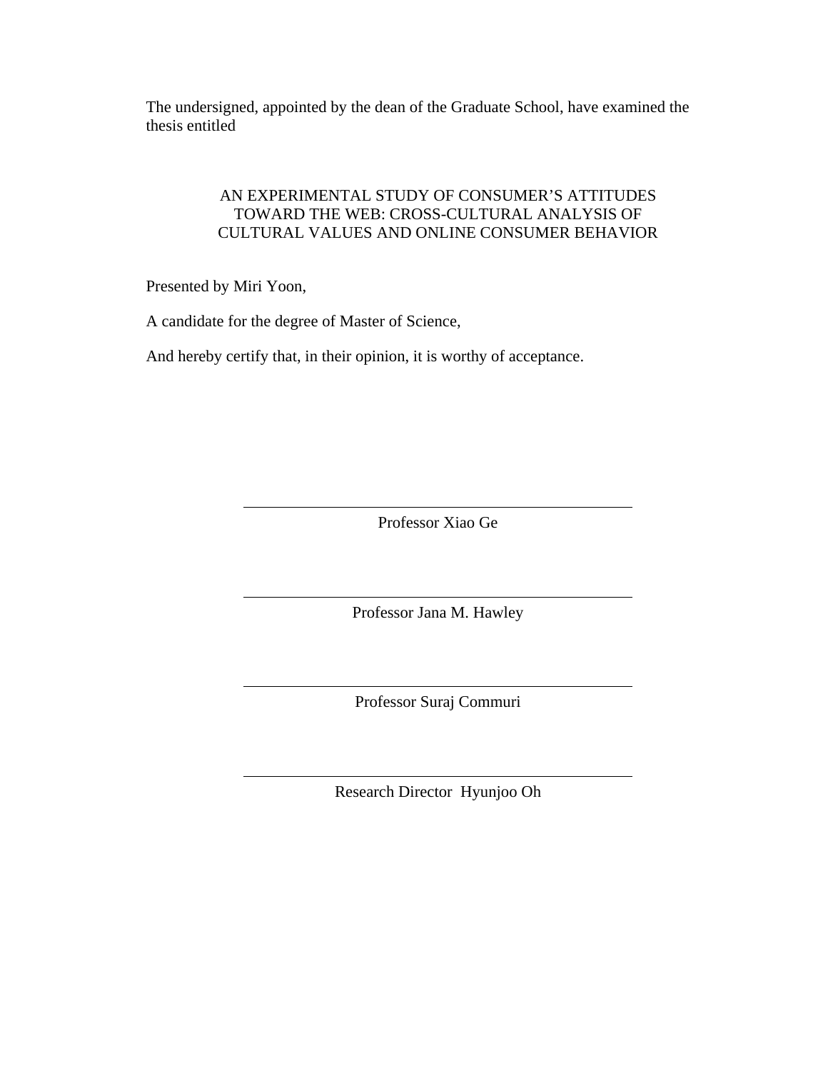The undersigned, appointed by the dean of the Graduate School, have examined the thesis entitled

AN EXPERIMENTAL STUDY OF CONSUMER'S ATTITUDES TOWARD THE WEB: CROSS-CULTURAL ANALYSIS OF CULTURAL VALUES AND ONLINE CONSUMER BEHAVIOR

Presented by Miri Yoon,

A candidate for the degree of Master of Science,

And hereby certify that, in their opinion, it is worthy of acceptance.

---

Professor Xiao Ge

---

Professor Jana M. Hawley

---

Professor Suraj Commuri

---

Research Director Hyunjoo Oh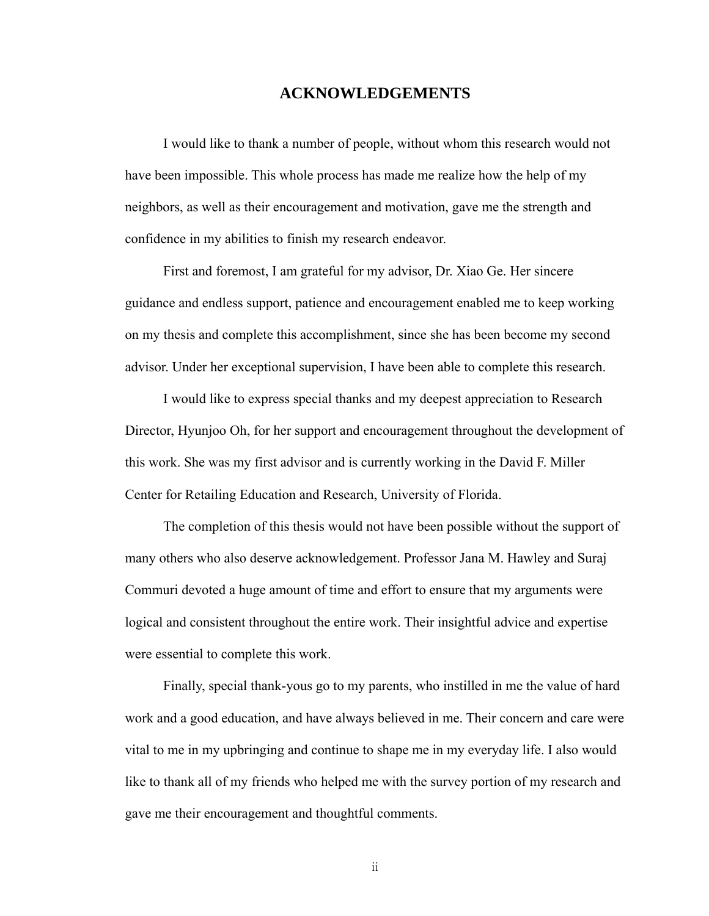# ACKNOWLEDGEMENTS

I would like to thank a number of people, without whom this research would not have been impossible. This whole process has made me realize how the help of my neighbors, as well as their encouragement and motivation, gave me the strength and confidence in my abilities to finish my research endeavor.

First and foremost, I am grateful for my advisor, Dr. Xiao Ge. Her sincere guidance and endless support, patience and encouragement enabled me to keep working on my thesis and complete this accomplishment, since she has been become my second advisor. Under her exceptional supervision, I have been able to complete this research.

I would like to express special thanks and my deepest appreciation to Research Director, Hyunjoo Oh, for her support and encouragement throughout the development of this work. She was my first advisor and is currently working in the David F. Miller Center for Retailing Education and Research, University of Florida.

The completion of this thesis would not have been possible without the support of many others who also deserve acknowledgement. Professor Jana M. Hawley and Suraj Commuri devoted a huge amount of time and effort to ensure that my arguments were logical and consistent throughout the entire work. Their insightful advice and expertise were essential to complete this work.

Finally, special thank-yous go to my parents, who instilled in me the value of hard work and a good education, and have always believed in me. Their concern and care were vital to me in my upbringing and continue to shape me in my everyday life. I also would like to thank all of my friends who helped me with the survey portion of my research and gave me their encouragement and thoughtful comments.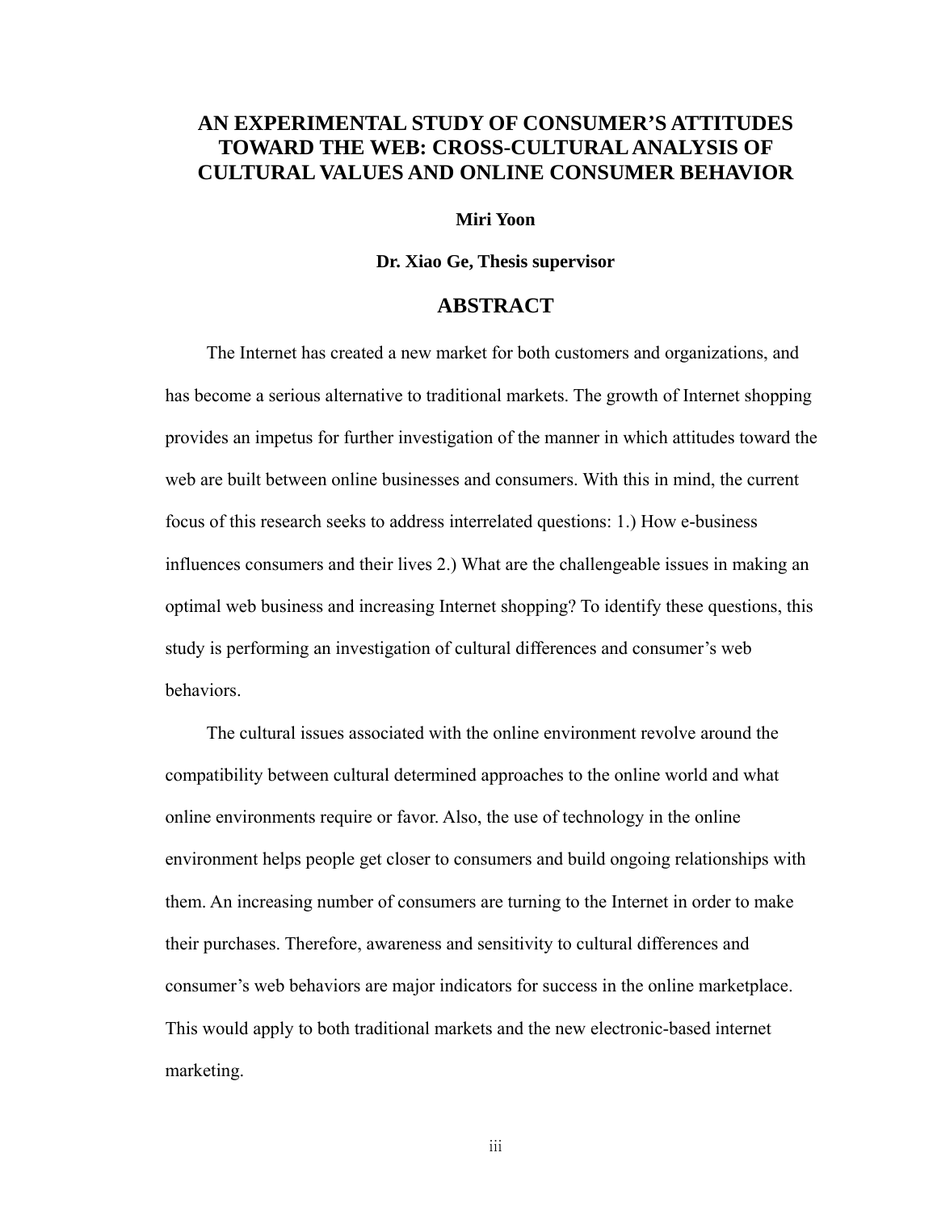# AN EXPERIMENTAL STUDY OF CONSUMER'S ATTITUDES TOWARD THE WEB: CROSS-CULTURAL ANALYSIS OF CULTURAL VALUES AND ONLINE CONSUMER BEHAVIOR

**Miri Yoon**

**Dr. Xiao Ge, Thesis supervisor**

## ABSTRACT

The Internet has created a new market for both customers and organizations, and has become a serious alternative to traditional markets. The growth of Internet shopping provides an impetus for further investigation of the manner in which attitudes toward the web are built between online businesses and consumers. With this in mind, the current focus of this research seeks to address interrelated questions: 1.) How e-business influences consumers and their lives 2.) What are the challengeable issues in making an optimal web business and increasing Internet shopping? To identify these questions, this study is performing an investigation of cultural differences and consumer's web behaviors.

The cultural issues associated with the online environment revolve around the compatibility between cultural determined approaches to the online world and what online environments require or favor. Also, the use of technology in the online environment helps people get closer to consumers and build ongoing relationships with them. An increasing number of consumers are turning to the Internet in order to make their purchases. Therefore, awareness and sensitivity to cultural differences and consumer's web behaviors are major indicators for success in the online marketplace. This would apply to both traditional markets and the new electronic-based internet marketing.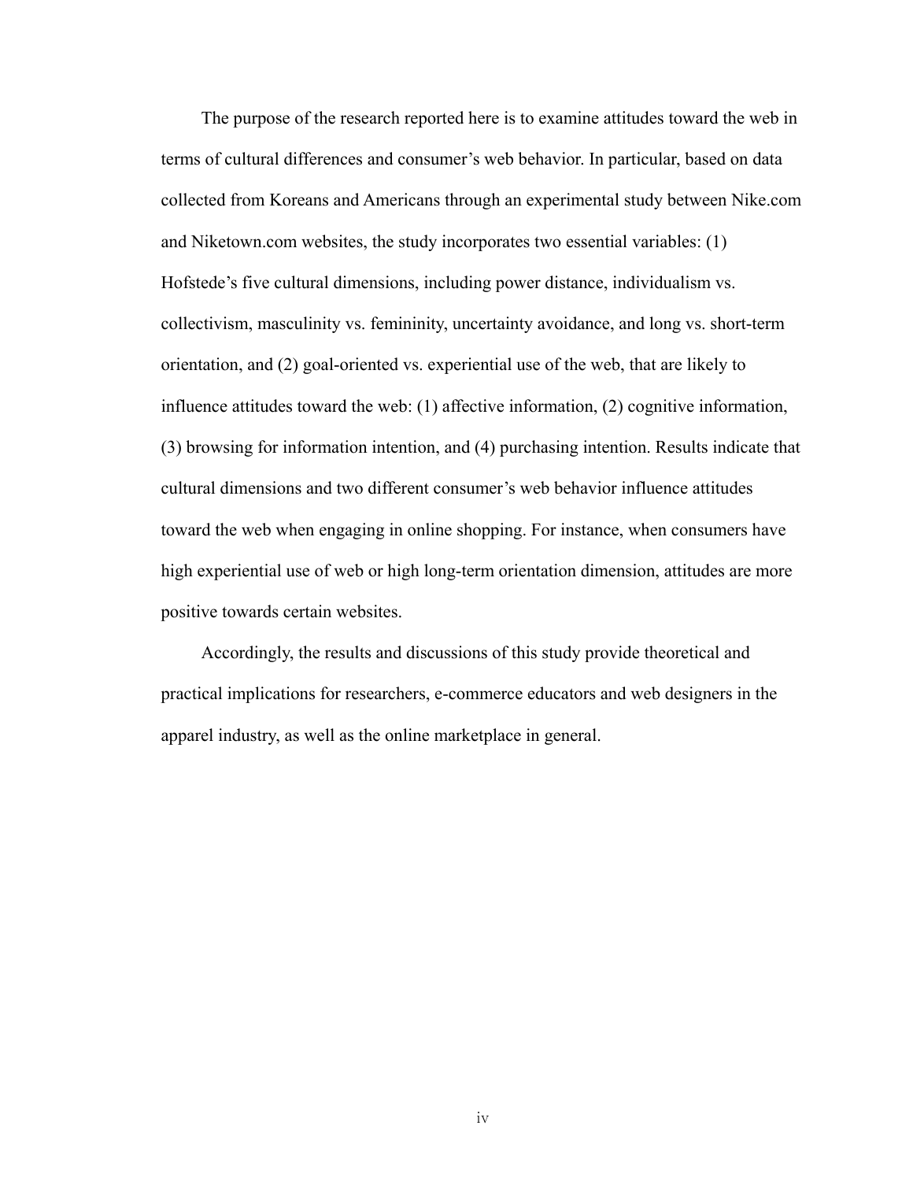The purpose of the research reported here is to examine attitudes toward the web in terms of cultural differences and consumer's web behavior. In particular, based on data collected from Koreans and Americans through an experimental study between Nike.com and Niketown.com websites, the study incorporates two essential variables: (1) Hofstede's five cultural dimensions, including power distance, individualism vs. collectivism, masculinity vs. femininity, uncertainty avoidance, and long vs. short-term orientation, and (2) goal-oriented vs. experiential use of the web, that are likely to influence attitudes toward the web: (1) affective information, (2) cognitive information, (3) browsing for information intention, and (4) purchasing intention. Results indicate that cultural dimensions and two different consumer's web behavior influence attitudes toward the web when engaging in online shopping. For instance, when consumers have high experiential use of web or high long-term orientation dimension, attitudes are more positive towards certain websites.

Accordingly, the results and discussions of this study provide theoretical and practical implications for researchers, e-commerce educators and web designers in the apparel industry, as well as the online marketplace in general.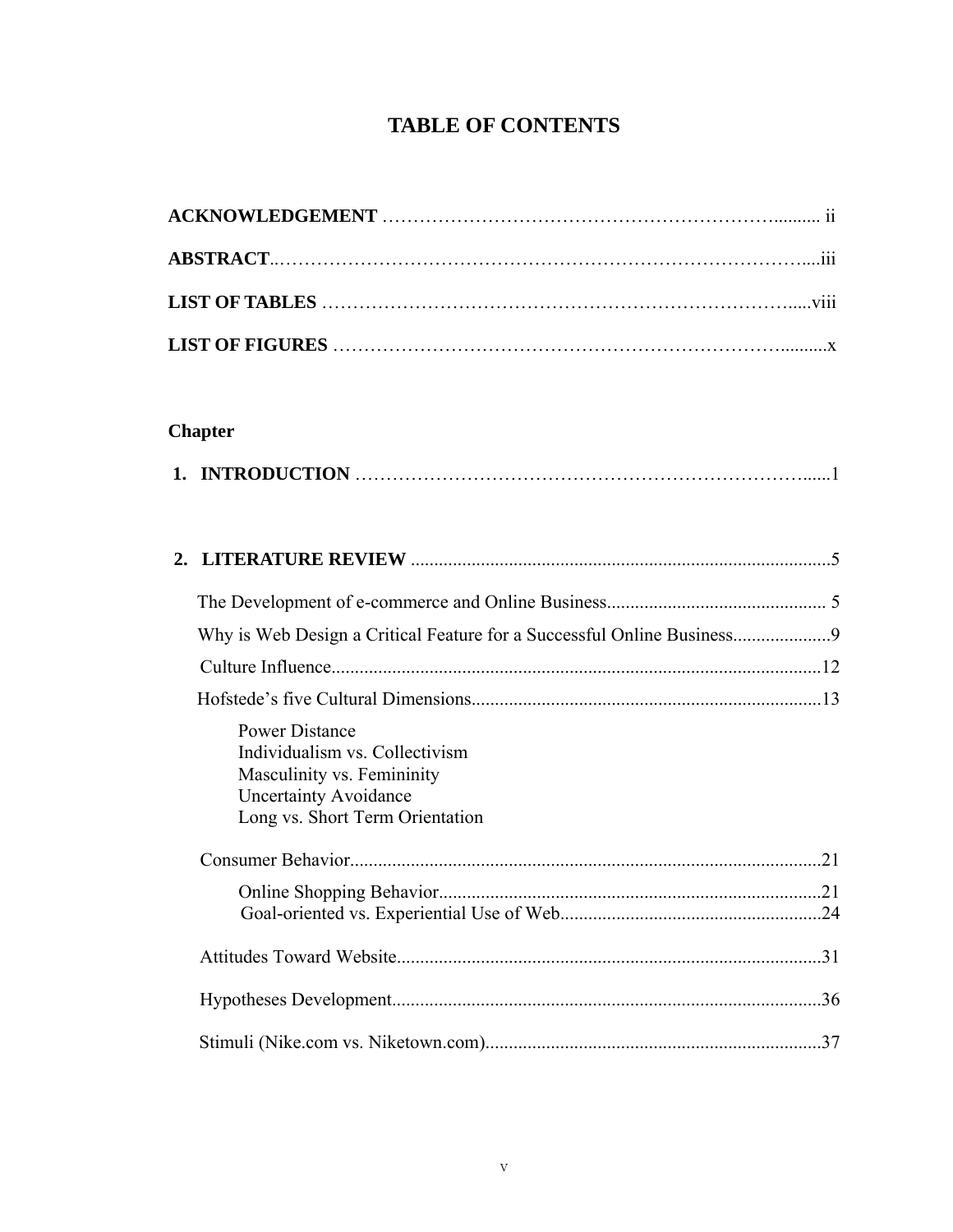# TABLE OF CONTENTS

**ACKNOWLEDGEMENT** ........................................................................ ii

**ABSTRACT**........................................................................................iii

**LIST OF TABLES** .............................................................................viii

**LIST OF FIGURES** .............................................................................x

**Chapter**

**1. INTRODUCTION** ..................................................................................1

**2. LITERATURE REVIEW** ..........................................................................5

The Development of e-commerce and Online Business............................................... 5

Why is Web Design a Critical Feature for a Successful Online Business.....................9

Culture Influence........................................................................................................12

Hofstede's five Cultural Dimensions..........................................................................13

- Power Distance
- Individualism vs. Collectivism
- Masculinity vs. Femininity
- Uncertainty Avoidance
- Long vs. Short Term Orientation

Consumer Behavior....................................................................................................21

- Online Shopping Behavior..................................................................................21
- Goal-oriented vs. Experiential Use of Web........................................................24

Attitudes Toward Website..........................................................................................31

Hypotheses Development............................................................................................36

Stimuli (Nike.com vs. Niketown.com)........................................................................37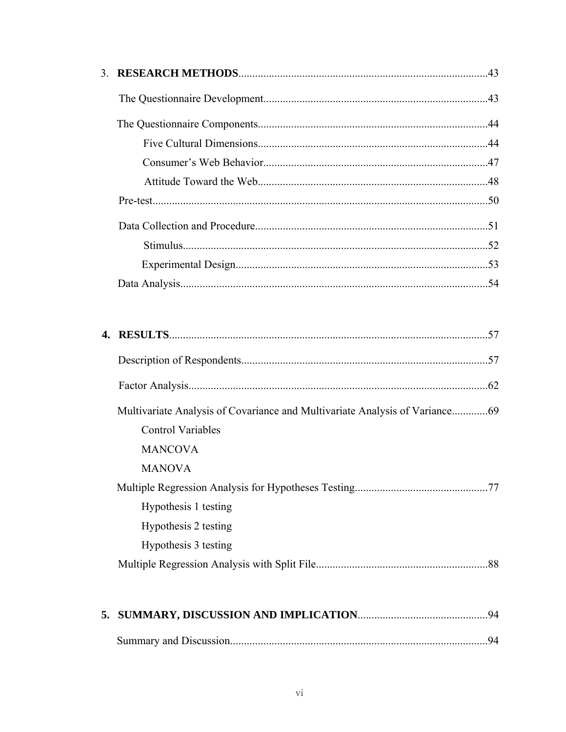3. **RESEARCH METHODS**.........................................................................................43

The Questionnaire Development.................................................................................43

The Questionnaire Components..................................................................................44

Five Cultural Dimensions..................................................................................44

Consumer's Web Behavior................................................................................47

Attitude Toward the Web..................................................................................48

Pre-test........................................................................................................................50

Data Collection and Procedure...................................................................................51

Stimulus.............................................................................................................52

Experimental Design..........................................................................................53

Data Analysis..............................................................................................................54

4. **RESULTS**..................................................................................................................57

Description of Respondents........................................................................................57

Factor Analysis...........................................................................................................62

Multivariate Analysis of Covariance and Multivariate Analysis of Variance.............69

Control Variables

MANCOVA

MANOVA

Multiple Regression Analysis for Hypotheses Testing................................................77

Hypothesis 1 testing

Hypothesis 2 testing

Hypothesis 3 testing

Multiple Regression Analysis with Split File.............................................................88

5. **SUMMARY, DISCUSSION AND IMPLICATION**..............................................94

Summary and Discussion............................................................................................94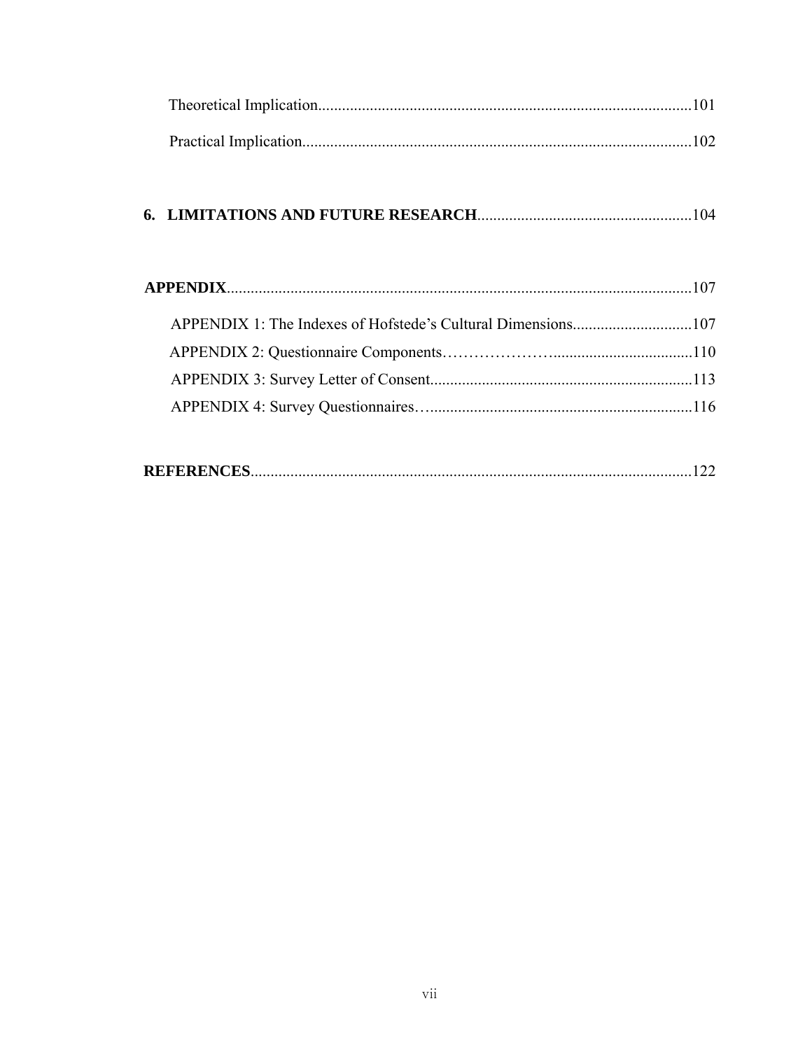Theoretical Implication.............................................................................................101

Practical Implication.................................................................................................102

**6. LIMITATIONS AND FUTURE RESEARCH**......................................................104

**APPENDIX**....................................................................................................................107

APPENDIX 1: The Indexes of Hofstede's Cultural Dimensions..............................107

APPENDIX 2: Questionnaire Components…………………..................................110

APPENDIX 3: Survey Letter of Consent..................................................................113

APPENDIX 4: Survey Questionnaires…..................................................................116

**REFERENCES**..............................................................................................................122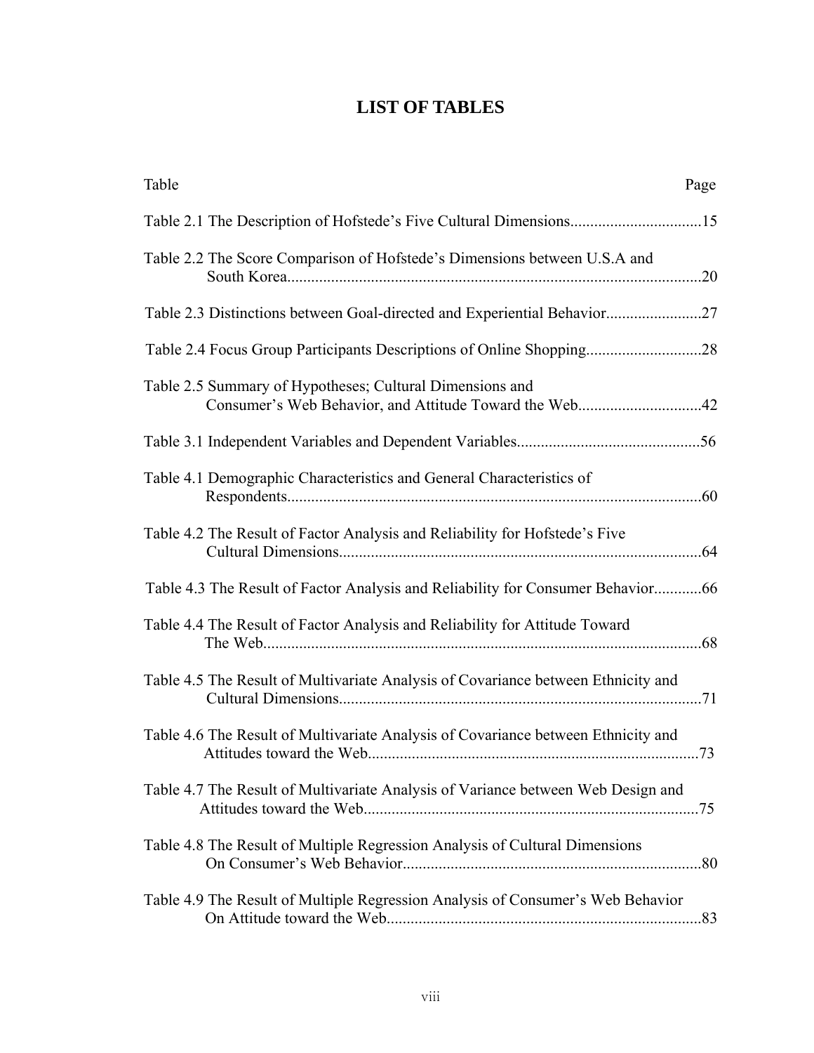# LIST OF TABLES

| Table | Page |
|---|---|
| Table 2.1 The Description of Hofstede's Five Cultural Dimensions | 15 |
| Table 2.2 The Score Comparison of Hofstede's Dimensions between U.S.A and South Korea | 20 |
| Table 2.3 Distinctions between Goal-directed and Experiential Behavior | 27 |
| Table 2.4 Focus Group Participants Descriptions of Online Shopping | 28 |
| Table 2.5 Summary of Hypotheses; Cultural Dimensions and Consumer's Web Behavior, and Attitude Toward the Web | 42 |
| Table 3.1 Independent Variables and Dependent Variables | 56 |
| Table 4.1 Demographic Characteristics and General Characteristics of Respondents | 60 |
| Table 4.2 The Result of Factor Analysis and Reliability for Hofstede's Five Cultural Dimensions | 64 |
| Table 4.3 The Result of Factor Analysis and Reliability for Consumer Behavior | 66 |
| Table 4.4 The Result of Factor Analysis and Reliability for Attitude Toward The Web | 68 |
| Table 4.5 The Result of Multivariate Analysis of Covariance between Ethnicity and Cultural Dimensions | 71 |
| Table 4.6 The Result of Multivariate Analysis of Covariance between Ethnicity and Attitudes toward the Web | 73 |
| Table 4.7 The Result of Multivariate Analysis of Variance between Web Design and Attitudes toward the Web | 75 |
| Table 4.8 The Result of Multiple Regression Analysis of Cultural Dimensions On Consumer's Web Behavior | 80 |
| Table 4.9 The Result of Multiple Regression Analysis of Consumer's Web Behavior On Attitude toward the Web | 83 |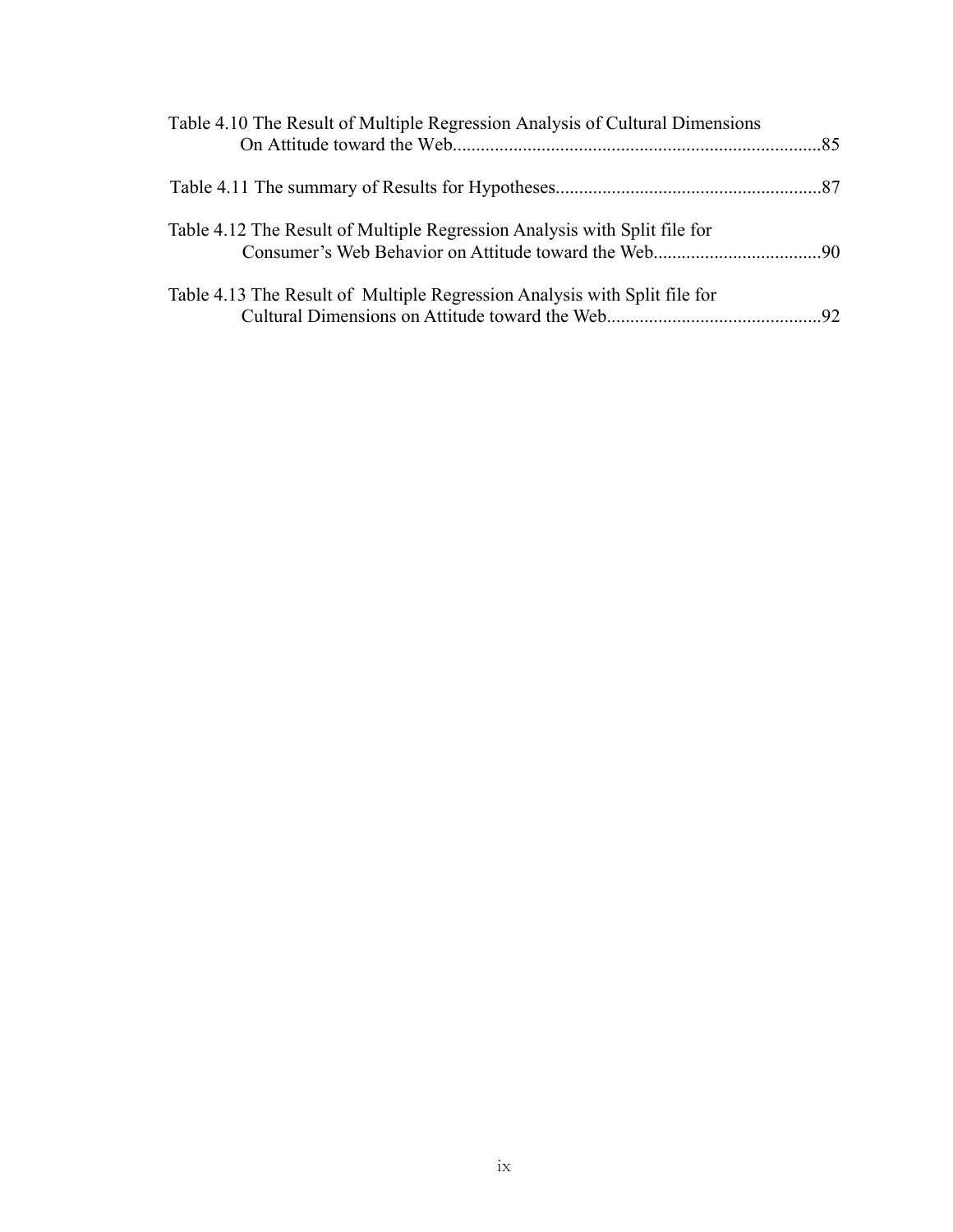Table 4.10 The Result of Multiple Regression Analysis of Cultural Dimensions On Attitude toward the Web..............................................................................85

Table 4.11 The summary of Results for Hypotheses........................................................87

Table 4.12 The Result of Multiple Regression Analysis with Split file for Consumer's Web Behavior on Attitude toward the Web...................................90

Table 4.13 The Result of Multiple Regression Analysis with Split file for Cultural Dimensions on Attitude toward the Web.............................................92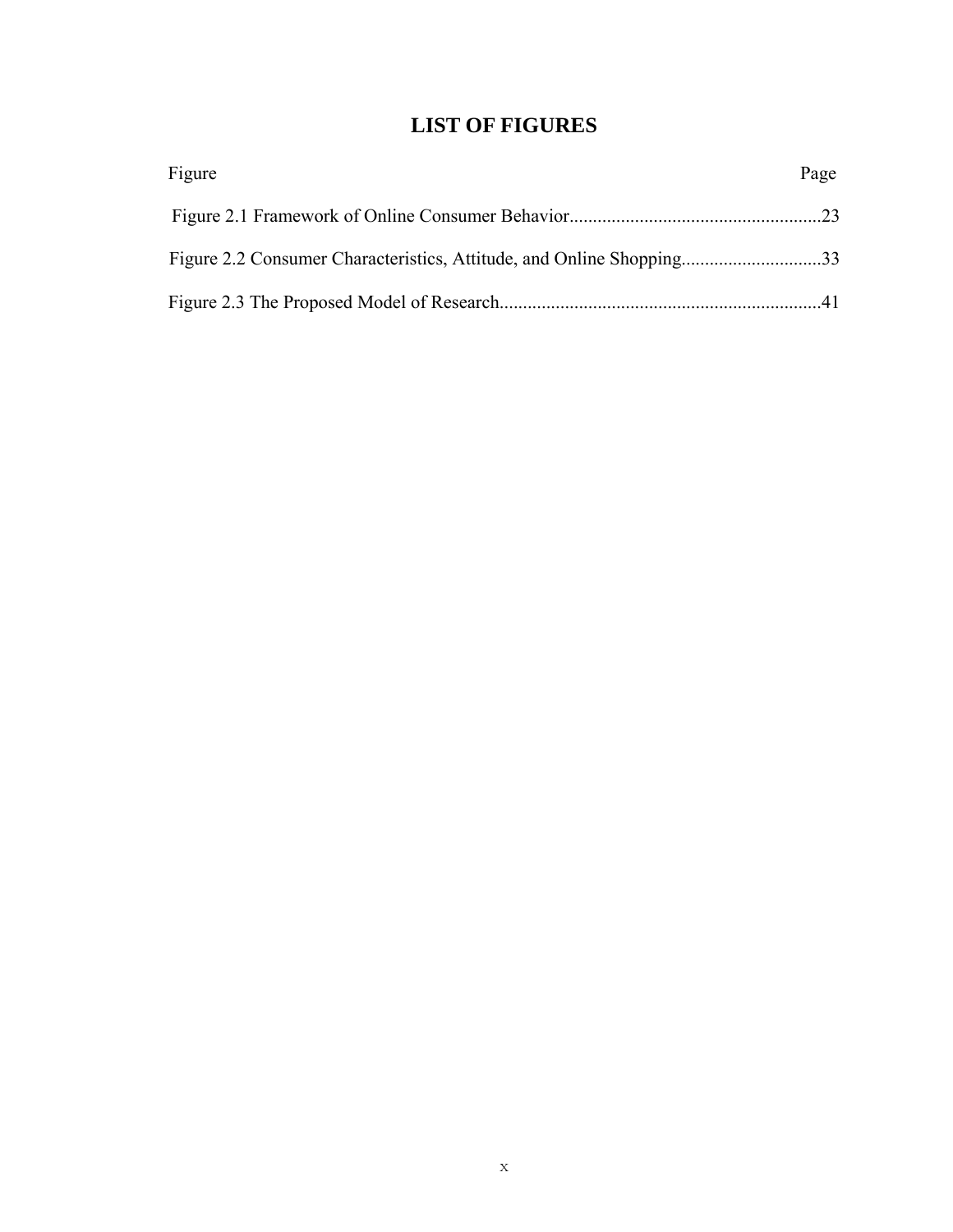# LIST OF FIGURES

| Figure | Page |
|---|---|
| Figure 2.1 Framework of Online Consumer Behavior | 23 |
| Figure 2.2 Consumer Characteristics, Attitude, and Online Shopping | 33 |
| Figure 2.3 The Proposed Model of Research | 41 |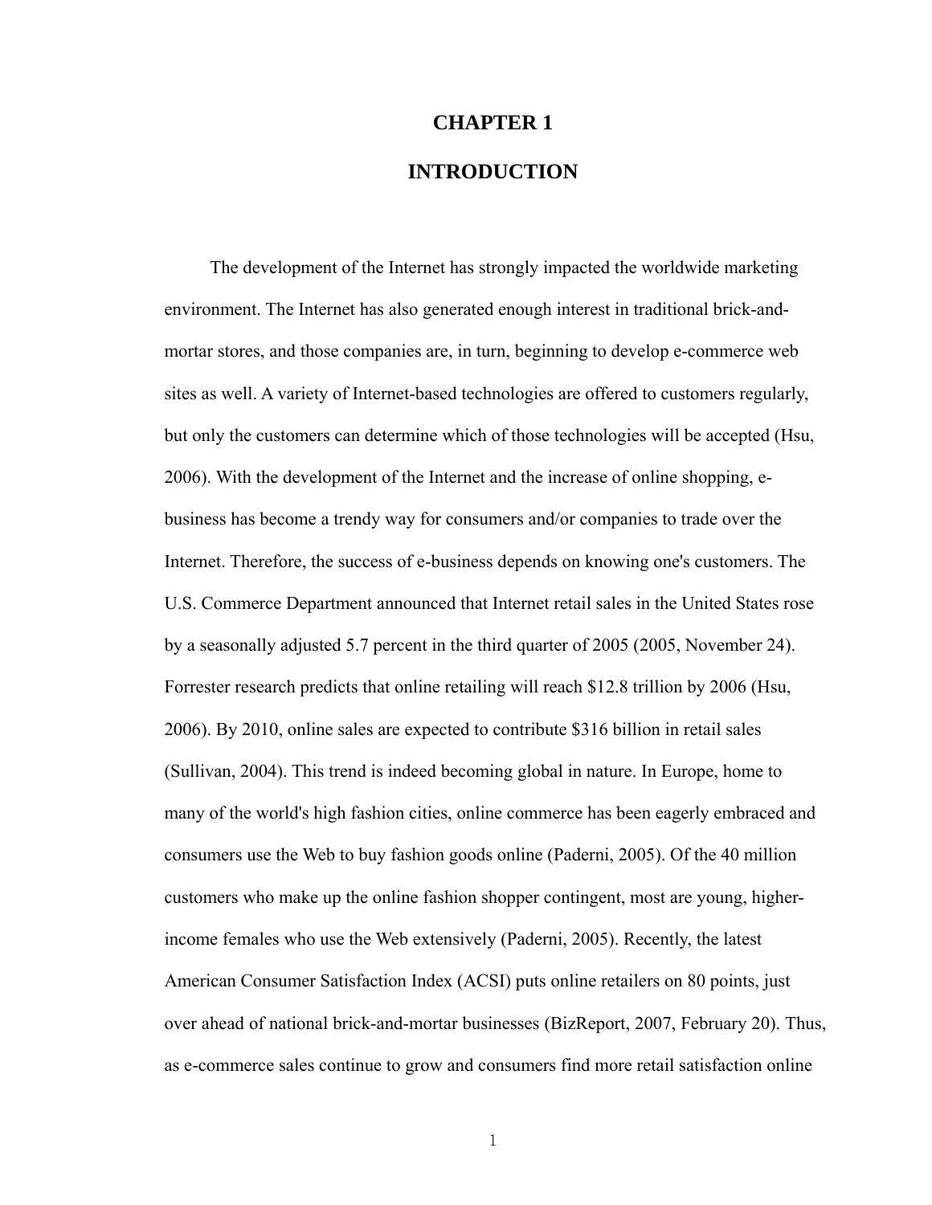# CHAPTER 1

# INTRODUCTION

The development of the Internet has strongly impacted the worldwide marketing environment. The Internet has also generated enough interest in traditional brick-and-mortar stores, and those companies are, in turn, beginning to develop e-commerce web sites as well. A variety of Internet-based technologies are offered to customers regularly, but only the customers can determine which of those technologies will be accepted (Hsu, 2006). With the development of the Internet and the increase of online shopping, e-business has become a trendy way for consumers and/or companies to trade over the Internet. Therefore, the success of e-business depends on knowing one's customers. The U.S. Commerce Department announced that Internet retail sales in the United States rose by a seasonally adjusted 5.7 percent in the third quarter of 2005 (2005, November 24). Forrester research predicts that online retailing will reach $12.8 trillion by 2006 (Hsu, 2006). By 2010, online sales are expected to contribute $316 billion in retail sales (Sullivan, 2004). This trend is indeed becoming global in nature. In Europe, home to many of the world's high fashion cities, online commerce has been eagerly embraced and consumers use the Web to buy fashion goods online (Paderni, 2005). Of the 40 million customers who make up the online fashion shopper contingent, most are young, higher-income females who use the Web extensively (Paderni, 2005). Recently, the latest American Consumer Satisfaction Index (ACSI) puts online retailers on 80 points, just over ahead of national brick-and-mortar businesses (BizReport, 2007, February 20). Thus, as e-commerce sales continue to grow and consumers find more retail satisfaction online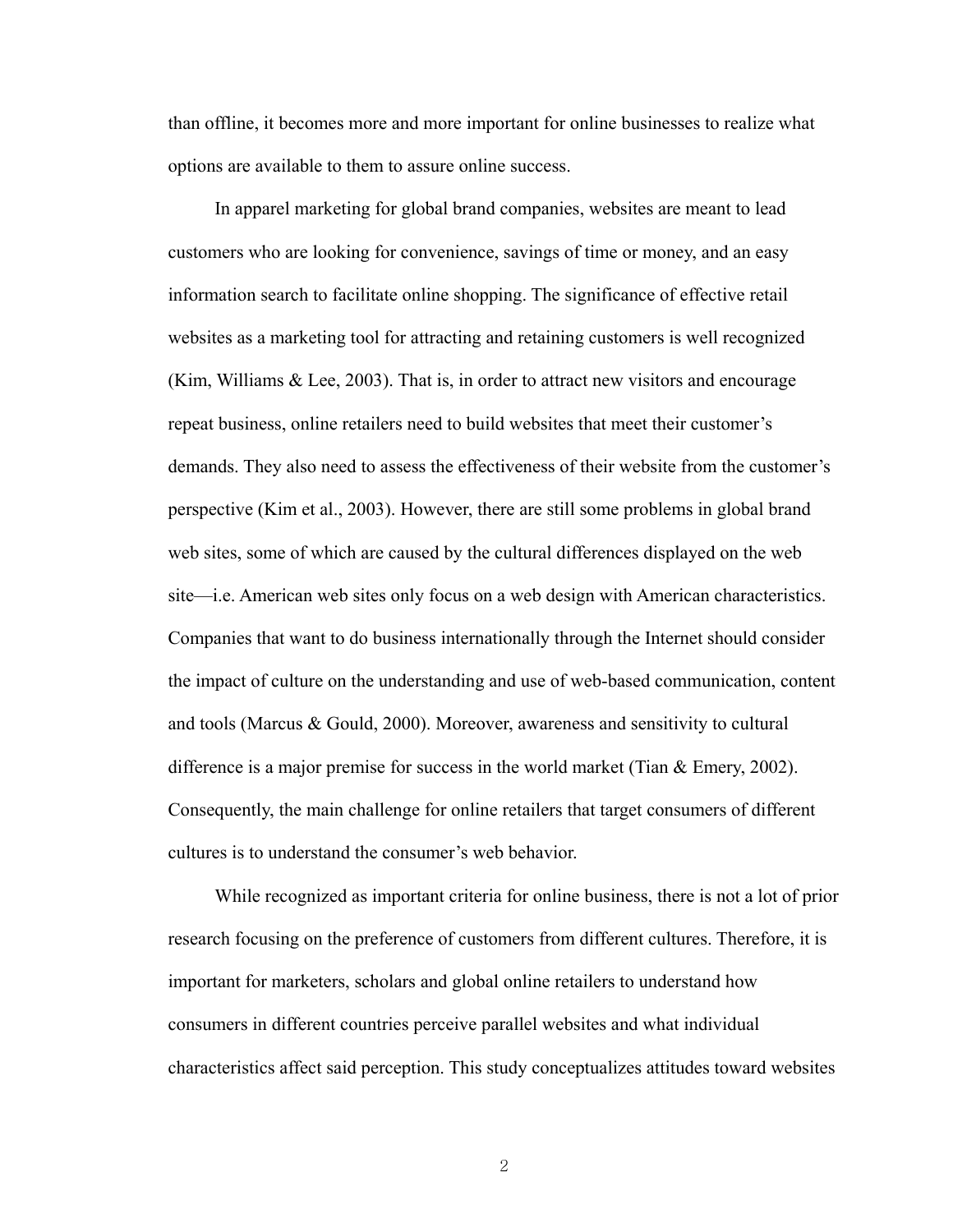than offline, it becomes more and more important for online businesses to realize what options are available to them to assure online success.

In apparel marketing for global brand companies, websites are meant to lead customers who are looking for convenience, savings of time or money, and an easy information search to facilitate online shopping. The significance of effective retail websites as a marketing tool for attracting and retaining customers is well recognized (Kim, Williams & Lee, 2003). That is, in order to attract new visitors and encourage repeat business, online retailers need to build websites that meet their customer's demands. They also need to assess the effectiveness of their website from the customer's perspective (Kim et al., 2003). However, there are still some problems in global brand web sites, some of which are caused by the cultural differences displayed on the web site—i.e. American web sites only focus on a web design with American characteristics. Companies that want to do business internationally through the Internet should consider the impact of culture on the understanding and use of web-based communication, content and tools (Marcus & Gould, 2000). Moreover, awareness and sensitivity to cultural difference is a major premise for success in the world market (Tian & Emery, 2002). Consequently, the main challenge for online retailers that target consumers of different cultures is to understand the consumer's web behavior.

While recognized as important criteria for online business, there is not a lot of prior research focusing on the preference of customers from different cultures. Therefore, it is important for marketers, scholars and global online retailers to understand how consumers in different countries perceive parallel websites and what individual characteristics affect said perception. This study conceptualizes attitudes toward websites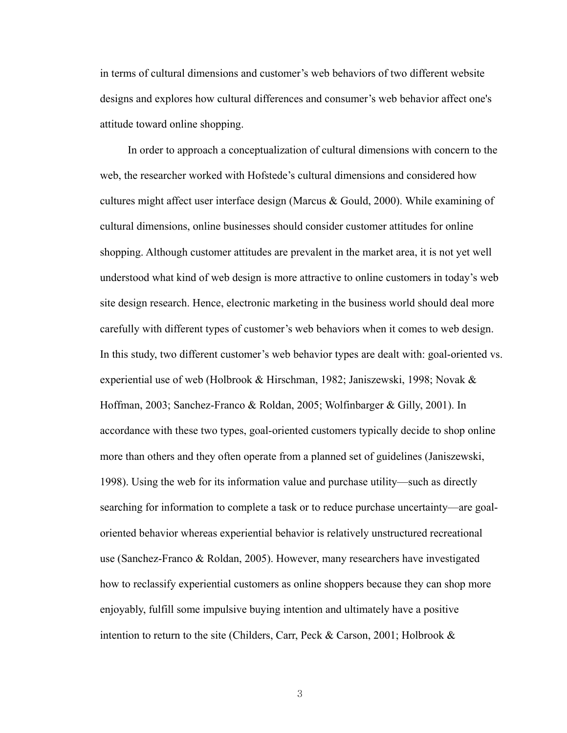in terms of cultural dimensions and customer's web behaviors of two different website designs and explores how cultural differences and consumer's web behavior affect one's attitude toward online shopping.

In order to approach a conceptualization of cultural dimensions with concern to the web, the researcher worked with Hofstede's cultural dimensions and considered how cultures might affect user interface design (Marcus & Gould, 2000). While examining of cultural dimensions, online businesses should consider customer attitudes for online shopping. Although customer attitudes are prevalent in the market area, it is not yet well understood what kind of web design is more attractive to online customers in today's web site design research. Hence, electronic marketing in the business world should deal more carefully with different types of customer's web behaviors when it comes to web design. In this study, two different customer's web behavior types are dealt with: goal-oriented vs. experiential use of web (Holbrook & Hirschman, 1982; Janiszewski, 1998; Novak & Hoffman, 2003; Sanchez-Franco & Roldan, 2005; Wolfinbarger & Gilly, 2001). In accordance with these two types, goal-oriented customers typically decide to shop online more than others and they often operate from a planned set of guidelines (Janiszewski, 1998). Using the web for its information value and purchase utility—such as directly searching for information to complete a task or to reduce purchase uncertainty—are goal-oriented behavior whereas experiential behavior is relatively unstructured recreational use (Sanchez-Franco & Roldan, 2005). However, many researchers have investigated how to reclassify experiential customers as online shoppers because they can shop more enjoyably, fulfill some impulsive buying intention and ultimately have a positive intention to return to the site (Childers, Carr, Peck & Carson, 2001; Holbrook &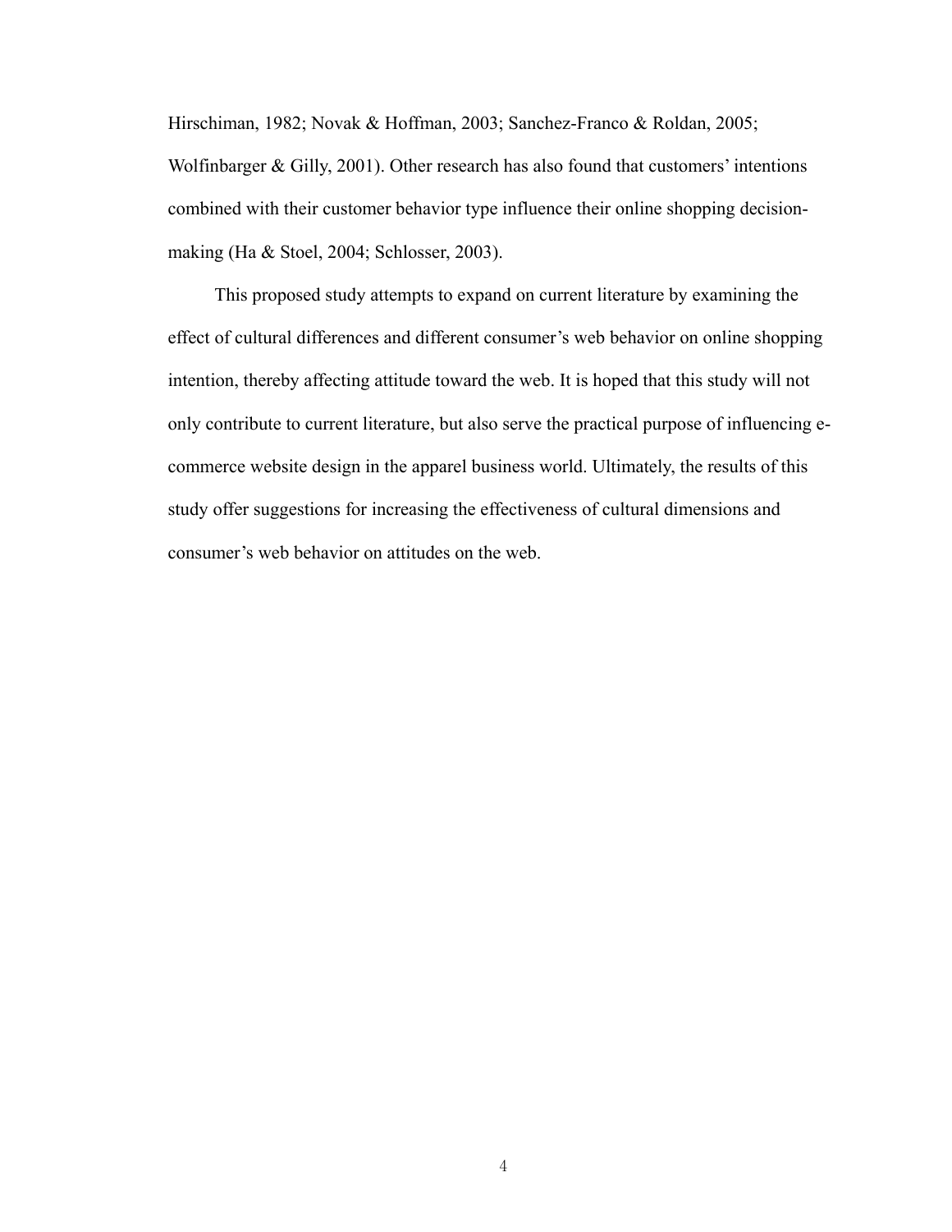Hirschiman, 1982; Novak & Hoffman, 2003; Sanchez-Franco & Roldan, 2005; Wolfinbarger & Gilly, 2001). Other research has also found that customers' intentions combined with their customer behavior type influence their online shopping decision-making (Ha & Stoel, 2004; Schlosser, 2003).

This proposed study attempts to expand on current literature by examining the effect of cultural differences and different consumer's web behavior on online shopping intention, thereby affecting attitude toward the web. It is hoped that this study will not only contribute to current literature, but also serve the practical purpose of influencing e-commerce website design in the apparel business world. Ultimately, the results of this study offer suggestions for increasing the effectiveness of cultural dimensions and consumer's web behavior on attitudes on the web.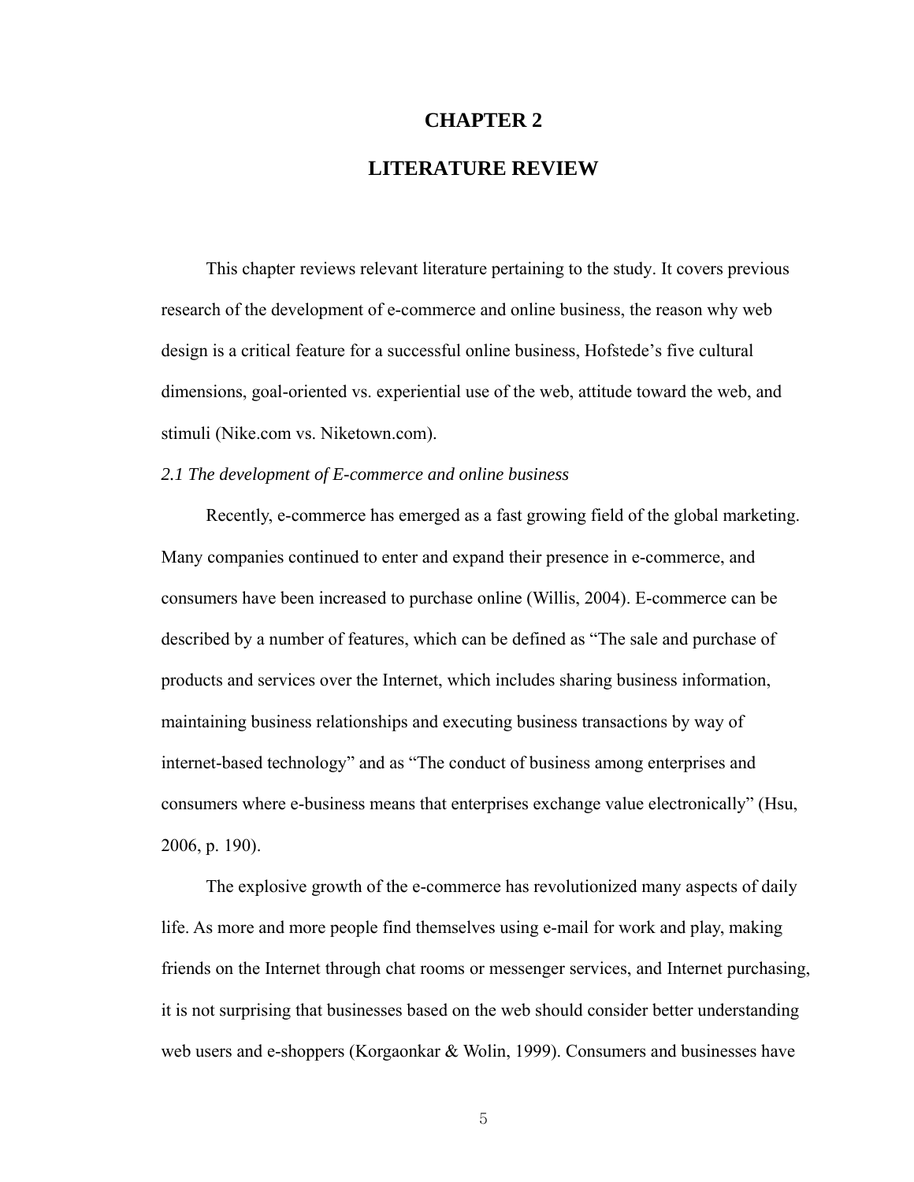# CHAPTER 2

# LITERATURE REVIEW

This chapter reviews relevant literature pertaining to the study. It covers previous research of the development of e-commerce and online business, the reason why web design is a critical feature for a successful online business, Hofstede's five cultural dimensions, goal-oriented vs. experiential use of the web, attitude toward the web, and stimuli (Nike.com vs. Niketown.com).

*2.1 The development of E-commerce and online business*

Recently, e-commerce has emerged as a fast growing field of the global marketing. Many companies continued to enter and expand their presence in e-commerce, and consumers have been increased to purchase online (Willis, 2004). E-commerce can be described by a number of features, which can be defined as "The sale and purchase of products and services over the Internet, which includes sharing business information, maintaining business relationships and executing business transactions by way of internet-based technology" and as "The conduct of business among enterprises and consumers where e-business means that enterprises exchange value electronically" (Hsu, 2006, p. 190).

The explosive growth of the e-commerce has revolutionized many aspects of daily life. As more and more people find themselves using e-mail for work and play, making friends on the Internet through chat rooms or messenger services, and Internet purchasing, it is not surprising that businesses based on the web should consider better understanding web users and e-shoppers (Korgaonkar & Wolin, 1999). Consumers and businesses have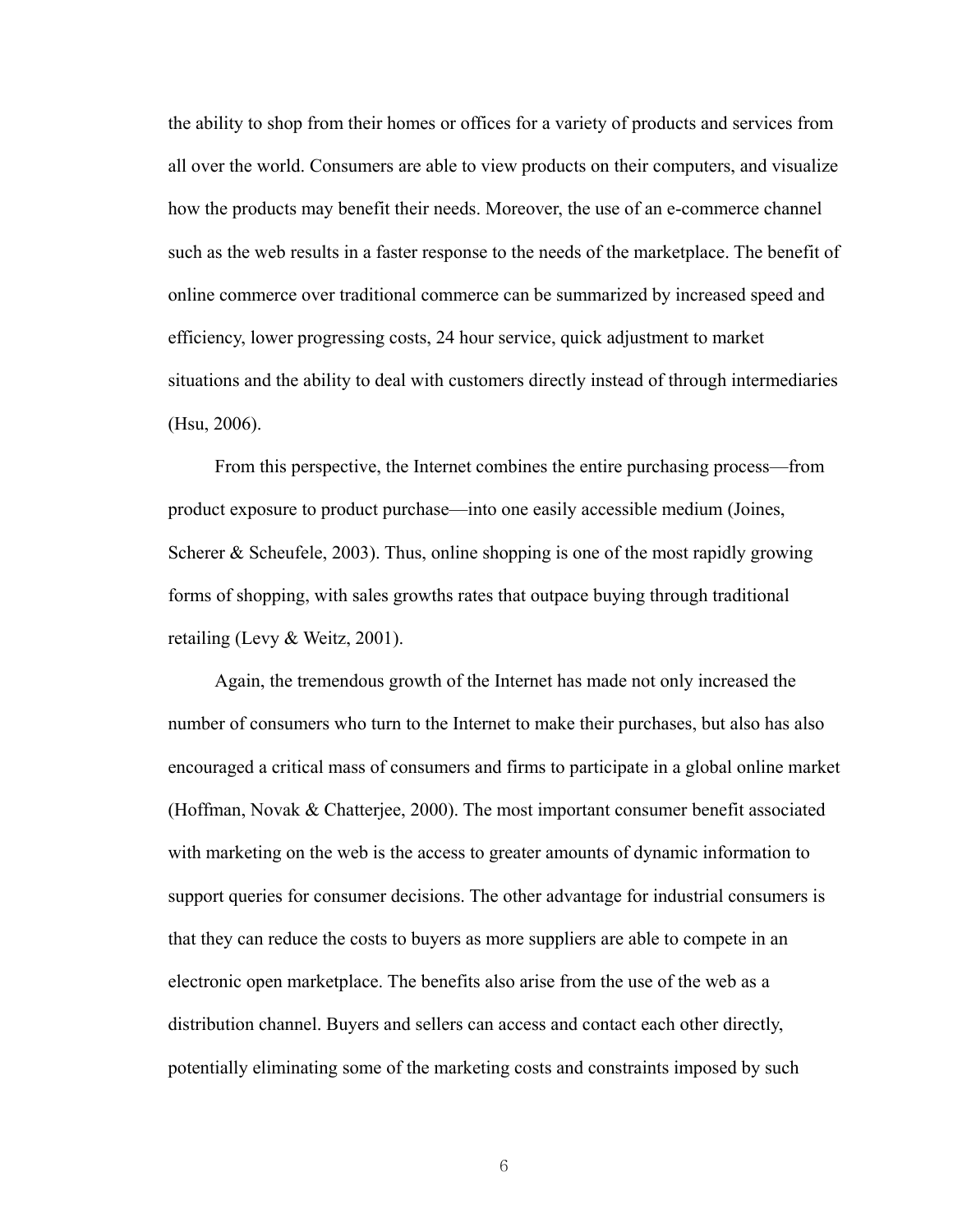the ability to shop from their homes or offices for a variety of products and services from all over the world. Consumers are able to view products on their computers, and visualize how the products may benefit their needs. Moreover, the use of an e-commerce channel such as the web results in a faster response to the needs of the marketplace. The benefit of online commerce over traditional commerce can be summarized by increased speed and efficiency, lower progressing costs, 24 hour service, quick adjustment to market situations and the ability to deal with customers directly instead of through intermediaries (Hsu, 2006).

From this perspective, the Internet combines the entire purchasing process—from product exposure to product purchase—into one easily accessible medium (Joines, Scherer & Scheufele, 2003). Thus, online shopping is one of the most rapidly growing forms of shopping, with sales growths rates that outpace buying through traditional retailing (Levy & Weitz, 2001).

Again, the tremendous growth of the Internet has made not only increased the number of consumers who turn to the Internet to make their purchases, but also has also encouraged a critical mass of consumers and firms to participate in a global online market (Hoffman, Novak & Chatterjee, 2000). The most important consumer benefit associated with marketing on the web is the access to greater amounts of dynamic information to support queries for consumer decisions. The other advantage for industrial consumers is that they can reduce the costs to buyers as more suppliers are able to compete in an electronic open marketplace. The benefits also arise from the use of the web as a distribution channel. Buyers and sellers can access and contact each other directly, potentially eliminating some of the marketing costs and constraints imposed by such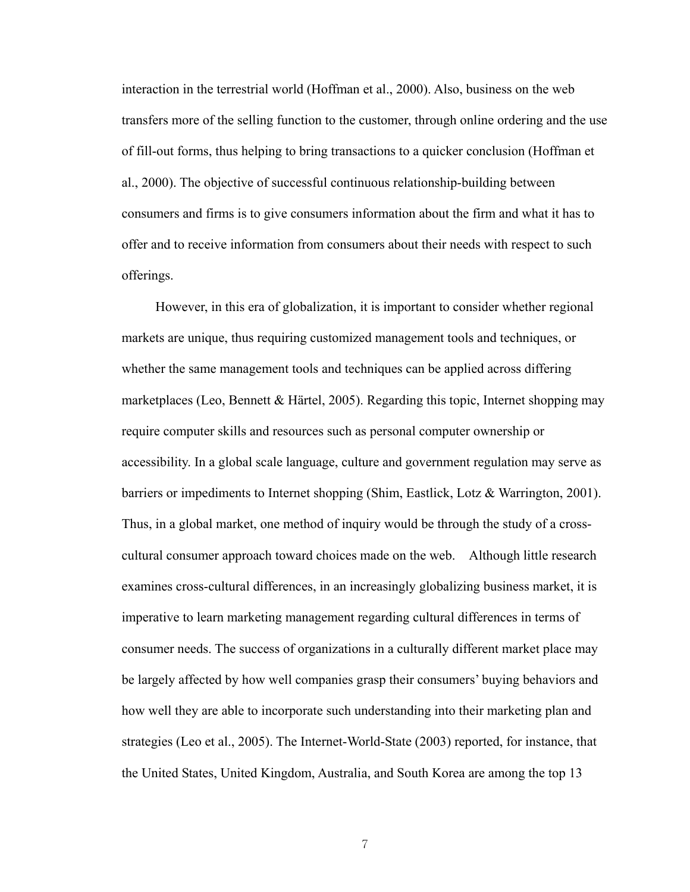interaction in the terrestrial world (Hoffman et al., 2000). Also, business on the web transfers more of the selling function to the customer, through online ordering and the use of fill-out forms, thus helping to bring transactions to a quicker conclusion (Hoffman et al., 2000). The objective of successful continuous relationship-building between consumers and firms is to give consumers information about the firm and what it has to offer and to receive information from consumers about their needs with respect to such offerings.

However, in this era of globalization, it is important to consider whether regional markets are unique, thus requiring customized management tools and techniques, or whether the same management tools and techniques can be applied across differing marketplaces (Leo, Bennett & Härtel, 2005). Regarding this topic, Internet shopping may require computer skills and resources such as personal computer ownership or accessibility. In a global scale language, culture and government regulation may serve as barriers or impediments to Internet shopping (Shim, Eastlick, Lotz & Warrington, 2001). Thus, in a global market, one method of inquiry would be through the study of a cross-cultural consumer approach toward choices made on the web. Although little research examines cross-cultural differences, in an increasingly globalizing business market, it is imperative to learn marketing management regarding cultural differences in terms of consumer needs. The success of organizations in a culturally different market place may be largely affected by how well companies grasp their consumers' buying behaviors and how well they are able to incorporate such understanding into their marketing plan and strategies (Leo et al., 2005). The Internet-World-State (2003) reported, for instance, that the United States, United Kingdom, Australia, and South Korea are among the top 13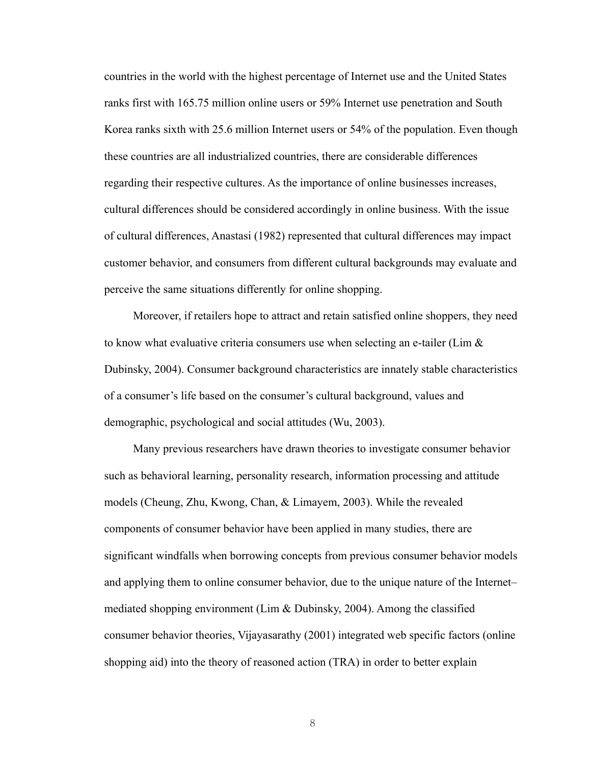countries in the world with the highest percentage of Internet use and the United States ranks first with 165.75 million online users or 59% Internet use penetration and South Korea ranks sixth with 25.6 million Internet users or 54% of the population. Even though these countries are all industrialized countries, there are considerable differences regarding their respective cultures. As the importance of online businesses increases, cultural differences should be considered accordingly in online business. With the issue of cultural differences, Anastasi (1982) represented that cultural differences may impact customer behavior, and consumers from different cultural backgrounds may evaluate and perceive the same situations differently for online shopping.

Moreover, if retailers hope to attract and retain satisfied online shoppers, they need to know what evaluative criteria consumers use when selecting an e-tailer (Lim & Dubinsky, 2004). Consumer background characteristics are innately stable characteristics of a consumer's life based on the consumer's cultural background, values and demographic, psychological and social attitudes (Wu, 2003).

Many previous researchers have drawn theories to investigate consumer behavior such as behavioral learning, personality research, information processing and attitude models (Cheung, Zhu, Kwong, Chan, & Limayem, 2003). While the revealed components of consumer behavior have been applied in many studies, there are significant windfalls when borrowing concepts from previous consumer behavior models and applying them to online consumer behavior, due to the unique nature of the Internet–mediated shopping environment (Lim & Dubinsky, 2004). Among the classified consumer behavior theories, Vijayasarathy (2001) integrated web specific factors (online shopping aid) into the theory of reasoned action (TRA) in order to better explain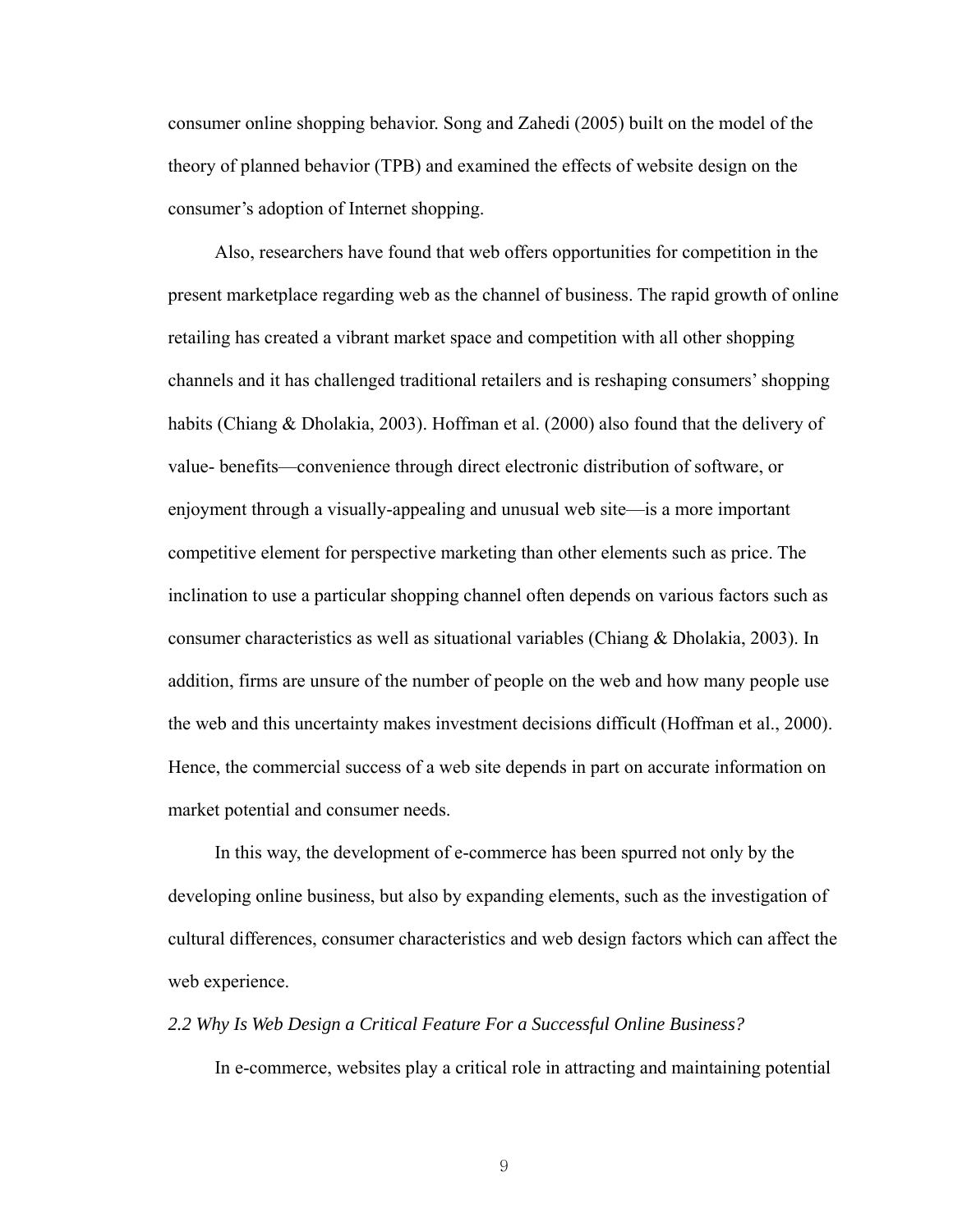consumer online shopping behavior. Song and Zahedi (2005) built on the model of the theory of planned behavior (TPB) and examined the effects of website design on the consumer's adoption of Internet shopping.

Also, researchers have found that web offers opportunities for competition in the present marketplace regarding web as the channel of business. The rapid growth of online retailing has created a vibrant market space and competition with all other shopping channels and it has challenged traditional retailers and is reshaping consumers' shopping habits (Chiang & Dholakia, 2003). Hoffman et al. (2000) also found that the delivery of value- benefits—convenience through direct electronic distribution of software, or enjoyment through a visually-appealing and unusual web site—is a more important competitive element for perspective marketing than other elements such as price. The inclination to use a particular shopping channel often depends on various factors such as consumer characteristics as well as situational variables (Chiang & Dholakia, 2003). In addition, firms are unsure of the number of people on the web and how many people use the web and this uncertainty makes investment decisions difficult (Hoffman et al., 2000). Hence, the commercial success of a web site depends in part on accurate information on market potential and consumer needs.

In this way, the development of e-commerce has been spurred not only by the developing online business, but also by expanding elements, such as the investigation of cultural differences, consumer characteristics and web design factors which can affect the web experience.

### *2.2 Why Is Web Design a Critical Feature For a Successful Online Business?*

In e-commerce, websites play a critical role in attracting and maintaining potential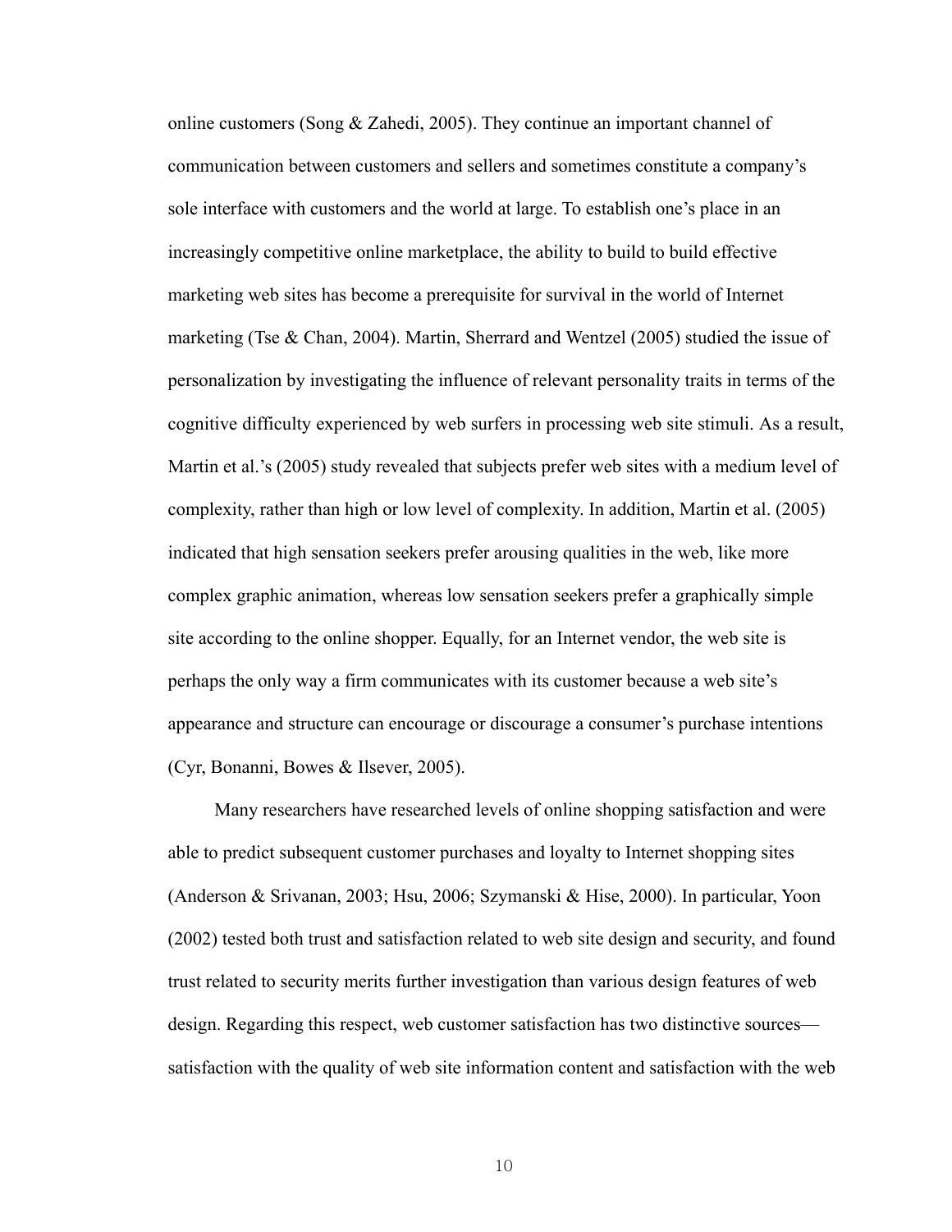online customers (Song & Zahedi, 2005). They continue an important channel of communication between customers and sellers and sometimes constitute a company's sole interface with customers and the world at large. To establish one's place in an increasingly competitive online marketplace, the ability to build to build effective marketing web sites has become a prerequisite for survival in the world of Internet marketing (Tse & Chan, 2004). Martin, Sherrard and Wentzel (2005) studied the issue of personalization by investigating the influence of relevant personality traits in terms of the cognitive difficulty experienced by web surfers in processing web site stimuli. As a result, Martin et al.'s (2005) study revealed that subjects prefer web sites with a medium level of complexity, rather than high or low level of complexity. In addition, Martin et al. (2005) indicated that high sensation seekers prefer arousing qualities in the web, like more complex graphic animation, whereas low sensation seekers prefer a graphically simple site according to the online shopper. Equally, for an Internet vendor, the web site is perhaps the only way a firm communicates with its customer because a web site's appearance and structure can encourage or discourage a consumer's purchase intentions (Cyr, Bonanni, Bowes & Ilsever, 2005).

Many researchers have researched levels of online shopping satisfaction and were able to predict subsequent customer purchases and loyalty to Internet shopping sites (Anderson & Srivanan, 2003; Hsu, 2006; Szymanski & Hise, 2000). In particular, Yoon (2002) tested both trust and satisfaction related to web site design and security, and found trust related to security merits further investigation than various design features of web design. Regarding this respect, web customer satisfaction has two distinctive sources—satisfaction with the quality of web site information content and satisfaction with the web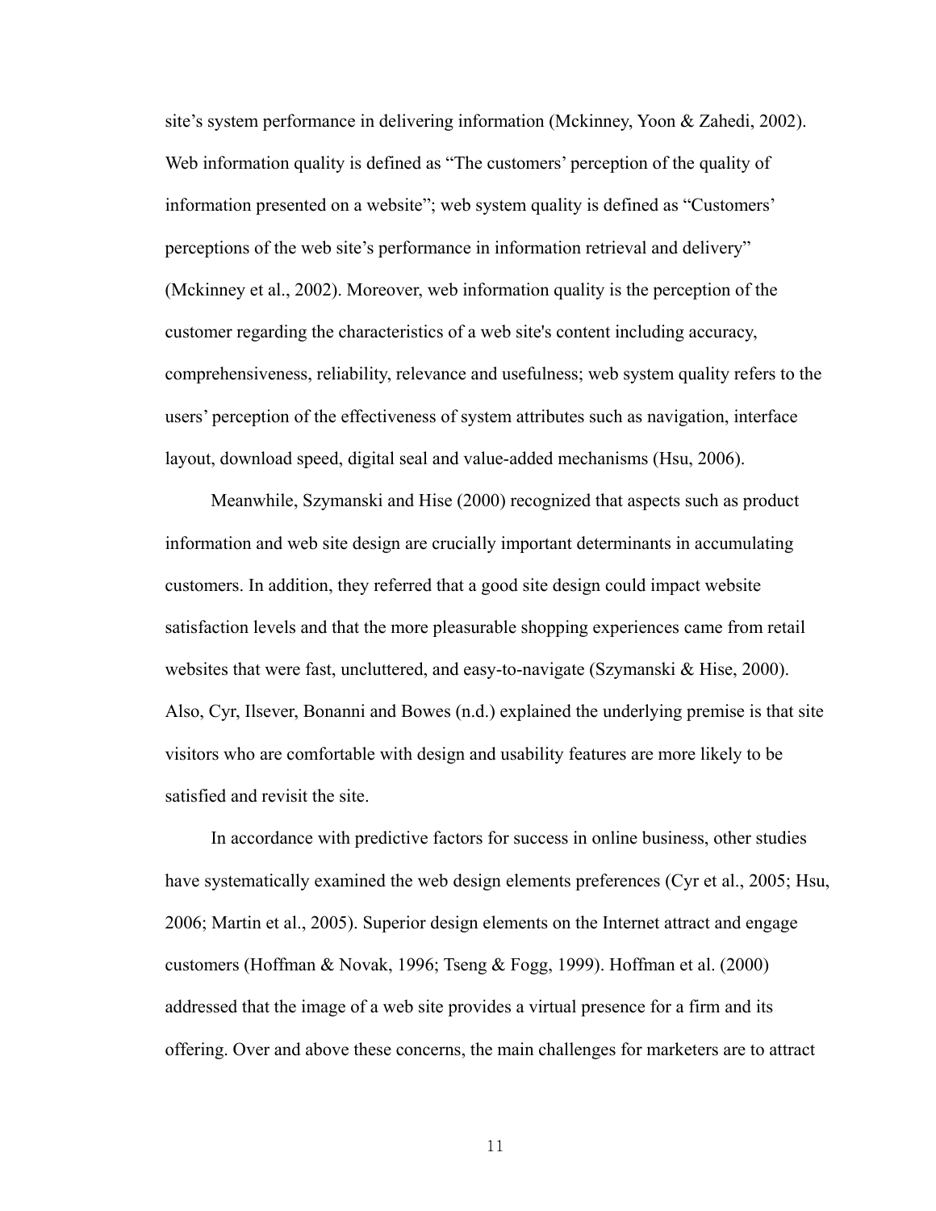site's system performance in delivering information (Mckinney, Yoon & Zahedi, 2002). Web information quality is defined as "The customers' perception of the quality of information presented on a website"; web system quality is defined as "Customers' perceptions of the web site's performance in information retrieval and delivery" (Mckinney et al., 2002). Moreover, web information quality is the perception of the customer regarding the characteristics of a web site's content including accuracy, comprehensiveness, reliability, relevance and usefulness; web system quality refers to the users' perception of the effectiveness of system attributes such as navigation, interface layout, download speed, digital seal and value-added mechanisms (Hsu, 2006).

Meanwhile, Szymanski and Hise (2000) recognized that aspects such as product information and web site design are crucially important determinants in accumulating customers. In addition, they referred that a good site design could impact website satisfaction levels and that the more pleasurable shopping experiences came from retail websites that were fast, uncluttered, and easy-to-navigate (Szymanski & Hise, 2000). Also, Cyr, Ilsever, Bonanni and Bowes (n.d.) explained the underlying premise is that site visitors who are comfortable with design and usability features are more likely to be satisfied and revisit the site.

In accordance with predictive factors for success in online business, other studies have systematically examined the web design elements preferences (Cyr et al., 2005; Hsu, 2006; Martin et al., 2005). Superior design elements on the Internet attract and engage customers (Hoffman & Novak, 1996; Tseng & Fogg, 1999). Hoffman et al. (2000) addressed that the image of a web site provides a virtual presence for a firm and its offering. Over and above these concerns, the main challenges for marketers are to attract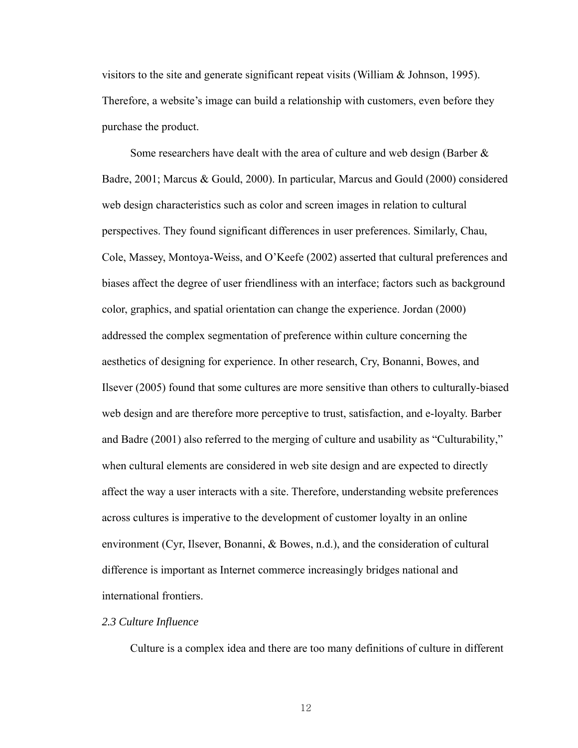visitors to the site and generate significant repeat visits (William & Johnson, 1995). Therefore, a website's image can build a relationship with customers, even before they purchase the product.

Some researchers have dealt with the area of culture and web design (Barber & Badre, 2001; Marcus & Gould, 2000). In particular, Marcus and Gould (2000) considered web design characteristics such as color and screen images in relation to cultural perspectives. They found significant differences in user preferences. Similarly, Chau, Cole, Massey, Montoya-Weiss, and O'Keefe (2002) asserted that cultural preferences and biases affect the degree of user friendliness with an interface; factors such as background color, graphics, and spatial orientation can change the experience. Jordan (2000) addressed the complex segmentation of preference within culture concerning the aesthetics of designing for experience. In other research, Cry, Bonanni, Bowes, and Ilsever (2005) found that some cultures are more sensitive than others to culturally-biased web design and are therefore more perceptive to trust, satisfaction, and e-loyalty. Barber and Badre (2001) also referred to the merging of culture and usability as "Culturability," when cultural elements are considered in web site design and are expected to directly affect the way a user interacts with a site. Therefore, understanding website preferences across cultures is imperative to the development of customer loyalty in an online environment (Cyr, Ilsever, Bonanni, & Bowes, n.d.), and the consideration of cultural difference is important as Internet commerce increasingly bridges national and international frontiers.

### *2.3 Culture Influence*

Culture is a complex idea and there are too many definitions of culture in different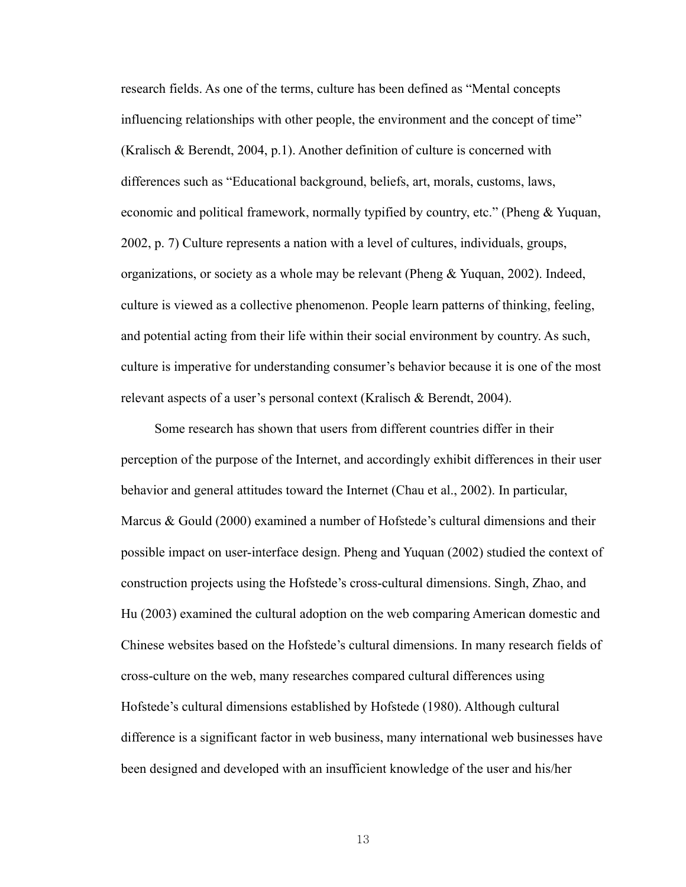research fields. As one of the terms, culture has been defined as “Mental concepts influencing relationships with other people, the environment and the concept of time” (Kralisch & Berendt, 2004, p.1). Another definition of culture is concerned with differences such as “Educational background, beliefs, art, morals, customs, laws, economic and political framework, normally typified by country, etc.” (Pheng & Yuquan, 2002, p. 7) Culture represents a nation with a level of cultures, individuals, groups, organizations, or society as a whole may be relevant (Pheng & Yuquan, 2002). Indeed, culture is viewed as a collective phenomenon. People learn patterns of thinking, feeling, and potential acting from their life within their social environment by country. As such, culture is imperative for understanding consumer’s behavior because it is one of the most relevant aspects of a user’s personal context (Kralisch & Berendt, 2004).

Some research has shown that users from different countries differ in their perception of the purpose of the Internet, and accordingly exhibit differences in their user behavior and general attitudes toward the Internet (Chau et al., 2002). In particular, Marcus & Gould (2000) examined a number of Hofstede’s cultural dimensions and their possible impact on user-interface design. Pheng and Yuquan (2002) studied the context of construction projects using the Hofstede’s cross-cultural dimensions. Singh, Zhao, and Hu (2003) examined the cultural adoption on the web comparing American domestic and Chinese websites based on the Hofstede’s cultural dimensions. In many research fields of cross-culture on the web, many researches compared cultural differences using Hofstede’s cultural dimensions established by Hofstede (1980). Although cultural difference is a significant factor in web business, many international web businesses have been designed and developed with an insufficient knowledge of the user and his/her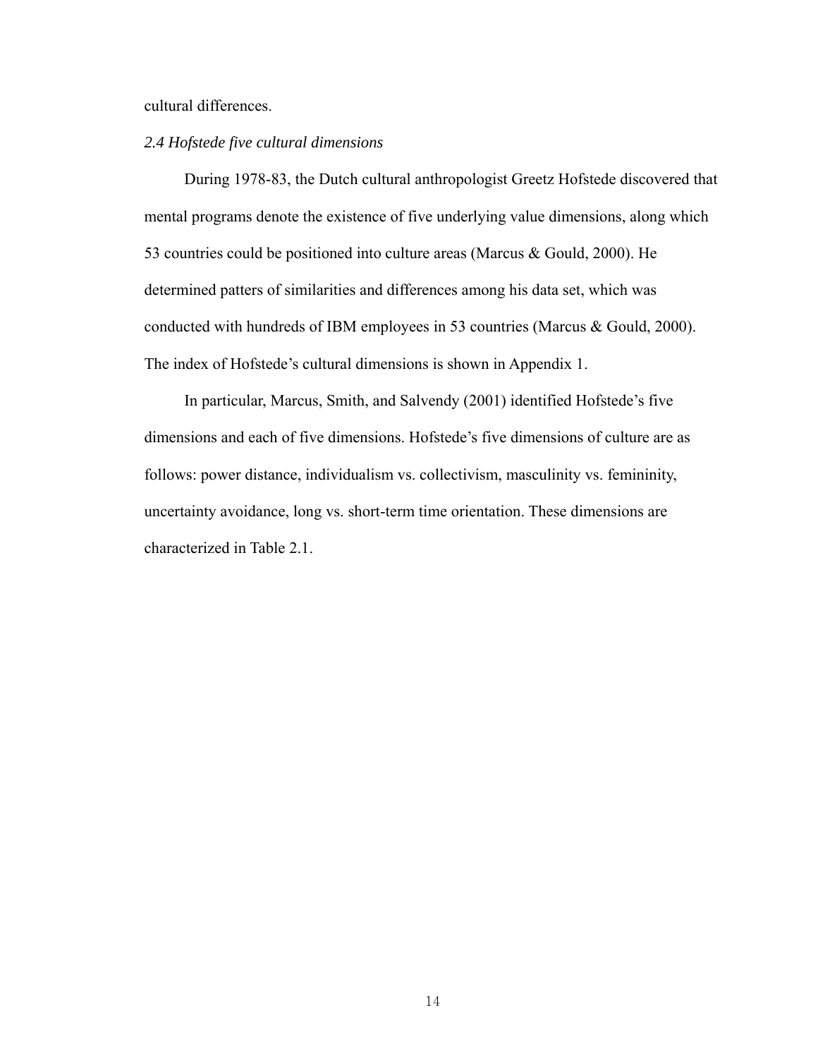cultural differences.

*2.4 Hofstede five cultural dimensions*

During 1978-83, the Dutch cultural anthropologist Greetz Hofstede discovered that mental programs denote the existence of five underlying value dimensions, along which 53 countries could be positioned into culture areas (Marcus & Gould, 2000). He determined patters of similarities and differences among his data set, which was conducted with hundreds of IBM employees in 53 countries (Marcus & Gould, 2000). The index of Hofstede's cultural dimensions is shown in Appendix 1.

In particular, Marcus, Smith, and Salvendy (2001) identified Hofstede's five dimensions and each of five dimensions. Hofstede's five dimensions of culture are as follows: power distance, individualism vs. collectivism, masculinity vs. femininity, uncertainty avoidance, long vs. short-term time orientation. These dimensions are characterized in Table 2.1.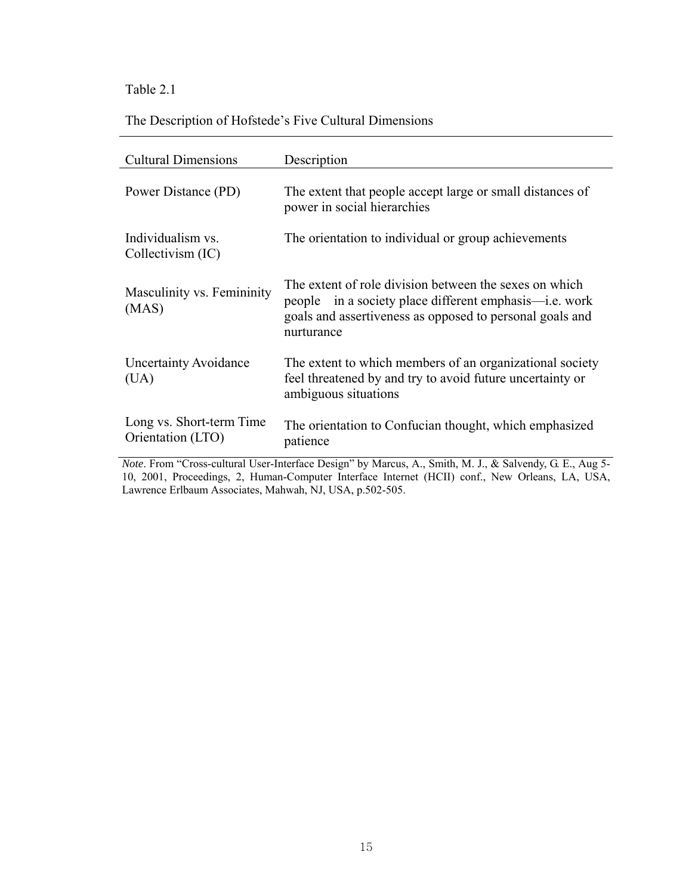Table 2.1

The Description of Hofstede's Five Cultural Dimensions

| Cultural Dimensions | Description |
|---|---|
| Power Distance (PD) | The extent that people accept large or small distances of power in social hierarchies |
| Individualism vs. Collectivism (IC) | The orientation to individual or group achievements |
| Masculinity vs. Femininity (MAS) | The extent of role division between the sexes on which people in a society place different emphasis—i.e. work goals and assertiveness as opposed to personal goals and nurturance |
| Uncertainty Avoidance (UA) | The extent to which members of an organizational society feel threatened by and try to avoid future uncertainty or ambiguous situations |
| Long vs. Short-term Time Orientation (LTO) | The orientation to Confucian thought, which emphasized patience |

*Note*. From "Cross-cultural User-Interface Design" by Marcus, A., Smith, M. J., & Salvendy, G. E., Aug 5-10, 2001, Proceedings, 2, Human-Computer Interface Internet (HCII) conf., New Orleans, LA, USA, Lawrence Erlbaum Associates, Mahwah, NJ, USA, p.502-505.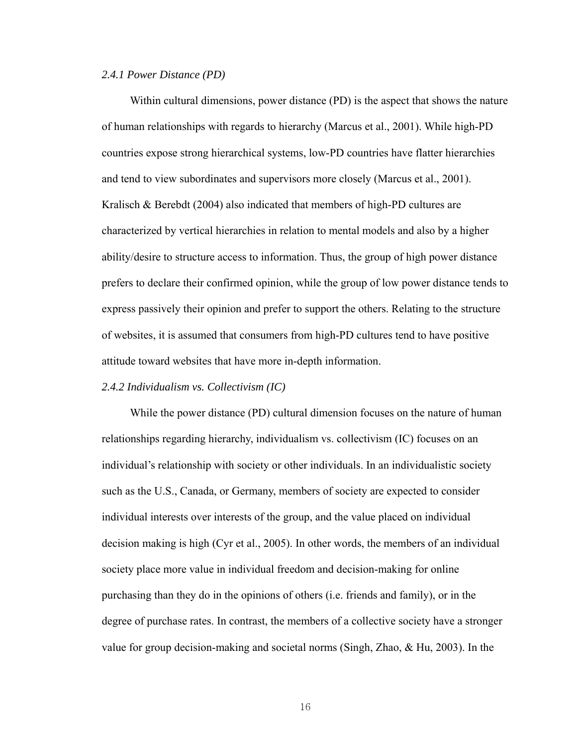*2.4.1 Power Distance (PD)*

Within cultural dimensions, power distance (PD) is the aspect that shows the nature of human relationships with regards to hierarchy (Marcus et al., 2001). While high-PD countries expose strong hierarchical systems, low-PD countries have flatter hierarchies and tend to view subordinates and supervisors more closely (Marcus et al., 2001). Kralisch & Berebdt (2004) also indicated that members of high-PD cultures are characterized by vertical hierarchies in relation to mental models and also by a higher ability/desire to structure access to information. Thus, the group of high power distance prefers to declare their confirmed opinion, while the group of low power distance tends to express passively their opinion and prefer to support the others. Relating to the structure of websites, it is assumed that consumers from high-PD cultures tend to have positive attitude toward websites that have more in-depth information.

*2.4.2 Individualism vs. Collectivism (IC)*

While the power distance (PD) cultural dimension focuses on the nature of human relationships regarding hierarchy, individualism vs. collectivism (IC) focuses on an individual's relationship with society or other individuals. In an individualistic society such as the U.S., Canada, or Germany, members of society are expected to consider individual interests over interests of the group, and the value placed on individual decision making is high (Cyr et al., 2005). In other words, the members of an individual society place more value in individual freedom and decision-making for online purchasing than they do in the opinions of others (i.e. friends and family), or in the degree of purchase rates. In contrast, the members of a collective society have a stronger value for group decision-making and societal norms (Singh, Zhao, & Hu, 2003). In the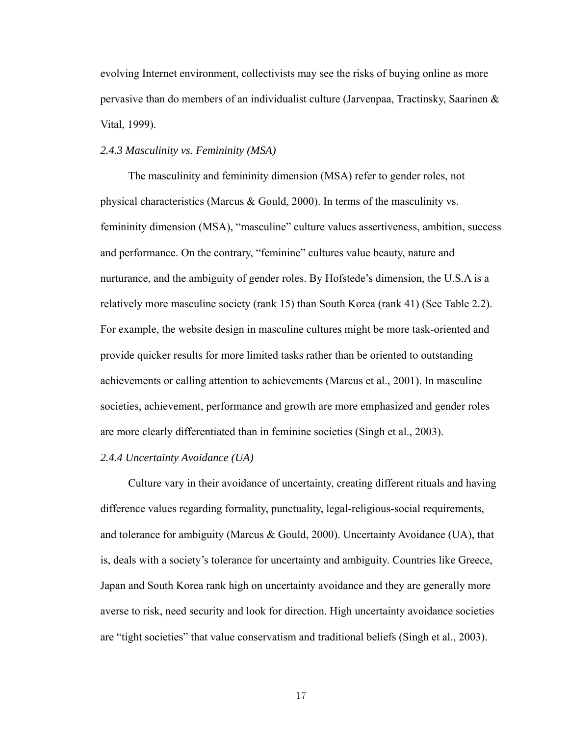evolving Internet environment, collectivists may see the risks of buying online as more pervasive than do members of an individualist culture (Jarvenpaa, Tractinsky, Saarinen & Vital, 1999).

### *2.4.3 Masculinity vs. Femininity (MSA)*

The masculinity and femininity dimension (MSA) refer to gender roles, not physical characteristics (Marcus & Gould, 2000). In terms of the masculinity vs. femininity dimension (MSA), "masculine" culture values assertiveness, ambition, success and performance. On the contrary, "feminine" cultures value beauty, nature and nurturance, and the ambiguity of gender roles. By Hofstede's dimension, the U.S.A is a relatively more masculine society (rank 15) than South Korea (rank 41) (See Table 2.2). For example, the website design in masculine cultures might be more task-oriented and provide quicker results for more limited tasks rather than be oriented to outstanding achievements or calling attention to achievements (Marcus et al., 2001). In masculine societies, achievement, performance and growth are more emphasized and gender roles are more clearly differentiated than in feminine societies (Singh et al., 2003).

### *2.4.4 Uncertainty Avoidance (UA)*

Culture vary in their avoidance of uncertainty, creating different rituals and having difference values regarding formality, punctuality, legal-religious-social requirements, and tolerance for ambiguity (Marcus & Gould, 2000). Uncertainty Avoidance (UA), that is, deals with a society's tolerance for uncertainty and ambiguity. Countries like Greece, Japan and South Korea rank high on uncertainty avoidance and they are generally more averse to risk, need security and look for direction. High uncertainty avoidance societies are "tight societies" that value conservatism and traditional beliefs (Singh et al., 2003).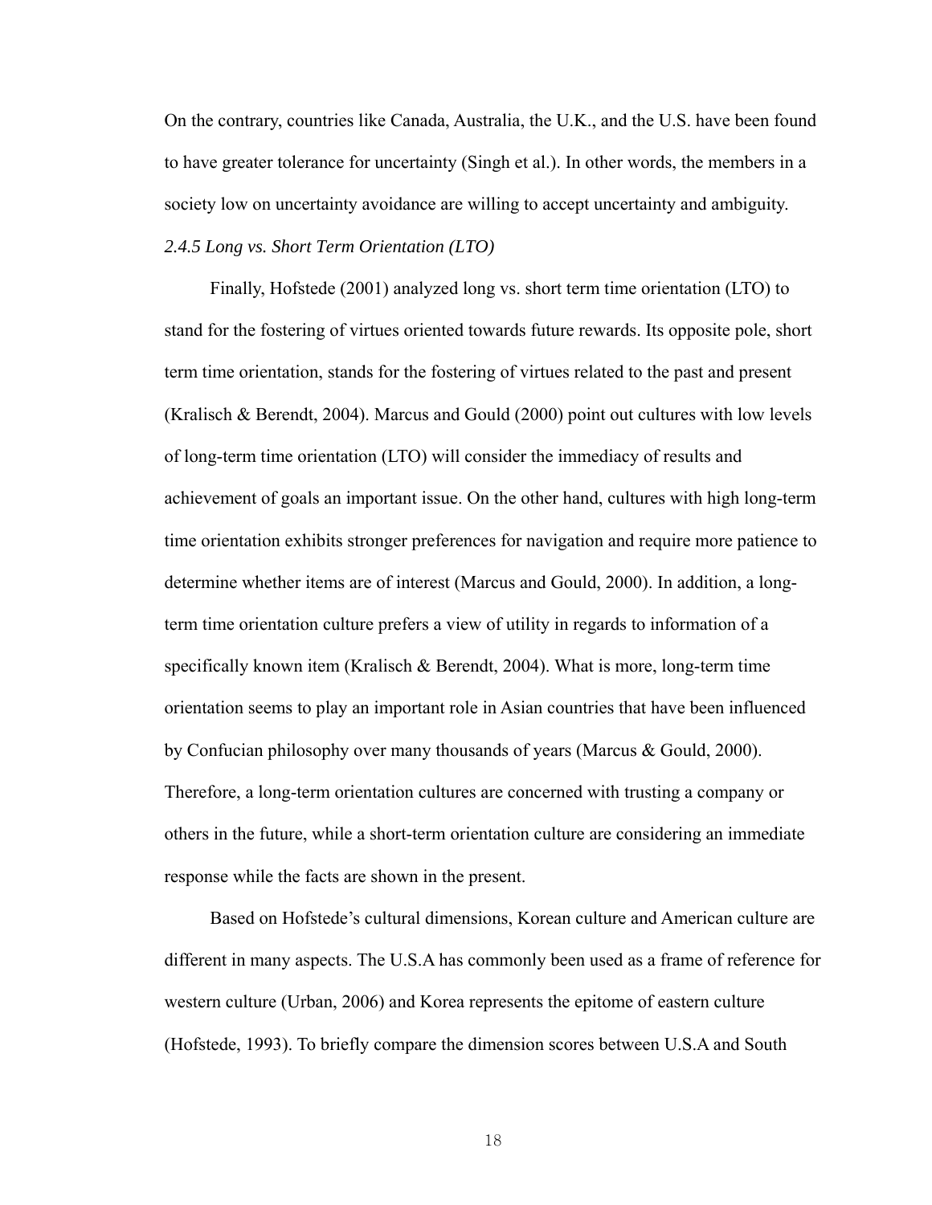On the contrary, countries like Canada, Australia, the U.K., and the U.S. have been found to have greater tolerance for uncertainty (Singh et al.). In other words, the members in a society low on uncertainty avoidance are willing to accept uncertainty and ambiguity.

### *2.4.5 Long vs. Short Term Orientation (LTO)*

Finally, Hofstede (2001) analyzed long vs. short term time orientation (LTO) to stand for the fostering of virtues oriented towards future rewards. Its opposite pole, short term time orientation, stands for the fostering of virtues related to the past and present (Kralisch & Berendt, 2004). Marcus and Gould (2000) point out cultures with low levels of long-term time orientation (LTO) will consider the immediacy of results and achievement of goals an important issue. On the other hand, cultures with high long-term time orientation exhibits stronger preferences for navigation and require more patience to determine whether items are of interest (Marcus and Gould, 2000). In addition, a long-term time orientation culture prefers a view of utility in regards to information of a specifically known item (Kralisch & Berendt, 2004). What is more, long-term time orientation seems to play an important role in Asian countries that have been influenced by Confucian philosophy over many thousands of years (Marcus & Gould, 2000). Therefore, a long-term orientation cultures are concerned with trusting a company or others in the future, while a short-term orientation culture are considering an immediate response while the facts are shown in the present.

Based on Hofstede's cultural dimensions, Korean culture and American culture are different in many aspects. The U.S.A has commonly been used as a frame of reference for western culture (Urban, 2006) and Korea represents the epitome of eastern culture (Hofstede, 1993). To briefly compare the dimension scores between U.S.A and South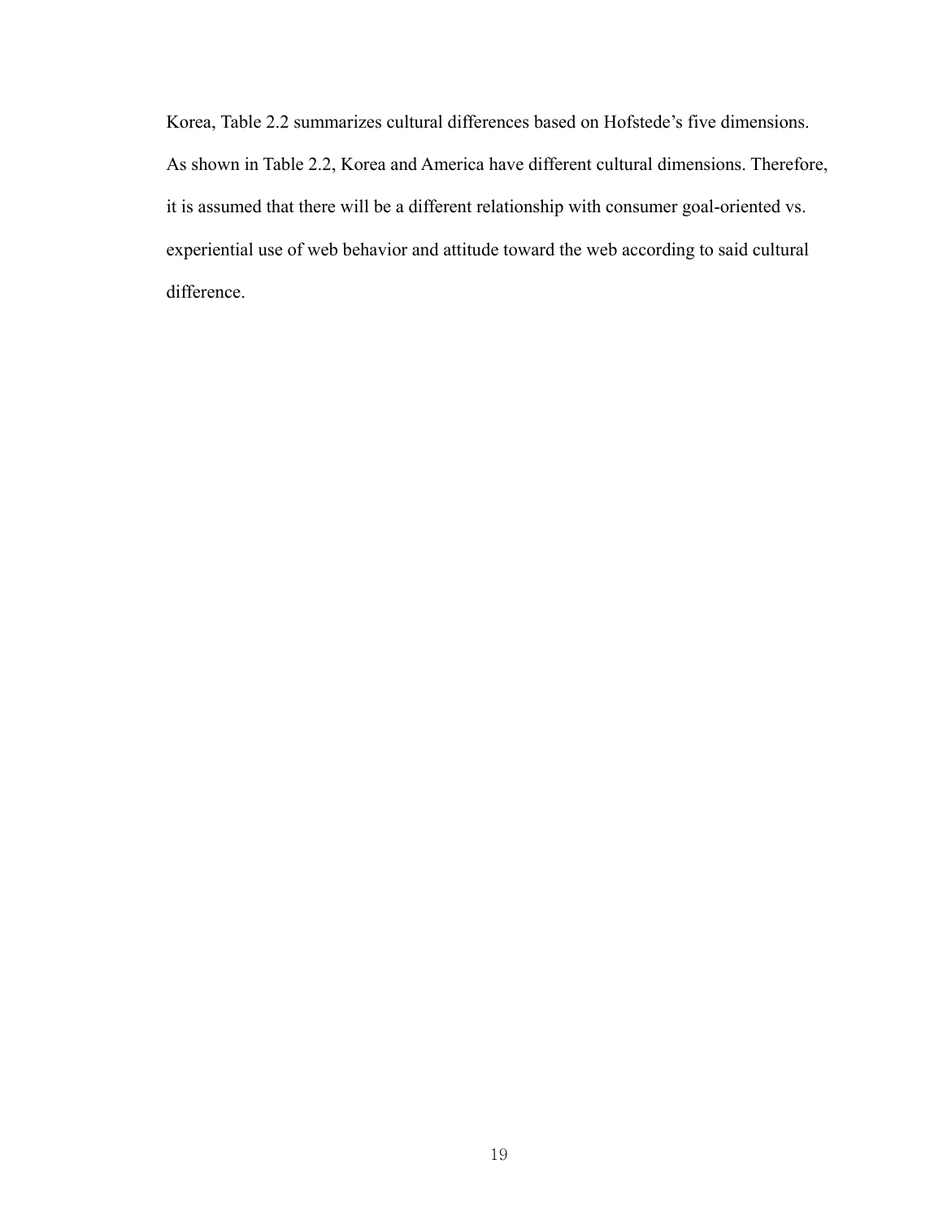Korea, Table 2.2 summarizes cultural differences based on Hofstede's five dimensions. As shown in Table 2.2, Korea and America have different cultural dimensions. Therefore, it is assumed that there will be a different relationship with consumer goal-oriented vs. experiential use of web behavior and attitude toward the web according to said cultural difference.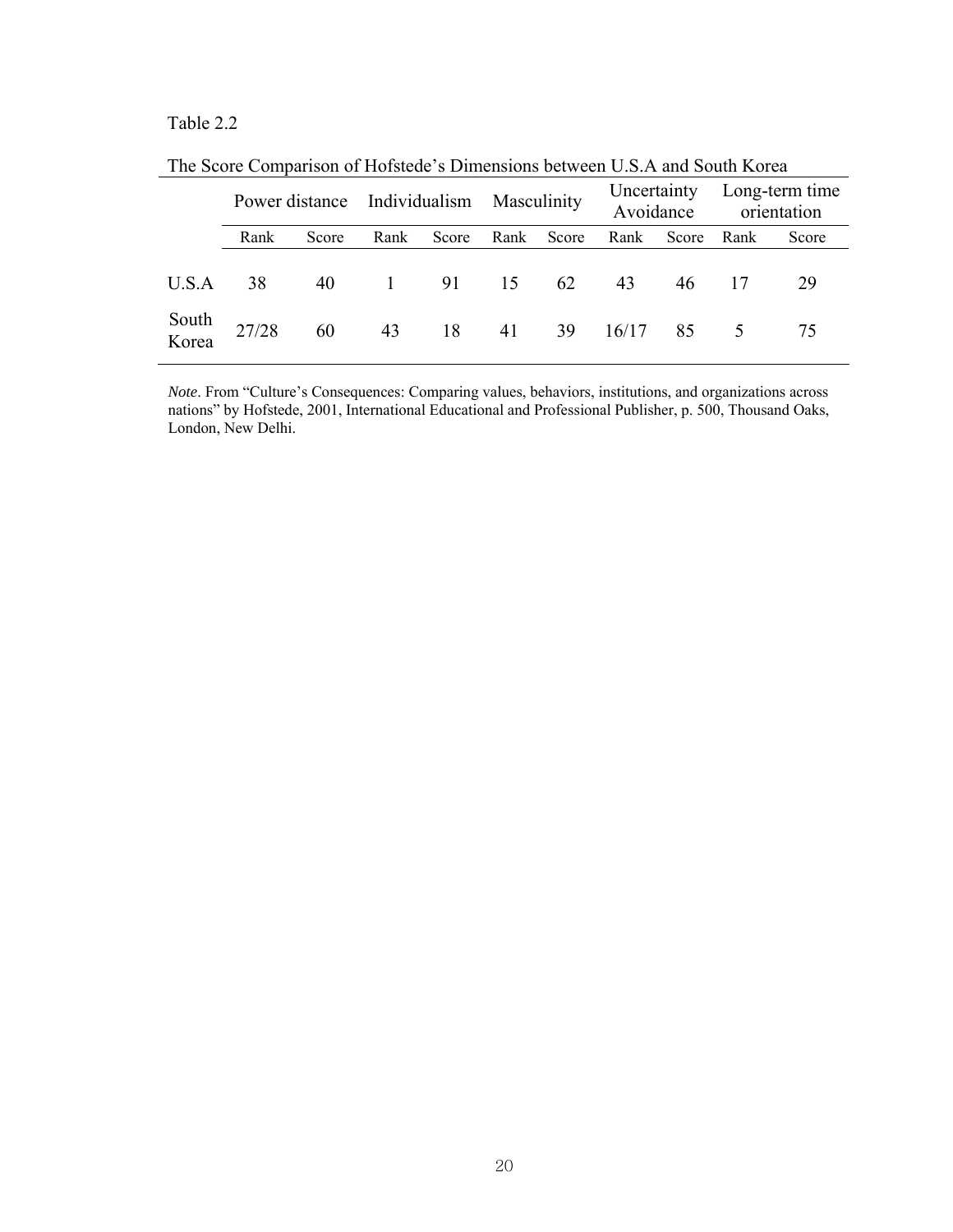Table 2.2

The Score Comparison of Hofstede's Dimensions between U.S.A and South Korea

| | Power distance | | Individualism | | Masculinity | | Uncertainty Avoidance | | Long-term time orientation | |
|---|---|---|---|---|---|---|---|---|---|---|
| | Rank | Score | Rank | Score | Rank | Score | Rank | Score | Rank | Score |
| U.S.A | 38 | 40 | 1 | 91 | 15 | 62 | 43 | 46 | 17 | 29 |
| South Korea | 27/28 | 60 | 43 | 18 | 41 | 39 | 16/17 | 85 | 5 | 75 |

*Note*. From "Culture's Consequences: Comparing values, behaviors, institutions, and organizations across nations" by Hofstede, 2001, International Educational and Professional Publisher, p. 500, Thousand Oaks, London, New Delhi.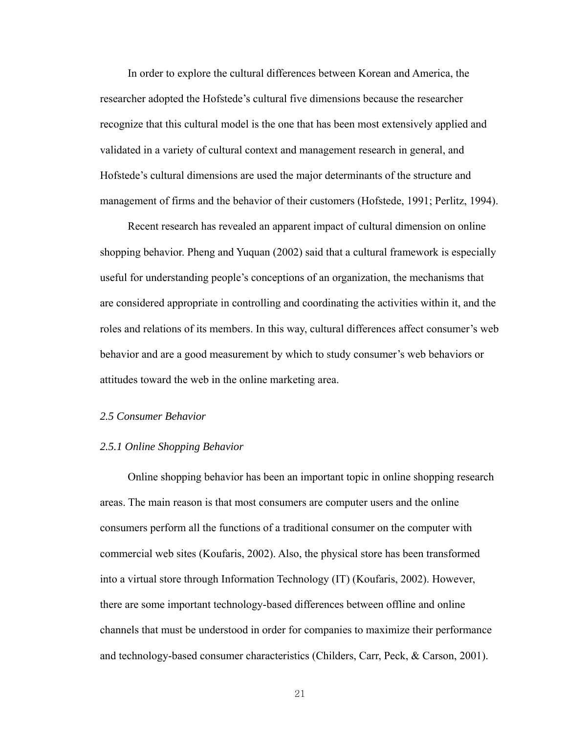In order to explore the cultural differences between Korean and America, the researcher adopted the Hofstede's cultural five dimensions because the researcher recognize that this cultural model is the one that has been most extensively applied and validated in a variety of cultural context and management research in general, and Hofstede's cultural dimensions are used the major determinants of the structure and management of firms and the behavior of their customers (Hofstede, 1991; Perlitz, 1994).

Recent research has revealed an apparent impact of cultural dimension on online shopping behavior. Pheng and Yuquan (2002) said that a cultural framework is especially useful for understanding people's conceptions of an organization, the mechanisms that are considered appropriate in controlling and coordinating the activities within it, and the roles and relations of its members. In this way, cultural differences affect consumer's web behavior and are a good measurement by which to study consumer's web behaviors or attitudes toward the web in the online marketing area.

### *2.5 Consumer Behavior*

#### *2.5.1 Online Shopping Behavior*

Online shopping behavior has been an important topic in online shopping research areas. The main reason is that most consumers are computer users and the online consumers perform all the functions of a traditional consumer on the computer with commercial web sites (Koufaris, 2002). Also, the physical store has been transformed into a virtual store through Information Technology (IT) (Koufaris, 2002). However, there are some important technology-based differences between offline and online channels that must be understood in order for companies to maximize their performance and technology-based consumer characteristics (Childers, Carr, Peck, & Carson, 2001).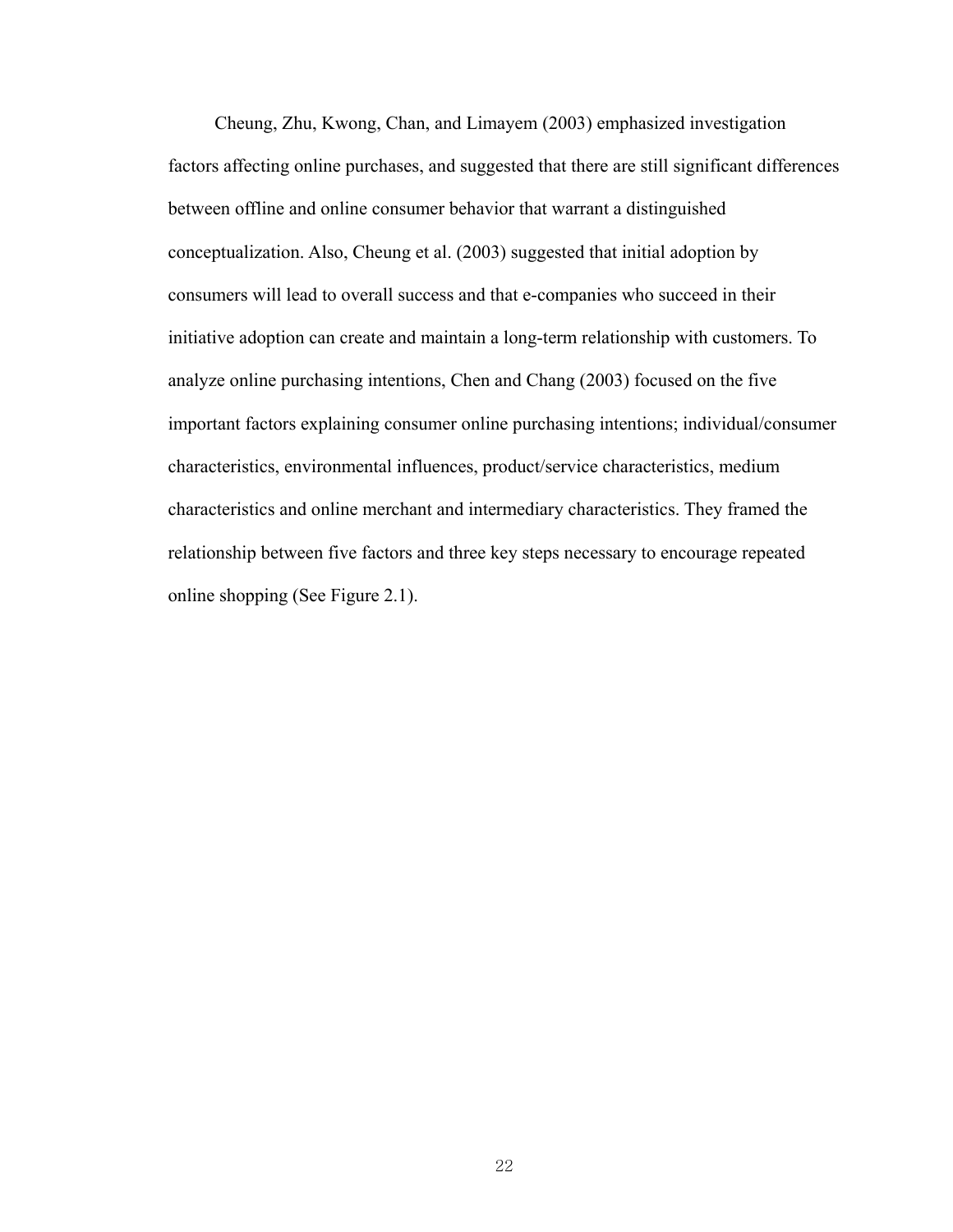Cheung, Zhu, Kwong, Chan, and Limayem (2003) emphasized investigation factors affecting online purchases, and suggested that there are still significant differences between offline and online consumer behavior that warrant a distinguished conceptualization. Also, Cheung et al. (2003) suggested that initial adoption by consumers will lead to overall success and that e-companies who succeed in their initiative adoption can create and maintain a long-term relationship with customers. To analyze online purchasing intentions, Chen and Chang (2003) focused on the five important factors explaining consumer online purchasing intentions; individual/consumer characteristics, environmental influences, product/service characteristics, medium characteristics and online merchant and intermediary characteristics. They framed the relationship between five factors and three key steps necessary to encourage repeated online shopping (See Figure 2.1).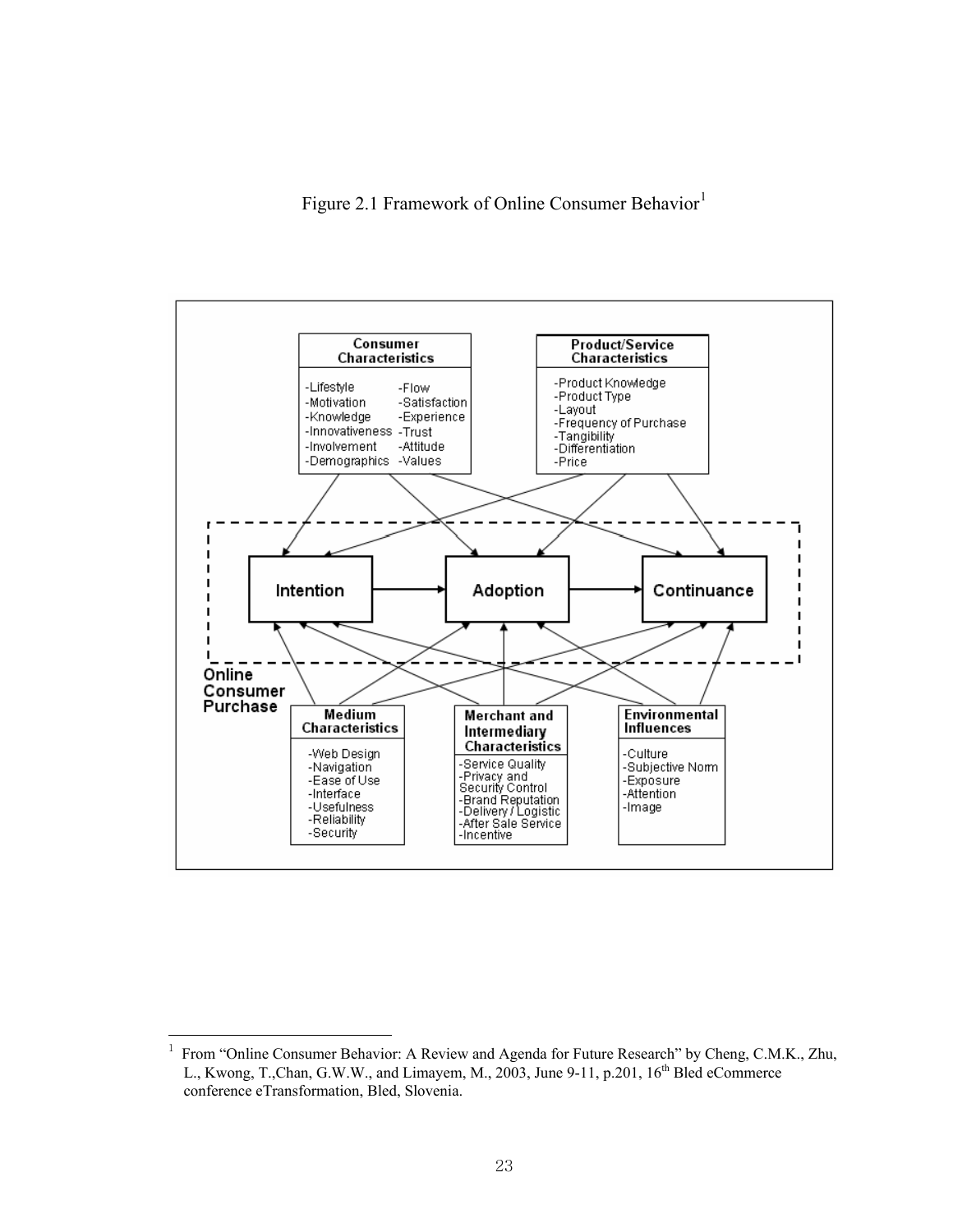Figure 2.1 Framework of Online Consumer Behavior[1]

**Consumer Characteristics**

- -Lifestyle
- -Motivation
- -Knowledge
- -Innovativeness
- -Involvement
- -Demographics
- -Flow
- -Satisfaction
- -Experience
- -Trust
- -Attitude
- -Values

**Product/Service Characteristics**

- -Product Knowledge
- -Product Type
- -Layout
- -Frequency of Purchase
- -Tangibility
- -Differentiation
- -Price

**Online Consumer Purchase**

**Intention** → **Adoption** → **Continuance**

**Medium Characteristics**

- -Web Design
- -Navigation
- -Ease of Use
- -Interface
- -Usefulness
- -Reliability
- -Security

**Merchant and Intermediary Characteristics**

- -Service Quality
- -Privacy and Security Control
- -Brand Reputation
- -Delivery / Logistic
- -After Sale Service
- -Incentive

**Environmental Influences**

- -Culture
- -Subjective Norm
- -Exposure
- -Attention
- -Image

---

[1] From "Online Consumer Behavior: A Review and Agenda for Future Research" by Cheng, C.M.K., Zhu, L., Kwong, T.,Chan, G.W.W., and Limayem, M., 2003, June 9-11, p.201, 16th Bled eCommerce conference eTransformation, Bled, Slovenia.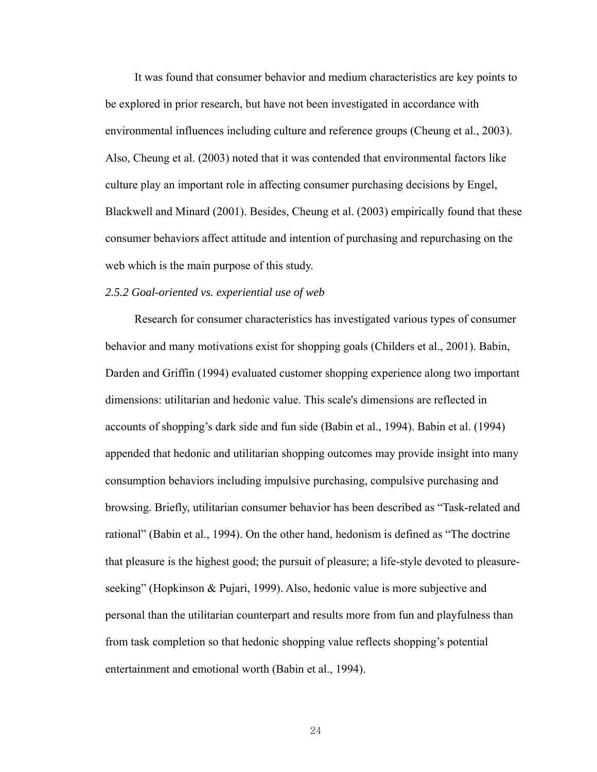It was found that consumer behavior and medium characteristics are key points to be explored in prior research, but have not been investigated in accordance with environmental influences including culture and reference groups (Cheung et al., 2003). Also, Cheung et al. (2003) noted that it was contended that environmental factors like culture play an important role in affecting consumer purchasing decisions by Engel, Blackwell and Minard (2001). Besides, Cheung et al. (2003) empirically found that these consumer behaviors affect attitude and intention of purchasing and repurchasing on the web which is the main purpose of this study.

*2.5.2 Goal-oriented vs. experiential use of web*

Research for consumer characteristics has investigated various types of consumer behavior and many motivations exist for shopping goals (Childers et al., 2001). Babin, Darden and Griffin (1994) evaluated customer shopping experience along two important dimensions: utilitarian and hedonic value. This scale's dimensions are reflected in accounts of shopping's dark side and fun side (Babin et al., 1994). Babin et al. (1994) appended that hedonic and utilitarian shopping outcomes may provide insight into many consumption behaviors including impulsive purchasing, compulsive purchasing and browsing. Briefly, utilitarian consumer behavior has been described as "Task-related and rational" (Babin et al., 1994). On the other hand, hedonism is defined as "The doctrine that pleasure is the highest good; the pursuit of pleasure; a life-style devoted to pleasure-seeking" (Hopkinson & Pujari, 1999). Also, hedonic value is more subjective and personal than the utilitarian counterpart and results more from fun and playfulness than from task completion so that hedonic shopping value reflects shopping's potential entertainment and emotional worth (Babin et al., 1994).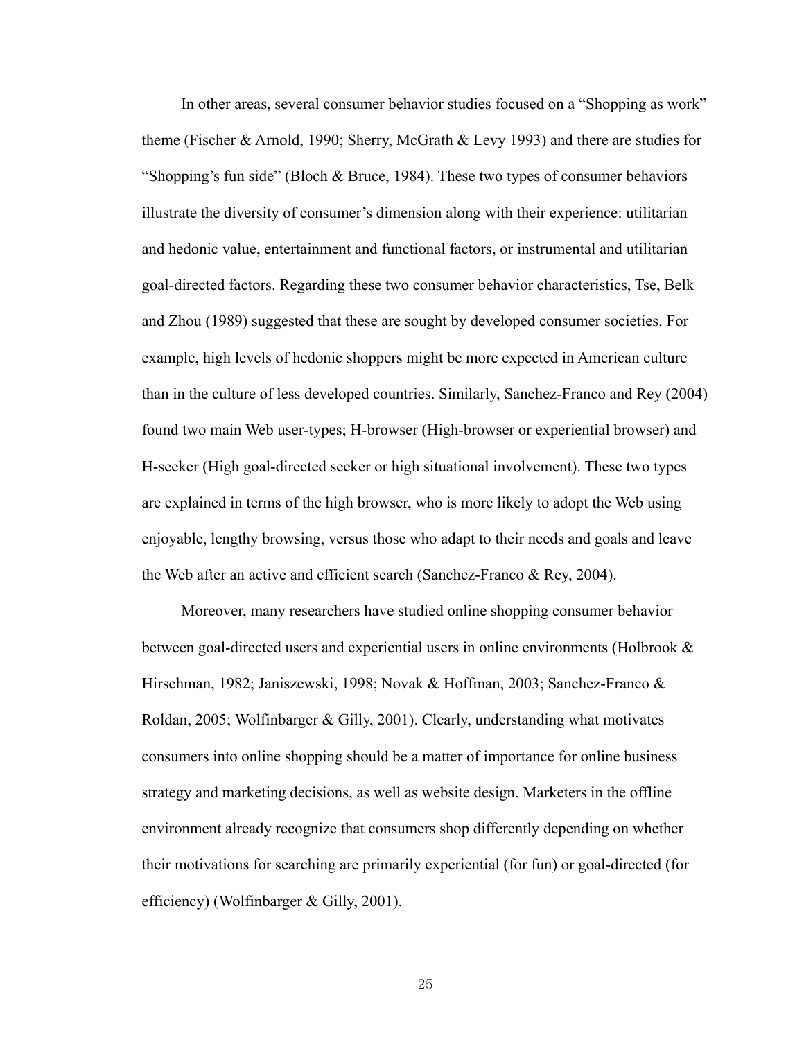In other areas, several consumer behavior studies focused on a "Shopping as work" theme (Fischer & Arnold, 1990; Sherry, McGrath & Levy 1993) and there are studies for "Shopping's fun side" (Bloch & Bruce, 1984). These two types of consumer behaviors illustrate the diversity of consumer's dimension along with their experience: utilitarian and hedonic value, entertainment and functional factors, or instrumental and utilitarian goal-directed factors. Regarding these two consumer behavior characteristics, Tse, Belk and Zhou (1989) suggested that these are sought by developed consumer societies. For example, high levels of hedonic shoppers might be more expected in American culture than in the culture of less developed countries. Similarly, Sanchez-Franco and Rey (2004) found two main Web user-types; H-browser (High-browser or experiential browser) and H-seeker (High goal-directed seeker or high situational involvement). These two types are explained in terms of the high browser, who is more likely to adopt the Web using enjoyable, lengthy browsing, versus those who adapt to their needs and goals and leave the Web after an active and efficient search (Sanchez-Franco & Rey, 2004).

Moreover, many researchers have studied online shopping consumer behavior between goal-directed users and experiential users in online environments (Holbrook & Hirschman, 1982; Janiszewski, 1998; Novak & Hoffman, 2003; Sanchez-Franco & Roldan, 2005; Wolfinbarger & Gilly, 2001). Clearly, understanding what motivates consumers into online shopping should be a matter of importance for online business strategy and marketing decisions, as well as website design. Marketers in the offline environment already recognize that consumers shop differently depending on whether their motivations for searching are primarily experiential (for fun) or goal-directed (for efficiency) (Wolfinbarger & Gilly, 2001).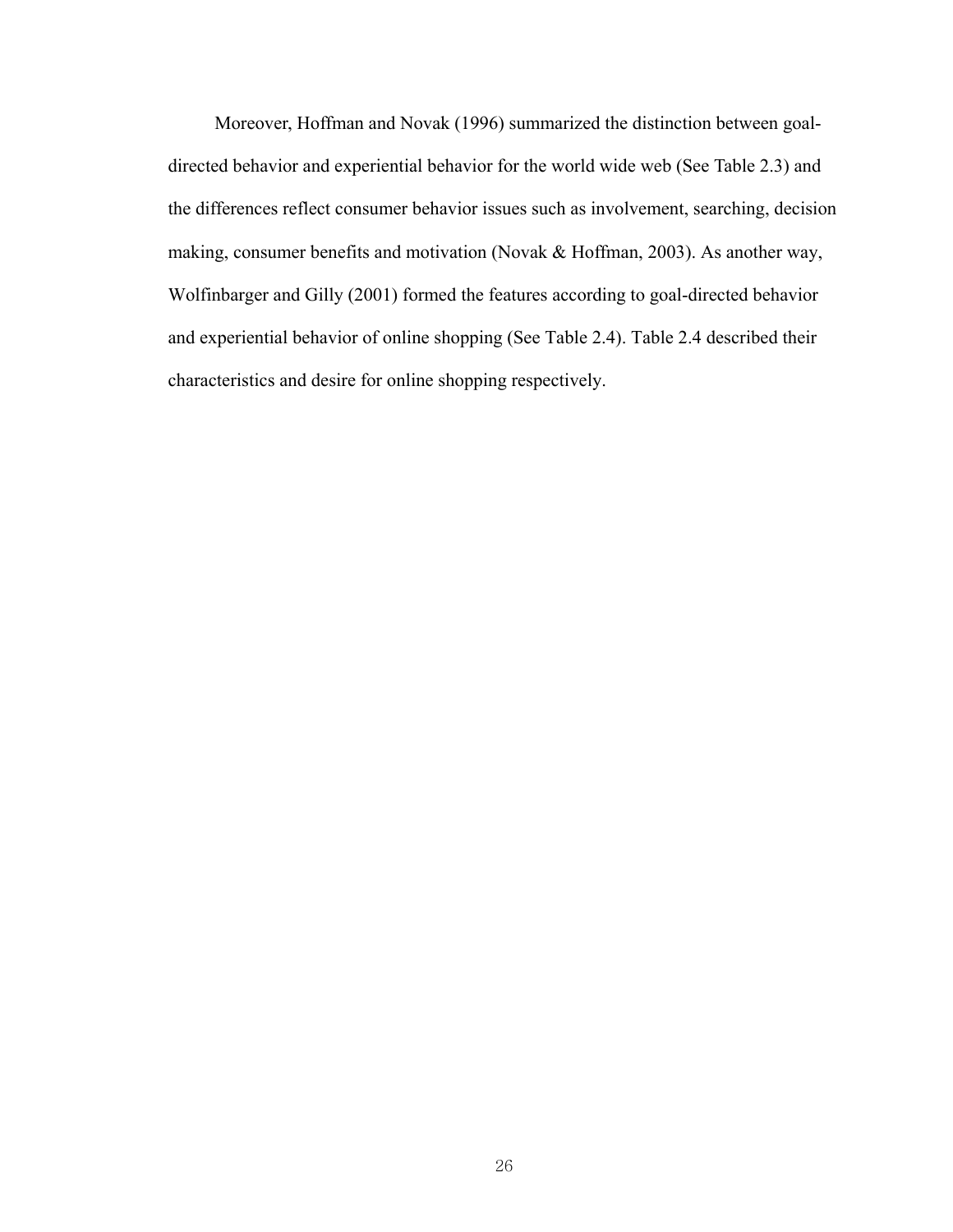Moreover, Hoffman and Novak (1996) summarized the distinction between goal-directed behavior and experiential behavior for the world wide web (See Table 2.3) and the differences reflect consumer behavior issues such as involvement, searching, decision making, consumer benefits and motivation (Novak & Hoffman, 2003). As another way, Wolfinbarger and Gilly (2001) formed the features according to goal-directed behavior and experiential behavior of online shopping (See Table 2.4). Table 2.4 described their characteristics and desire for online shopping respectively.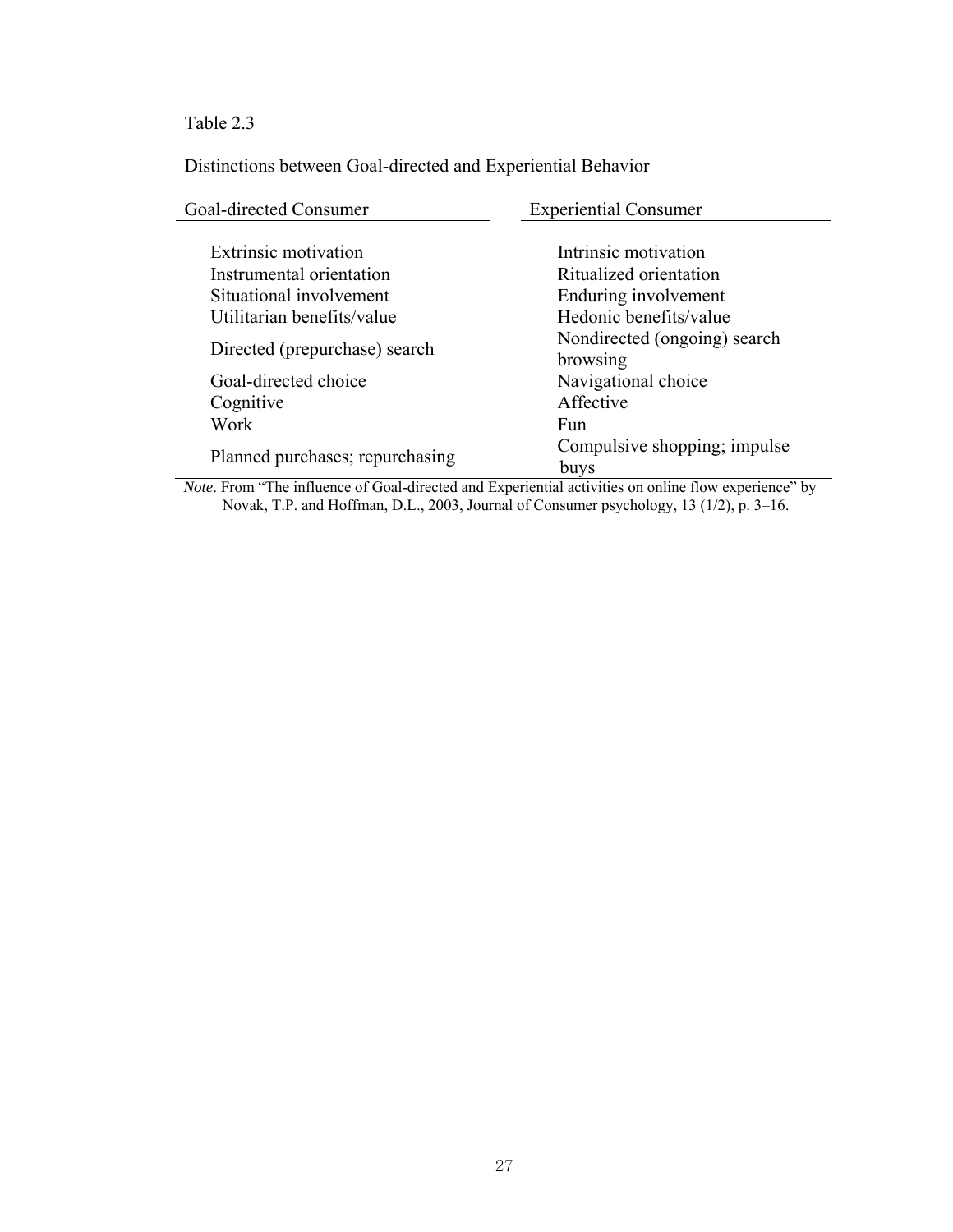Table 2.3

Distinctions between Goal-directed and Experiential Behavior

| Goal-directed Consumer | Experiential Consumer |
|---|---|
| Extrinsic motivation | Intrinsic motivation |
| Instrumental orientation | Ritualized orientation |
| Situational involvement | Enduring involvement |
| Utilitarian benefits/value | Hedonic benefits/value |
| Directed (prepurchase) search | Nondirected (ongoing) search browsing |
| Goal-directed choice | Navigational choice |
| Cognitive | Affective |
| Work | Fun |
| Planned purchases; repurchasing | Compulsive shopping; impulse buys |

*Note*. From "The influence of Goal-directed and Experiential activities on online flow experience" by Novak, T.P. and Hoffman, D.L., 2003, Journal of Consumer psychology, 13 (1/2), p. 3–16.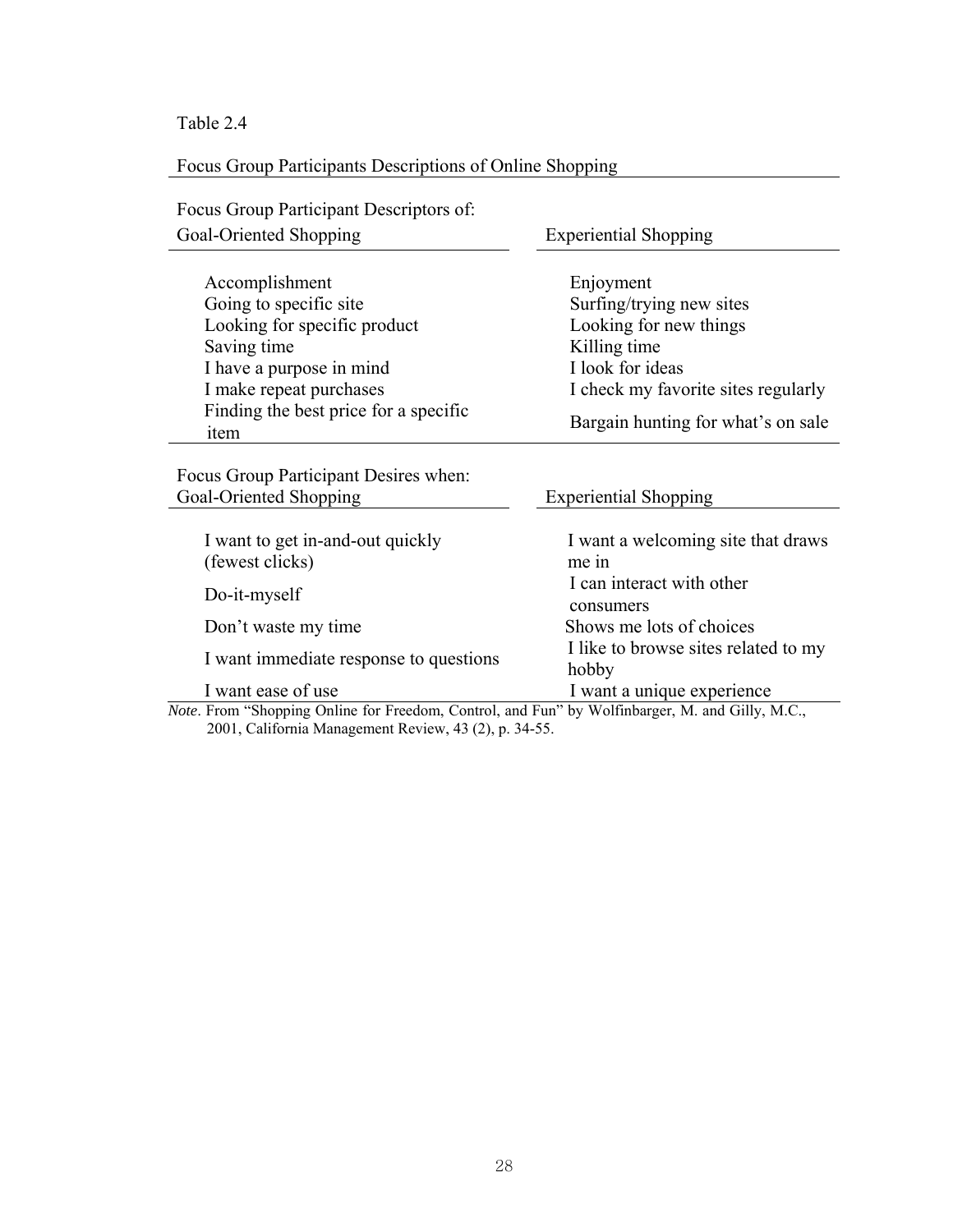Table 2.4

Focus Group Participants Descriptions of Online Shopping

| Focus Group Participant Descriptors of: Goal-Oriented Shopping | Experiential Shopping |
|---|---|
| Accomplishment | Enjoyment |
| Going to specific site | Surfing/trying new sites |
| Looking for specific product | Looking for new things |
| Saving time | Killing time |
| I have a purpose in mind | I look for ideas |
| I make repeat purchases | I check my favorite sites regularly |
| Finding the best price for a specific item | Bargain hunting for what's on sale |
| **Focus Group Participant Desires when: Goal-Oriented Shopping** | **Experiential Shopping** |
| I want to get in-and-out quickly (fewest clicks) | I want a welcoming site that draws me in |
| Do-it-myself | I can interact with other consumers |
| Don't waste my time | Shows me lots of choices |
| I want immediate response to questions | I like to browse sites related to my hobby |
| I want ease of use | I want a unique experience |

*Note*. From "Shopping Online for Freedom, Control, and Fun" by Wolfinbarger, M. and Gilly, M.C., 2001, California Management Review, 43 (2), p. 34-55.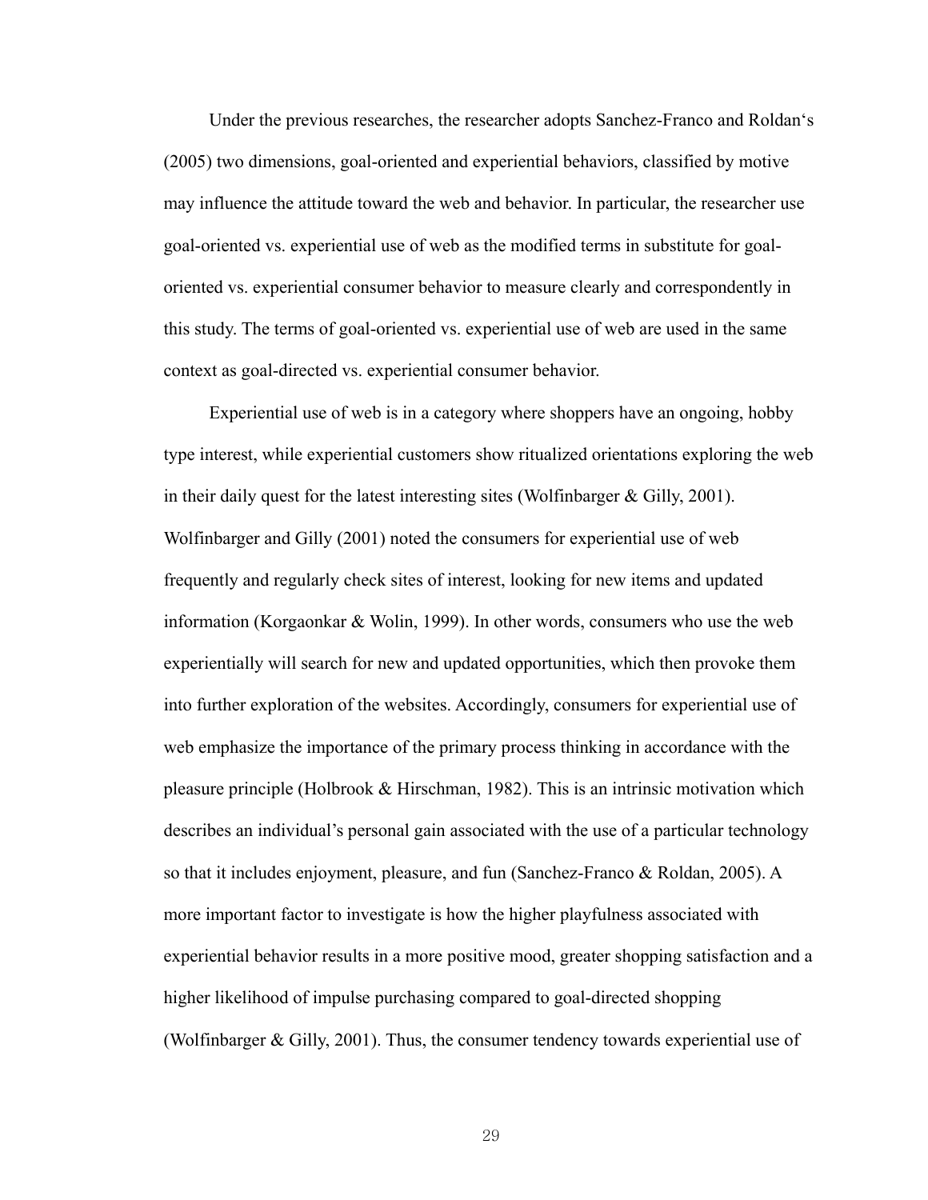Under the previous researches, the researcher adopts Sanchez-Franco and Roldan's (2005) two dimensions, goal-oriented and experiential behaviors, classified by motive may influence the attitude toward the web and behavior. In particular, the researcher use goal-oriented vs. experiential use of web as the modified terms in substitute for goal-oriented vs. experiential consumer behavior to measure clearly and correspondently in this study. The terms of goal-oriented vs. experiential use of web are used in the same context as goal-directed vs. experiential consumer behavior.

Experiential use of web is in a category where shoppers have an ongoing, hobby type interest, while experiential customers show ritualized orientations exploring the web in their daily quest for the latest interesting sites (Wolfinbarger & Gilly, 2001). Wolfinbarger and Gilly (2001) noted the consumers for experiential use of web frequently and regularly check sites of interest, looking for new items and updated information (Korgaonkar & Wolin, 1999). In other words, consumers who use the web experientially will search for new and updated opportunities, which then provoke them into further exploration of the websites. Accordingly, consumers for experiential use of web emphasize the importance of the primary process thinking in accordance with the pleasure principle (Holbrook & Hirschman, 1982). This is an intrinsic motivation which describes an individual's personal gain associated with the use of a particular technology so that it includes enjoyment, pleasure, and fun (Sanchez-Franco & Roldan, 2005). A more important factor to investigate is how the higher playfulness associated with experiential behavior results in a more positive mood, greater shopping satisfaction and a higher likelihood of impulse purchasing compared to goal-directed shopping (Wolfinbarger & Gilly, 2001). Thus, the consumer tendency towards experiential use of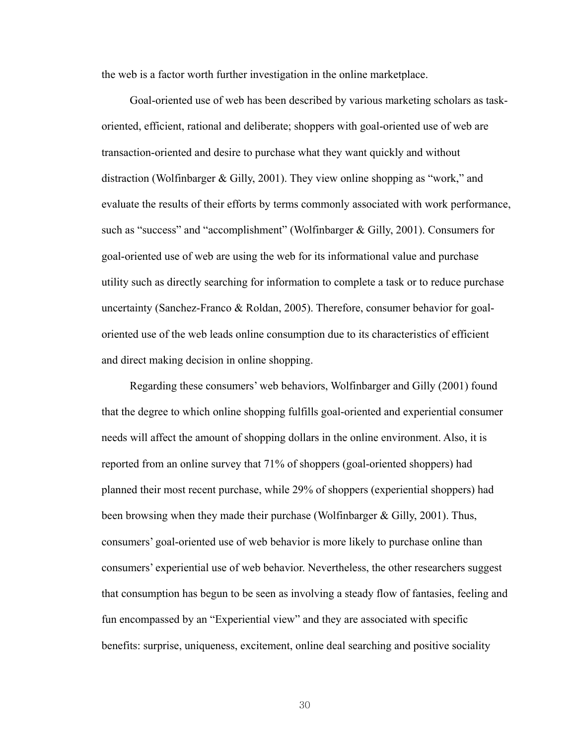the web is a factor worth further investigation in the online marketplace.

Goal-oriented use of web has been described by various marketing scholars as task-oriented, efficient, rational and deliberate; shoppers with goal-oriented use of web are transaction-oriented and desire to purchase what they want quickly and without distraction (Wolfinbarger & Gilly, 2001). They view online shopping as "work," and evaluate the results of their efforts by terms commonly associated with work performance, such as "success" and "accomplishment" (Wolfinbarger & Gilly, 2001). Consumers for goal-oriented use of web are using the web for its informational value and purchase utility such as directly searching for information to complete a task or to reduce purchase uncertainty (Sanchez-Franco & Roldan, 2005). Therefore, consumer behavior for goal-oriented use of the web leads online consumption due to its characteristics of efficient and direct making decision in online shopping.

Regarding these consumers' web behaviors, Wolfinbarger and Gilly (2001) found that the degree to which online shopping fulfills goal-oriented and experiential consumer needs will affect the amount of shopping dollars in the online environment. Also, it is reported from an online survey that 71% of shoppers (goal-oriented shoppers) had planned their most recent purchase, while 29% of shoppers (experiential shoppers) had been browsing when they made their purchase (Wolfinbarger & Gilly, 2001). Thus, consumers' goal-oriented use of web behavior is more likely to purchase online than consumers' experiential use of web behavior. Nevertheless, the other researchers suggest that consumption has begun to be seen as involving a steady flow of fantasies, feeling and fun encompassed by an "Experiential view" and they are associated with specific benefits: surprise, uniqueness, excitement, online deal searching and positive sociality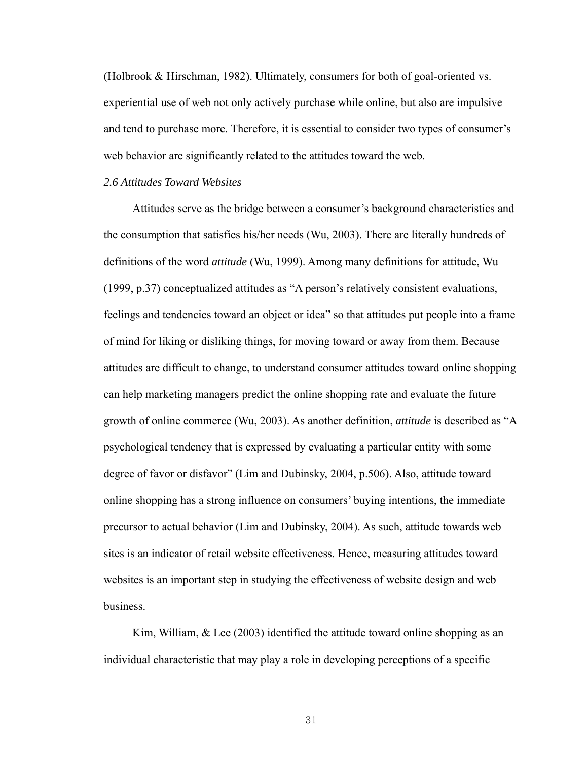(Holbrook & Hirschman, 1982). Ultimately, consumers for both of goal-oriented vs. experiential use of web not only actively purchase while online, but also are impulsive and tend to purchase more. Therefore, it is essential to consider two types of consumer's web behavior are significantly related to the attitudes toward the web.

### *2.6 Attitudes Toward Websites*

Attitudes serve as the bridge between a consumer's background characteristics and the consumption that satisfies his/her needs (Wu, 2003). There are literally hundreds of definitions of the word *attitude* (Wu, 1999). Among many definitions for attitude, Wu (1999, p.37) conceptualized attitudes as "A person's relatively consistent evaluations, feelings and tendencies toward an object or idea" so that attitudes put people into a frame of mind for liking or disliking things, for moving toward or away from them. Because attitudes are difficult to change, to understand consumer attitudes toward online shopping can help marketing managers predict the online shopping rate and evaluate the future growth of online commerce (Wu, 2003). As another definition, *attitude* is described as "A psychological tendency that is expressed by evaluating a particular entity with some degree of favor or disfavor" (Lim and Dubinsky, 2004, p.506). Also, attitude toward online shopping has a strong influence on consumers' buying intentions, the immediate precursor to actual behavior (Lim and Dubinsky, 2004). As such, attitude towards web sites is an indicator of retail website effectiveness. Hence, measuring attitudes toward websites is an important step in studying the effectiveness of website design and web business.

Kim, William, & Lee (2003) identified the attitude toward online shopping as an individual characteristic that may play a role in developing perceptions of a specific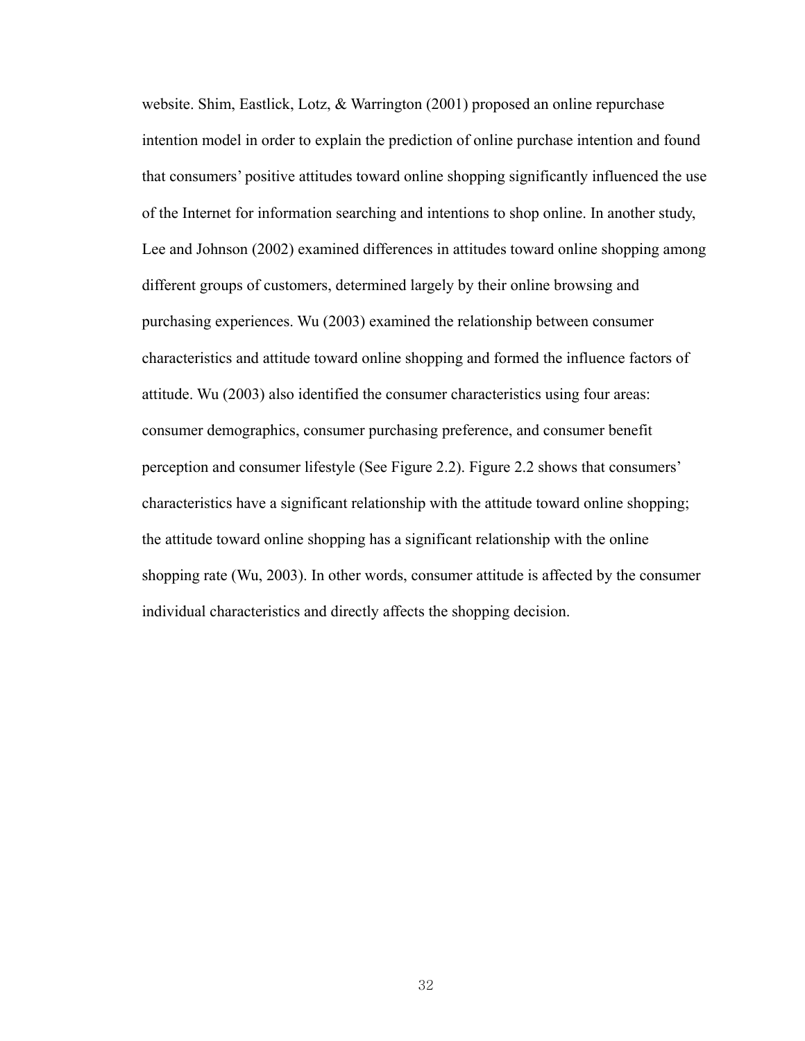website. Shim, Eastlick, Lotz, & Warrington (2001) proposed an online repurchase intention model in order to explain the prediction of online purchase intention and found that consumers' positive attitudes toward online shopping significantly influenced the use of the Internet for information searching and intentions to shop online. In another study, Lee and Johnson (2002) examined differences in attitudes toward online shopping among different groups of customers, determined largely by their online browsing and purchasing experiences. Wu (2003) examined the relationship between consumer characteristics and attitude toward online shopping and formed the influence factors of attitude. Wu (2003) also identified the consumer characteristics using four areas: consumer demographics, consumer purchasing preference, and consumer benefit perception and consumer lifestyle (See Figure 2.2). Figure 2.2 shows that consumers' characteristics have a significant relationship with the attitude toward online shopping; the attitude toward online shopping has a significant relationship with the online shopping rate (Wu, 2003). In other words, consumer attitude is affected by the consumer individual characteristics and directly affects the shopping decision.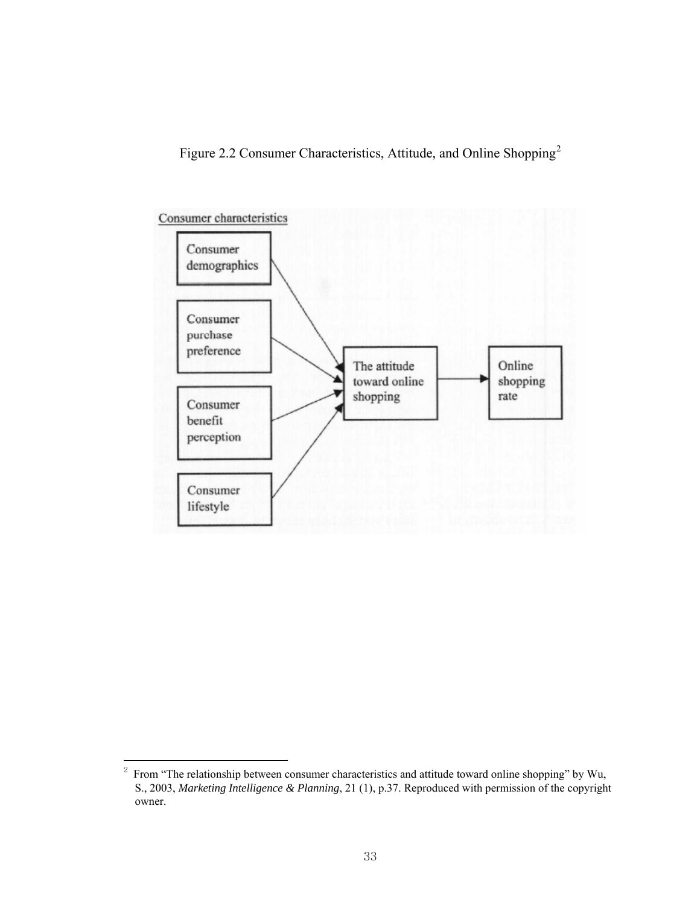Figure 2.2 Consumer Characteristics, Attitude, and Online Shopping[2]

Consumer characteristics

Consumer demographics

Consumer purchase preference

Consumer benefit perception

Consumer lifestyle

The attitude toward online shopping

Online shopping rate

---

[2] From "The relationship between consumer characteristics and attitude toward online shopping" by Wu, S., 2003, *Marketing Intelligence & Planning*, 21 (1), p.37. Reproduced with permission of the copyright owner.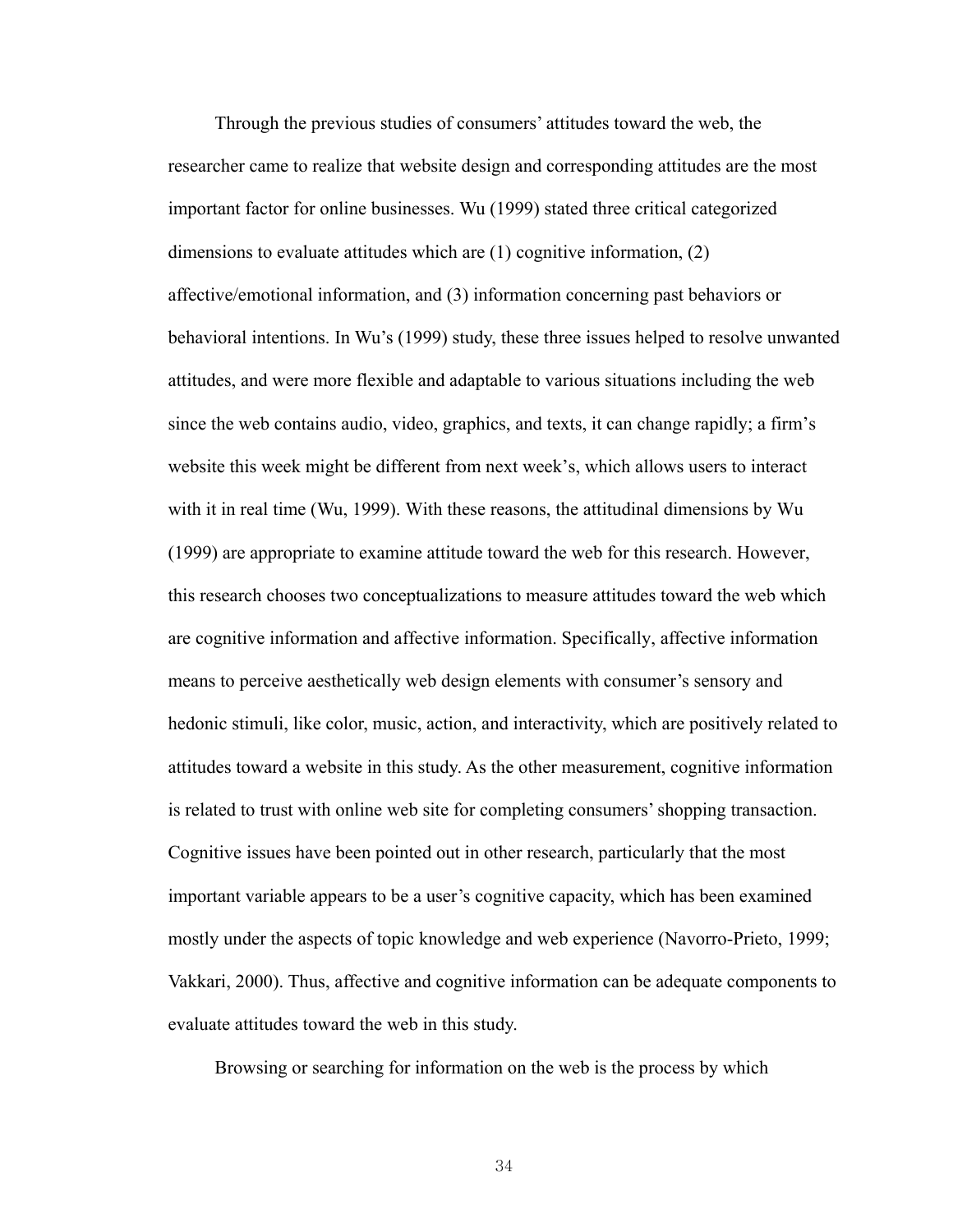Through the previous studies of consumers' attitudes toward the web, the researcher came to realize that website design and corresponding attitudes are the most important factor for online businesses. Wu (1999) stated three critical categorized dimensions to evaluate attitudes which are (1) cognitive information, (2) affective/emotional information, and (3) information concerning past behaviors or behavioral intentions. In Wu's (1999) study, these three issues helped to resolve unwanted attitudes, and were more flexible and adaptable to various situations including the web since the web contains audio, video, graphics, and texts, it can change rapidly; a firm's website this week might be different from next week's, which allows users to interact with it in real time (Wu, 1999). With these reasons, the attitudinal dimensions by Wu (1999) are appropriate to examine attitude toward the web for this research. However, this research chooses two conceptualizations to measure attitudes toward the web which are cognitive information and affective information. Specifically, affective information means to perceive aesthetically web design elements with consumer's sensory and hedonic stimuli, like color, music, action, and interactivity, which are positively related to attitudes toward a website in this study. As the other measurement, cognitive information is related to trust with online web site for completing consumers' shopping transaction. Cognitive issues have been pointed out in other research, particularly that the most important variable appears to be a user's cognitive capacity, which has been examined mostly under the aspects of topic knowledge and web experience (Navorro-Prieto, 1999; Vakkari, 2000). Thus, affective and cognitive information can be adequate components to evaluate attitudes toward the web in this study.

Browsing or searching for information on the web is the process by which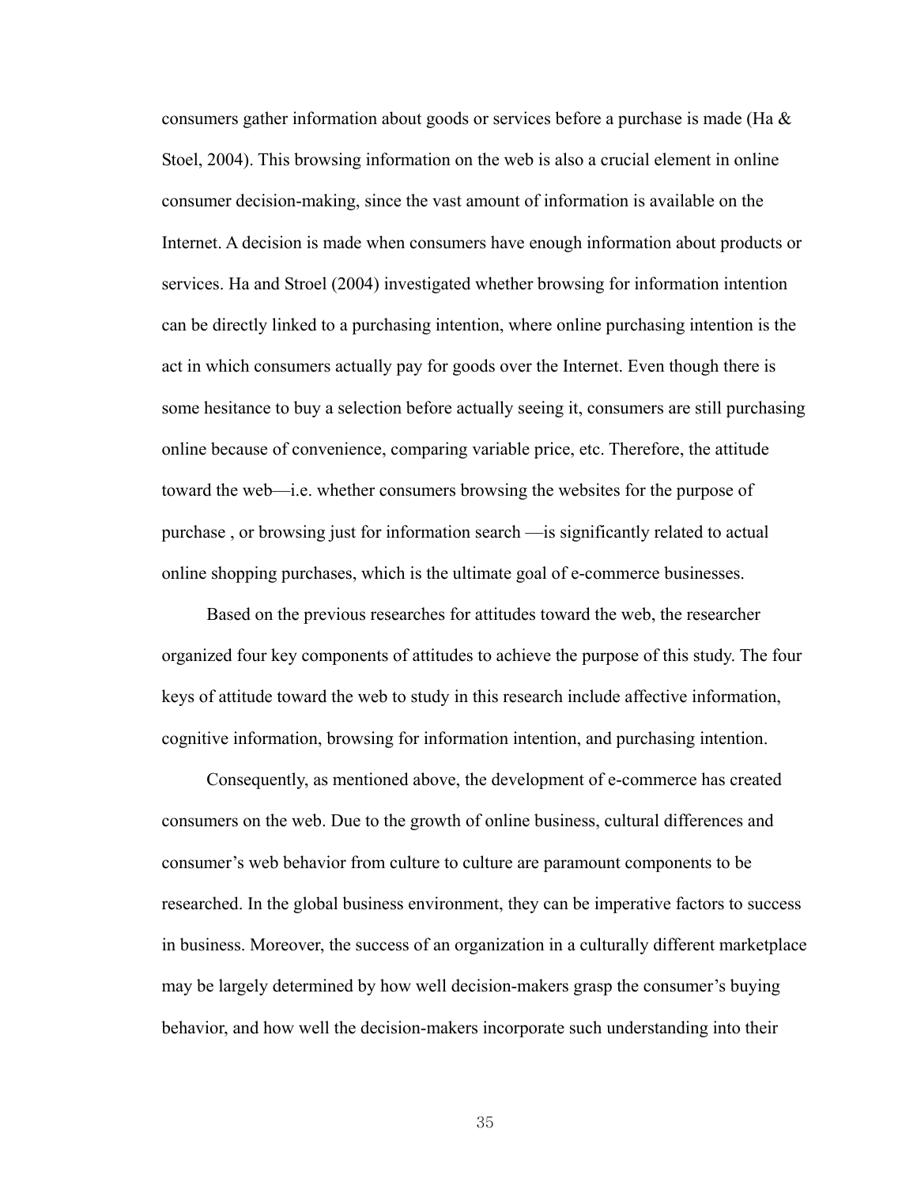consumers gather information about goods or services before a purchase is made (Ha & Stoel, 2004). This browsing information on the web is also a crucial element in online consumer decision-making, since the vast amount of information is available on the Internet. A decision is made when consumers have enough information about products or services. Ha and Stroel (2004) investigated whether browsing for information intention can be directly linked to a purchasing intention, where online purchasing intention is the act in which consumers actually pay for goods over the Internet. Even though there is some hesitance to buy a selection before actually seeing it, consumers are still purchasing online because of convenience, comparing variable price, etc. Therefore, the attitude toward the web—i.e. whether consumers browsing the websites for the purpose of purchase , or browsing just for information search —is significantly related to actual online shopping purchases, which is the ultimate goal of e-commerce businesses.

Based on the previous researches for attitudes toward the web, the researcher organized four key components of attitudes to achieve the purpose of this study. The four keys of attitude toward the web to study in this research include affective information, cognitive information, browsing for information intention, and purchasing intention.

Consequently, as mentioned above, the development of e-commerce has created consumers on the web. Due to the growth of online business, cultural differences and consumer's web behavior from culture to culture are paramount components to be researched. In the global business environment, they can be imperative factors to success in business. Moreover, the success of an organization in a culturally different marketplace may be largely determined by how well decision-makers grasp the consumer's buying behavior, and how well the decision-makers incorporate such understanding into their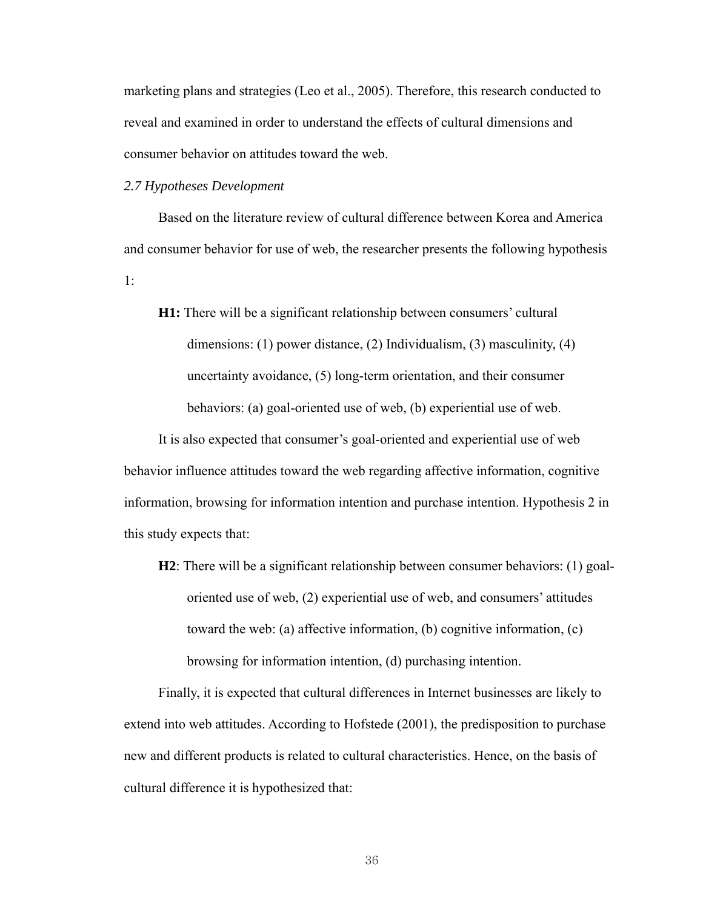marketing plans and strategies (Leo et al., 2005). Therefore, this research conducted to reveal and examined in order to understand the effects of cultural dimensions and consumer behavior on attitudes toward the web.

### *2.7 Hypotheses Development*

Based on the literature review of cultural difference between Korea and America and consumer behavior for use of web, the researcher presents the following hypothesis 1:

> **H1:** There will be a significant relationship between consumers' cultural dimensions: (1) power distance, (2) Individualism, (3) masculinity, (4) uncertainty avoidance, (5) long-term orientation, and their consumer behaviors: (a) goal-oriented use of web, (b) experiential use of web.

It is also expected that consumer's goal-oriented and experiential use of web behavior influence attitudes toward the web regarding affective information, cognitive information, browsing for information intention and purchase intention. Hypothesis 2 in this study expects that:

> **H2**: There will be a significant relationship between consumer behaviors: (1) goal-oriented use of web, (2) experiential use of web, and consumers' attitudes toward the web: (a) affective information, (b) cognitive information, (c) browsing for information intention, (d) purchasing intention.

Finally, it is expected that cultural differences in Internet businesses are likely to extend into web attitudes. According to Hofstede (2001), the predisposition to purchase new and different products is related to cultural characteristics. Hence, on the basis of cultural difference it is hypothesized that: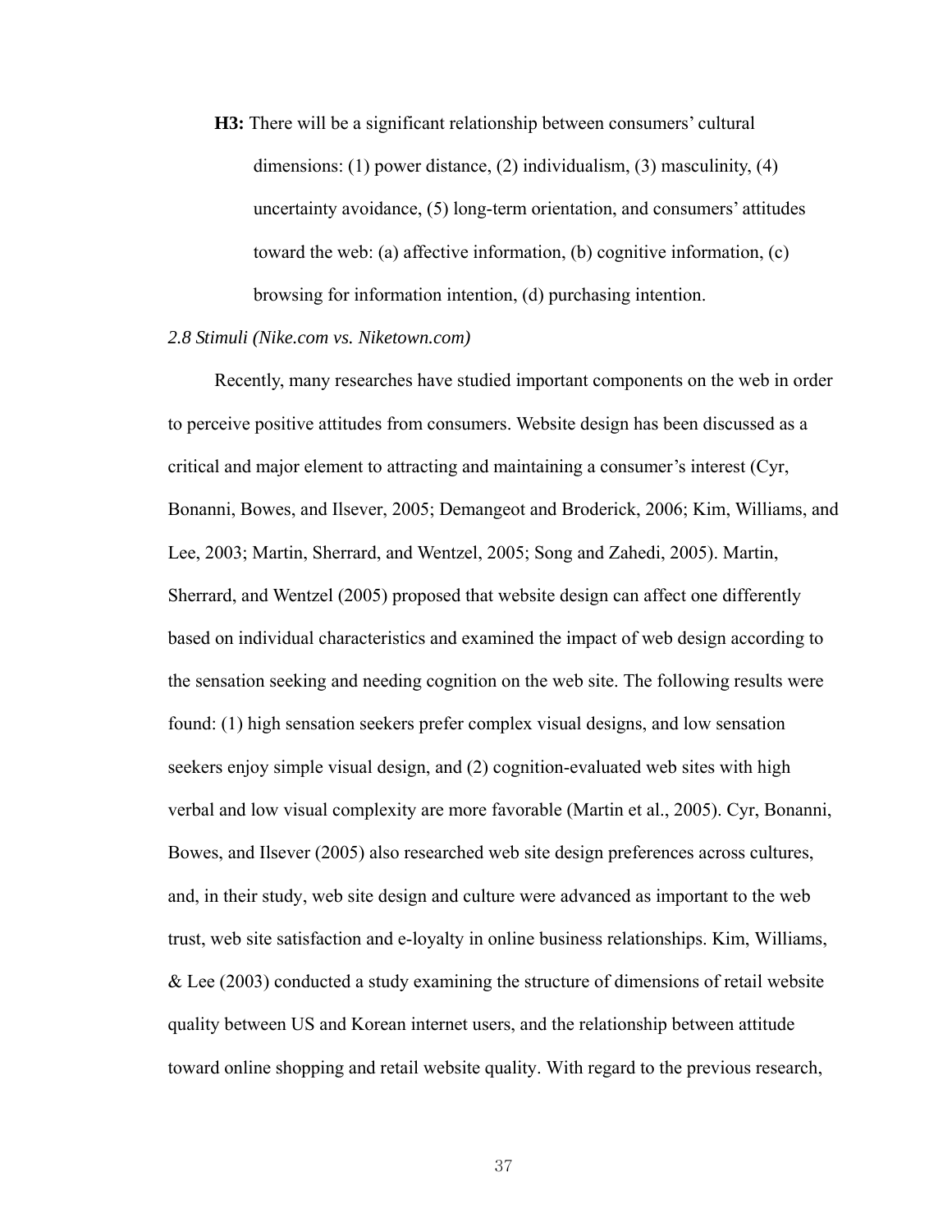**H3:** There will be a significant relationship between consumers' cultural dimensions: (1) power distance, (2) individualism, (3) masculinity, (4) uncertainty avoidance, (5) long-term orientation, and consumers' attitudes toward the web: (a) affective information, (b) cognitive information, (c) browsing for information intention, (d) purchasing intention.

### *2.8 Stimuli (Nike.com vs. Niketown.com)*

Recently, many researches have studied important components on the web in order to perceive positive attitudes from consumers. Website design has been discussed as a critical and major element to attracting and maintaining a consumer's interest (Cyr, Bonanni, Bowes, and Ilsever, 2005; Demangeot and Broderick, 2006; Kim, Williams, and Lee, 2003; Martin, Sherrard, and Wentzel, 2005; Song and Zahedi, 2005). Martin, Sherrard, and Wentzel (2005) proposed that website design can affect one differently based on individual characteristics and examined the impact of web design according to the sensation seeking and needing cognition on the web site. The following results were found: (1) high sensation seekers prefer complex visual designs, and low sensation seekers enjoy simple visual design, and (2) cognition-evaluated web sites with high verbal and low visual complexity are more favorable (Martin et al., 2005). Cyr, Bonanni, Bowes, and Ilsever (2005) also researched web site design preferences across cultures, and, in their study, web site design and culture were advanced as important to the web trust, web site satisfaction and e-loyalty in online business relationships. Kim, Williams, & Lee (2003) conducted a study examining the structure of dimensions of retail website quality between US and Korean internet users, and the relationship between attitude toward online shopping and retail website quality. With regard to the previous research,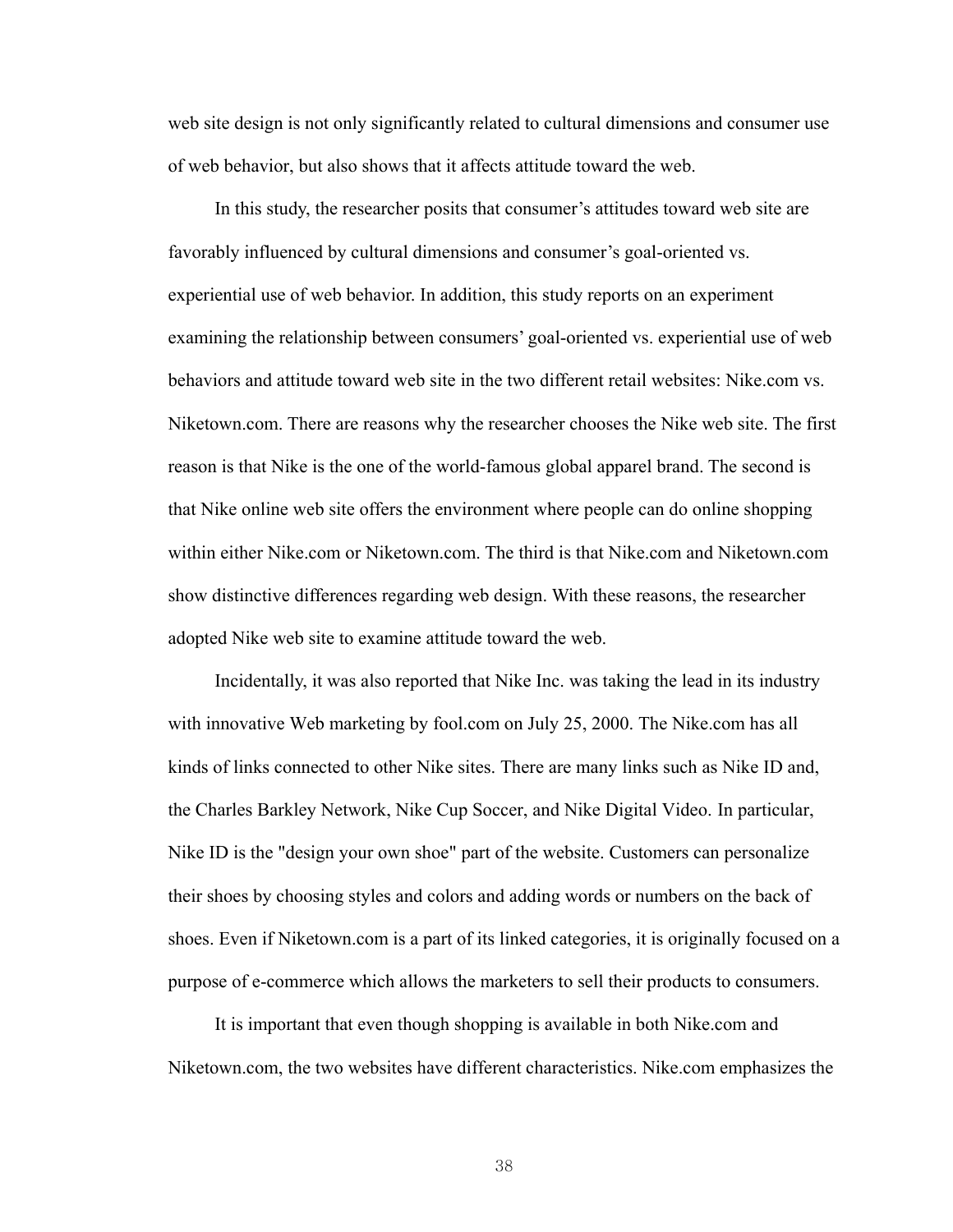web site design is not only significantly related to cultural dimensions and consumer use of web behavior, but also shows that it affects attitude toward the web.

In this study, the researcher posits that consumer's attitudes toward web site are favorably influenced by cultural dimensions and consumer's goal-oriented vs. experiential use of web behavior. In addition, this study reports on an experiment examining the relationship between consumers' goal-oriented vs. experiential use of web behaviors and attitude toward web site in the two different retail websites: Nike.com vs. Niketown.com. There are reasons why the researcher chooses the Nike web site. The first reason is that Nike is the one of the world-famous global apparel brand. The second is that Nike online web site offers the environment where people can do online shopping within either Nike.com or Niketown.com. The third is that Nike.com and Niketown.com show distinctive differences regarding web design. With these reasons, the researcher adopted Nike web site to examine attitude toward the web.

Incidentally, it was also reported that Nike Inc. was taking the lead in its industry with innovative Web marketing by fool.com on July 25, 2000. The Nike.com has all kinds of links connected to other Nike sites. There are many links such as Nike ID and, the Charles Barkley Network, Nike Cup Soccer, and Nike Digital Video. In particular, Nike ID is the "design your own shoe" part of the website. Customers can personalize their shoes by choosing styles and colors and adding words or numbers on the back of shoes. Even if Niketown.com is a part of its linked categories, it is originally focused on a purpose of e-commerce which allows the marketers to sell their products to consumers.

It is important that even though shopping is available in both Nike.com and Niketown.com, the two websites have different characteristics. Nike.com emphasizes the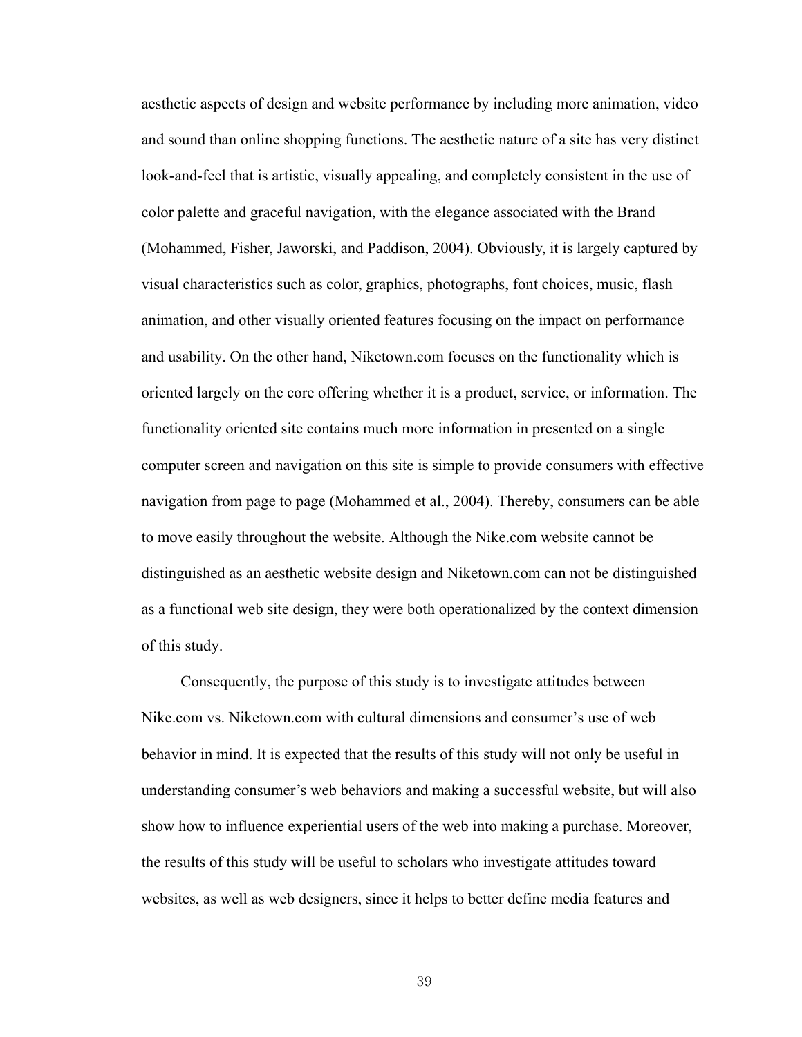aesthetic aspects of design and website performance by including more animation, video and sound than online shopping functions. The aesthetic nature of a site has very distinct look-and-feel that is artistic, visually appealing, and completely consistent in the use of color palette and graceful navigation, with the elegance associated with the Brand (Mohammed, Fisher, Jaworski, and Paddison, 2004). Obviously, it is largely captured by visual characteristics such as color, graphics, photographs, font choices, music, flash animation, and other visually oriented features focusing on the impact on performance and usability. On the other hand, Niketown.com focuses on the functionality which is oriented largely on the core offering whether it is a product, service, or information. The functionality oriented site contains much more information in presented on a single computer screen and navigation on this site is simple to provide consumers with effective navigation from page to page (Mohammed et al., 2004). Thereby, consumers can be able to move easily throughout the website. Although the Nike.com website cannot be distinguished as an aesthetic website design and Niketown.com can not be distinguished as a functional web site design, they were both operationalized by the context dimension of this study.

Consequently, the purpose of this study is to investigate attitudes between Nike.com vs. Niketown.com with cultural dimensions and consumer's use of web behavior in mind. It is expected that the results of this study will not only be useful in understanding consumer's web behaviors and making a successful website, but will also show how to influence experiential users of the web into making a purchase. Moreover, the results of this study will be useful to scholars who investigate attitudes toward websites, as well as web designers, since it helps to better define media features and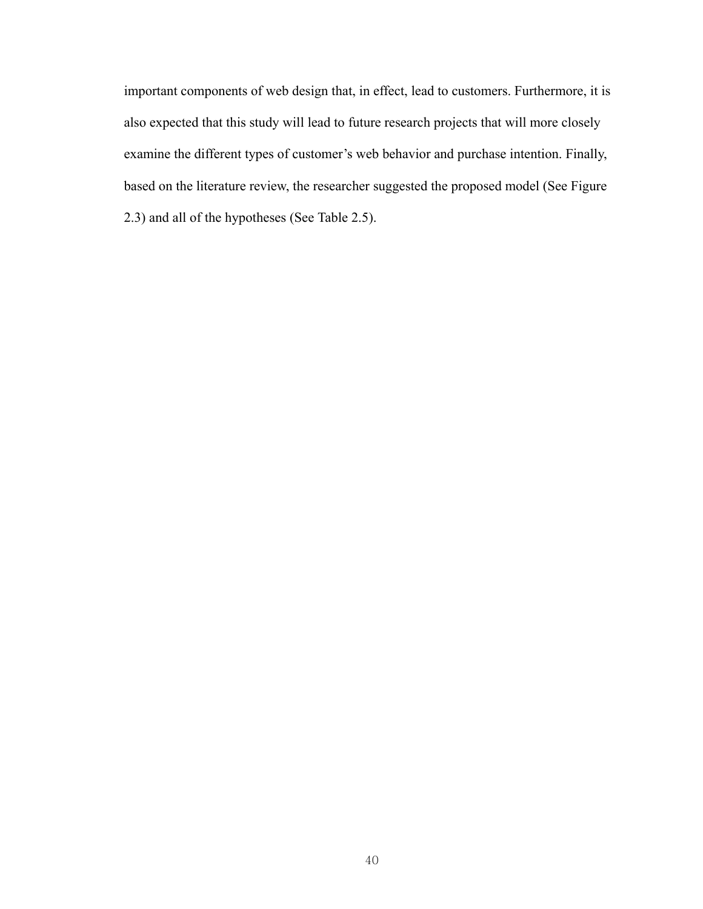important components of web design that, in effect, lead to customers. Furthermore, it is also expected that this study will lead to future research projects that will more closely examine the different types of customer's web behavior and purchase intention. Finally, based on the literature review, the researcher suggested the proposed model (See Figure 2.3) and all of the hypotheses (See Table 2.5).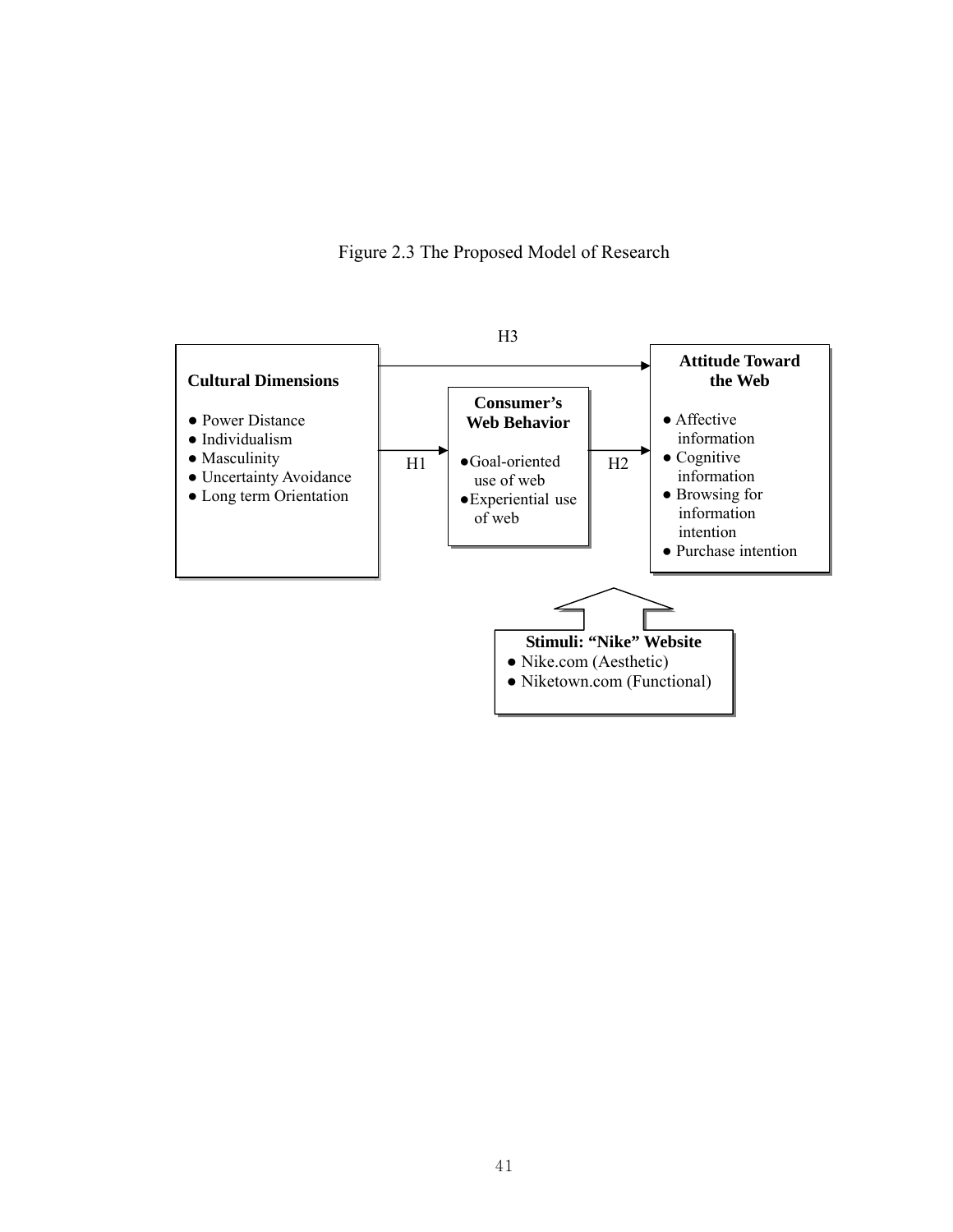Figure 2.3 The Proposed Model of Research

**Cultural Dimensions**

- Power Distance
- Individualism
- Masculinity
- Uncertainty Avoidance
- Long term Orientation

H1 →

**Consumer's Web Behavior**

- Goal-oriented use of web
- Experiential use of web

H2 →

**Attitude Toward the Web**

- Affective information
- Cognitive information
- Browsing for information intention
- Purchase intention

H3 (Cultural Dimensions → Attitude Toward the Web)

**Stimuli: "Nike" Website**

- Nike.com (Aesthetic)
- Niketown.com (Functional)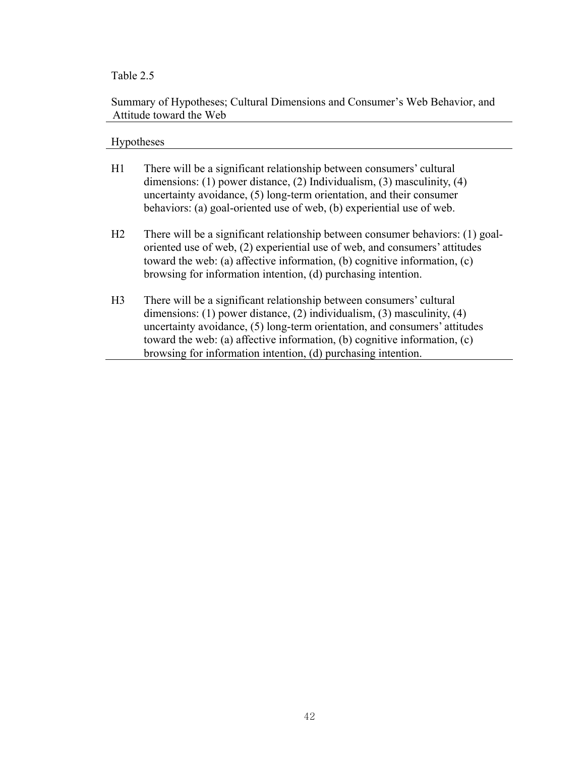Table 2.5

Summary of Hypotheses; Cultural Dimensions and Consumer's Web Behavior, and Attitude toward the Web

| Hypotheses | |
|---|---|
| H1 | There will be a significant relationship between consumers' cultural dimensions: (1) power distance, (2) Individualism, (3) masculinity, (4) uncertainty avoidance, (5) long-term orientation, and their consumer behaviors: (a) goal-oriented use of web, (b) experiential use of web. |
| H2 | There will be a significant relationship between consumer behaviors: (1) goal-oriented use of web, (2) experiential use of web, and consumers' attitudes toward the web: (a) affective information, (b) cognitive information, (c) browsing for information intention, (d) purchasing intention. |
| H3 | There will be a significant relationship between consumers' cultural dimensions: (1) power distance, (2) individualism, (3) masculinity, (4) uncertainty avoidance, (5) long-term orientation, and consumers' attitudes toward the web: (a) affective information, (b) cognitive information, (c) browsing for information intention, (d) purchasing intention. |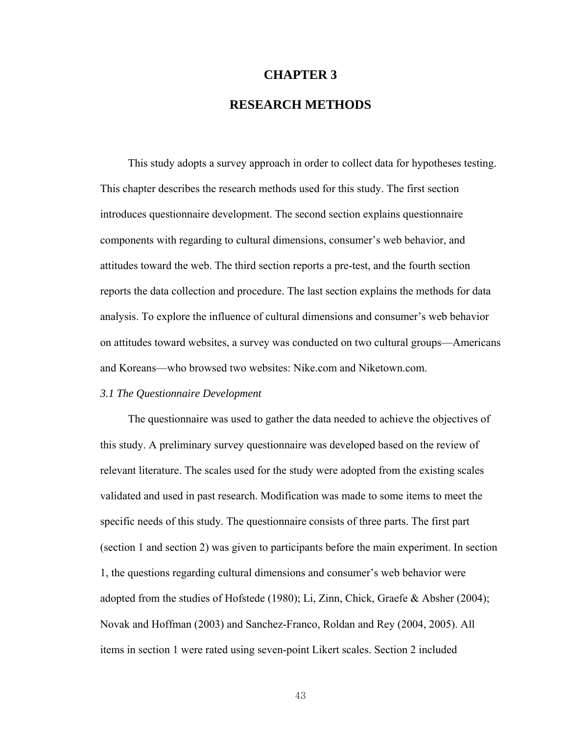# CHAPTER 3

# RESEARCH METHODS

This study adopts a survey approach in order to collect data for hypotheses testing. This chapter describes the research methods used for this study. The first section introduces questionnaire development. The second section explains questionnaire components with regarding to cultural dimensions, consumer's web behavior, and attitudes toward the web. The third section reports a pre-test, and the fourth section reports the data collection and procedure. The last section explains the methods for data analysis. To explore the influence of cultural dimensions and consumer's web behavior on attitudes toward websites, a survey was conducted on two cultural groups—Americans and Koreans—who browsed two websites: Nike.com and Niketown.com.

*3.1 The Questionnaire Development*

The questionnaire was used to gather the data needed to achieve the objectives of this study. A preliminary survey questionnaire was developed based on the review of relevant literature. The scales used for the study were adopted from the existing scales validated and used in past research. Modification was made to some items to meet the specific needs of this study. The questionnaire consists of three parts. The first part (section 1 and section 2) was given to participants before the main experiment. In section 1, the questions regarding cultural dimensions and consumer's web behavior were adopted from the studies of Hofstede (1980); Li, Zinn, Chick, Graefe & Absher (2004); Novak and Hoffman (2003) and Sanchez-Franco, Roldan and Rey (2004, 2005). All items in section 1 were rated using seven-point Likert scales. Section 2 included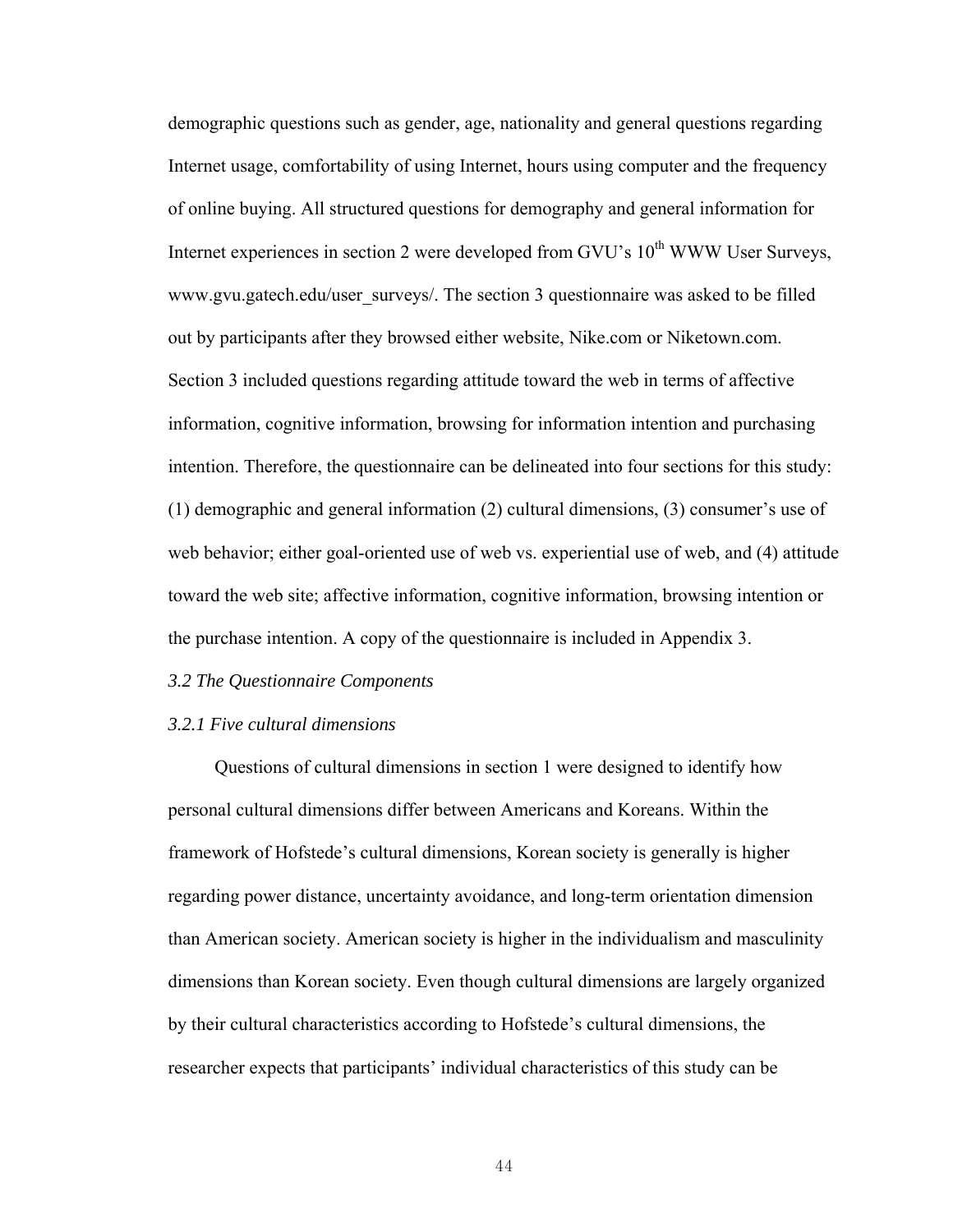demographic questions such as gender, age, nationality and general questions regarding Internet usage, comfortability of using Internet, hours using computer and the frequency of online buying. All structured questions for demography and general information for Internet experiences in section 2 were developed from GVU's $10^{th}$ WWW User Surveys, www.gvu.gatech.edu/user_surveys/. The section 3 questionnaire was asked to be filled out by participants after they browsed either website, Nike.com or Niketown.com. Section 3 included questions regarding attitude toward the web in terms of affective information, cognitive information, browsing for information intention and purchasing intention. Therefore, the questionnaire can be delineated into four sections for this study: (1) demographic and general information (2) cultural dimensions, (3) consumer's use of web behavior; either goal-oriented use of web vs. experiential use of web, and (4) attitude toward the web site; affective information, cognitive information, browsing intention or the purchase intention. A copy of the questionnaire is included in Appendix 3.

### *3.2 The Questionnaire Components*

#### *3.2.1 Five cultural dimensions*

Questions of cultural dimensions in section 1 were designed to identify how personal cultural dimensions differ between Americans and Koreans. Within the framework of Hofstede's cultural dimensions, Korean society is generally is higher regarding power distance, uncertainty avoidance, and long-term orientation dimension than American society. American society is higher in the individualism and masculinity dimensions than Korean society. Even though cultural dimensions are largely organized by their cultural characteristics according to Hofstede's cultural dimensions, the researcher expects that participants' individual characteristics of this study can be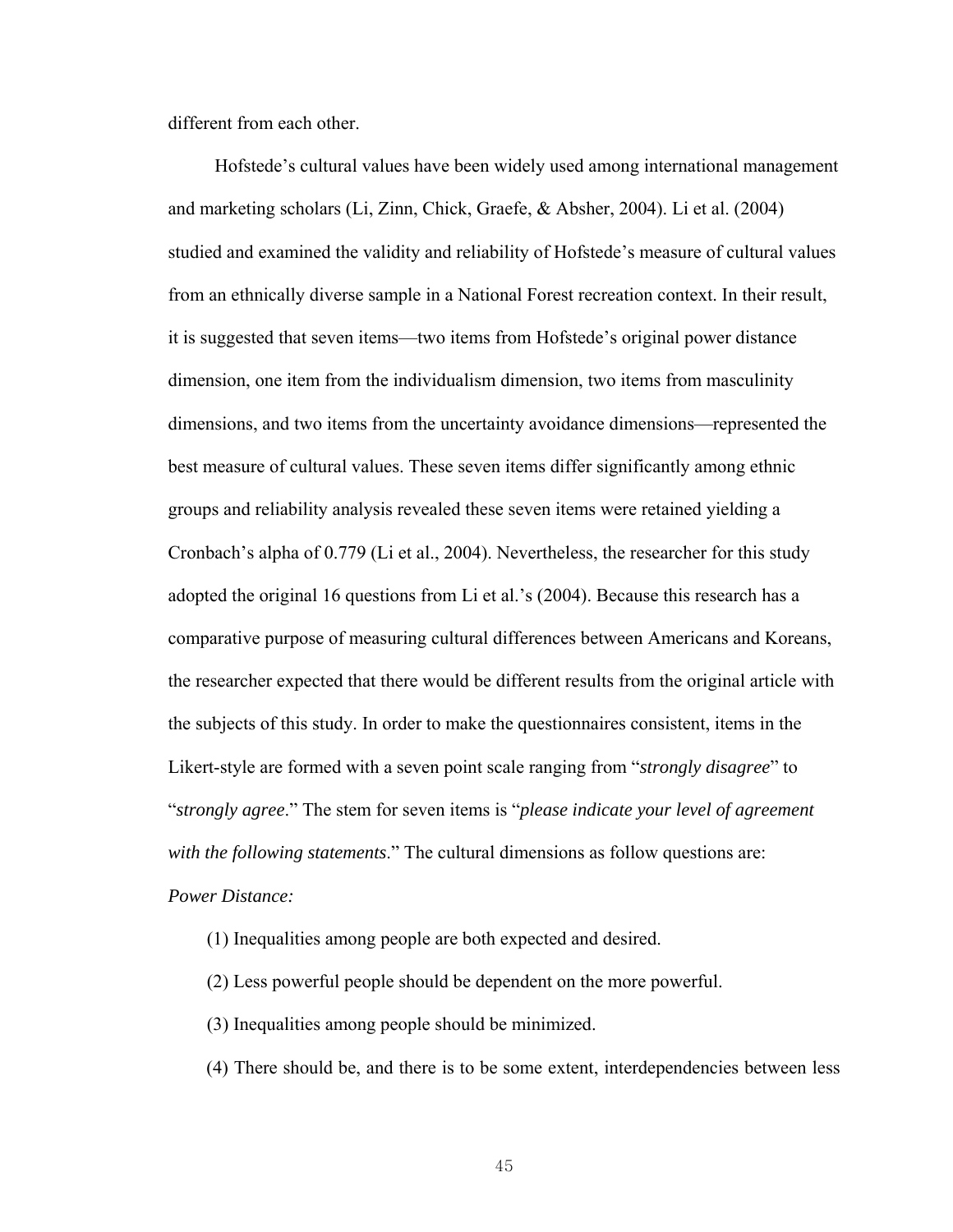different from each other.

Hofstede's cultural values have been widely used among international management and marketing scholars (Li, Zinn, Chick, Graefe, & Absher, 2004). Li et al. (2004) studied and examined the validity and reliability of Hofstede's measure of cultural values from an ethnically diverse sample in a National Forest recreation context. In their result, it is suggested that seven items—two items from Hofstede's original power distance dimension, one item from the individualism dimension, two items from masculinity dimensions, and two items from the uncertainty avoidance dimensions—represented the best measure of cultural values. These seven items differ significantly among ethnic groups and reliability analysis revealed these seven items were retained yielding a Cronbach's alpha of 0.779 (Li et al., 2004). Nevertheless, the researcher for this study adopted the original 16 questions from Li et al.'s (2004). Because this research has a comparative purpose of measuring cultural differences between Americans and Koreans, the researcher expected that there would be different results from the original article with the subjects of this study. In order to make the questionnaires consistent, items in the Likert-style are formed with a seven point scale ranging from "*strongly disagree*" to "*strongly agree*." The stem for seven items is "*please indicate your level of agreement with the following statements*." The cultural dimensions as follow questions are:

*Power Distance:*

(1) Inequalities among people are both expected and desired.

(2) Less powerful people should be dependent on the more powerful.

(3) Inequalities among people should be minimized.

(4) There should be, and there is to be some extent, interdependencies between less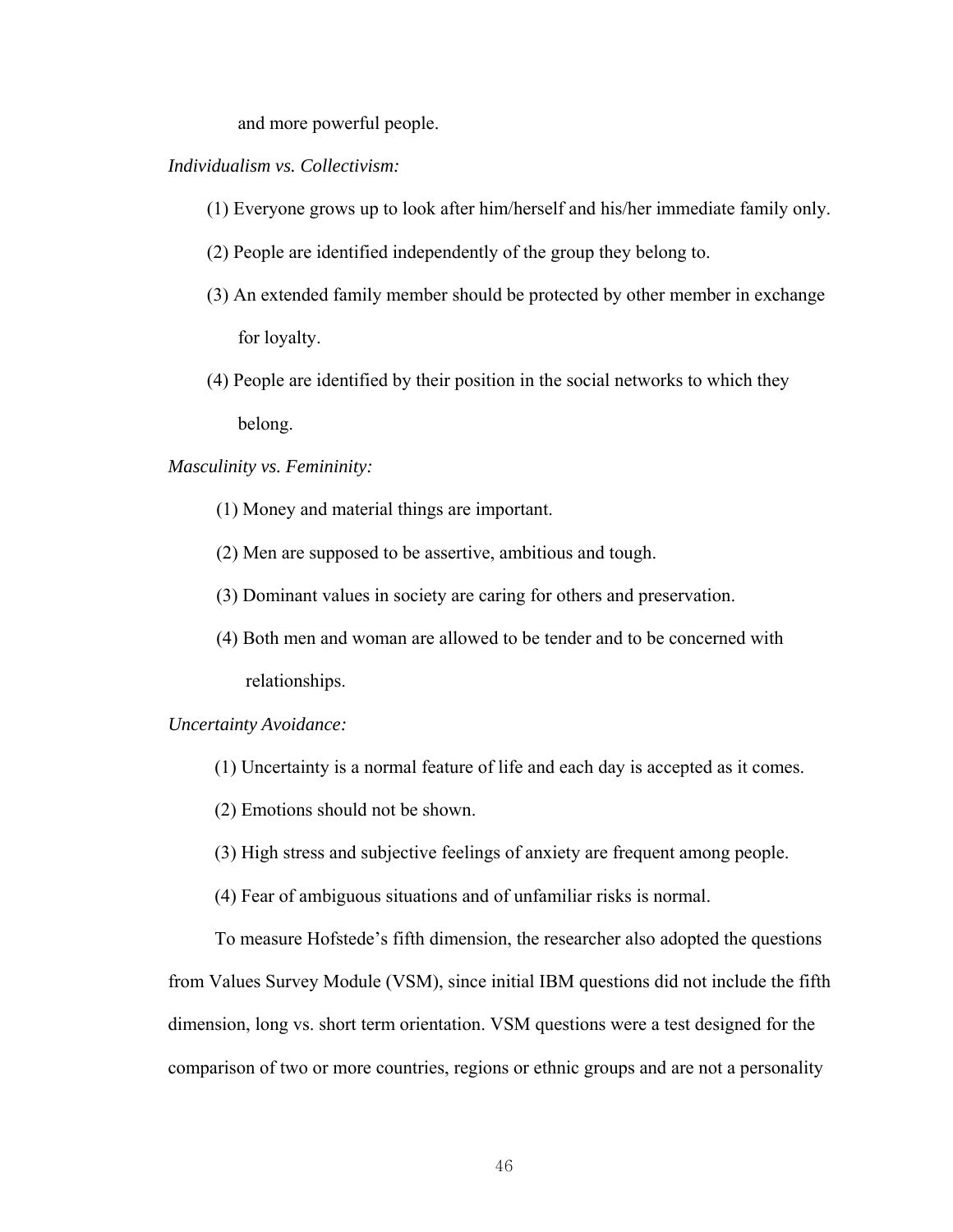and more powerful people.

*Individualism vs. Collectivism:*

(1) Everyone grows up to look after him/herself and his/her immediate family only.

(2) People are identified independently of the group they belong to.

(3) An extended family member should be protected by other member in exchange for loyalty.

(4) People are identified by their position in the social networks to which they belong.

*Masculinity vs. Femininity:*

(1) Money and material things are important.

(2) Men are supposed to be assertive, ambitious and tough.

(3) Dominant values in society are caring for others and preservation.

(4) Both men and woman are allowed to be tender and to be concerned with relationships.

*Uncertainty Avoidance:*

(1) Uncertainty is a normal feature of life and each day is accepted as it comes.

(2) Emotions should not be shown.

(3) High stress and subjective feelings of anxiety are frequent among people.

(4) Fear of ambiguous situations and of unfamiliar risks is normal.

To measure Hofstede's fifth dimension, the researcher also adopted the questions from Values Survey Module (VSM), since initial IBM questions did not include the fifth dimension, long vs. short term orientation. VSM questions were a test designed for the comparison of two or more countries, regions or ethnic groups and are not a personality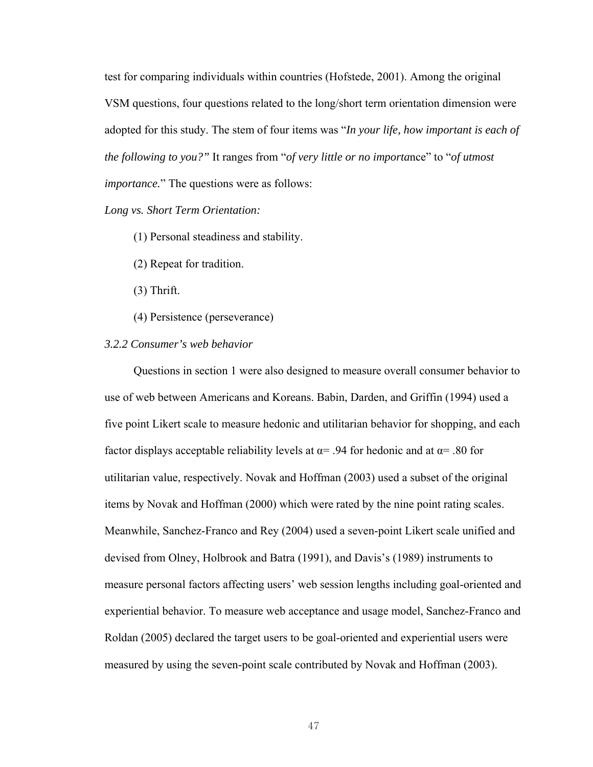test for comparing individuals within countries (Hofstede, 2001). Among the original VSM questions, four questions related to the long/short term orientation dimension were adopted for this study. The stem of four items was "*In your life, how important is each of the following to you?"* It ranges from "*of very little or no importa*nce" to "*of utmost importance.*" The questions were as follows:

*Long vs. Short Term Orientation:*

(1) Personal steadiness and stability.

(2) Repeat for tradition.

(3) Thrift.

(4) Persistence (perseverance)

*3.2.2 Consumer's web behavior*

Questions in section 1 were also designed to measure overall consumer behavior to use of web between Americans and Koreans. Babin, Darden, and Griffin (1994) used a five point Likert scale to measure hedonic and utilitarian behavior for shopping, and each factor displays acceptable reliability levels at $\alpha$= .94 for hedonic and at $\alpha$= .80 for utilitarian value, respectively. Novak and Hoffman (2003) used a subset of the original items by Novak and Hoffman (2000) which were rated by the nine point rating scales. Meanwhile, Sanchez-Franco and Rey (2004) used a seven-point Likert scale unified and devised from Olney, Holbrook and Batra (1991), and Davis's (1989) instruments to measure personal factors affecting users' web session lengths including goal-oriented and experiential behavior. To measure web acceptance and usage model, Sanchez-Franco and Roldan (2005) declared the target users to be goal-oriented and experiential users were measured by using the seven-point scale contributed by Novak and Hoffman (2003).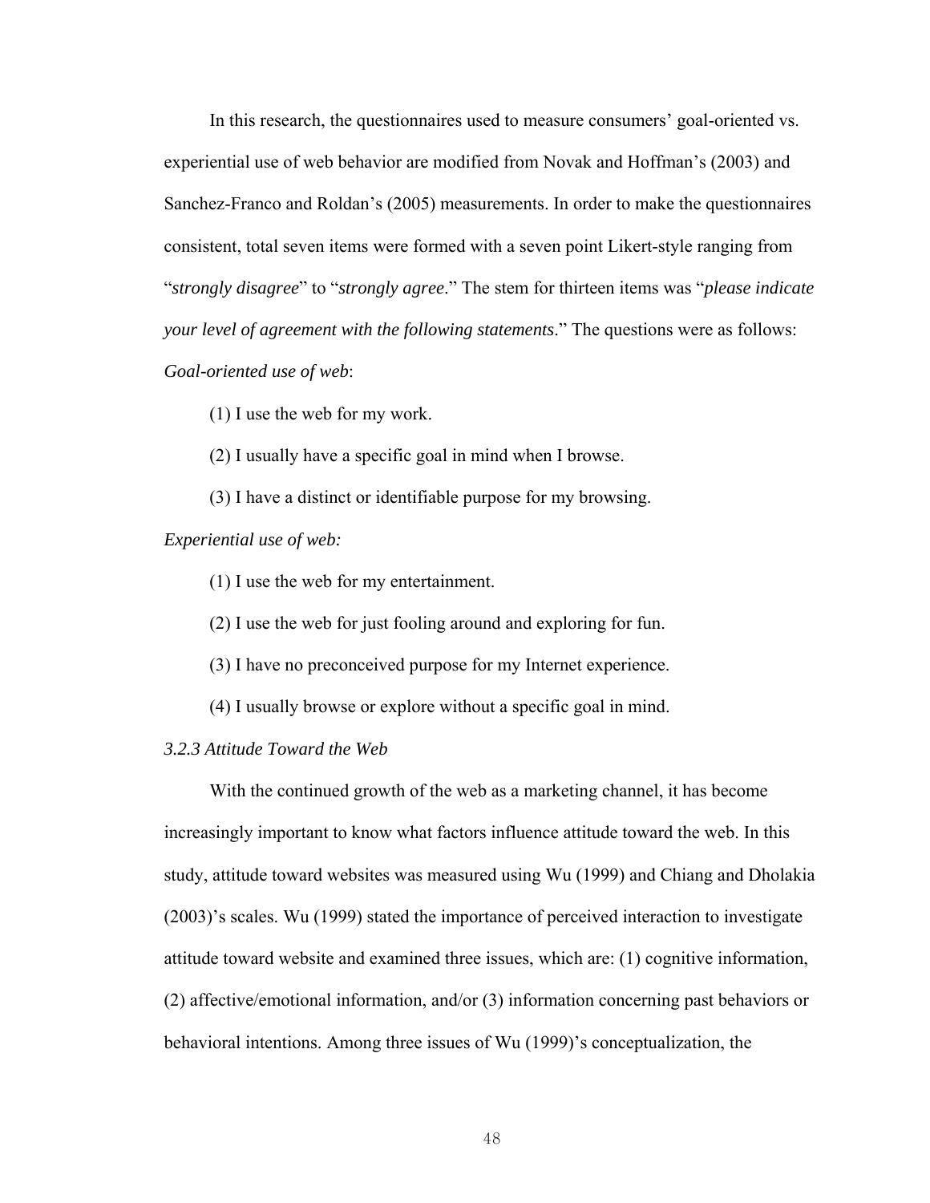In this research, the questionnaires used to measure consumers' goal-oriented vs. experiential use of web behavior are modified from Novak and Hoffman's (2003) and Sanchez-Franco and Roldan's (2005) measurements. In order to make the questionnaires consistent, total seven items were formed with a seven point Likert-style ranging from "*strongly disagree*" to "*strongly agree*." The stem for thirteen items was "*please indicate your level of agreement with the following statements*." The questions were as follows:

*Goal-oriented use of web*:

(1) I use the web for my work.

(2) I usually have a specific goal in mind when I browse.

(3) I have a distinct or identifiable purpose for my browsing.

*Experiential use of web:*

(1) I use the web for my entertainment.

(2) I use the web for just fooling around and exploring for fun.

(3) I have no preconceived purpose for my Internet experience.

(4) I usually browse or explore without a specific goal in mind.

### *3.2.3 Attitude Toward the Web*

With the continued growth of the web as a marketing channel, it has become increasingly important to know what factors influence attitude toward the web. In this study, attitude toward websites was measured using Wu (1999) and Chiang and Dholakia (2003)'s scales. Wu (1999) stated the importance of perceived interaction to investigate attitude toward website and examined three issues, which are: (1) cognitive information, (2) affective/emotional information, and/or (3) information concerning past behaviors or behavioral intentions. Among three issues of Wu (1999)'s conceptualization, the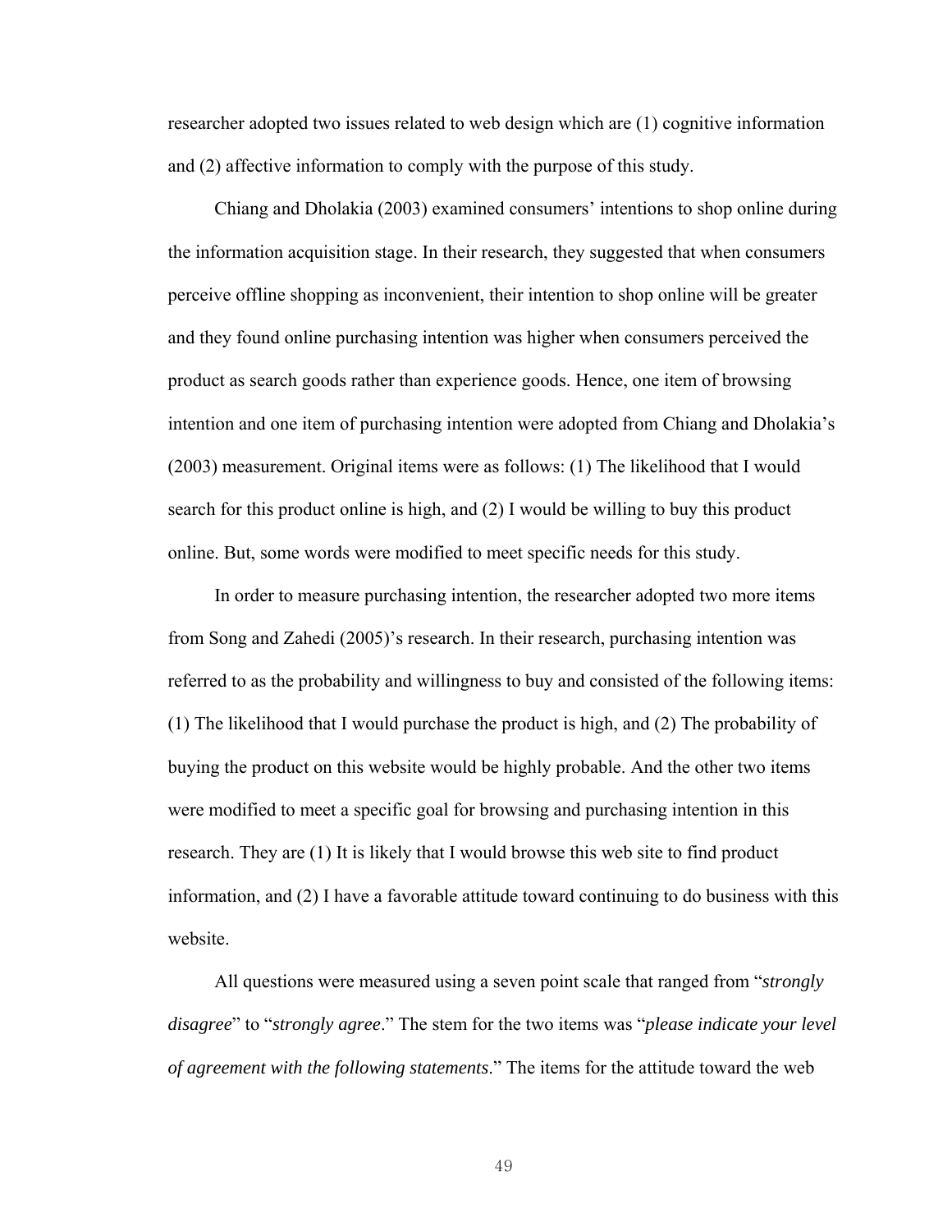researcher adopted two issues related to web design which are (1) cognitive information and (2) affective information to comply with the purpose of this study.

Chiang and Dholakia (2003) examined consumers' intentions to shop online during the information acquisition stage. In their research, they suggested that when consumers perceive offline shopping as inconvenient, their intention to shop online will be greater and they found online purchasing intention was higher when consumers perceived the product as search goods rather than experience goods. Hence, one item of browsing intention and one item of purchasing intention were adopted from Chiang and Dholakia's (2003) measurement. Original items were as follows: (1) The likelihood that I would search for this product online is high, and (2) I would be willing to buy this product online. But, some words were modified to meet specific needs for this study.

In order to measure purchasing intention, the researcher adopted two more items from Song and Zahedi (2005)'s research. In their research, purchasing intention was referred to as the probability and willingness to buy and consisted of the following items: (1) The likelihood that I would purchase the product is high, and (2) The probability of buying the product on this website would be highly probable. And the other two items were modified to meet a specific goal for browsing and purchasing intention in this research. They are (1) It is likely that I would browse this web site to find product information, and (2) I have a favorable attitude toward continuing to do business with this website.

All questions were measured using a seven point scale that ranged from "*strongly disagree*" to "*strongly agree*." The stem for the two items was "*please indicate your level of agreement with the following statements*." The items for the attitude toward the web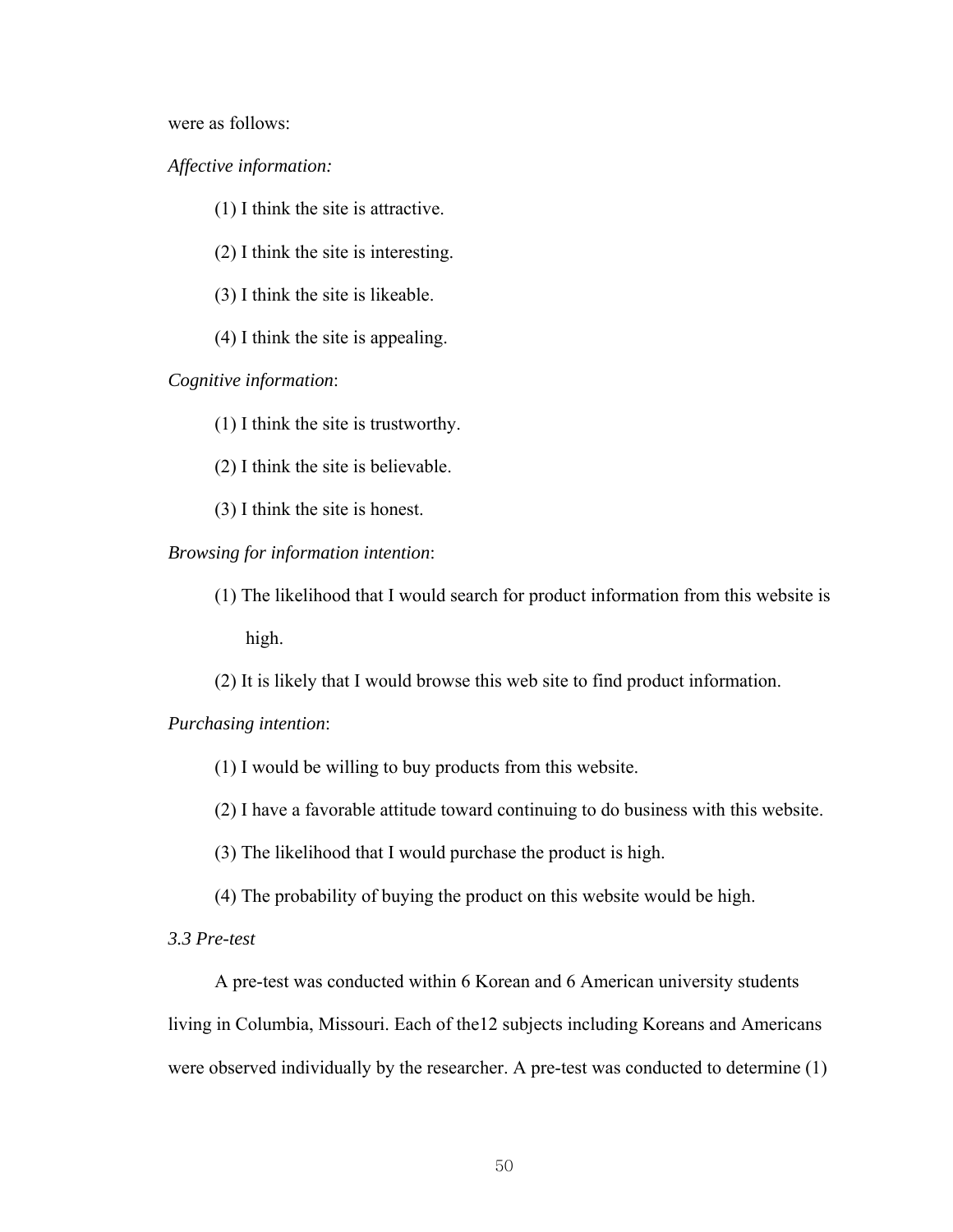were as follows:

*Affective information:*

(1) I think the site is attractive.

(2) I think the site is interesting.

(3) I think the site is likeable.

(4) I think the site is appealing.

*Cognitive information*:

(1) I think the site is trustworthy.

(2) I think the site is believable.

(3) I think the site is honest.

*Browsing for information intention*:

(1) The likelihood that I would search for product information from this website is high.

(2) It is likely that I would browse this web site to find product information.

*Purchasing intention*:

(1) I would be willing to buy products from this website.

(2) I have a favorable attitude toward continuing to do business with this website.

(3) The likelihood that I would purchase the product is high.

(4) The probability of buying the product on this website would be high.

### *3.3 Pre-test*

A pre-test was conducted within 6 Korean and 6 American university students living in Columbia, Missouri. Each of the12 subjects including Koreans and Americans were observed individually by the researcher. A pre-test was conducted to determine (1)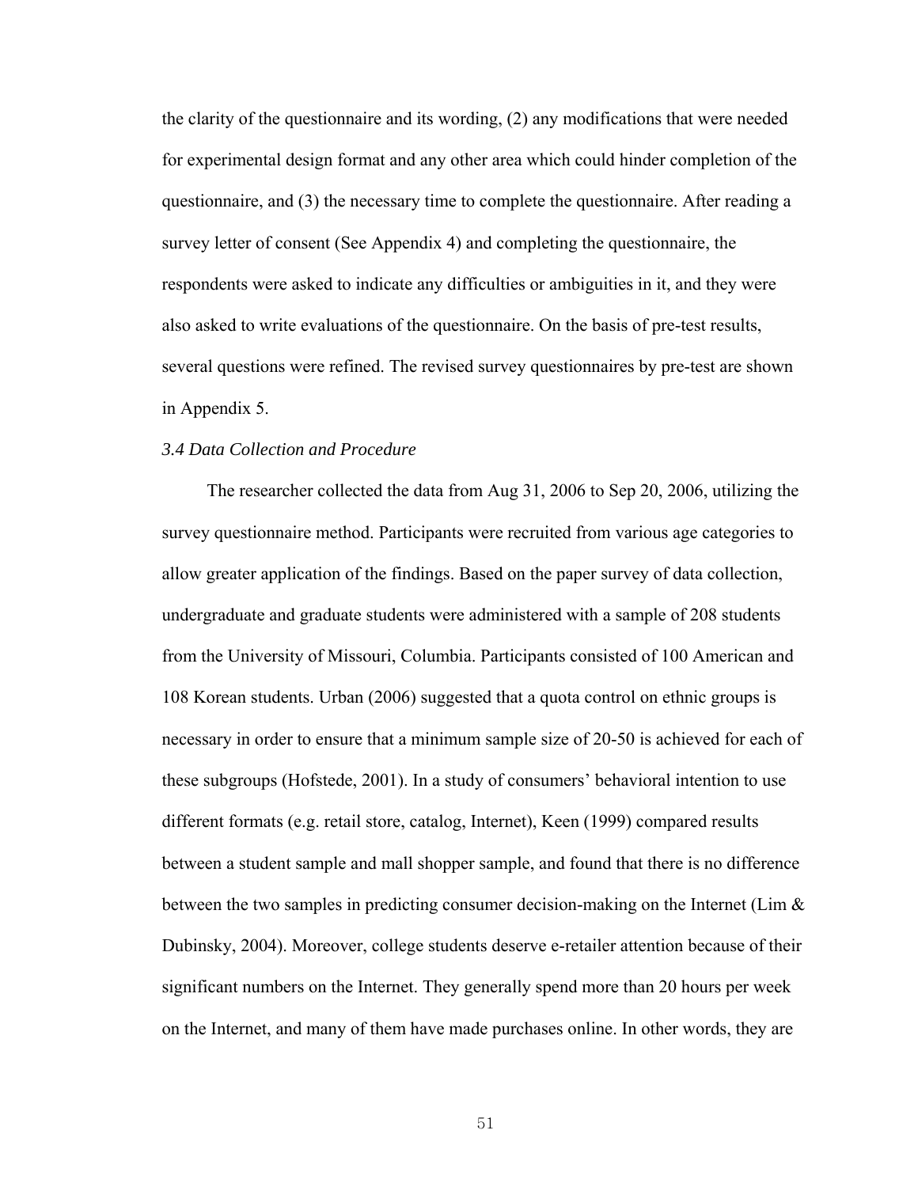the clarity of the questionnaire and its wording, (2) any modifications that were needed for experimental design format and any other area which could hinder completion of the questionnaire, and (3) the necessary time to complete the questionnaire. After reading a survey letter of consent (See Appendix 4) and completing the questionnaire, the respondents were asked to indicate any difficulties or ambiguities in it, and they were also asked to write evaluations of the questionnaire. On the basis of pre-test results, several questions were refined. The revised survey questionnaires by pre-test are shown in Appendix 5.

### *3.4 Data Collection and Procedure*

The researcher collected the data from Aug 31, 2006 to Sep 20, 2006, utilizing the survey questionnaire method. Participants were recruited from various age categories to allow greater application of the findings. Based on the paper survey of data collection, undergraduate and graduate students were administered with a sample of 208 students from the University of Missouri, Columbia. Participants consisted of 100 American and 108 Korean students. Urban (2006) suggested that a quota control on ethnic groups is necessary in order to ensure that a minimum sample size of 20-50 is achieved for each of these subgroups (Hofstede, 2001). In a study of consumers' behavioral intention to use different formats (e.g. retail store, catalog, Internet), Keen (1999) compared results between a student sample and mall shopper sample, and found that there is no difference between the two samples in predicting consumer decision-making on the Internet (Lim & Dubinsky, 2004). Moreover, college students deserve e-retailer attention because of their significant numbers on the Internet. They generally spend more than 20 hours per week on the Internet, and many of them have made purchases online. In other words, they are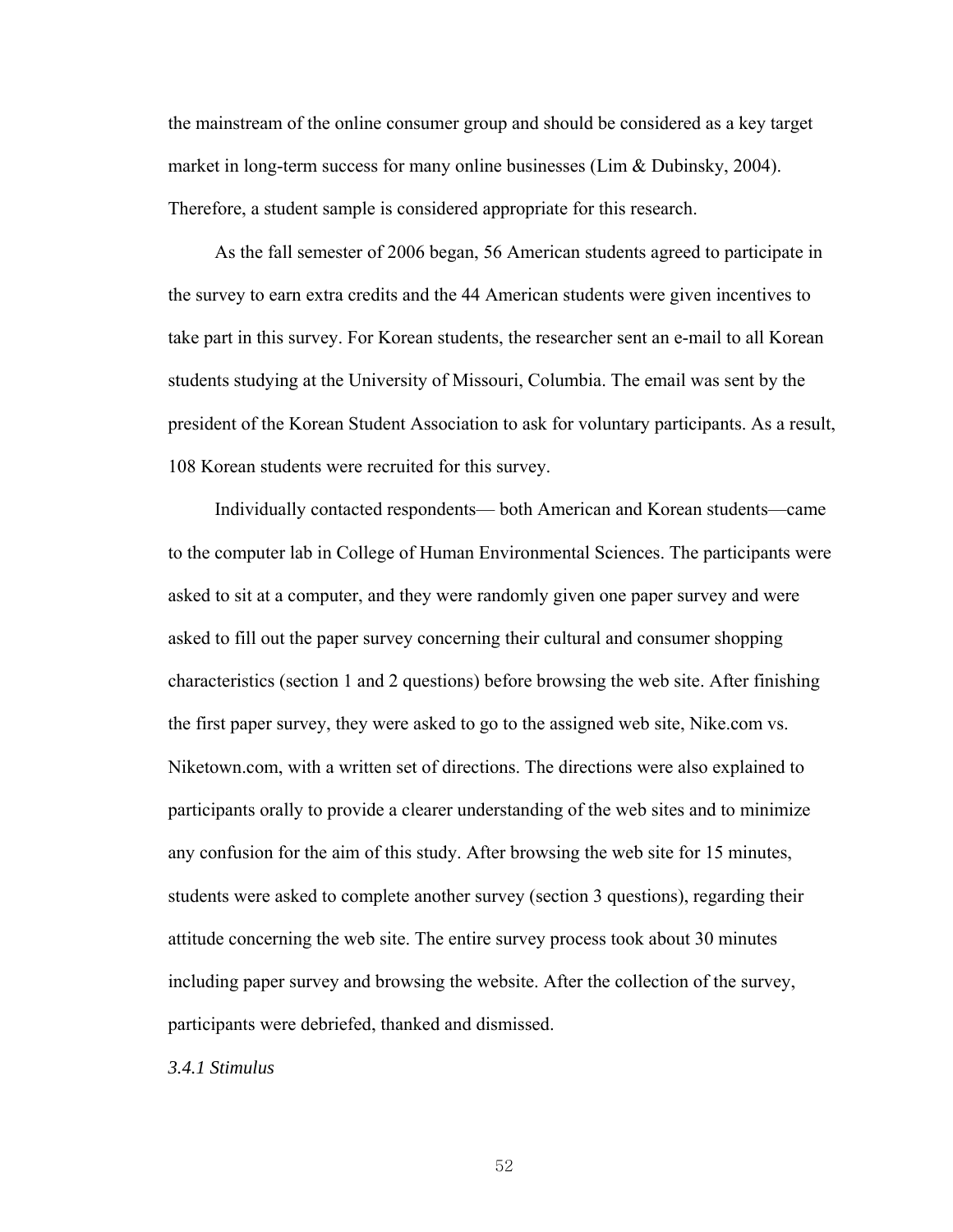the mainstream of the online consumer group and should be considered as a key target market in long-term success for many online businesses (Lim & Dubinsky, 2004). Therefore, a student sample is considered appropriate for this research.

As the fall semester of 2006 began, 56 American students agreed to participate in the survey to earn extra credits and the 44 American students were given incentives to take part in this survey. For Korean students, the researcher sent an e-mail to all Korean students studying at the University of Missouri, Columbia. The email was sent by the president of the Korean Student Association to ask for voluntary participants. As a result, 108 Korean students were recruited for this survey.

Individually contacted respondents— both American and Korean students—came to the computer lab in College of Human Environmental Sciences. The participants were asked to sit at a computer, and they were randomly given one paper survey and were asked to fill out the paper survey concerning their cultural and consumer shopping characteristics (section 1 and 2 questions) before browsing the web site. After finishing the first paper survey, they were asked to go to the assigned web site, Nike.com vs. Niketown.com, with a written set of directions. The directions were also explained to participants orally to provide a clearer understanding of the web sites and to minimize any confusion for the aim of this study. After browsing the web site for 15 minutes, students were asked to complete another survey (section 3 questions), regarding their attitude concerning the web site. The entire survey process took about 30 minutes including paper survey and browsing the website. After the collection of the survey, participants were debriefed, thanked and dismissed.

### *3.4.1 Stimulus*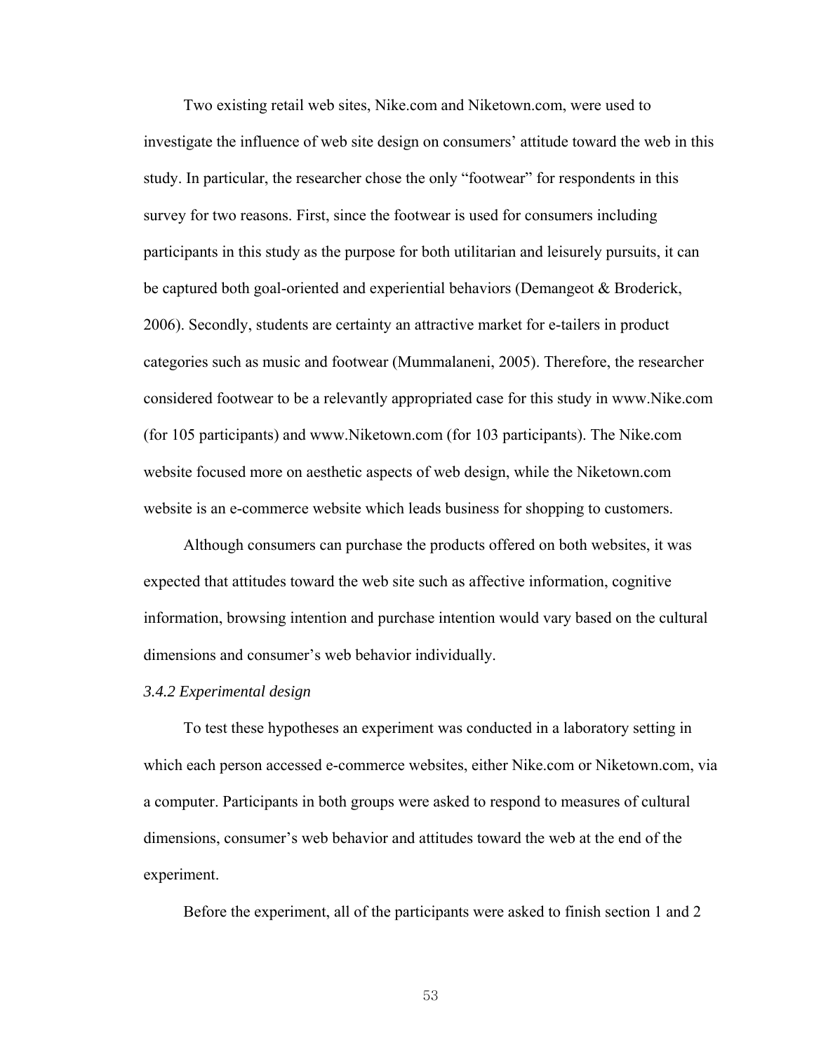Two existing retail web sites, Nike.com and Niketown.com, were used to investigate the influence of web site design on consumers' attitude toward the web in this study. In particular, the researcher chose the only "footwear" for respondents in this survey for two reasons. First, since the footwear is used for consumers including participants in this study as the purpose for both utilitarian and leisurely pursuits, it can be captured both goal-oriented and experiential behaviors (Demangeot & Broderick, 2006). Secondly, students are certainty an attractive market for e-tailers in product categories such as music and footwear (Mummalaneni, 2005). Therefore, the researcher considered footwear to be a relevantly appropriated case for this study in www.Nike.com (for 105 participants) and www.Niketown.com (for 103 participants). The Nike.com website focused more on aesthetic aspects of web design, while the Niketown.com website is an e-commerce website which leads business for shopping to customers.

Although consumers can purchase the products offered on both websites, it was expected that attitudes toward the web site such as affective information, cognitive information, browsing intention and purchase intention would vary based on the cultural dimensions and consumer's web behavior individually.

### *3.4.2 Experimental design*

To test these hypotheses an experiment was conducted in a laboratory setting in which each person accessed e-commerce websites, either Nike.com or Niketown.com, via a computer. Participants in both groups were asked to respond to measures of cultural dimensions, consumer's web behavior and attitudes toward the web at the end of the experiment.

Before the experiment, all of the participants were asked to finish section 1 and 2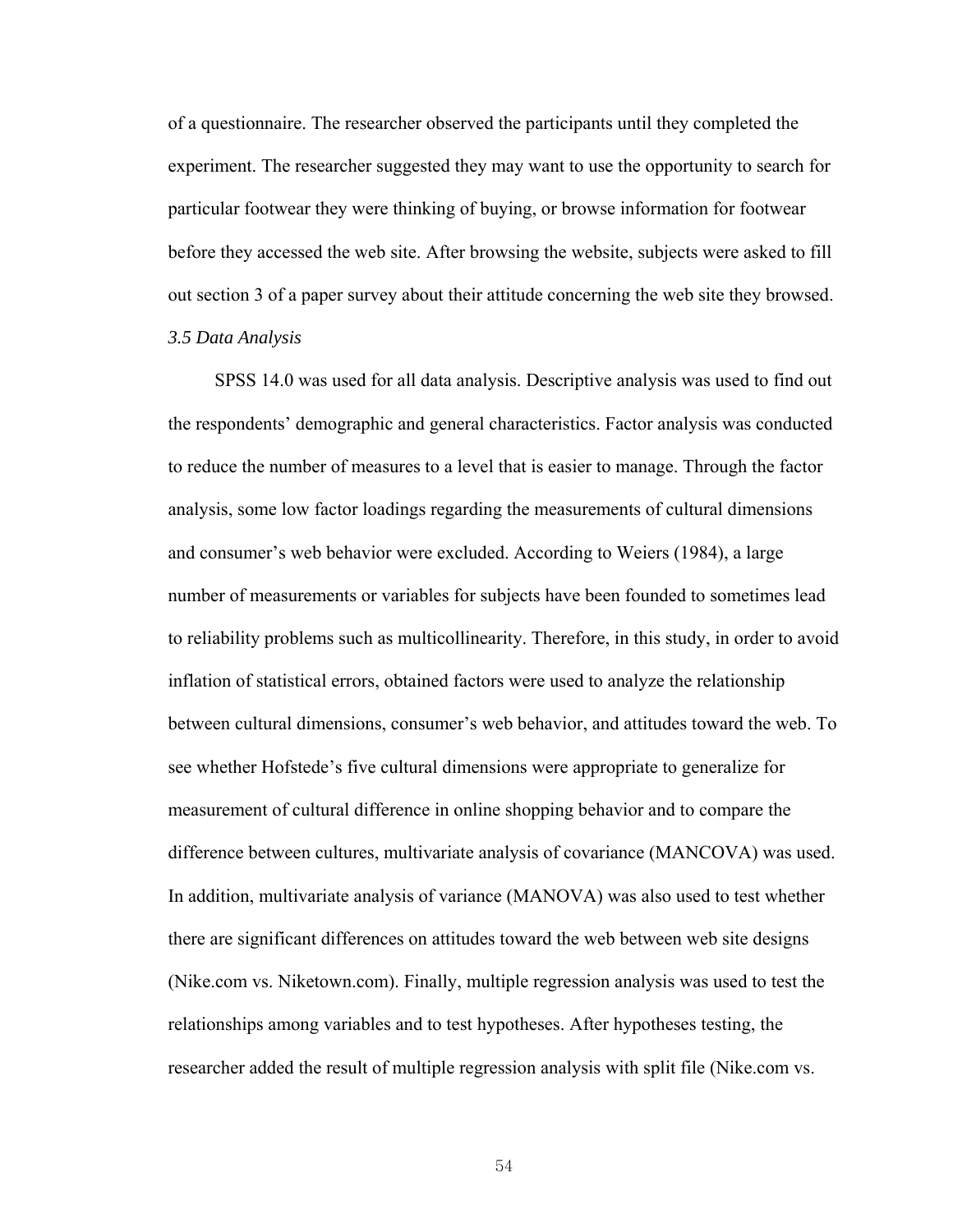of a questionnaire. The researcher observed the participants until they completed the experiment. The researcher suggested they may want to use the opportunity to search for particular footwear they were thinking of buying, or browse information for footwear before they accessed the web site. After browsing the website, subjects were asked to fill out section 3 of a paper survey about their attitude concerning the web site they browsed.

### *3.5 Data Analysis*

SPSS 14.0 was used for all data analysis. Descriptive analysis was used to find out the respondents' demographic and general characteristics. Factor analysis was conducted to reduce the number of measures to a level that is easier to manage. Through the factor analysis, some low factor loadings regarding the measurements of cultural dimensions and consumer's web behavior were excluded. According to Weiers (1984), a large number of measurements or variables for subjects have been founded to sometimes lead to reliability problems such as multicollinearity. Therefore, in this study, in order to avoid inflation of statistical errors, obtained factors were used to analyze the relationship between cultural dimensions, consumer's web behavior, and attitudes toward the web. To see whether Hofstede's five cultural dimensions were appropriate to generalize for measurement of cultural difference in online shopping behavior and to compare the difference between cultures, multivariate analysis of covariance (MANCOVA) was used. In addition, multivariate analysis of variance (MANOVA) was also used to test whether there are significant differences on attitudes toward the web between web site designs (Nike.com vs. Niketown.com). Finally, multiple regression analysis was used to test the relationships among variables and to test hypotheses. After hypotheses testing, the researcher added the result of multiple regression analysis with split file (Nike.com vs.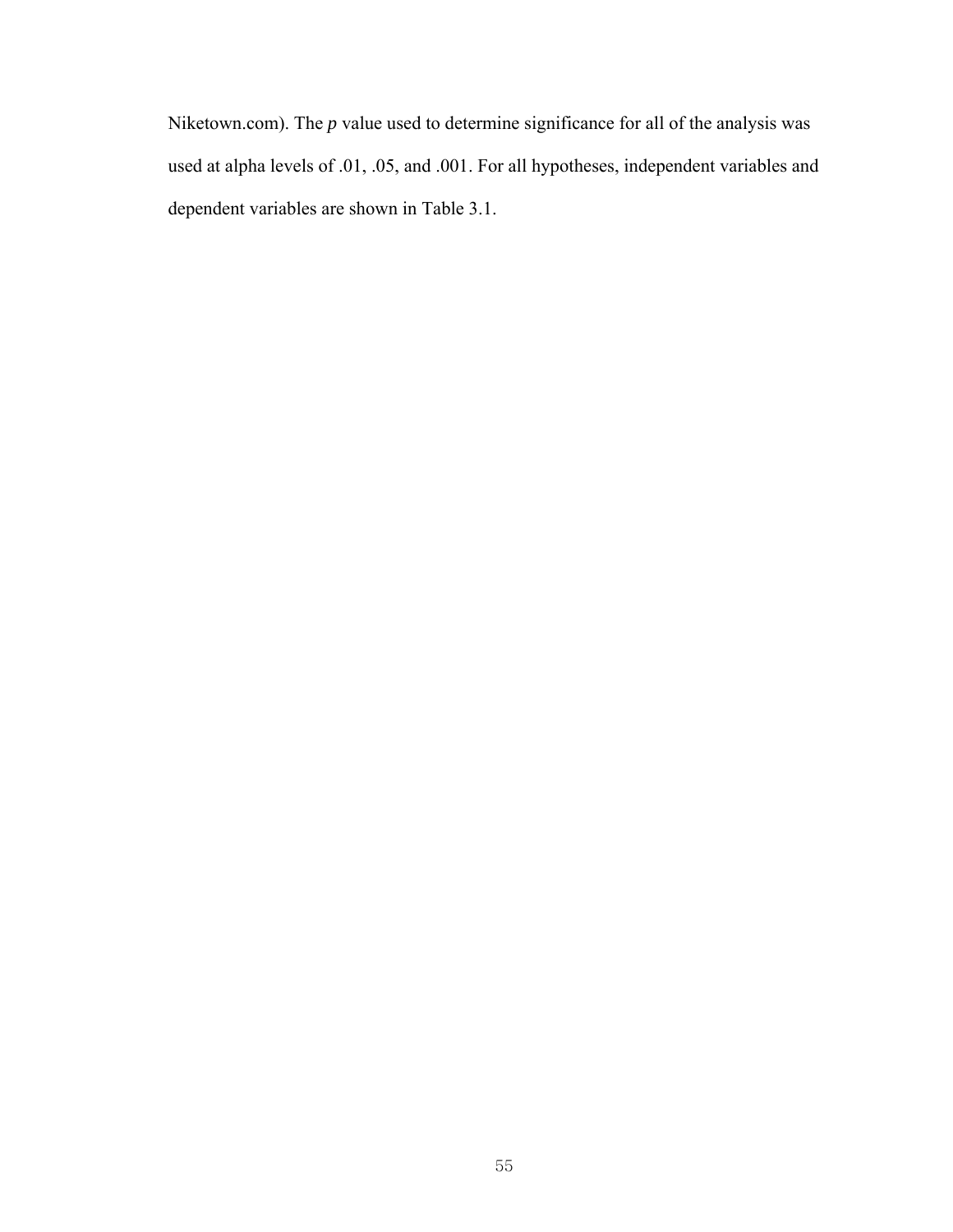Niketown.com). The *p* value used to determine significance for all of the analysis was used at alpha levels of .01, .05, and .001. For all hypotheses, independent variables and dependent variables are shown in Table 3.1.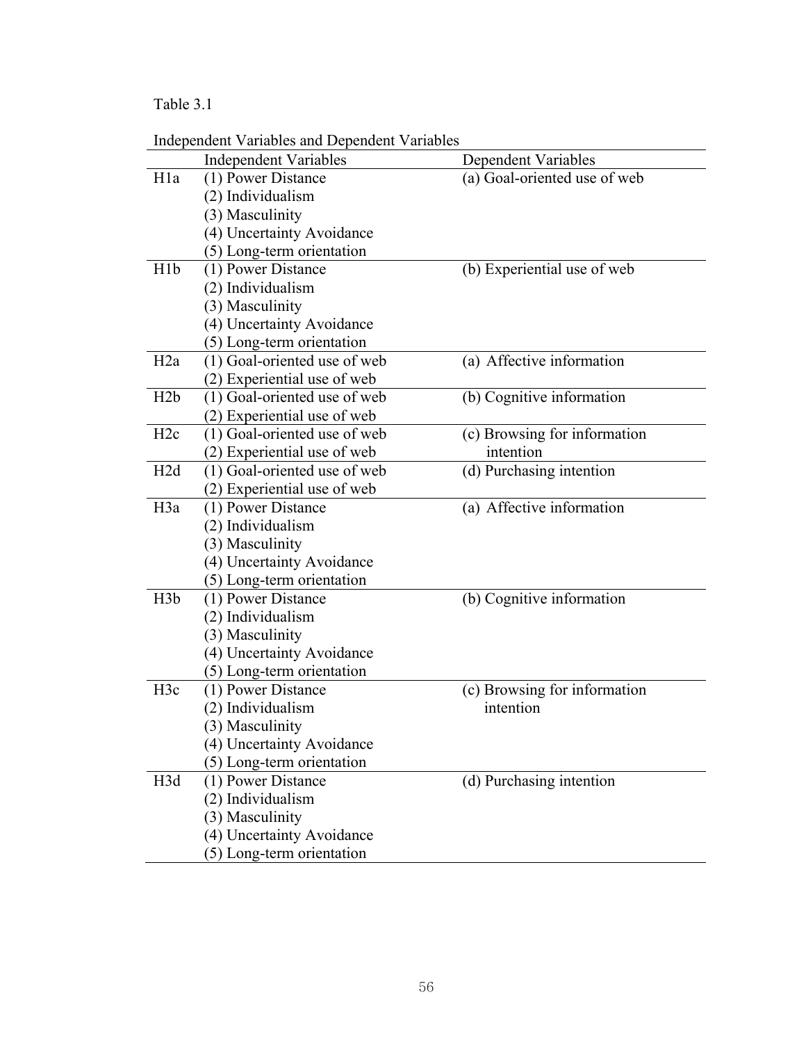Table 3.1

Independent Variables and Dependent Variables

| | Independent Variables | Dependent Variables |
|---|---|---|
| H1a | (1) Power Distance<br>(2) Individualism<br>(3) Masculinity<br>(4) Uncertainty Avoidance<br>(5) Long-term orientation | (a) Goal-oriented use of web |
| H1b | (1) Power Distance<br>(2) Individualism<br>(3) Masculinity<br>(4) Uncertainty Avoidance<br>(5) Long-term orientation | (b) Experiential use of web |
| H2a | (1) Goal-oriented use of web<br>(2) Experiential use of web | (a) Affective information |
| H2b | (1) Goal-oriented use of web<br>(2) Experiential use of web | (b) Cognitive information |
| H2c | (1) Goal-oriented use of web<br>(2) Experiential use of web | (c) Browsing for information intention |
| H2d | (1) Goal-oriented use of web<br>(2) Experiential use of web | (d) Purchasing intention |
| H3a | (1) Power Distance<br>(2) Individualism<br>(3) Masculinity<br>(4) Uncertainty Avoidance<br>(5) Long-term orientation | (a) Affective information |
| H3b | (1) Power Distance<br>(2) Individualism<br>(3) Masculinity<br>(4) Uncertainty Avoidance<br>(5) Long-term orientation | (b) Cognitive information |
| H3c | (1) Power Distance<br>(2) Individualism<br>(3) Masculinity<br>(4) Uncertainty Avoidance<br>(5) Long-term orientation | (c) Browsing for information intention |
| H3d | (1) Power Distance<br>(2) Individualism<br>(3) Masculinity<br>(4) Uncertainty Avoidance<br>(5) Long-term orientation | (d) Purchasing intention |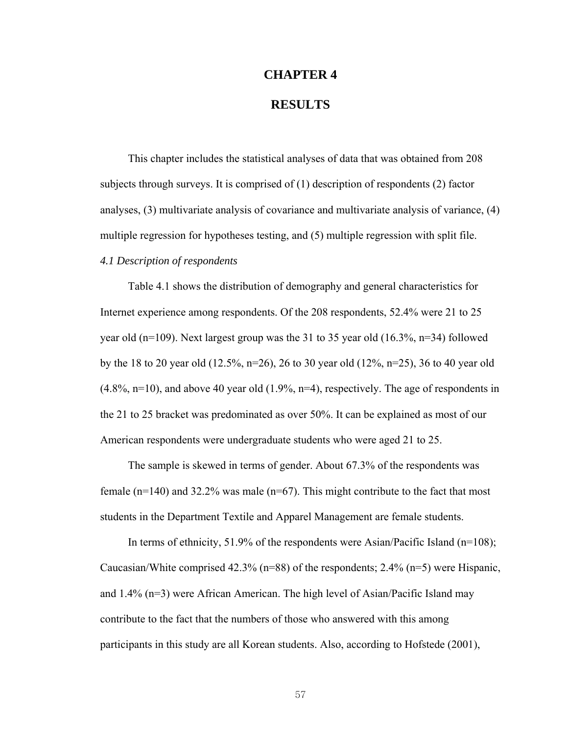# CHAPTER 4

# RESULTS

This chapter includes the statistical analyses of data that was obtained from 208 subjects through surveys. It is comprised of (1) description of respondents (2) factor analyses, (3) multivariate analysis of covariance and multivariate analysis of variance, (4) multiple regression for hypotheses testing, and (5) multiple regression with split file.

*4.1 Description of respondents*

Table 4.1 shows the distribution of demography and general characteristics for Internet experience among respondents. Of the 208 respondents, 52.4% were 21 to 25 year old (n=109). Next largest group was the 31 to 35 year old (16.3%, n=34) followed by the 18 to 20 year old (12.5%, n=26), 26 to 30 year old (12%, n=25), 36 to 40 year old (4.8%, n=10), and above 40 year old (1.9%, n=4), respectively. The age of respondents in the 21 to 25 bracket was predominated as over 50%. It can be explained as most of our American respondents were undergraduate students who were aged 21 to 25.

The sample is skewed in terms of gender. About 67.3% of the respondents was female (n=140) and 32.2% was male (n=67). This might contribute to the fact that most students in the Department Textile and Apparel Management are female students.

In terms of ethnicity, 51.9% of the respondents were Asian/Pacific Island (n=108); Caucasian/White comprised 42.3% (n=88) of the respondents; 2.4% (n=5) were Hispanic, and 1.4% (n=3) were African American. The high level of Asian/Pacific Island may contribute to the fact that the numbers of those who answered with this among participants in this study are all Korean students. Also, according to Hofstede (2001),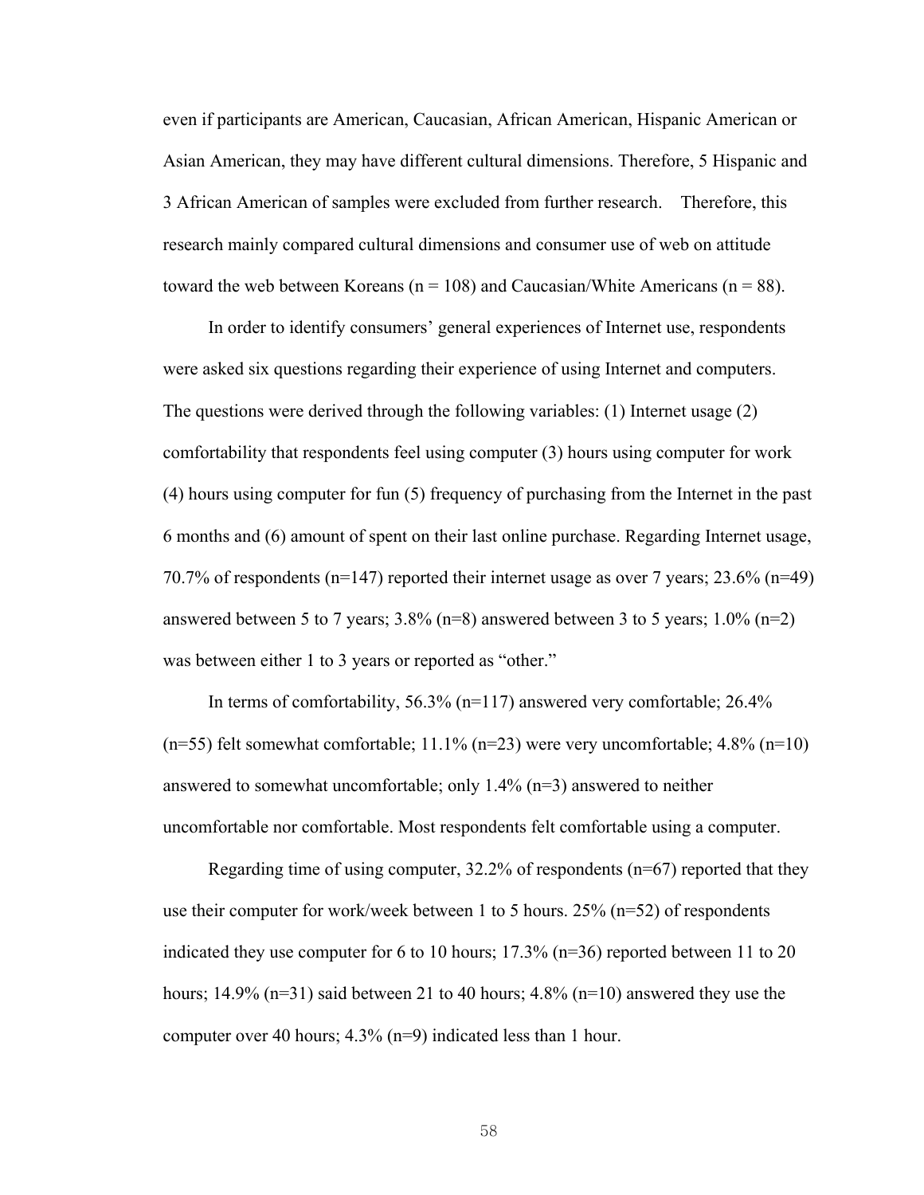even if participants are American, Caucasian, African American, Hispanic American or Asian American, they may have different cultural dimensions. Therefore, 5 Hispanic and 3 African American of samples were excluded from further research. Therefore, this research mainly compared cultural dimensions and consumer use of web on attitude toward the web between Koreans (n = 108) and Caucasian/White Americans (n = 88).

In order to identify consumers' general experiences of Internet use, respondents were asked six questions regarding their experience of using Internet and computers. The questions were derived through the following variables: (1) Internet usage (2) comfortability that respondents feel using computer (3) hours using computer for work (4) hours using computer for fun (5) frequency of purchasing from the Internet in the past 6 months and (6) amount of spent on their last online purchase. Regarding Internet usage, 70.7% of respondents (n=147) reported their internet usage as over 7 years; 23.6% (n=49) answered between 5 to 7 years; 3.8% (n=8) answered between 3 to 5 years; 1.0% (n=2) was between either 1 to 3 years or reported as "other."

In terms of comfortability, 56.3% (n=117) answered very comfortable; 26.4% (n=55) felt somewhat comfortable; 11.1% (n=23) were very uncomfortable; 4.8% (n=10) answered to somewhat uncomfortable; only 1.4% (n=3) answered to neither uncomfortable nor comfortable. Most respondents felt comfortable using a computer.

Regarding time of using computer, 32.2% of respondents (n=67) reported that they use their computer for work/week between 1 to 5 hours. 25% (n=52) of respondents indicated they use computer for 6 to 10 hours; 17.3% (n=36) reported between 11 to 20 hours; 14.9% (n=31) said between 21 to 40 hours; 4.8% (n=10) answered they use the computer over 40 hours; 4.3% (n=9) indicated less than 1 hour.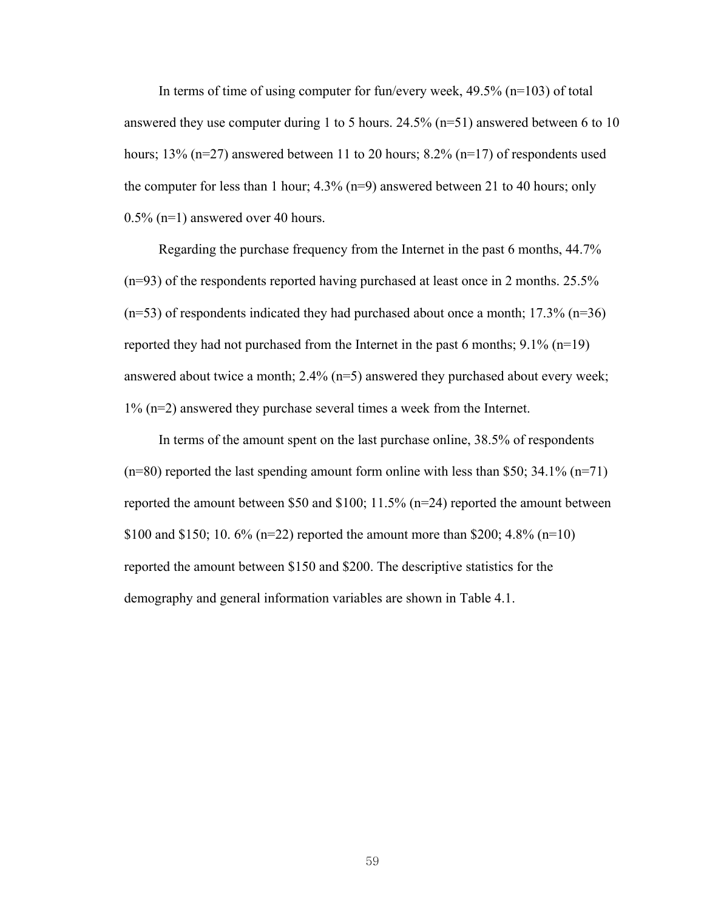In terms of time of using computer for fun/every week, 49.5% (n=103) of total answered they use computer during 1 to 5 hours. 24.5% (n=51) answered between 6 to 10 hours; 13% (n=27) answered between 11 to 20 hours; 8.2% (n=17) of respondents used the computer for less than 1 hour; 4.3% (n=9) answered between 21 to 40 hours; only 0.5% (n=1) answered over 40 hours.

Regarding the purchase frequency from the Internet in the past 6 months, 44.7% (n=93) of the respondents reported having purchased at least once in 2 months. 25.5% (n=53) of respondents indicated they had purchased about once a month; 17.3% (n=36) reported they had not purchased from the Internet in the past 6 months; 9.1% (n=19) answered about twice a month; 2.4% (n=5) answered they purchased about every week; 1% (n=2) answered they purchase several times a week from the Internet.

In terms of the amount spent on the last purchase online, 38.5% of respondents (n=80) reported the last spending amount form online with less than $50; 34.1% (n=71) reported the amount between $50 and $100; 11.5% (n=24) reported the amount between $100 and $150; 10. 6% (n=22) reported the amount more than $200; 4.8% (n=10) reported the amount between $150 and $200. The descriptive statistics for the demography and general information variables are shown in Table 4.1.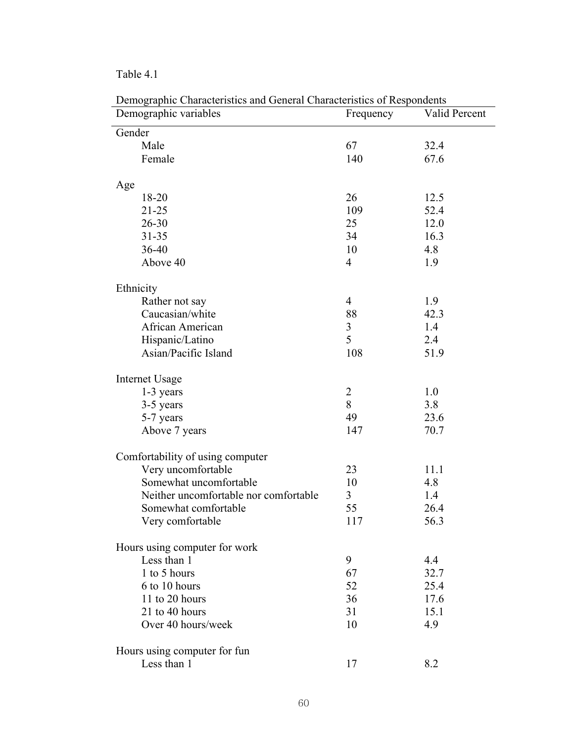Table 4.1

Demographic Characteristics and General Characteristics of Respondents

| Demographic variables | Frequency | Valid Percent |
|---|---|---|
| Gender | | |
| Male | 67 | 32.4 |
| Female | 140 | 67.6 |
| | | |
| Age | | |
| 18-20 | 26 | 12.5 |
| 21-25 | 109 | 52.4 |
| 26-30 | 25 | 12.0 |
| 31-35 | 34 | 16.3 |
| 36-40 | 10 | 4.8 |
| Above 40 | 4 | 1.9 |
| | | |
| Ethnicity | | |
| Rather not say | 4 | 1.9 |
| Caucasian/white | 88 | 42.3 |
| African American | 3 | 1.4 |
| Hispanic/Latino | 5 | 2.4 |
| Asian/Pacific Island | 108 | 51.9 |
| | | |
| Internet Usage | | |
| 1-3 years | 2 | 1.0 |
| 3-5 years | 8 | 3.8 |
| 5-7 years | 49 | 23.6 |
| Above 7 years | 147 | 70.7 |
| | | |
| Comfortability of using computer | | |
| Very uncomfortable | 23 | 11.1 |
| Somewhat uncomfortable | 10 | 4.8 |
| Neither uncomfortable nor comfortable | 3 | 1.4 |
| Somewhat comfortable | 55 | 26.4 |
| Very comfortable | 117 | 56.3 |
| | | |
| Hours using computer for work | | |
| Less than 1 | 9 | 4.4 |
| 1 to 5 hours | 67 | 32.7 |
| 6 to 10 hours | 52 | 25.4 |
| 11 to 20 hours | 36 | 17.6 |
| 21 to 40 hours | 31 | 15.1 |
| Over 40 hours/week | 10 | 4.9 |
| | | |
| Hours using computer for fun | | |
| Less than 1 | 17 | 8.2 |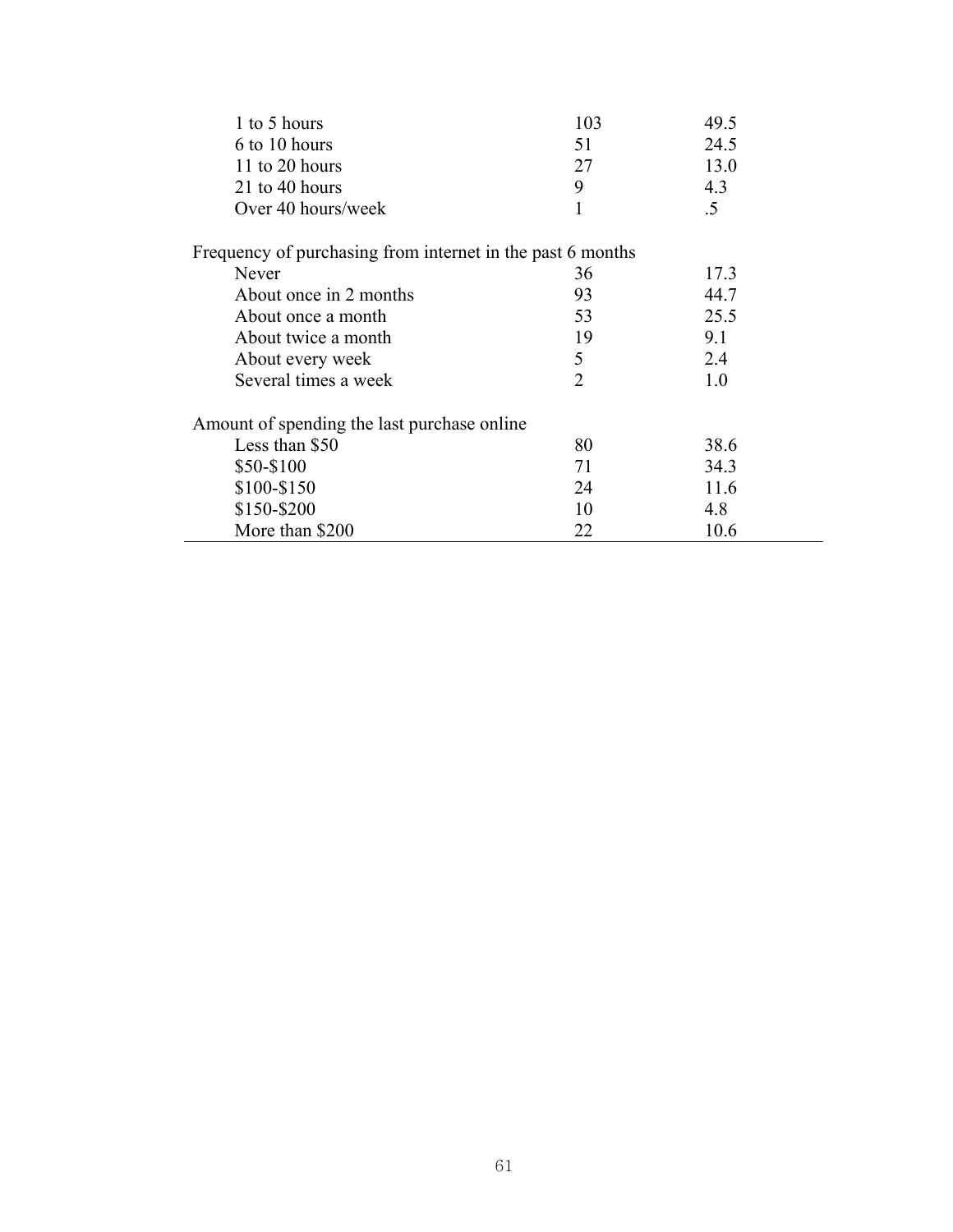| | | |
|---|---|---|
| 1 to 5 hours | 103 | 49.5 |
| 6 to 10 hours | 51 | 24.5 |
| 11 to 20 hours | 27 | 13.0 |
| 21 to 40 hours | 9 | 4.3 |
| Over 40 hours/week | 1 | .5 |
| Frequency of purchasing from internet in the past 6 months | | |
| Never | 36 | 17.3 |
| About once in 2 months | 93 | 44.7 |
| About once a month | 53 | 25.5 |
| About twice a month | 19 | 9.1 |
| About every week | 5 | 2.4 |
| Several times a week | 2 | 1.0 |
| Amount of spending the last purchase online | | |
| Less than $50 | 80 | 38.6 |
| $50-$100 | 71 | 34.3 |
| $100-$150 | 24 | 11.6 |
| $150-$200 | 10 | 4.8 |
| More than $200 | 22 | 10.6 |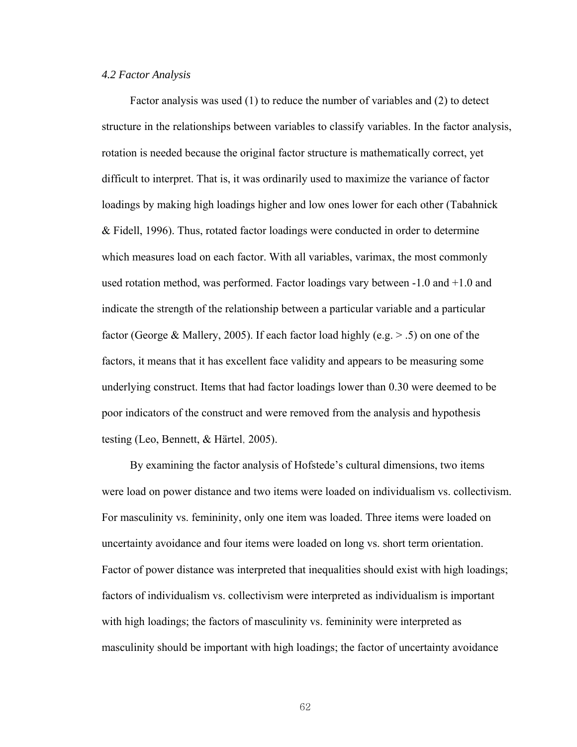*4.2 Factor Analysis*

Factor analysis was used (1) to reduce the number of variables and (2) to detect structure in the relationships between variables to classify variables. In the factor analysis, rotation is needed because the original factor structure is mathematically correct, yet difficult to interpret. That is, it was ordinarily used to maximize the variance of factor loadings by making high loadings higher and low ones lower for each other (Tabahnick & Fidell, 1996). Thus, rotated factor loadings were conducted in order to determine which measures load on each factor. With all variables, varimax, the most commonly used rotation method, was performed. Factor loadings vary between -1.0 and +1.0 and indicate the strength of the relationship between a particular variable and a particular factor (George & Mallery, 2005). If each factor load highly (e.g. > .5) on one of the factors, it means that it has excellent face validity and appears to be measuring some underlying construct. Items that had factor loadings lower than 0.30 were deemed to be poor indicators of the construct and were removed from the analysis and hypothesis testing (Leo, Bennett, & Härtel, 2005).

By examining the factor analysis of Hofstede's cultural dimensions, two items were load on power distance and two items were loaded on individualism vs. collectivism. For masculinity vs. femininity, only one item was loaded. Three items were loaded on uncertainty avoidance and four items were loaded on long vs. short term orientation. Factor of power distance was interpreted that inequalities should exist with high loadings; factors of individualism vs. collectivism were interpreted as individualism is important with high loadings; the factors of masculinity vs. femininity were interpreted as masculinity should be important with high loadings; the factor of uncertainty avoidance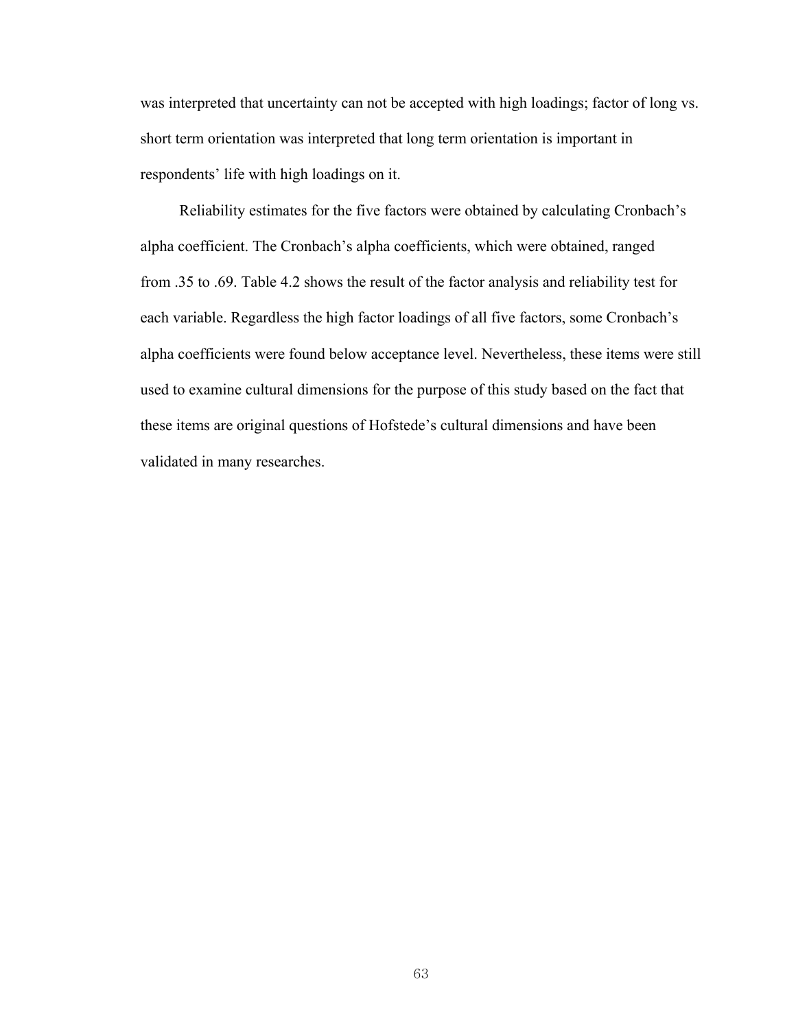was interpreted that uncertainty can not be accepted with high loadings; factor of long vs. short term orientation was interpreted that long term orientation is important in respondents' life with high loadings on it.

Reliability estimates for the five factors were obtained by calculating Cronbach's alpha coefficient. The Cronbach's alpha coefficients, which were obtained, ranged from .35 to .69. Table 4.2 shows the result of the factor analysis and reliability test for each variable. Regardless the high factor loadings of all five factors, some Cronbach's alpha coefficients were found below acceptance level. Nevertheless, these items were still used to examine cultural dimensions for the purpose of this study based on the fact that these items are original questions of Hofstede's cultural dimensions and have been validated in many researches.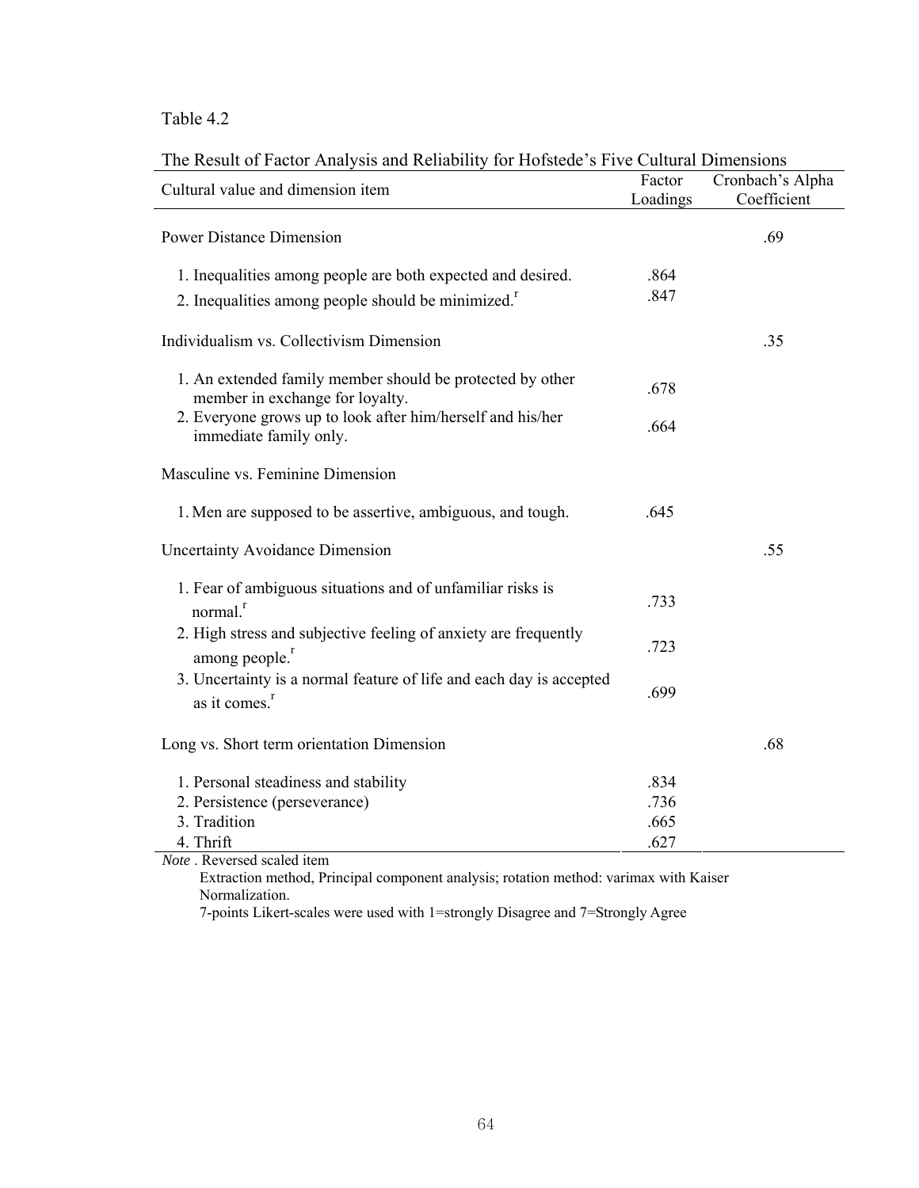Table 4.2

The Result of Factor Analysis and Reliability for Hofstede's Five Cultural Dimensions

| Cultural value and dimension item | Factor Loadings | Cronbach's Alpha Coefficient |
|---|---|---|
| Power Distance Dimension | | .69 |
| 1. Inequalities among people are both expected and desired. | .864 | |
| 2. Inequalities among people should be minimized.[r] | .847 | |
| Individualism vs. Collectivism Dimension | | .35 |
| 1. An extended family member should be protected by other member in exchange for loyalty. | .678 | |
| 2. Everyone grows up to look after him/herself and his/her immediate family only. | .664 | |
| Masculine vs. Feminine Dimension | | |
| 1. Men are supposed to be assertive, ambiguous, and tough. | .645 | |
| Uncertainty Avoidance Dimension | | .55 |
| 1. Fear of ambiguous situations and of unfamiliar risks is normal.[r] | .733 | |
| 2. High stress and subjective feeling of anxiety are frequently among people.[r] | .723 | |
| 3. Uncertainty is a normal feature of life and each day is accepted as it comes.[r] | .699 | |
| Long vs. Short term orientation Dimension | | .68 |
| 1. Personal steadiness and stability | .834 | |
| 2. Persistence (perseverance) | .736 | |
| 3. Tradition | .665 | |
| 4. Thrift | .627 | |

*Note* . Reversed scaled item

Extraction method, Principal component analysis; rotation method: varimax with Kaiser Normalization.

7-points Likert-scales were used with 1=strongly Disagree and 7=Strongly Agree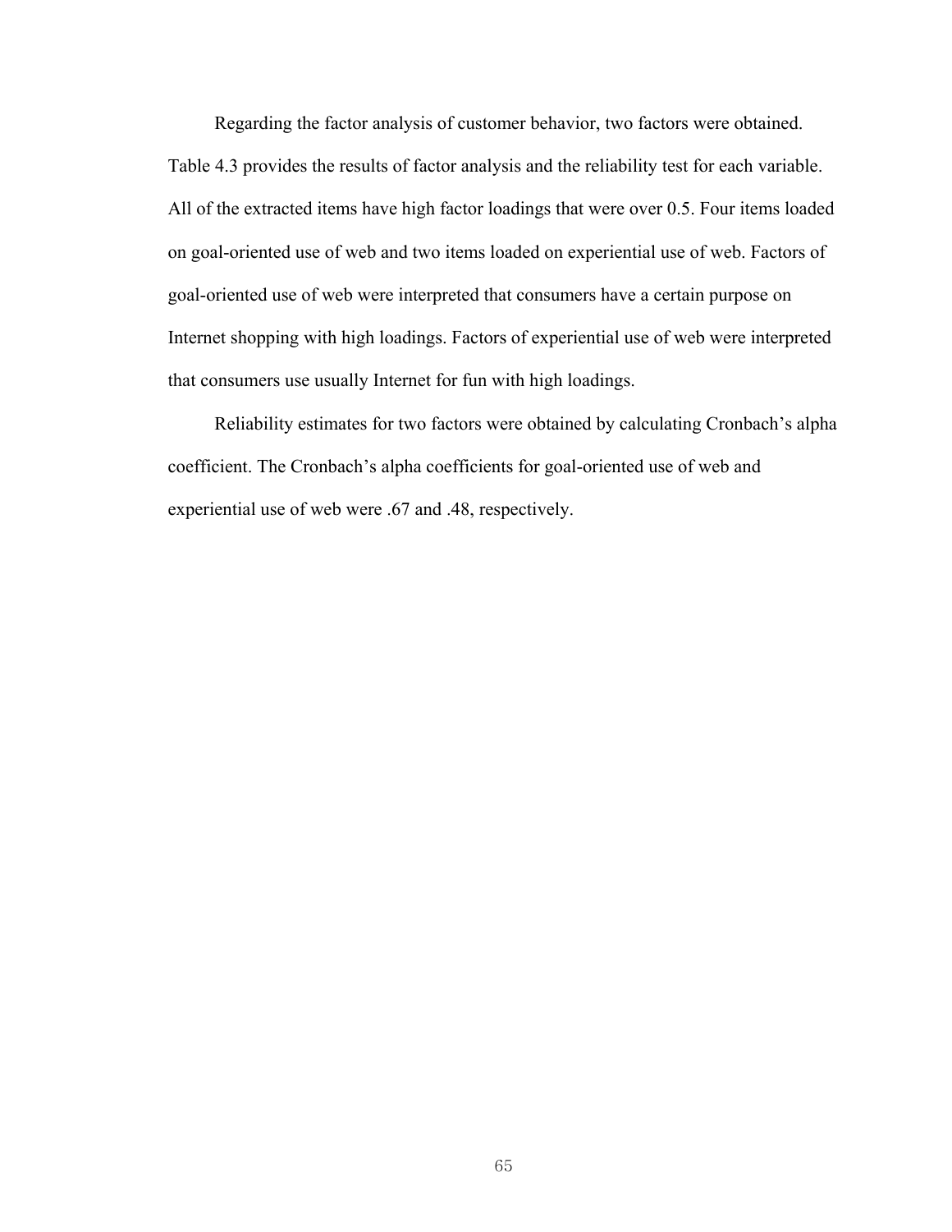Regarding the factor analysis of customer behavior, two factors were obtained. Table 4.3 provides the results of factor analysis and the reliability test for each variable. All of the extracted items have high factor loadings that were over 0.5. Four items loaded on goal-oriented use of web and two items loaded on experiential use of web. Factors of goal-oriented use of web were interpreted that consumers have a certain purpose on Internet shopping with high loadings. Factors of experiential use of web were interpreted that consumers use usually Internet for fun with high loadings.

Reliability estimates for two factors were obtained by calculating Cronbach's alpha coefficient. The Cronbach's alpha coefficients for goal-oriented use of web and experiential use of web were .67 and .48, respectively.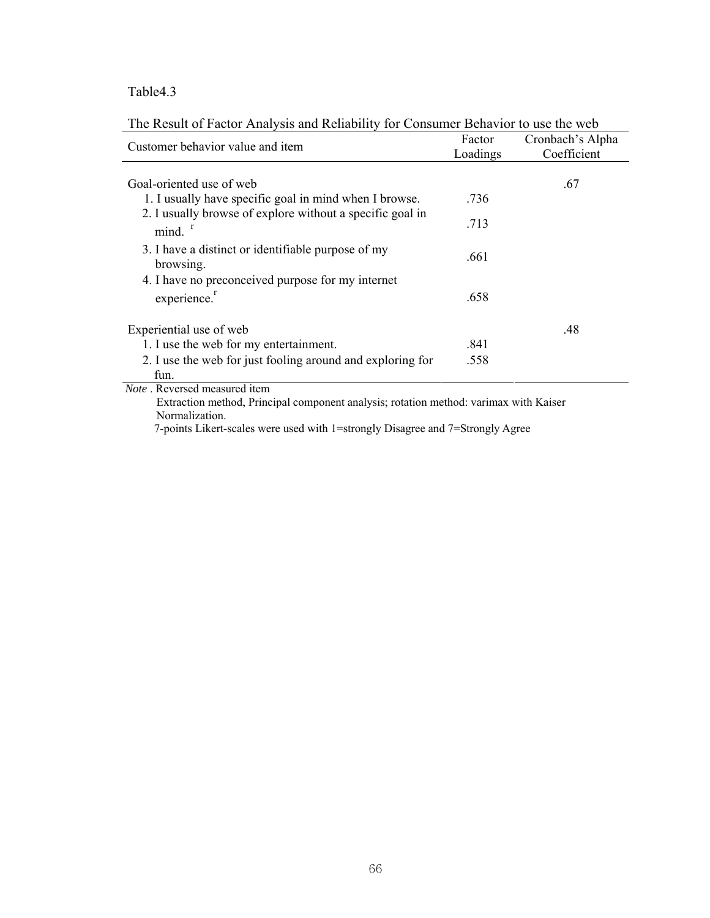Table4.3

The Result of Factor Analysis and Reliability for Consumer Behavior to use the web

| Customer behavior value and item | Factor Loadings | Cronbach's Alpha Coefficient |
|---|---|---|
| Goal-oriented use of web | | .67 |
| 1. I usually have specific goal in mind when I browse. | .736 | |
| 2. I usually browse of explore without a specific goal in mind. [r] | .713 | |
| 3. I have a distinct or identifiable purpose of my browsing. | .661 | |
| 4. I have no preconceived purpose for my internet experience.[r] | .658 | |
| Experiential use of web | | .48 |
| 1. I use the web for my entertainment. | .841 | |
| 2. I use the web for just fooling around and exploring for fun. | .558 | |

*Note* . Reversed measured item

Extraction method, Principal component analysis; rotation method: varimax with Kaiser Normalization.

7-points Likert-scales were used with 1=strongly Disagree and 7=Strongly Agree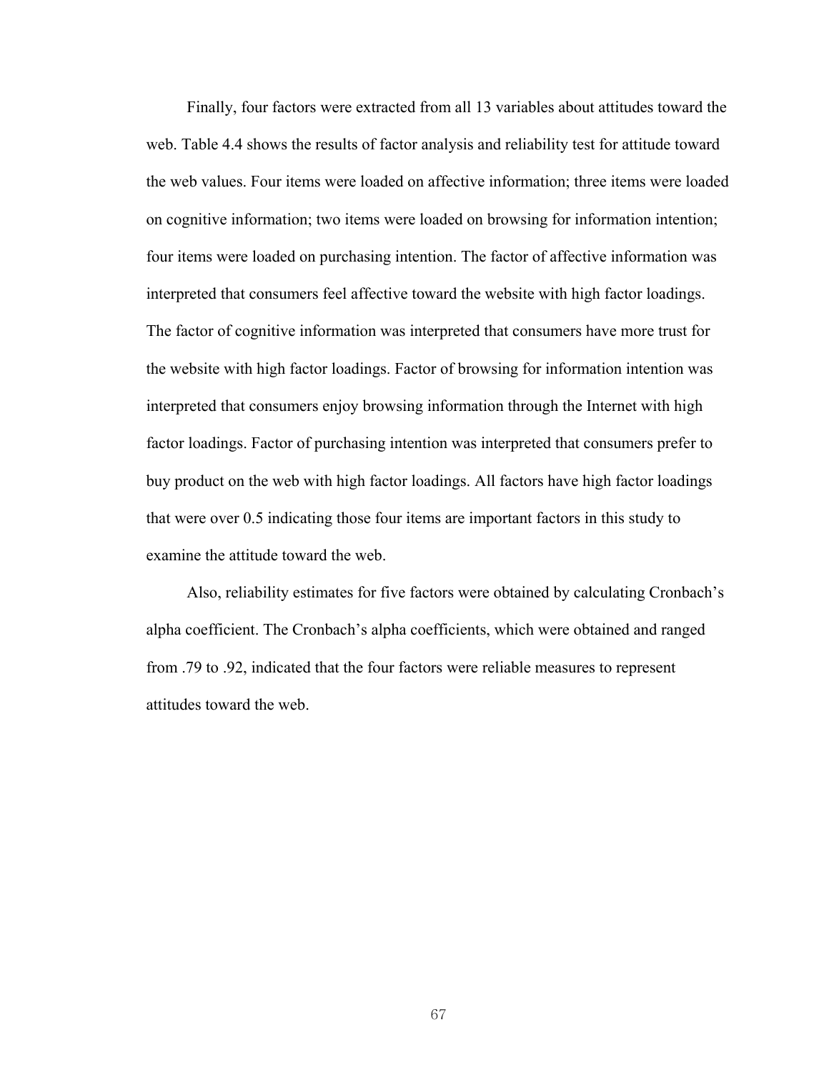Finally, four factors were extracted from all 13 variables about attitudes toward the web. Table 4.4 shows the results of factor analysis and reliability test for attitude toward the web values. Four items were loaded on affective information; three items were loaded on cognitive information; two items were loaded on browsing for information intention; four items were loaded on purchasing intention. The factor of affective information was interpreted that consumers feel affective toward the website with high factor loadings. The factor of cognitive information was interpreted that consumers have more trust for the website with high factor loadings. Factor of browsing for information intention was interpreted that consumers enjoy browsing information through the Internet with high factor loadings. Factor of purchasing intention was interpreted that consumers prefer to buy product on the web with high factor loadings. All factors have high factor loadings that were over 0.5 indicating those four items are important factors in this study to examine the attitude toward the web.

Also, reliability estimates for five factors were obtained by calculating Cronbach's alpha coefficient. The Cronbach's alpha coefficients, which were obtained and ranged from .79 to .92, indicated that the four factors were reliable measures to represent attitudes toward the web.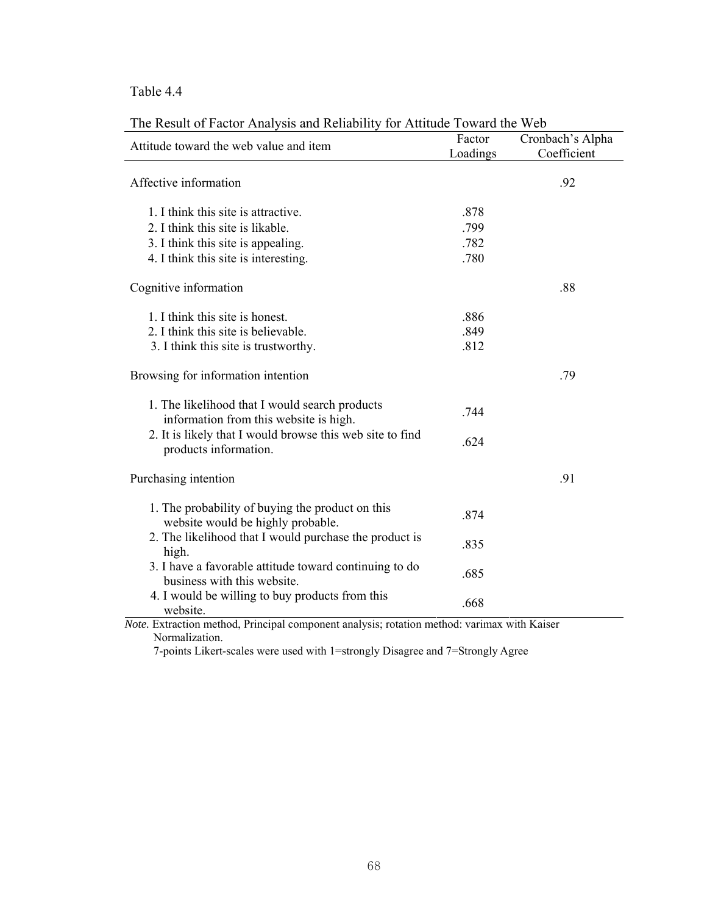Table 4.4

The Result of Factor Analysis and Reliability for Attitude Toward the Web

| Attitude toward the web value and item | Factor Loadings | Cronbach's Alpha Coefficient |
|---|---|---|
| Affective information | | .92 |
| 1. I think this site is attractive. | .878 | |
| 2. I think this site is likable. | .799 | |
| 3. I think this site is appealing. | .782 | |
| 4. I think this site is interesting. | .780 | |
| Cognitive information | | .88 |
| 1. I think this site is honest. | .886 | |
| 2. I think this site is believable. | .849 | |
| 3. I think this site is trustworthy. | .812 | |
| Browsing for information intention | | .79 |
| 1. The likelihood that I would search products information from this website is high. | .744 | |
| 2. It is likely that I would browse this web site to find products information. | .624 | |
| Purchasing intention | | .91 |
| 1. The probability of buying the product on this website would be highly probable. | .874 | |
| 2. The likelihood that I would purchase the product is high. | .835 | |
| 3. I have a favorable attitude toward continuing to do business with this website. | .685 | |
| 4. I would be willing to buy products from this website. | .668 | |

*Note.* Extraction method, Principal component analysis; rotation method: varimax with Kaiser Normalization.
7-points Likert-scales were used with 1=strongly Disagree and 7=Strongly Agree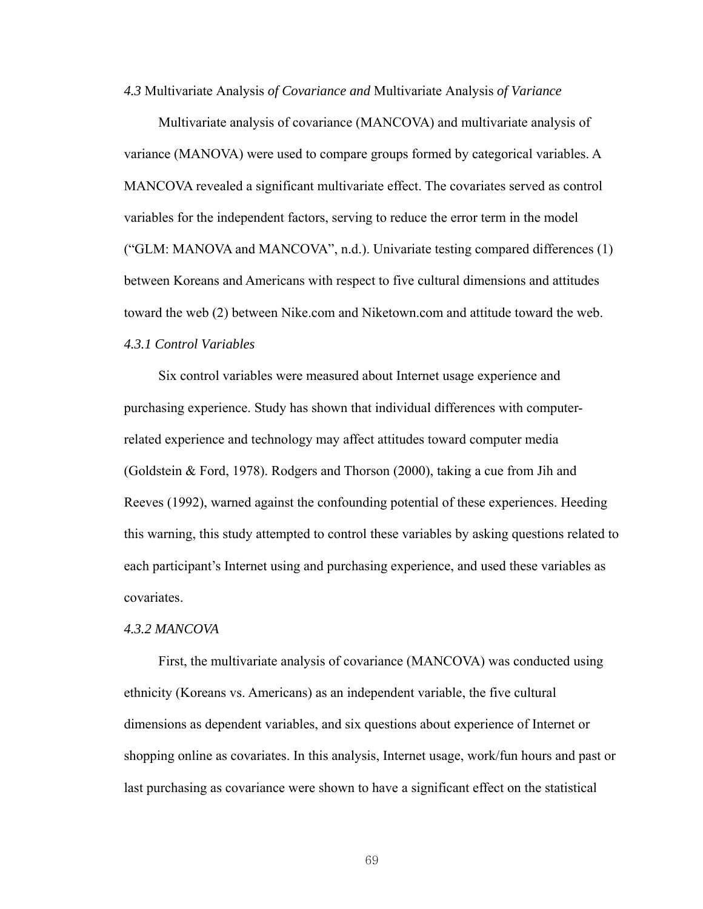### *4.3* Multivariate Analysis *of Covariance and* Multivariate Analysis *of Variance*

Multivariate analysis of covariance (MANCOVA) and multivariate analysis of variance (MANOVA) were used to compare groups formed by categorical variables. A MANCOVA revealed a significant multivariate effect. The covariates served as control variables for the independent factors, serving to reduce the error term in the model ("GLM: MANOVA and MANCOVA", n.d.). Univariate testing compared differences (1) between Koreans and Americans with respect to five cultural dimensions and attitudes toward the web (2) between Nike.com and Niketown.com and attitude toward the web.

#### *4.3.1 Control Variables*

Six control variables were measured about Internet usage experience and purchasing experience. Study has shown that individual differences with computer-related experience and technology may affect attitudes toward computer media (Goldstein & Ford, 1978). Rodgers and Thorson (2000), taking a cue from Jih and Reeves (1992), warned against the confounding potential of these experiences. Heeding this warning, this study attempted to control these variables by asking questions related to each participant's Internet using and purchasing experience, and used these variables as covariates.

#### *4.3.2 MANCOVA*

First, the multivariate analysis of covariance (MANCOVA) was conducted using ethnicity (Koreans vs. Americans) as an independent variable, the five cultural dimensions as dependent variables, and six questions about experience of Internet or shopping online as covariates. In this analysis, Internet usage, work/fun hours and past or last purchasing as covariance were shown to have a significant effect on the statistical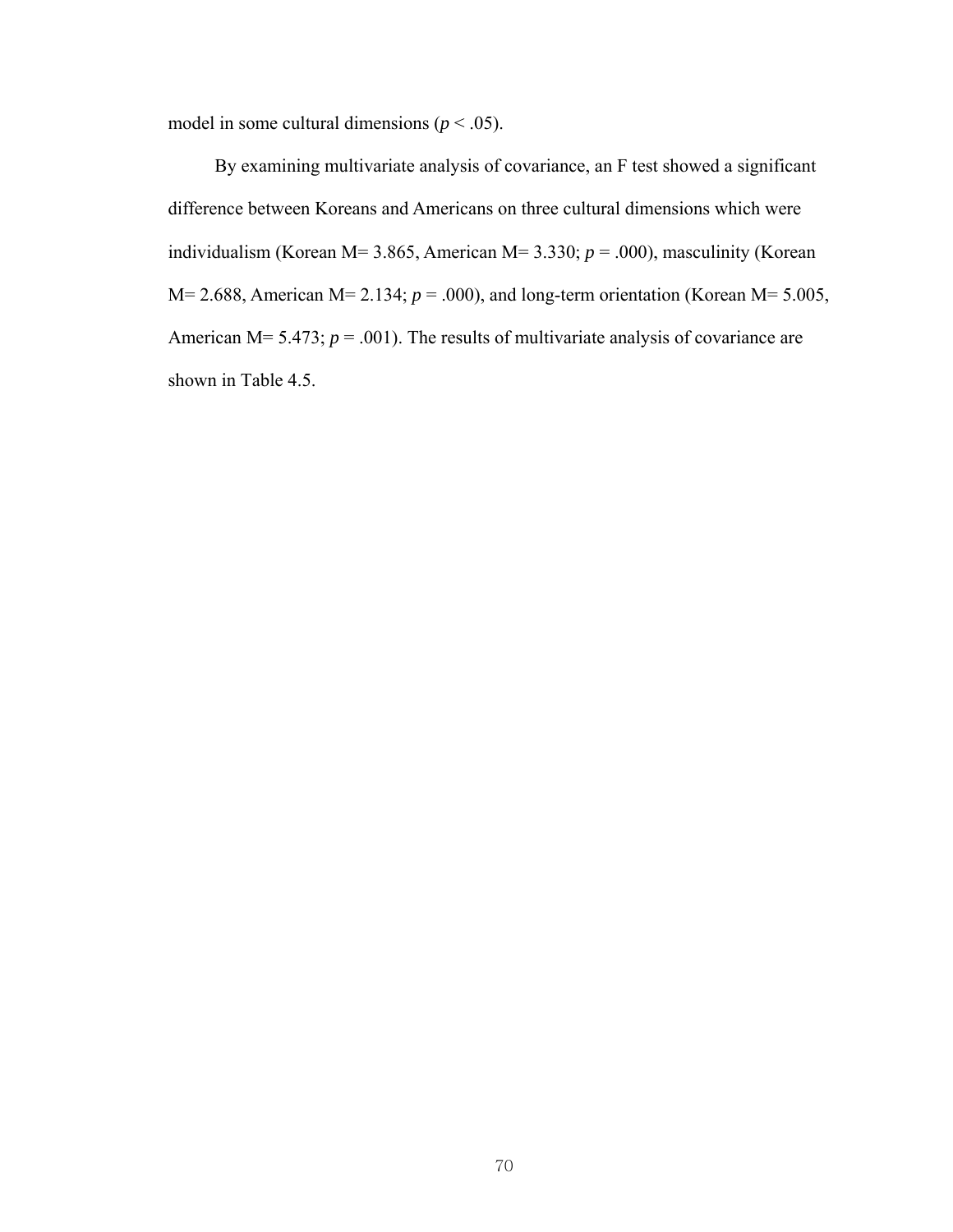model in some cultural dimensions ($p < .05$).

By examining multivariate analysis of covariance, an F test showed a significant difference between Koreans and Americans on three cultural dimensions which were individualism (Korean M= 3.865, American M= 3.330; $p = .000$), masculinity (Korean M= 2.688, American M= 2.134; $p = .000$), and long-term orientation (Korean M= 5.005, American M= 5.473; $p = .001$). The results of multivariate analysis of covariance are shown in Table 4.5.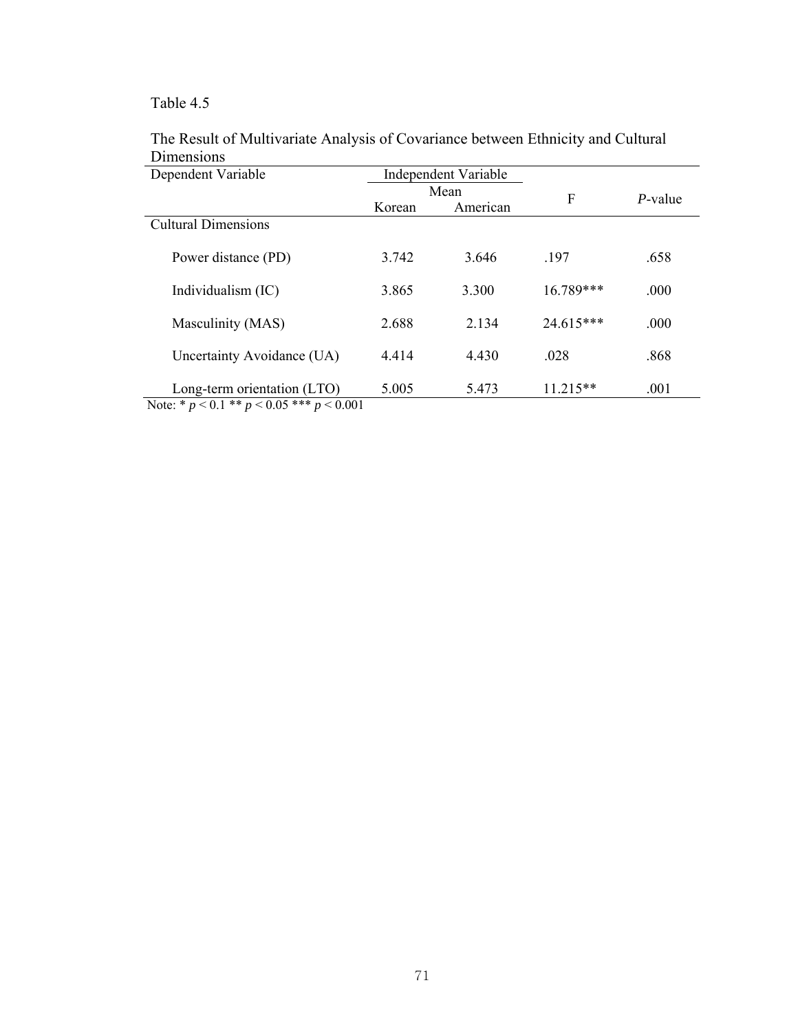Table 4.5

The Result of Multivariate Analysis of Covariance between Ethnicity and Cultural Dimensions

| Dependent Variable | Independent Variable | | F | *P*-value |
|---|---|---|---|---|
| | Mean | | | |
| | Korean | American | | |
| Cultural Dimensions | | | | |
| Power distance (PD) | 3.742 | 3.646 | .197 | .658 |
| Individualism (IC) | 3.865 | 3.300 | 16.789*** | .000 |
| Masculinity (MAS) | 2.688 | 2.134 | 24.615*** | .000 |
| Uncertainty Avoidance (UA) | 4.414 | 4.430 | .028 | .868 |
| Long-term orientation (LTO) | 5.005 | 5.473 | 11.215** | .001 |

Note: * $p < 0.1$ ** $p < 0.05$ *** $p < 0.001$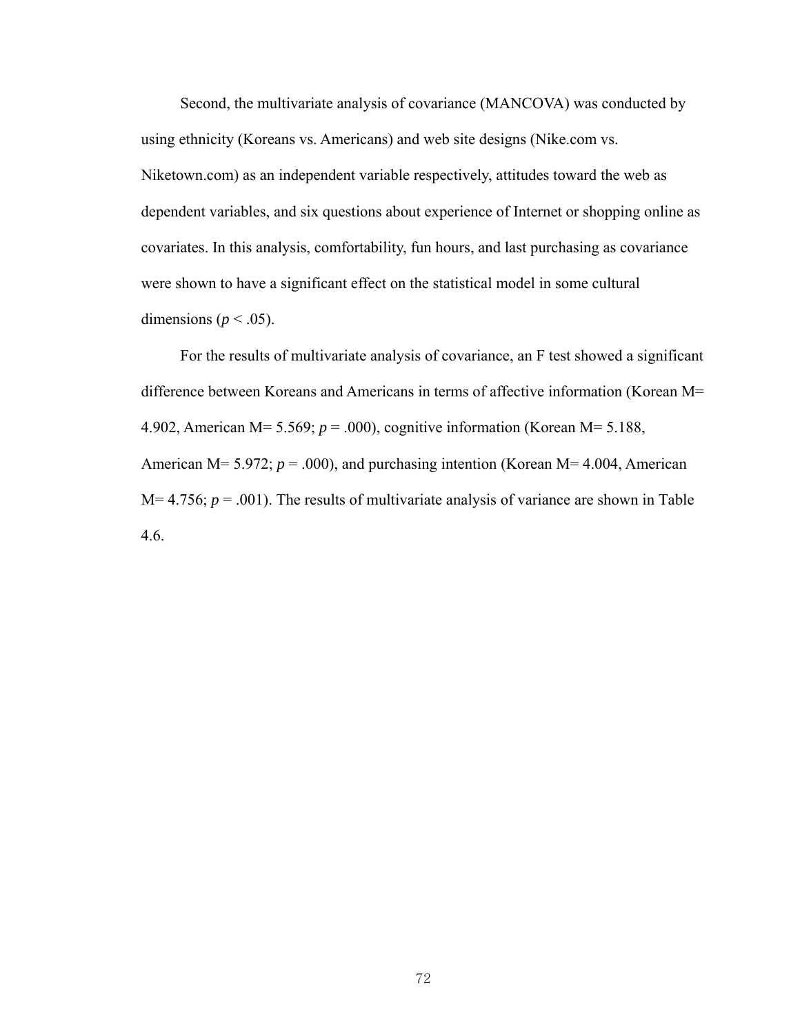Second, the multivariate analysis of covariance (MANCOVA) was conducted by using ethnicity (Koreans vs. Americans) and web site designs (Nike.com vs. Niketown.com) as an independent variable respectively, attitudes toward the web as dependent variables, and six questions about experience of Internet or shopping online as covariates. In this analysis, comfortability, fun hours, and last purchasing as covariance were shown to have a significant effect on the statistical model in some cultural dimensions ($p < .05$).

For the results of multivariate analysis of covariance, an F test showed a significant difference between Koreans and Americans in terms of affective information (Korean M= 4.902, American M= 5.569; $p = .000$), cognitive information (Korean M= 5.188, American M= 5.972; $p = .000$), and purchasing intention (Korean M= 4.004, American M= 4.756; $p = .001$). The results of multivariate analysis of variance are shown in Table 4.6.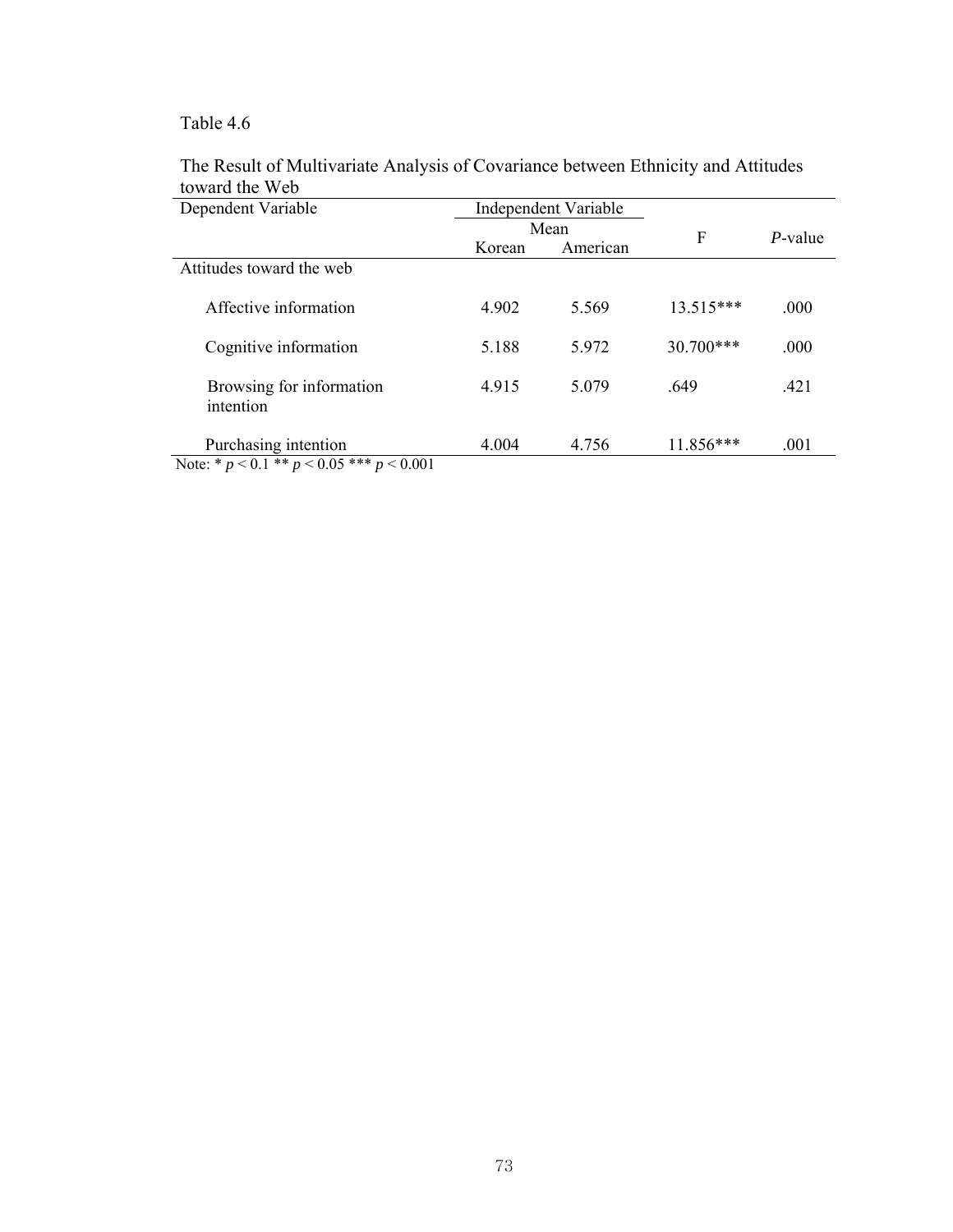Table 4.6

The Result of Multivariate Analysis of Covariance between Ethnicity and Attitudes toward the Web

| Dependent Variable | Independent Variable | | F | *P*-value |
|---|---|---|---|---|
| | Mean | | | |
| | Korean | American | | |
| Attitudes toward the web | | | | |
| Affective information | 4.902 | 5.569 | 13.515*** | .000 |
| Cognitive information | 5.188 | 5.972 | 30.700*** | .000 |
| Browsing for information intention | 4.915 | 5.079 | .649 | .421 |
| Purchasing intention | 4.004 | 4.756 | 11.856*** | .001 |

Note: * $p < 0.1$ ** $p < 0.05$ *** $p < 0.001$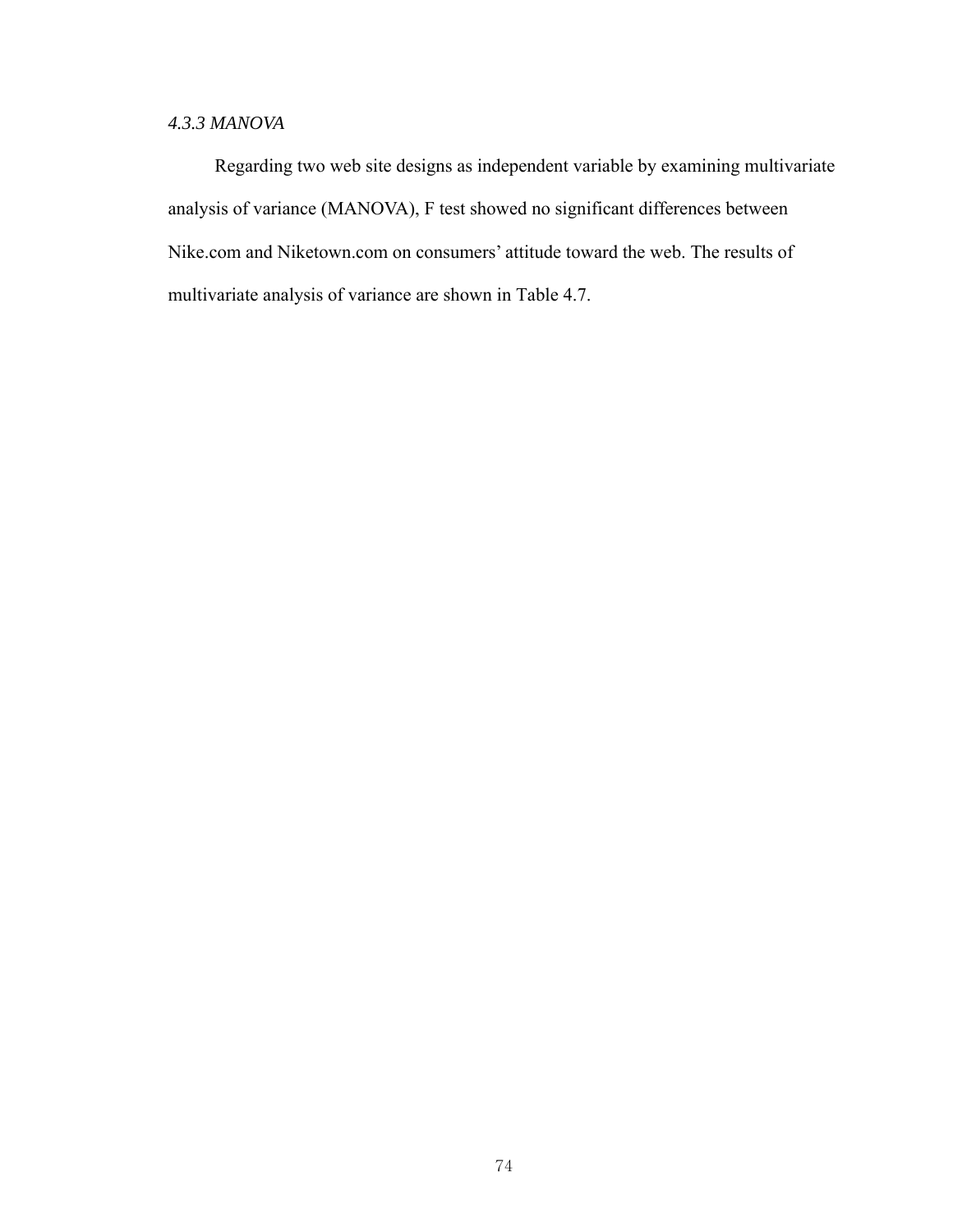### *4.3.3 MANOVA*

Regarding two web site designs as independent variable by examining multivariate analysis of variance (MANOVA), F test showed no significant differences between Nike.com and Niketown.com on consumers' attitude toward the web. The results of multivariate analysis of variance are shown in Table 4.7.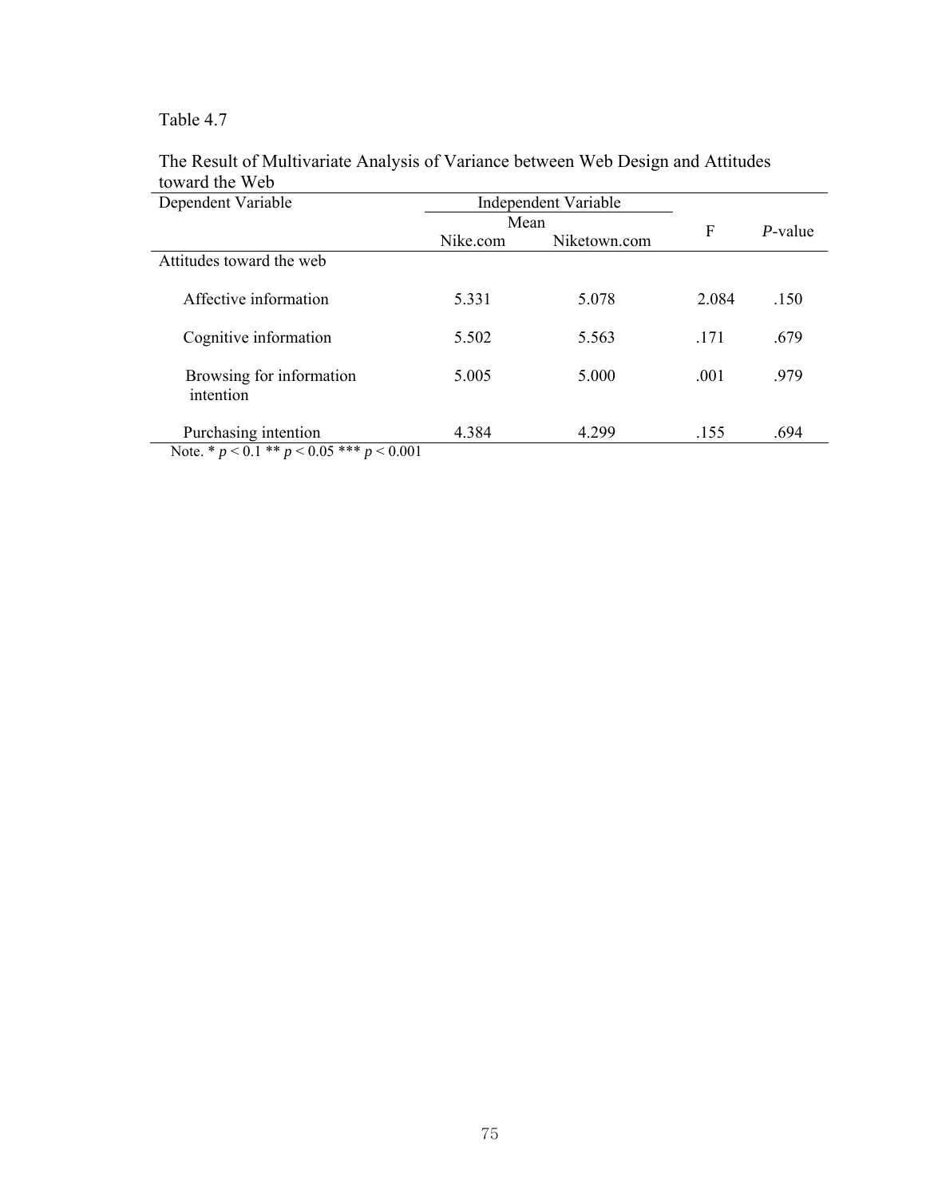Table 4.7

The Result of Multivariate Analysis of Variance between Web Design and Attitudes toward the Web

| Dependent Variable | Independent Variable | | F | *P*-value |
|---|---|---|---|---|
| | Mean | | | |
| | Nike.com | Niketown.com | | |
| Attitudes toward the web | | | | |
| Affective information | 5.331 | 5.078 | 2.084 | .150 |
| Cognitive information | 5.502 | 5.563 | .171 | .679 |
| Browsing for information intention | 5.005 | 5.000 | .001 | .979 |
| Purchasing intention | 4.384 | 4.299 | .155 | .694 |

Note. * $p < 0.1$ ** $p < 0.05$ *** $p < 0.001$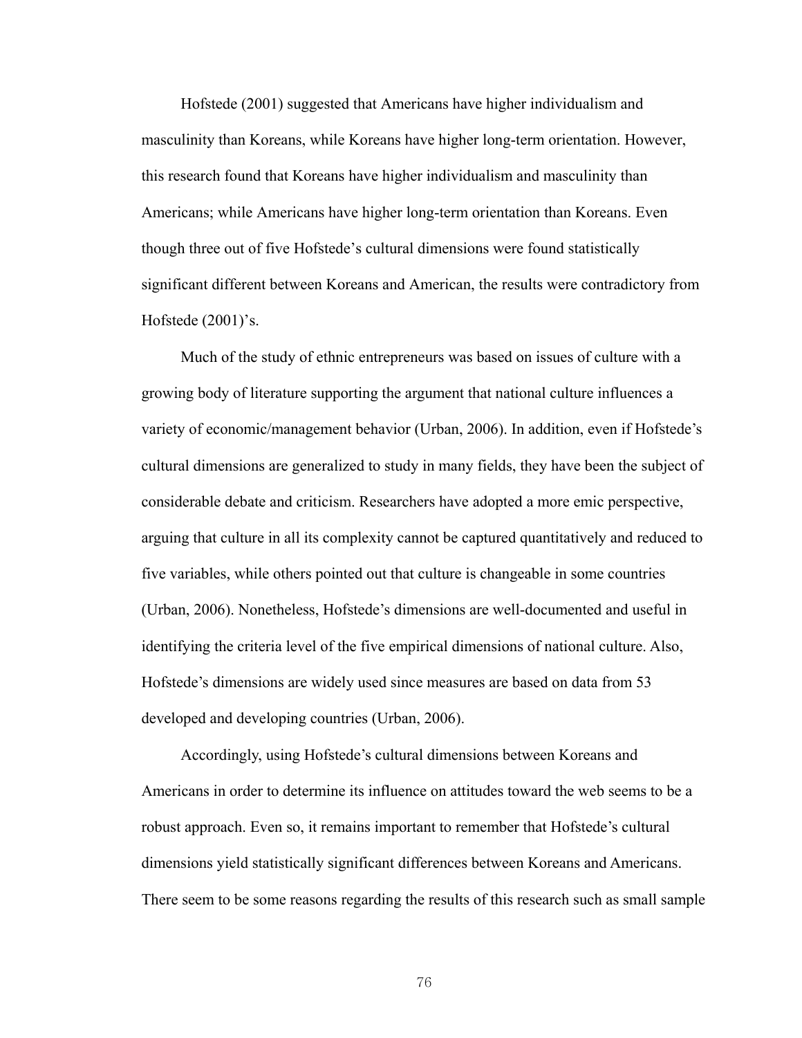Hofstede (2001) suggested that Americans have higher individualism and masculinity than Koreans, while Koreans have higher long-term orientation. However, this research found that Koreans have higher individualism and masculinity than Americans; while Americans have higher long-term orientation than Koreans. Even though three out of five Hofstede's cultural dimensions were found statistically significant different between Koreans and American, the results were contradictory from Hofstede (2001)'s.

Much of the study of ethnic entrepreneurs was based on issues of culture with a growing body of literature supporting the argument that national culture influences a variety of economic/management behavior (Urban, 2006). In addition, even if Hofstede's cultural dimensions are generalized to study in many fields, they have been the subject of considerable debate and criticism. Researchers have adopted a more emic perspective, arguing that culture in all its complexity cannot be captured quantitatively and reduced to five variables, while others pointed out that culture is changeable in some countries (Urban, 2006). Nonetheless, Hofstede's dimensions are well-documented and useful in identifying the criteria level of the five empirical dimensions of national culture. Also, Hofstede's dimensions are widely used since measures are based on data from 53 developed and developing countries (Urban, 2006).

Accordingly, using Hofstede's cultural dimensions between Koreans and Americans in order to determine its influence on attitudes toward the web seems to be a robust approach. Even so, it remains important to remember that Hofstede's cultural dimensions yield statistically significant differences between Koreans and Americans. There seem to be some reasons regarding the results of this research such as small sample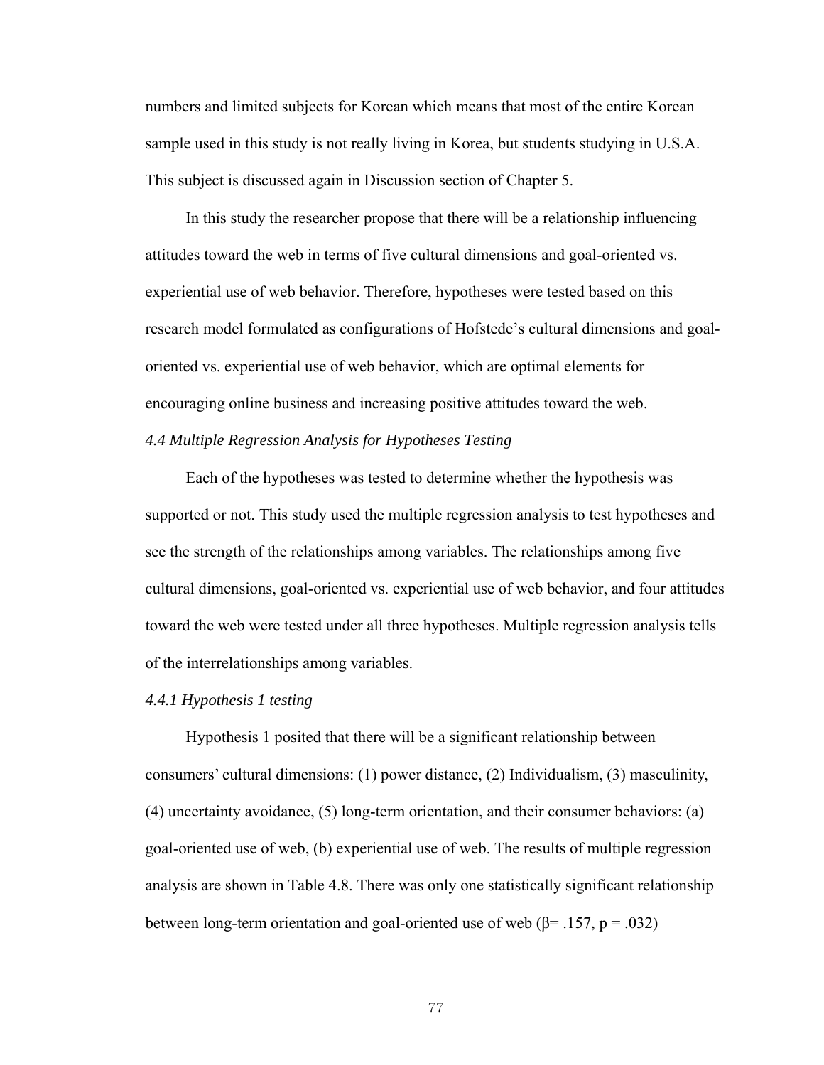numbers and limited subjects for Korean which means that most of the entire Korean sample used in this study is not really living in Korea, but students studying in U.S.A. This subject is discussed again in Discussion section of Chapter 5.

In this study the researcher propose that there will be a relationship influencing attitudes toward the web in terms of five cultural dimensions and goal-oriented vs. experiential use of web behavior. Therefore, hypotheses were tested based on this research model formulated as configurations of Hofstede's cultural dimensions and goal-oriented vs. experiential use of web behavior, which are optimal elements for encouraging online business and increasing positive attitudes toward the web.

### *4.4 Multiple Regression Analysis for Hypotheses Testing*

Each of the hypotheses was tested to determine whether the hypothesis was supported or not. This study used the multiple regression analysis to test hypotheses and see the strength of the relationships among variables. The relationships among five cultural dimensions, goal-oriented vs. experiential use of web behavior, and four attitudes toward the web were tested under all three hypotheses. Multiple regression analysis tells of the interrelationships among variables.

#### *4.4.1 Hypothesis 1 testing*

Hypothesis 1 posited that there will be a significant relationship between consumers' cultural dimensions: (1) power distance, (2) Individualism, (3) masculinity, (4) uncertainty avoidance, (5) long-term orientation, and their consumer behaviors: (a) goal-oriented use of web, (b) experiential use of web. The results of multiple regression analysis are shown in Table 4.8. There was only one statistically significant relationship between long-term orientation and goal-oriented use of web ($\beta = .157$, $p = .032$)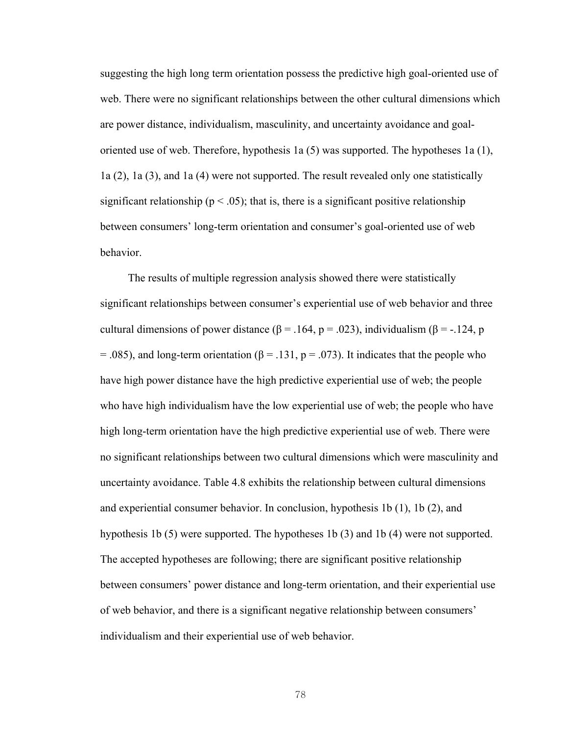suggesting the high long term orientation possess the predictive high goal-oriented use of web. There were no significant relationships between the other cultural dimensions which are power distance, individualism, masculinity, and uncertainty avoidance and goal-oriented use of web. Therefore, hypothesis 1a (5) was supported. The hypotheses 1a (1), 1a (2), 1a (3), and 1a (4) were not supported. The result revealed only one statistically significant relationship ($p < .05$); that is, there is a significant positive relationship between consumers' long-term orientation and consumer's goal-oriented use of web behavior.

The results of multiple regression analysis showed there were statistically significant relationships between consumer's experiential use of web behavior and three cultural dimensions of power distance ($\beta = .164$, $p = .023$), individualism ($\beta = -.124$, $p = .085$), and long-term orientation ($\beta = .131$, $p = .073$). It indicates that the people who have high power distance have the high predictive experiential use of web; the people who have high individualism have the low experiential use of web; the people who have high long-term orientation have the high predictive experiential use of web. There were no significant relationships between two cultural dimensions which were masculinity and uncertainty avoidance. Table 4.8 exhibits the relationship between cultural dimensions and experiential consumer behavior. In conclusion, hypothesis 1b (1), 1b (2), and hypothesis 1b (5) were supported. The hypotheses 1b (3) and 1b (4) were not supported. The accepted hypotheses are following; there are significant positive relationship between consumers' power distance and long-term orientation, and their experiential use of web behavior, and there is a significant negative relationship between consumers' individualism and their experiential use of web behavior.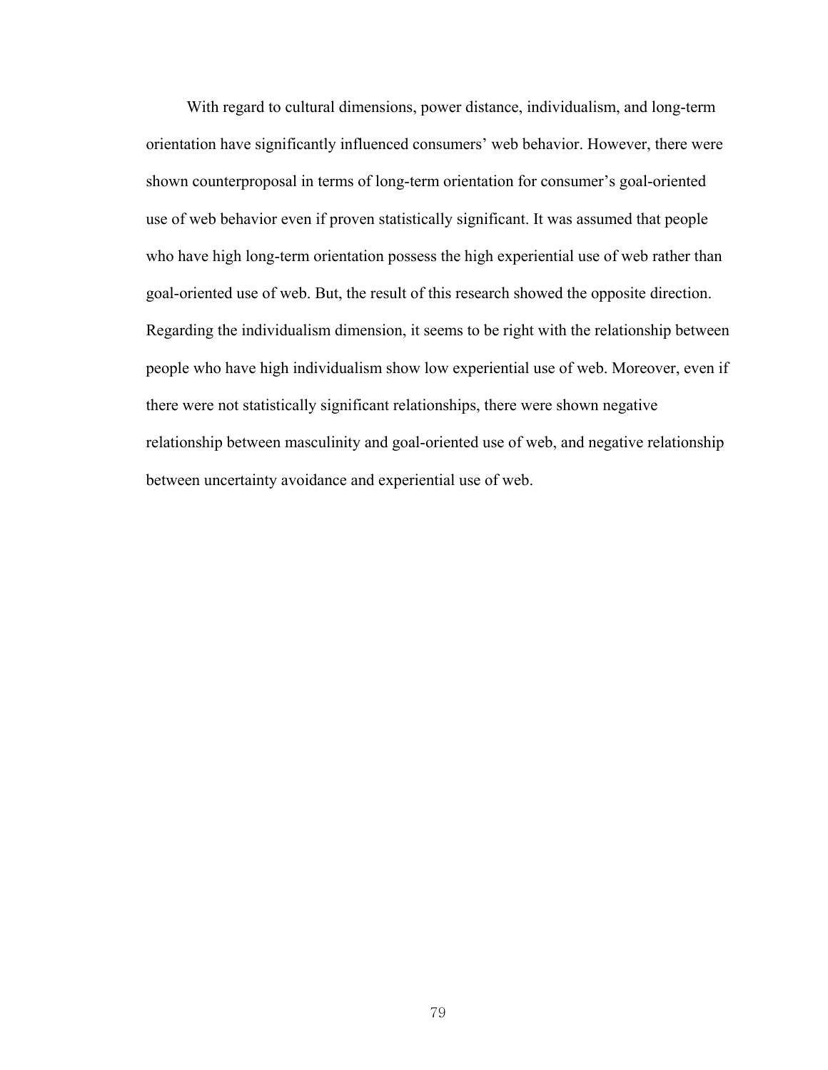With regard to cultural dimensions, power distance, individualism, and long-term orientation have significantly influenced consumers' web behavior. However, there were shown counterproposal in terms of long-term orientation for consumer's goal-oriented use of web behavior even if proven statistically significant. It was assumed that people who have high long-term orientation possess the high experiential use of web rather than goal-oriented use of web. But, the result of this research showed the opposite direction. Regarding the individualism dimension, it seems to be right with the relationship between people who have high individualism show low experiential use of web. Moreover, even if there were not statistically significant relationships, there were shown negative relationship between masculinity and goal-oriented use of web, and negative relationship between uncertainty avoidance and experiential use of web.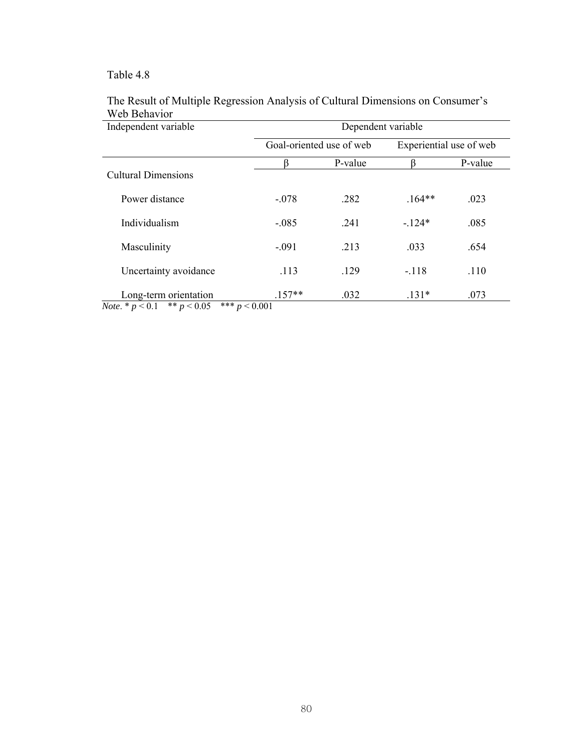Table 4.8

The Result of Multiple Regression Analysis of Cultural Dimensions on Consumer's Web Behavior

| Independent variable | Dependent variable | | | |
|---|---|---|---|---|
| | Goal-oriented use of web | | Experiential use of web | |
| | β | P-value | β | P-value |
| Cultural Dimensions | | | | |
| Power distance | -.078 | .282 | .164** | .023 |
| Individualism | -.085 | .241 | -.124* | .085 |
| Masculinity | -.091 | .213 | .033 | .654 |
| Uncertainty avoidance | .113 | .129 | -.118 | .110 |
| Long-term orientation | .157** | .032 | .131* | .073 |

*Note*. * $p < 0.1$ ** $p < 0.05$ *** $p < 0.001$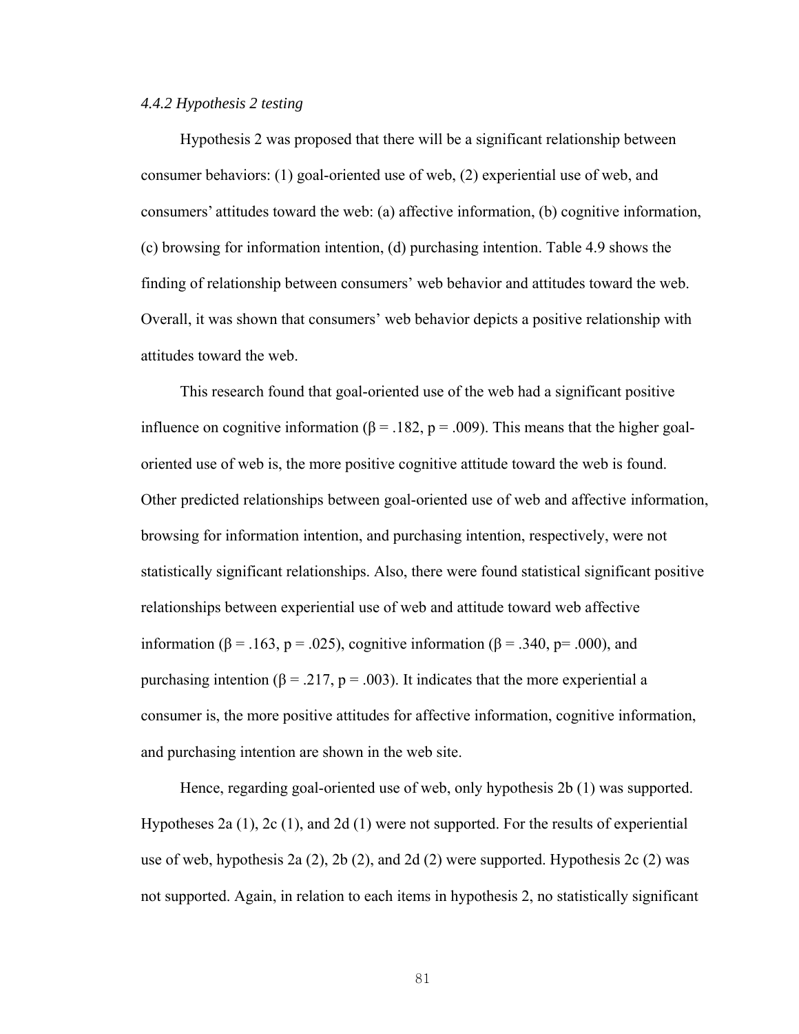*4.4.2 Hypothesis 2 testing*

Hypothesis 2 was proposed that there will be a significant relationship between consumer behaviors: (1) goal-oriented use of web, (2) experiential use of web, and consumers' attitudes toward the web: (a) affective information, (b) cognitive information, (c) browsing for information intention, (d) purchasing intention. Table 4.9 shows the finding of relationship between consumers' web behavior and attitudes toward the web. Overall, it was shown that consumers' web behavior depicts a positive relationship with attitudes toward the web.

This research found that goal-oriented use of the web had a significant positive influence on cognitive information ($\beta = .182$, $p = .009$). This means that the higher goal-oriented use of web is, the more positive cognitive attitude toward the web is found. Other predicted relationships between goal-oriented use of web and affective information, browsing for information intention, and purchasing intention, respectively, were not statistically significant relationships. Also, there were found statistical significant positive relationships between experiential use of web and attitude toward web affective information ($\beta = .163$, $p = .025$), cognitive information ($\beta = .340$, $p = .000$), and purchasing intention ($\beta = .217$, $p = .003$). It indicates that the more experiential a consumer is, the more positive attitudes for affective information, cognitive information, and purchasing intention are shown in the web site.

Hence, regarding goal-oriented use of web, only hypothesis 2b (1) was supported. Hypotheses 2a (1), 2c (1), and 2d (1) were not supported. For the results of experiential use of web, hypothesis 2a (2), 2b (2), and 2d (2) were supported. Hypothesis 2c (2) was not supported. Again, in relation to each items in hypothesis 2, no statistically significant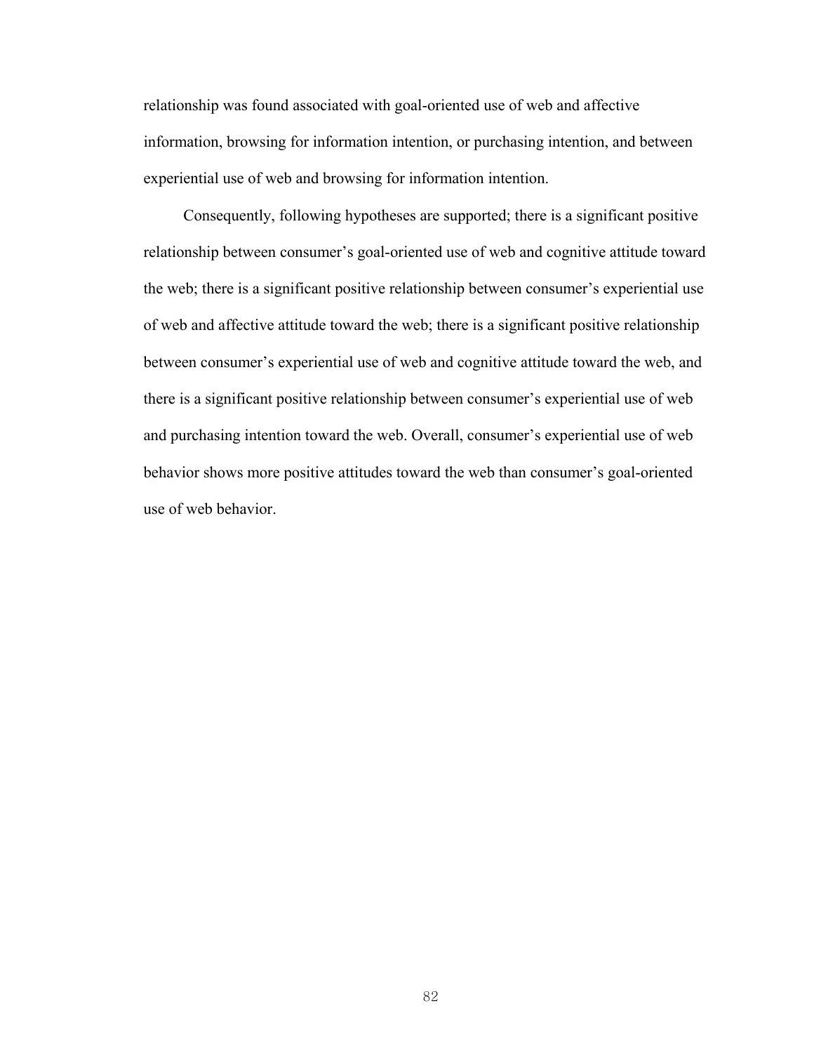relationship was found associated with goal-oriented use of web and affective information, browsing for information intention, or purchasing intention, and between experiential use of web and browsing for information intention.

Consequently, following hypotheses are supported; there is a significant positive relationship between consumer's goal-oriented use of web and cognitive attitude toward the web; there is a significant positive relationship between consumer's experiential use of web and affective attitude toward the web; there is a significant positive relationship between consumer's experiential use of web and cognitive attitude toward the web, and there is a significant positive relationship between consumer's experiential use of web and purchasing intention toward the web. Overall, consumer's experiential use of web behavior shows more positive attitudes toward the web than consumer's goal-oriented use of web behavior.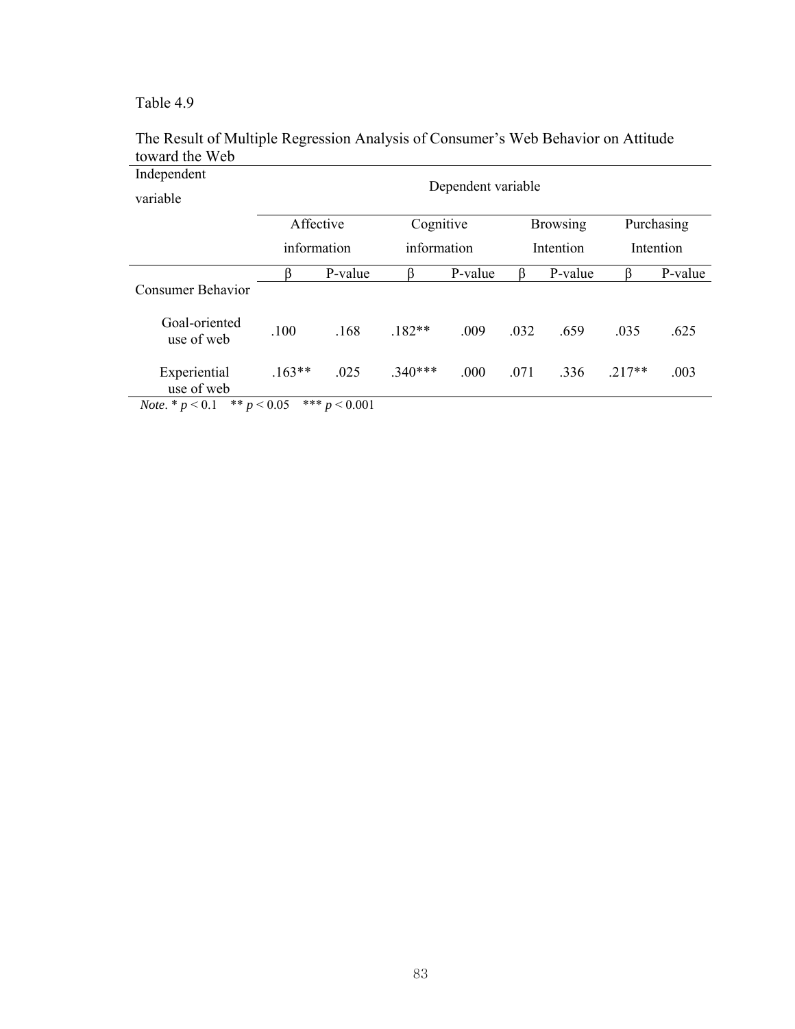Table 4.9

The Result of Multiple Regression Analysis of Consumer's Web Behavior on Attitude toward the Web

| Independent variable | Dependent variable | | | | | | | |
|---|---|---|---|---|---|---|---|---|
| | Affective information | | Cognitive information | | Browsing Intention | | Purchasing Intention | |
| | β | P-value | β | P-value | β | P-value | β | P-value |
| Consumer Behavior | | | | | | | | |
| Goal-oriented use of web | .100 | .168 | .182** | .009 | .032 | .659 | .035 | .625 |
| Experiential use of web | .163** | .025 | .340*** | .000 | .071 | .336 | .217** | .003 |

*Note*. * $p < 0.1$ ** $p < 0.05$ *** $p < 0.001$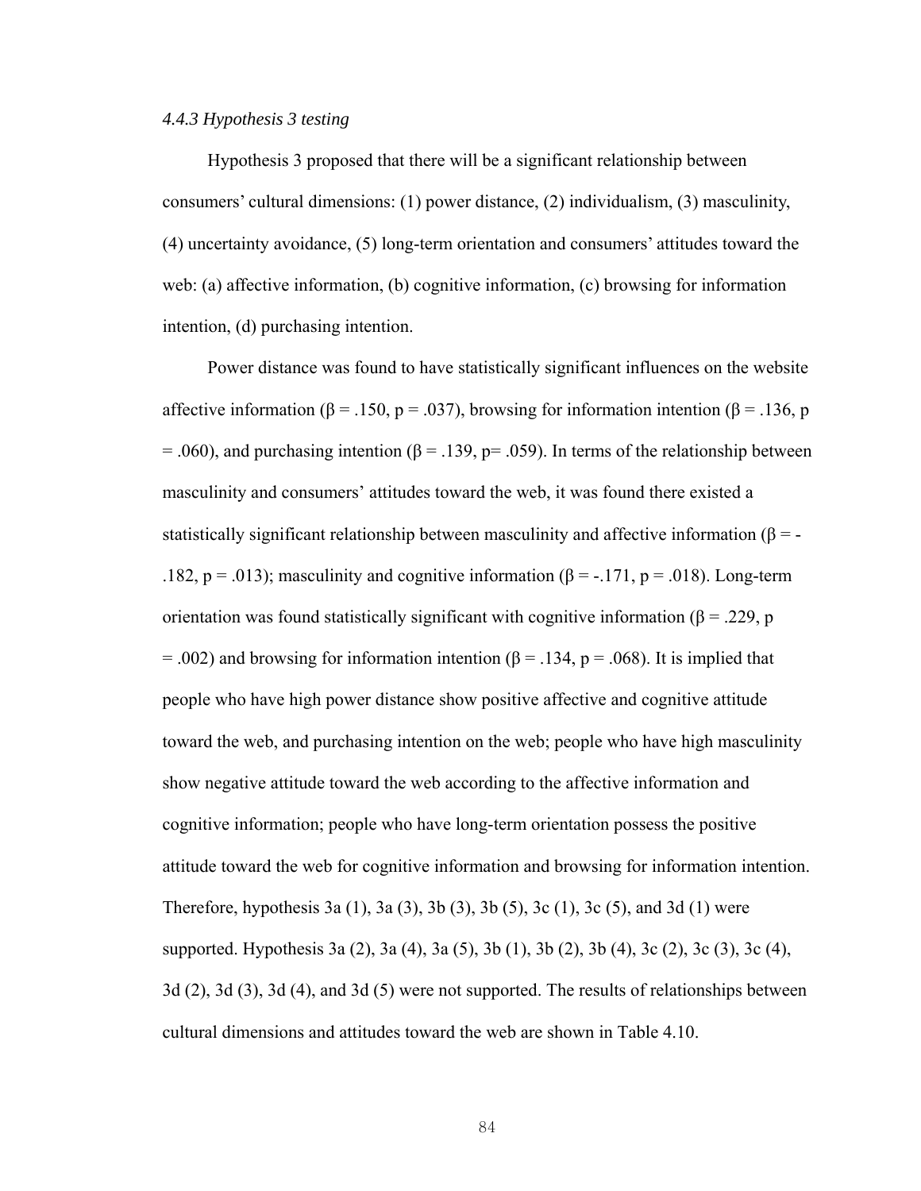### *4.4.3 Hypothesis 3 testing*

Hypothesis 3 proposed that there will be a significant relationship between consumers' cultural dimensions: (1) power distance, (2) individualism, (3) masculinity, (4) uncertainty avoidance, (5) long-term orientation and consumers' attitudes toward the web: (a) affective information, (b) cognitive information, (c) browsing for information intention, (d) purchasing intention.

Power distance was found to have statistically significant influences on the website affective information ($\beta = .150$, $p = .037$), browsing for information intention ($\beta = .136$, $p = .060$), and purchasing intention ($\beta = .139$, $p = .059$). In terms of the relationship between masculinity and consumers' attitudes toward the web, it was found there existed a statistically significant relationship between masculinity and affective information ($\beta = -.182$, $p = .013$); masculinity and cognitive information ($\beta = -.171$, $p = .018$). Long-term orientation was found statistically significant with cognitive information ($\beta = .229$, $p = .002$) and browsing for information intention ($\beta = .134$, $p = .068$). It is implied that people who have high power distance show positive affective and cognitive attitude toward the web, and purchasing intention on the web; people who have high masculinity show negative attitude toward the web according to the affective information and cognitive information; people who have long-term orientation possess the positive attitude toward the web for cognitive information and browsing for information intention. Therefore, hypothesis 3a (1), 3a (3), 3b (3), 3b (5), 3c (1), 3c (5), and 3d (1) were supported. Hypothesis 3a (2), 3a (4), 3a (5), 3b (1), 3b (2), 3b (4), 3c (2), 3c (3), 3c (4), 3d (2), 3d (3), 3d (4), and 3d (5) were not supported. The results of relationships between cultural dimensions and attitudes toward the web are shown in Table 4.10.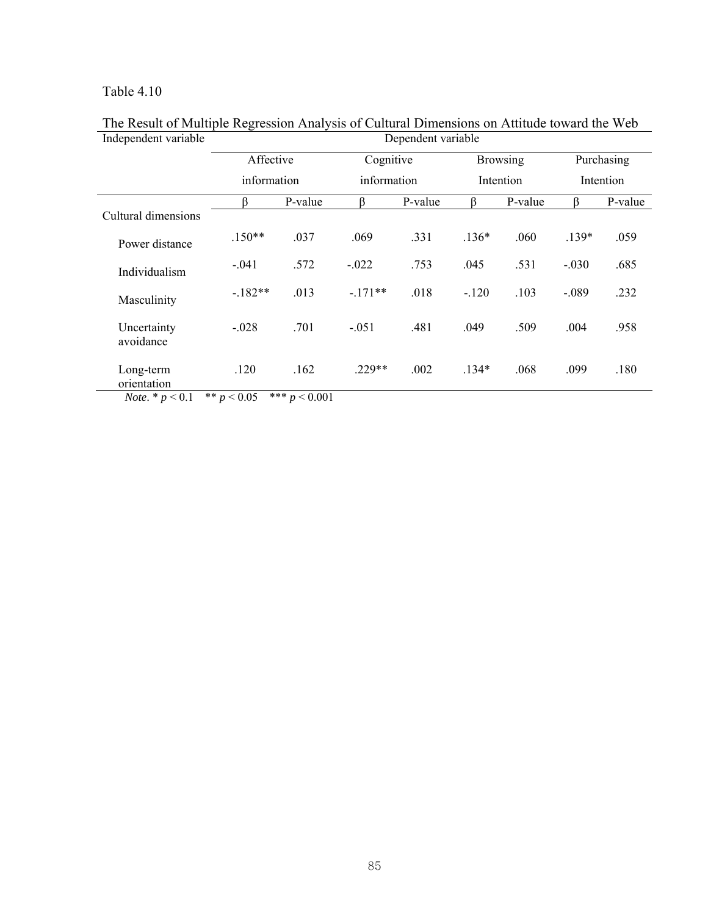Table 4.10

The Result of Multiple Regression Analysis of Cultural Dimensions on Attitude toward the Web

| Independent variable | Dependent variable | | | | | | | |
|---|---|---|---|---|---|---|---|---|
| | Affective information | | Cognitive information | | Browsing Intention | | Purchasing Intention | |
| | β | P-value | β | P-value | β | P-value | β | P-value |
| Cultural dimensions | | | | | | | | |
| Power distance | .150** | .037 | .069 | .331 | .136* | .060 | .139* | .059 |
| Individualism | -.041 | .572 | -.022 | .753 | .045 | .531 | -.030 | .685 |
| Masculinity | -.182** | .013 | -.171** | .018 | -.120 | .103 | -.089 | .232 |
| Uncertainty avoidance | -.028 | .701 | -.051 | .481 | .049 | .509 | .004 | .958 |
| Long-term orientation | .120 | .162 | .229** | .002 | .134* | .068 | .099 | .180 |

*Note*. * $p < 0.1$  ** $p < 0.05$  *** $p < 0.001$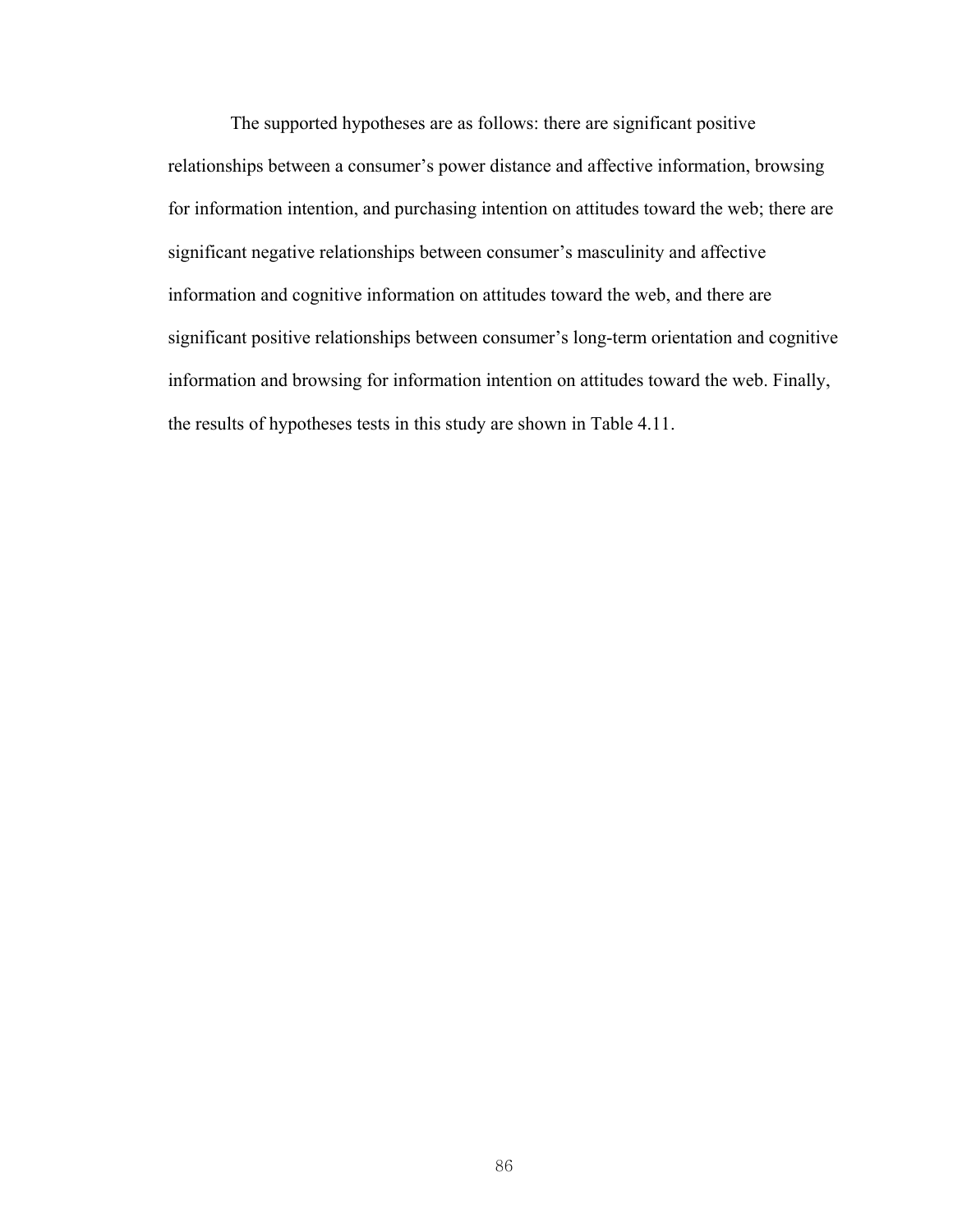The supported hypotheses are as follows: there are significant positive relationships between a consumer's power distance and affective information, browsing for information intention, and purchasing intention on attitudes toward the web; there are significant negative relationships between consumer's masculinity and affective information and cognitive information on attitudes toward the web, and there are significant positive relationships between consumer's long-term orientation and cognitive information and browsing for information intention on attitudes toward the web. Finally, the results of hypotheses tests in this study are shown in Table 4.11.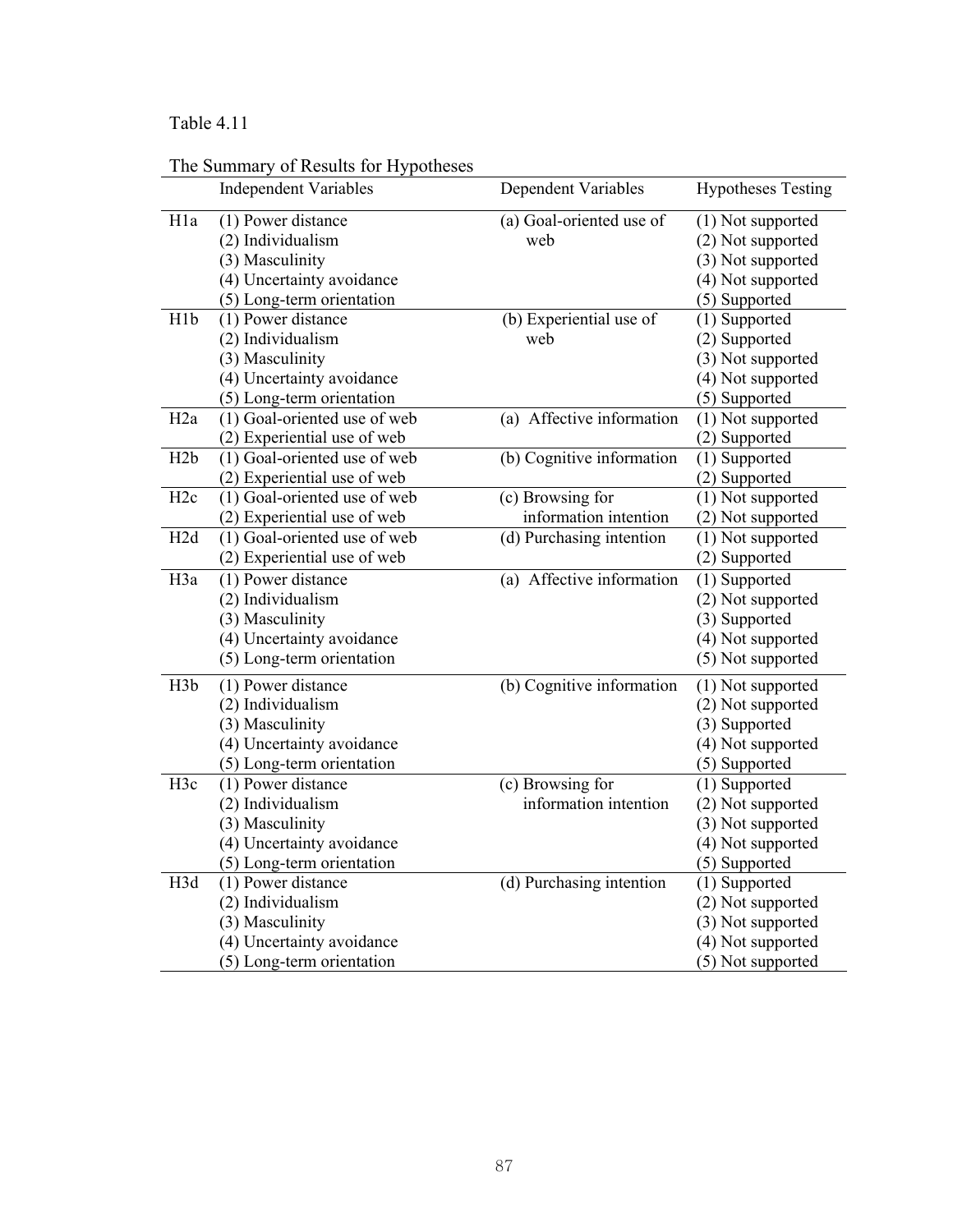Table 4.11

The Summary of Results for Hypotheses

| | Independent Variables | Dependent Variables | Hypotheses Testing |
|---|---|---|---|
| H1a | (1) Power distance<br>(2) Individualism<br>(3) Masculinity<br>(4) Uncertainty avoidance<br>(5) Long-term orientation | (a) Goal-oriented use of web | (1) Not supported<br>(2) Not supported<br>(3) Not supported<br>(4) Not supported<br>(5) Supported |
| H1b | (1) Power distance<br>(2) Individualism<br>(3) Masculinity<br>(4) Uncertainty avoidance<br>(5) Long-term orientation | (b) Experiential use of web | (1) Supported<br>(2) Supported<br>(3) Not supported<br>(4) Not supported<br>(5) Supported |
| H2a | (1) Goal-oriented use of web<br>(2) Experiential use of web | (a) Affective information | (1) Not supported<br>(2) Supported |
| H2b | (1) Goal-oriented use of web<br>(2) Experiential use of web | (b) Cognitive information | (1) Supported<br>(2) Supported |
| H2c | (1) Goal-oriented use of web<br>(2) Experiential use of web | (c) Browsing for information intention | (1) Not supported<br>(2) Not supported |
| H2d | (1) Goal-oriented use of web<br>(2) Experiential use of web | (d) Purchasing intention | (1) Not supported<br>(2) Supported |
| H3a | (1) Power distance<br>(2) Individualism<br>(3) Masculinity<br>(4) Uncertainty avoidance<br>(5) Long-term orientation | (a) Affective information | (1) Supported<br>(2) Not supported<br>(3) Supported<br>(4) Not supported<br>(5) Not supported |
| H3b | (1) Power distance<br>(2) Individualism<br>(3) Masculinity<br>(4) Uncertainty avoidance<br>(5) Long-term orientation | (b) Cognitive information | (1) Not supported<br>(2) Not supported<br>(3) Supported<br>(4) Not supported<br>(5) Supported |
| H3c | (1) Power distance<br>(2) Individualism<br>(3) Masculinity<br>(4) Uncertainty avoidance<br>(5) Long-term orientation | (c) Browsing for information intention | (1) Supported<br>(2) Not supported<br>(3) Not supported<br>(4) Not supported<br>(5) Supported |
| H3d | (1) Power distance<br>(2) Individualism<br>(3) Masculinity<br>(4) Uncertainty avoidance<br>(5) Long-term orientation | (d) Purchasing intention | (1) Supported<br>(2) Not supported<br>(3) Not supported<br>(4) Not supported<br>(5) Not supported |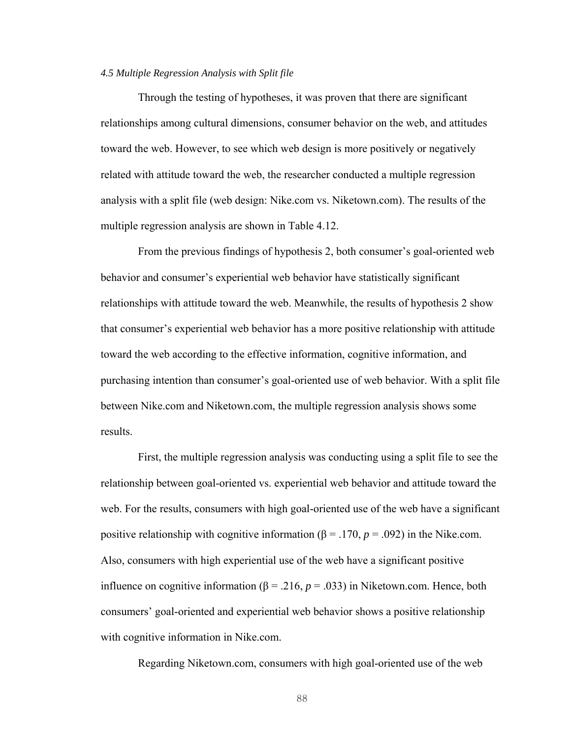### *4.5 Multiple Regression Analysis with Split file*

Through the testing of hypotheses, it was proven that there are significant relationships among cultural dimensions, consumer behavior on the web, and attitudes toward the web. However, to see which web design is more positively or negatively related with attitude toward the web, the researcher conducted a multiple regression analysis with a split file (web design: Nike.com vs. Niketown.com). The results of the multiple regression analysis are shown in Table 4.12.

From the previous findings of hypothesis 2, both consumer's goal-oriented web behavior and consumer's experiential web behavior have statistically significant relationships with attitude toward the web. Meanwhile, the results of hypothesis 2 show that consumer's experiential web behavior has a more positive relationship with attitude toward the web according to the effective information, cognitive information, and purchasing intention than consumer's goal-oriented use of web behavior. With a split file between Nike.com and Niketown.com, the multiple regression analysis shows some results.

First, the multiple regression analysis was conducting using a split file to see the relationship between goal-oriented vs. experiential web behavior and attitude toward the web. For the results, consumers with high goal-oriented use of the web have a significant positive relationship with cognitive information ($\beta$ = .170, $p$ = .092) in the Nike.com. Also, consumers with high experiential use of the web have a significant positive influence on cognitive information ($\beta$ = .216, $p$ = .033) in Niketown.com. Hence, both consumers' goal-oriented and experiential web behavior shows a positive relationship with cognitive information in Nike.com.

Regarding Niketown.com, consumers with high goal-oriented use of the web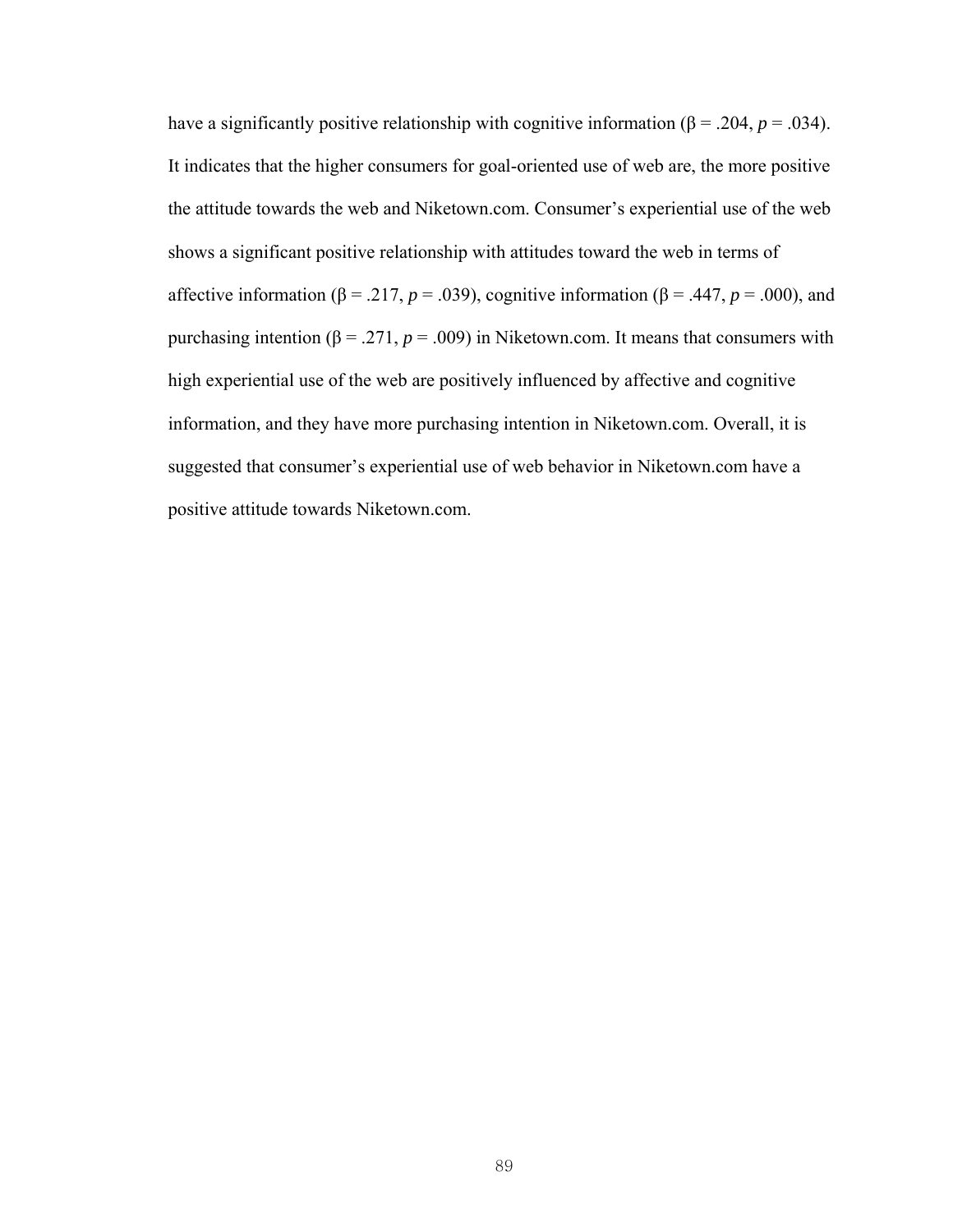have a significantly positive relationship with cognitive information ($\beta = .204$, $p = .034$). It indicates that the higher consumers for goal-oriented use of web are, the more positive the attitude towards the web and Niketown.com. Consumer's experiential use of the web shows a significant positive relationship with attitudes toward the web in terms of affective information ($\beta = .217$, $p = .039$), cognitive information ($\beta = .447$, $p = .000$), and purchasing intention ($\beta = .271$, $p = .009$) in Niketown.com. It means that consumers with high experiential use of the web are positively influenced by affective and cognitive information, and they have more purchasing intention in Niketown.com. Overall, it is suggested that consumer's experiential use of web behavior in Niketown.com have a positive attitude towards Niketown.com.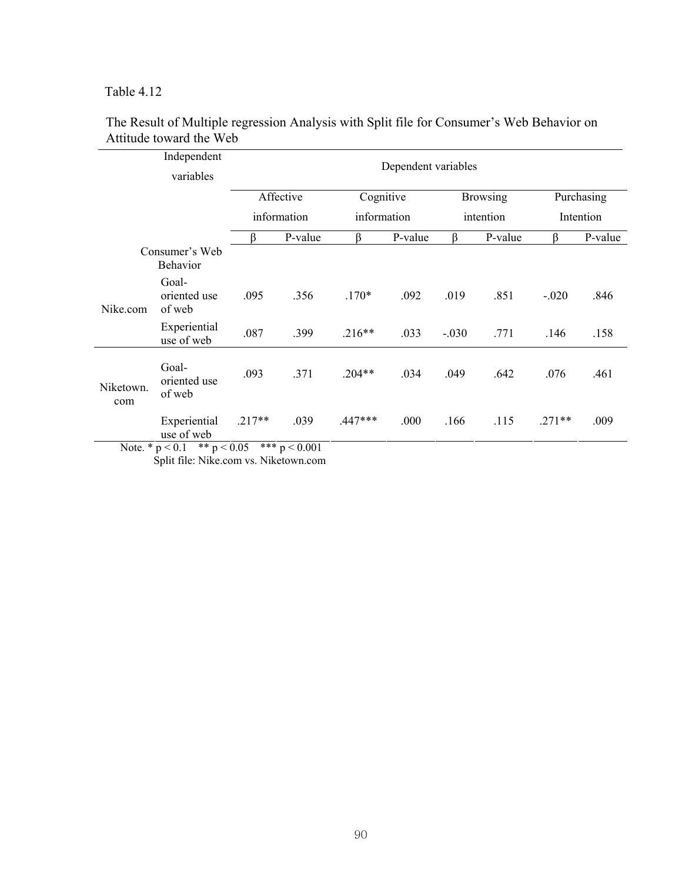Table 4.12

The Result of Multiple regression Analysis with Split file for Consumer's Web Behavior on Attitude toward the Web

| | Independent variables | Dependent variables | | | | | | | |
|---|---|---|---|---|---|---|---|---|---|
| | | Affective information | | Cognitive information | | Browsing intention | | Purchasing Intention | |
| | | β | P-value | β | P-value | β | P-value | β | P-value |
| | Consumer's Web Behavior | | | | | | | | |
| Nike.com | Goal-oriented use of web | .095 | .356 | .170* | .092 | .019 | .851 | -.020 | .846 |
| | Experiential use of web | .087 | .399 | .216** | .033 | -.030 | .771 | .146 | .158 |
| Niketown.com | Goal-oriented use of web | .093 | .371 | .204** | .034 | .049 | .642 | .076 | .461 |
| | Experiential use of web | .217** | .039 | .447*** | .000 | .166 | .115 | .271** | .009 |

Note. * $p < 0.1$ ** $p < 0.05$ *** $p < 0.001$
Split file: Nike.com vs. Niketown.com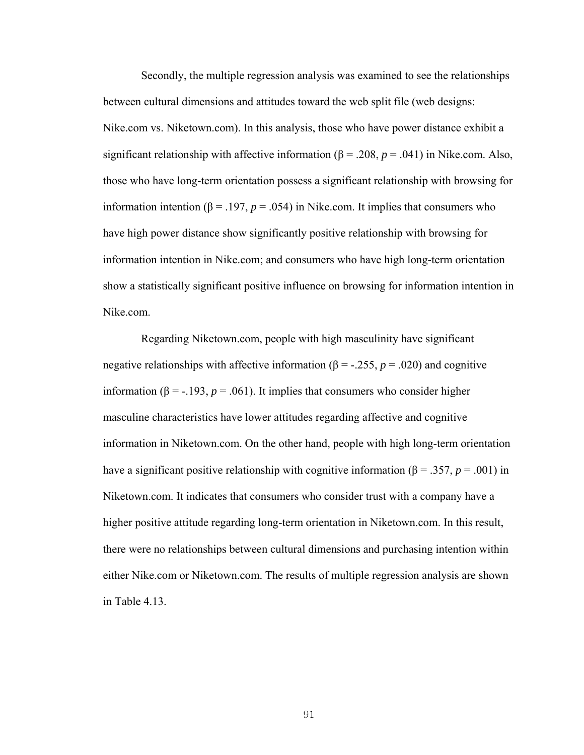Secondly, the multiple regression analysis was examined to see the relationships between cultural dimensions and attitudes toward the web split file (web designs: Nike.com vs. Niketown.com). In this analysis, those who have power distance exhibit a significant relationship with affective information ($\beta = .208$, $p = .041$) in Nike.com. Also, those who have long-term orientation possess a significant relationship with browsing for information intention ($\beta = .197$, $p = .054$) in Nike.com. It implies that consumers who have high power distance show significantly positive relationship with browsing for information intention in Nike.com; and consumers who have high long-term orientation show a statistically significant positive influence on browsing for information intention in Nike.com.

Regarding Niketown.com, people with high masculinity have significant negative relationships with affective information ($\beta = -.255$, $p = .020$) and cognitive information ($\beta = -.193$, $p = .061$). It implies that consumers who consider higher masculine characteristics have lower attitudes regarding affective and cognitive information in Niketown.com. On the other hand, people with high long-term orientation have a significant positive relationship with cognitive information ($\beta = .357$, $p = .001$) in Niketown.com. It indicates that consumers who consider trust with a company have a higher positive attitude regarding long-term orientation in Niketown.com. In this result, there were no relationships between cultural dimensions and purchasing intention within either Nike.com or Niketown.com. The results of multiple regression analysis are shown in Table 4.13.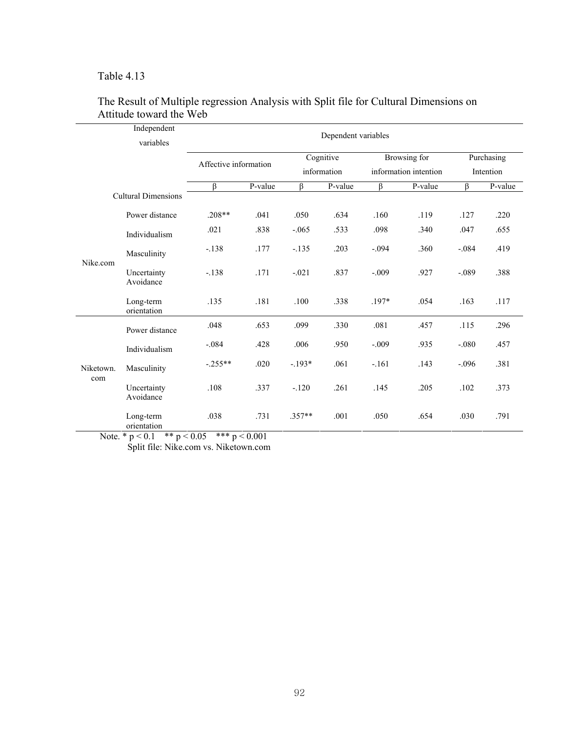Table 4.13

The Result of Multiple regression Analysis with Split file for Cultural Dimensions on Attitude toward the Web

| | Independent variables | Dependent variables | | | | | | | |
|---|---|---|---|---|---|---|---|---|---|
| | | Affective information | | Cognitive information | | Browsing for information intention | | Purchasing Intention | |
| | | β | P-value | β | P-value | β | P-value | β | P-value |
| | Cultural Dimensions | | | | | | | | |
| Nike.com | Power distance | .208** | .041 | .050 | .634 | .160 | .119 | .127 | .220 |
| | Individualism | .021 | .838 | -.065 | .533 | .098 | .340 | .047 | .655 |
| | Masculinity | -.138 | .177 | -.135 | .203 | -.094 | .360 | -.084 | .419 |
| | Uncertainty Avoidance | -.138 | .171 | -.021 | .837 | -.009 | .927 | -.089 | .388 |
| | Long-term orientation | .135 | .181 | .100 | .338 | .197* | .054 | .163 | .117 |
| Niketown.com | Power distance | .048 | .653 | .099 | .330 | .081 | .457 | .115 | .296 |
| | Individualism | -.084 | .428 | .006 | .950 | -.009 | .935 | -.080 | .457 |
| | Masculinity | -.255** | .020 | -.193* | .061 | -.161 | .143 | -.096 | .381 |
| | Uncertainty Avoidance | .108 | .337 | -.120 | .261 | .145 | .205 | .102 | .373 |
| | Long-term orientation | .038 | .731 | .357** | .001 | .050 | .654 | .030 | .791 |

Note. * $p < 0.1$ ** $p < 0.05$ *** $p < 0.001$

Split file: Nike.com vs. Niketown.com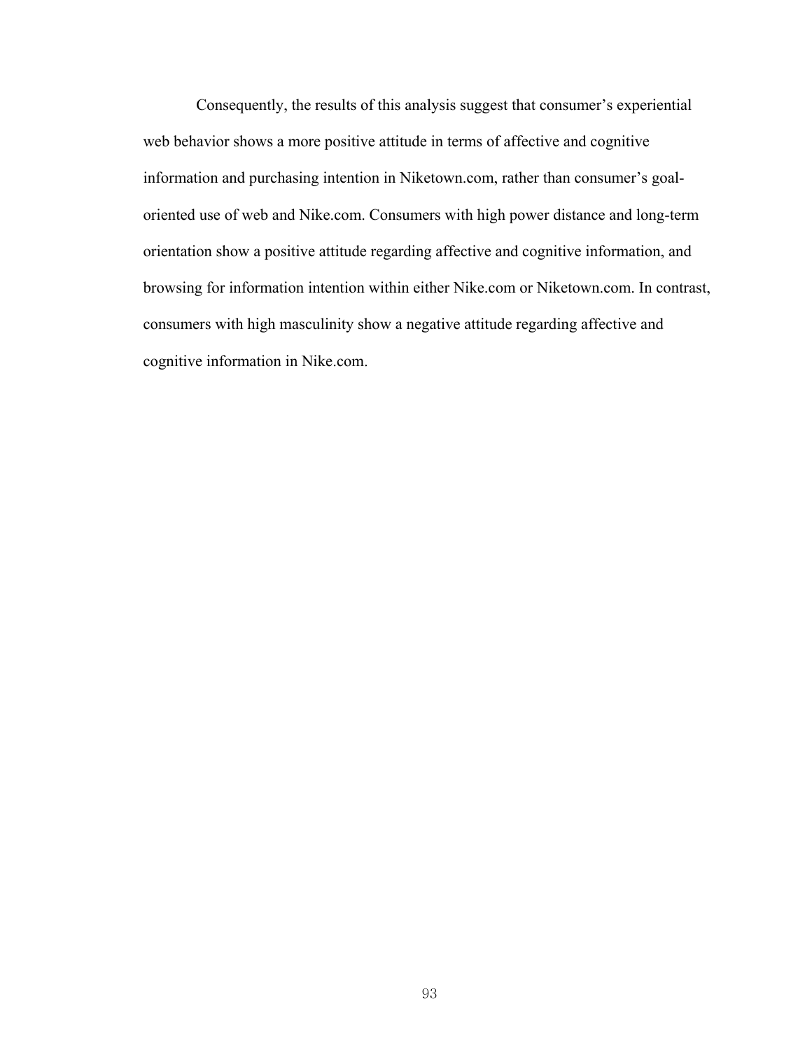Consequently, the results of this analysis suggest that consumer's experiential web behavior shows a more positive attitude in terms of affective and cognitive information and purchasing intention in Niketown.com, rather than consumer's goal-oriented use of web and Nike.com. Consumers with high power distance and long-term orientation show a positive attitude regarding affective and cognitive information, and browsing for information intention within either Nike.com or Niketown.com. In contrast, consumers with high masculinity show a negative attitude regarding affective and cognitive information in Nike.com.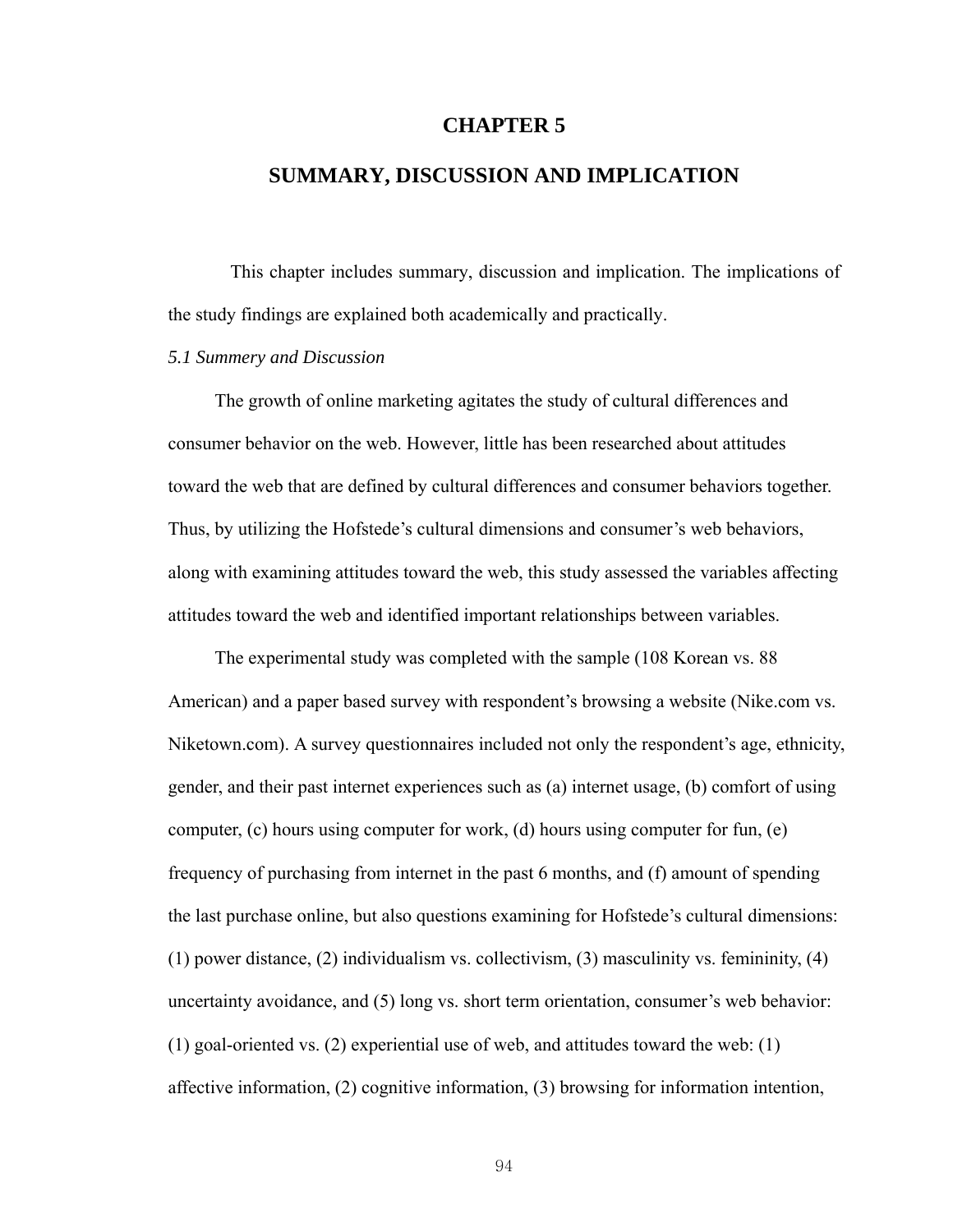# CHAPTER 5

# SUMMARY, DISCUSSION AND IMPLICATION

This chapter includes summary, discussion and implication. The implications of the study findings are explained both academically and practically.

*5.1 Summery and Discussion*

The growth of online marketing agitates the study of cultural differences and consumer behavior on the web. However, little has been researched about attitudes toward the web that are defined by cultural differences and consumer behaviors together. Thus, by utilizing the Hofstede's cultural dimensions and consumer's web behaviors, along with examining attitudes toward the web, this study assessed the variables affecting attitudes toward the web and identified important relationships between variables.

The experimental study was completed with the sample (108 Korean vs. 88 American) and a paper based survey with respondent's browsing a website (Nike.com vs. Niketown.com). A survey questionnaires included not only the respondent's age, ethnicity, gender, and their past internet experiences such as (a) internet usage, (b) comfort of using computer, (c) hours using computer for work, (d) hours using computer for fun, (e) frequency of purchasing from internet in the past 6 months, and (f) amount of spending the last purchase online, but also questions examining for Hofstede's cultural dimensions: (1) power distance, (2) individualism vs. collectivism, (3) masculinity vs. femininity, (4) uncertainty avoidance, and (5) long vs. short term orientation, consumer's web behavior: (1) goal-oriented vs. (2) experiential use of web, and attitudes toward the web: (1) affective information, (2) cognitive information, (3) browsing for information intention,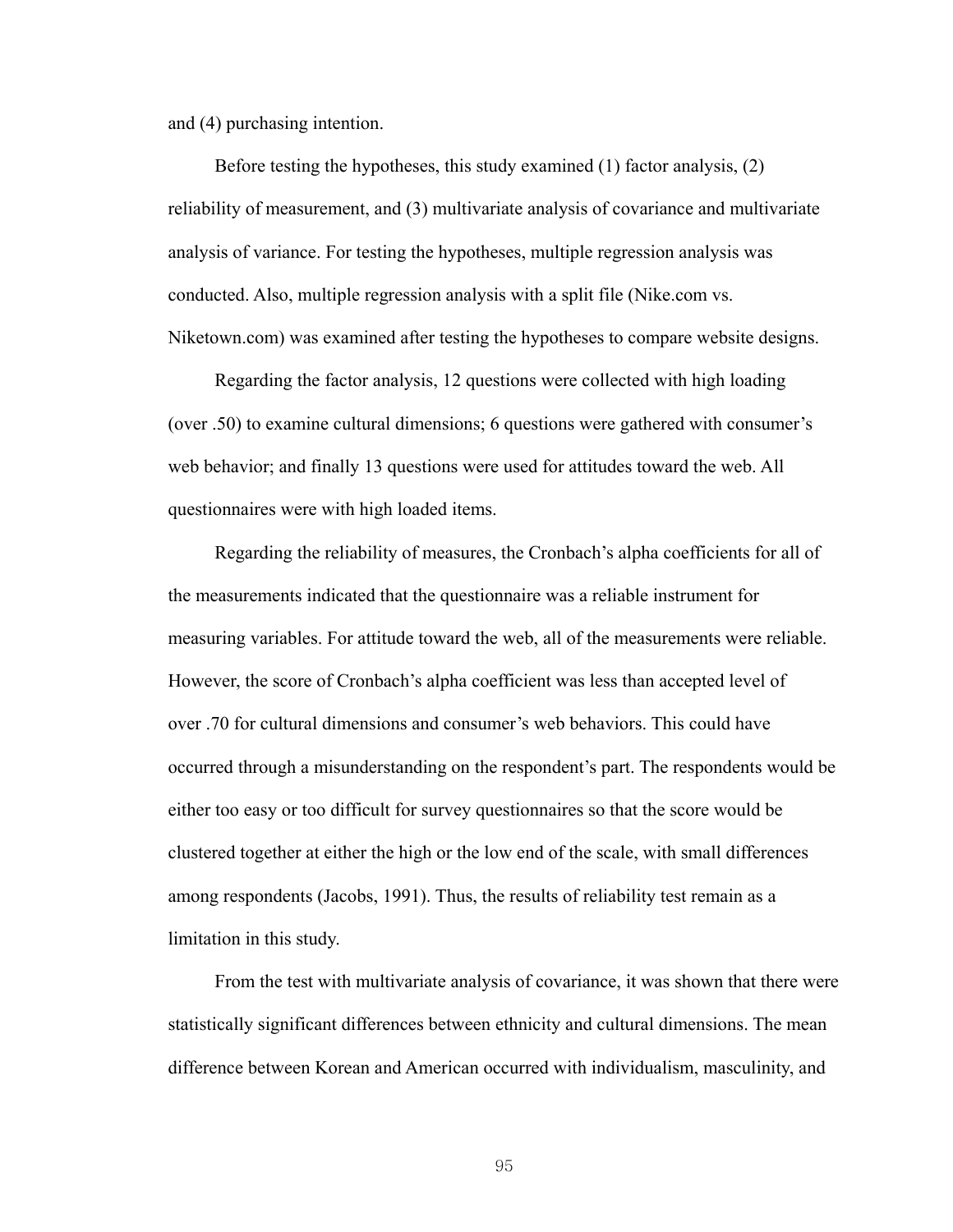and (4) purchasing intention.

Before testing the hypotheses, this study examined (1) factor analysis, (2) reliability of measurement, and (3) multivariate analysis of covariance and multivariate analysis of variance. For testing the hypotheses, multiple regression analysis was conducted. Also, multiple regression analysis with a split file (Nike.com vs. Niketown.com) was examined after testing the hypotheses to compare website designs.

Regarding the factor analysis, 12 questions were collected with high loading (over .50) to examine cultural dimensions; 6 questions were gathered with consumer's web behavior; and finally 13 questions were used for attitudes toward the web. All questionnaires were with high loaded items.

Regarding the reliability of measures, the Cronbach's alpha coefficients for all of the measurements indicated that the questionnaire was a reliable instrument for measuring variables. For attitude toward the web, all of the measurements were reliable. However, the score of Cronbach's alpha coefficient was less than accepted level of over .70 for cultural dimensions and consumer's web behaviors. This could have occurred through a misunderstanding on the respondent's part. The respondents would be either too easy or too difficult for survey questionnaires so that the score would be clustered together at either the high or the low end of the scale, with small differences among respondents (Jacobs, 1991). Thus, the results of reliability test remain as a limitation in this study.

From the test with multivariate analysis of covariance, it was shown that there were statistically significant differences between ethnicity and cultural dimensions. The mean difference between Korean and American occurred with individualism, masculinity, and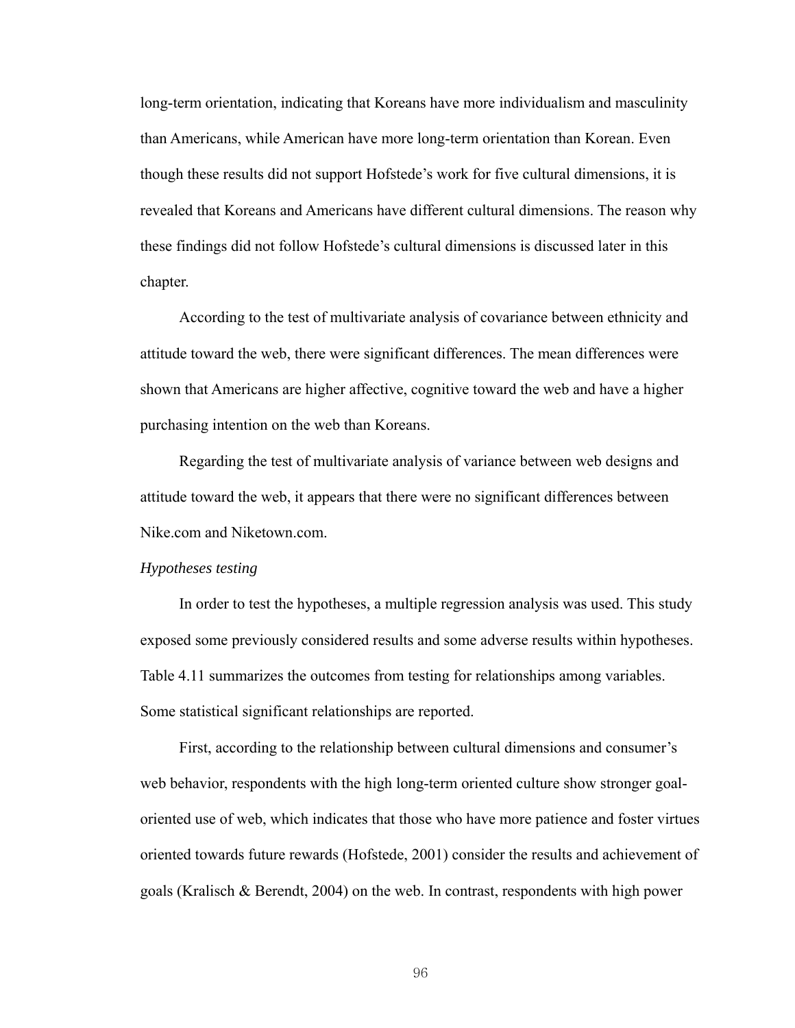long-term orientation, indicating that Koreans have more individualism and masculinity than Americans, while American have more long-term orientation than Korean. Even though these results did not support Hofstede's work for five cultural dimensions, it is revealed that Koreans and Americans have different cultural dimensions. The reason why these findings did not follow Hofstede's cultural dimensions is discussed later in this chapter.

According to the test of multivariate analysis of covariance between ethnicity and attitude toward the web, there were significant differences. The mean differences were shown that Americans are higher affective, cognitive toward the web and have a higher purchasing intention on the web than Koreans.

Regarding the test of multivariate analysis of variance between web designs and attitude toward the web, it appears that there were no significant differences between Nike.com and Niketown.com.

*Hypotheses testing*

In order to test the hypotheses, a multiple regression analysis was used. This study exposed some previously considered results and some adverse results within hypotheses. Table 4.11 summarizes the outcomes from testing for relationships among variables. Some statistical significant relationships are reported.

First, according to the relationship between cultural dimensions and consumer's web behavior, respondents with the high long-term oriented culture show stronger goal-oriented use of web, which indicates that those who have more patience and foster virtues oriented towards future rewards (Hofstede, 2001) consider the results and achievement of goals (Kralisch & Berendt, 2004) on the web. In contrast, respondents with high power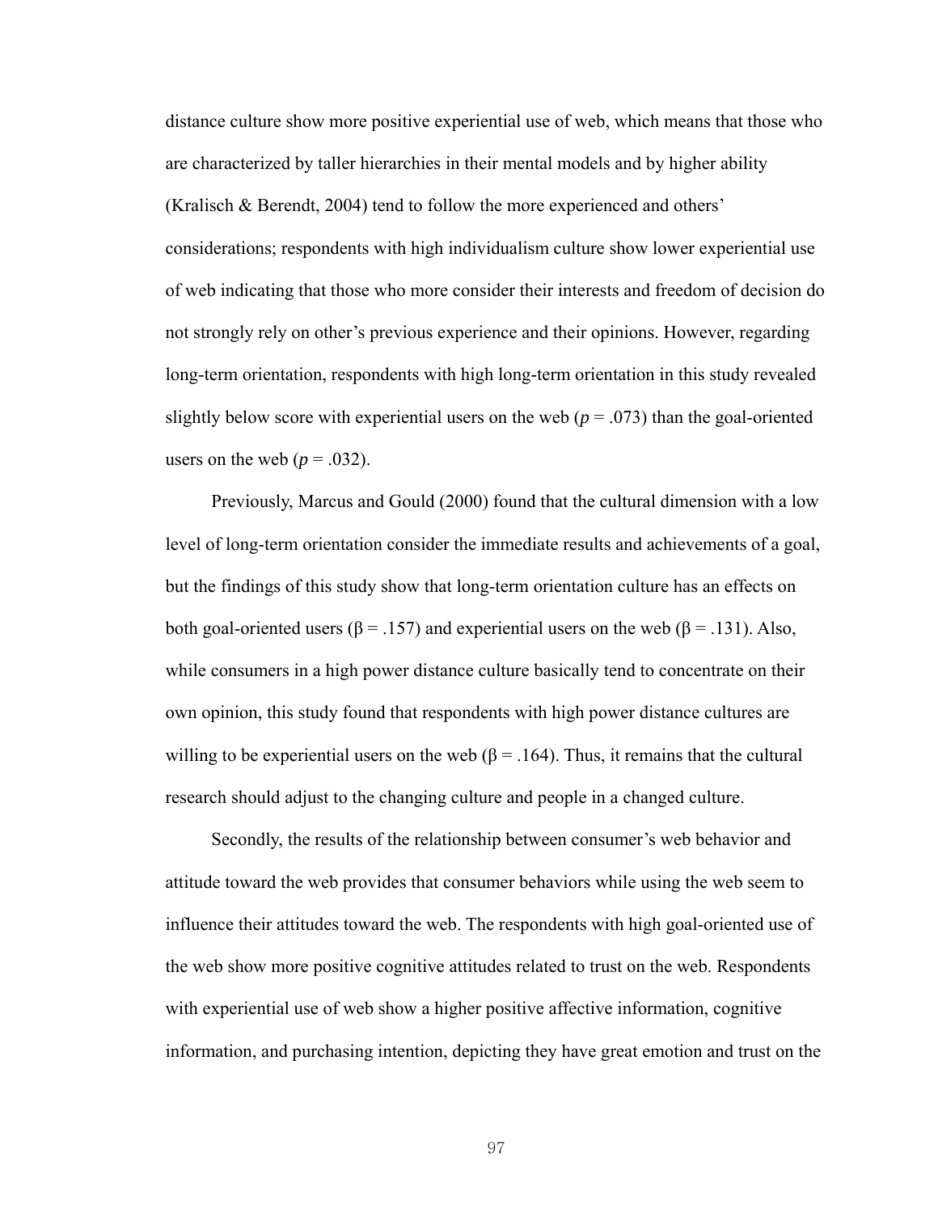distance culture show more positive experiential use of web, which means that those who are characterized by taller hierarchies in their mental models and by higher ability (Kralisch & Berendt, 2004) tend to follow the more experienced and others' considerations; respondents with high individualism culture show lower experiential use of web indicating that those who more consider their interests and freedom of decision do not strongly rely on other's previous experience and their opinions. However, regarding long-term orientation, respondents with high long-term orientation in this study revealed slightly below score with experiential users on the web ($p = .073$) than the goal-oriented users on the web ($p = .032$).

Previously, Marcus and Gould (2000) found that the cultural dimension with a low level of long-term orientation consider the immediate results and achievements of a goal, but the findings of this study show that long-term orientation culture has an effects on both goal-oriented users ($\beta = .157$) and experiential users on the web ($\beta = .131$). Also, while consumers in a high power distance culture basically tend to concentrate on their own opinion, this study found that respondents with high power distance cultures are willing to be experiential users on the web ($\beta = .164$). Thus, it remains that the cultural research should adjust to the changing culture and people in a changed culture.

Secondly, the results of the relationship between consumer's web behavior and attitude toward the web provides that consumer behaviors while using the web seem to influence their attitudes toward the web. The respondents with high goal-oriented use of the web show more positive cognitive attitudes related to trust on the web. Respondents with experiential use of web show a higher positive affective information, cognitive information, and purchasing intention, depicting they have great emotion and trust on the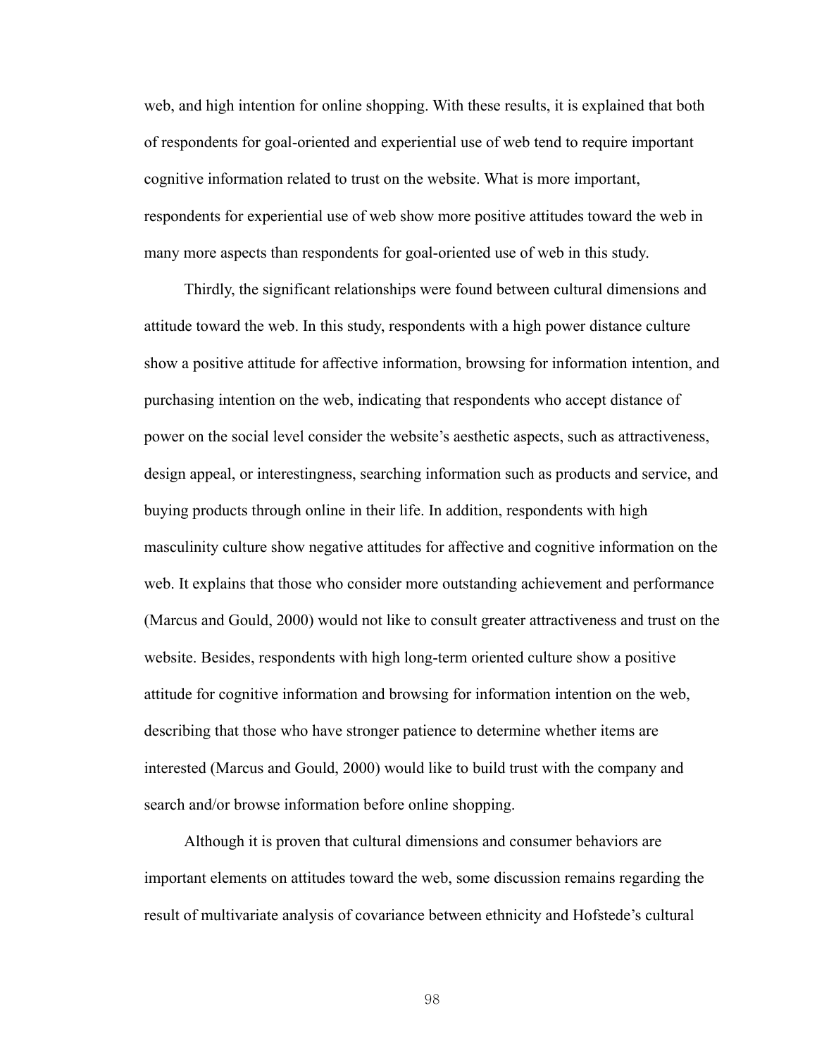web, and high intention for online shopping. With these results, it is explained that both of respondents for goal-oriented and experiential use of web tend to require important cognitive information related to trust on the website. What is more important, respondents for experiential use of web show more positive attitudes toward the web in many more aspects than respondents for goal-oriented use of web in this study.

Thirdly, the significant relationships were found between cultural dimensions and attitude toward the web. In this study, respondents with a high power distance culture show a positive attitude for affective information, browsing for information intention, and purchasing intention on the web, indicating that respondents who accept distance of power on the social level consider the website's aesthetic aspects, such as attractiveness, design appeal, or interestingness, searching information such as products and service, and buying products through online in their life. In addition, respondents with high masculinity culture show negative attitudes for affective and cognitive information on the web. It explains that those who consider more outstanding achievement and performance (Marcus and Gould, 2000) would not like to consult greater attractiveness and trust on the website. Besides, respondents with high long-term oriented culture show a positive attitude for cognitive information and browsing for information intention on the web, describing that those who have stronger patience to determine whether items are interested (Marcus and Gould, 2000) would like to build trust with the company and search and/or browse information before online shopping.

Although it is proven that cultural dimensions and consumer behaviors are important elements on attitudes toward the web, some discussion remains regarding the result of multivariate analysis of covariance between ethnicity and Hofstede's cultural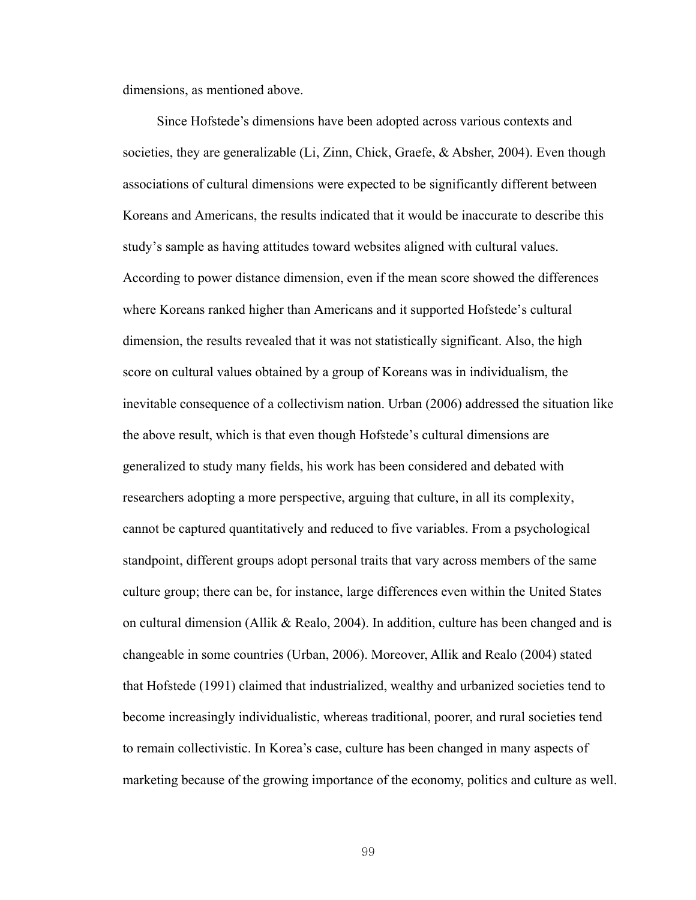dimensions, as mentioned above.

Since Hofstede's dimensions have been adopted across various contexts and societies, they are generalizable (Li, Zinn, Chick, Graefe, & Absher, 2004). Even though associations of cultural dimensions were expected to be significantly different between Koreans and Americans, the results indicated that it would be inaccurate to describe this study's sample as having attitudes toward websites aligned with cultural values. According to power distance dimension, even if the mean score showed the differences where Koreans ranked higher than Americans and it supported Hofstede's cultural dimension, the results revealed that it was not statistically significant. Also, the high score on cultural values obtained by a group of Koreans was in individualism, the inevitable consequence of a collectivism nation. Urban (2006) addressed the situation like the above result, which is that even though Hofstede's cultural dimensions are generalized to study many fields, his work has been considered and debated with researchers adopting a more perspective, arguing that culture, in all its complexity, cannot be captured quantitatively and reduced to five variables. From a psychological standpoint, different groups adopt personal traits that vary across members of the same culture group; there can be, for instance, large differences even within the United States on cultural dimension (Allik & Realo, 2004). In addition, culture has been changed and is changeable in some countries (Urban, 2006). Moreover, Allik and Realo (2004) stated that Hofstede (1991) claimed that industrialized, wealthy and urbanized societies tend to become increasingly individualistic, whereas traditional, poorer, and rural societies tend to remain collectivistic. In Korea's case, culture has been changed in many aspects of marketing because of the growing importance of the economy, politics and culture as well.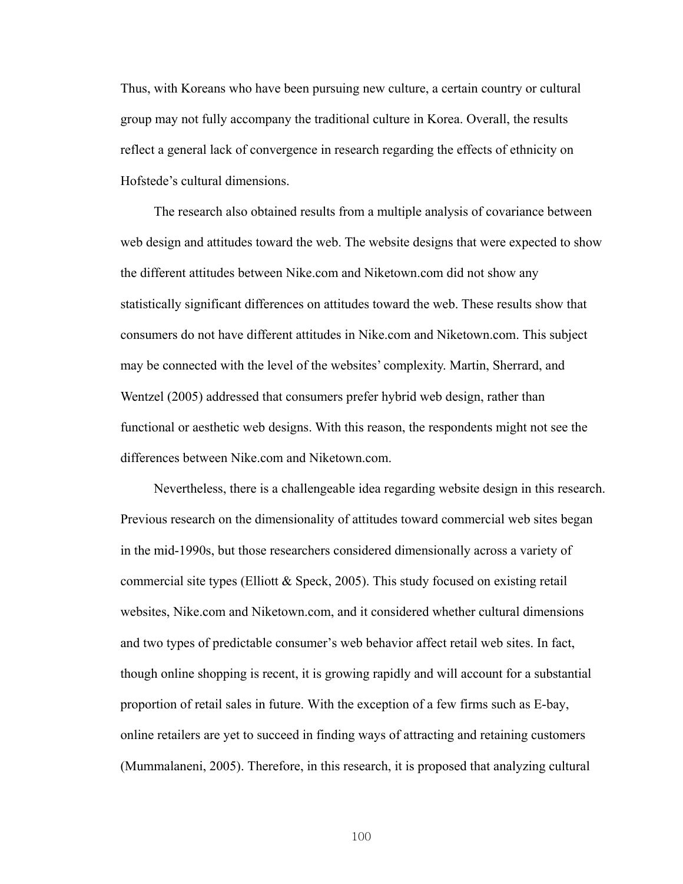Thus, with Koreans who have been pursuing new culture, a certain country or cultural group may not fully accompany the traditional culture in Korea. Overall, the results reflect a general lack of convergence in research regarding the effects of ethnicity on Hofstede's cultural dimensions.

The research also obtained results from a multiple analysis of covariance between web design and attitudes toward the web. The website designs that were expected to show the different attitudes between Nike.com and Niketown.com did not show any statistically significant differences on attitudes toward the web. These results show that consumers do not have different attitudes in Nike.com and Niketown.com. This subject may be connected with the level of the websites' complexity. Martin, Sherrard, and Wentzel (2005) addressed that consumers prefer hybrid web design, rather than functional or aesthetic web designs. With this reason, the respondents might not see the differences between Nike.com and Niketown.com.

Nevertheless, there is a challengeable idea regarding website design in this research. Previous research on the dimensionality of attitudes toward commercial web sites began in the mid-1990s, but those researchers considered dimensionally across a variety of commercial site types (Elliott & Speck, 2005). This study focused on existing retail websites, Nike.com and Niketown.com, and it considered whether cultural dimensions and two types of predictable consumer's web behavior affect retail web sites. In fact, though online shopping is recent, it is growing rapidly and will account for a substantial proportion of retail sales in future. With the exception of a few firms such as E-bay, online retailers are yet to succeed in finding ways of attracting and retaining customers (Mummalaneni, 2005). Therefore, in this research, it is proposed that analyzing cultural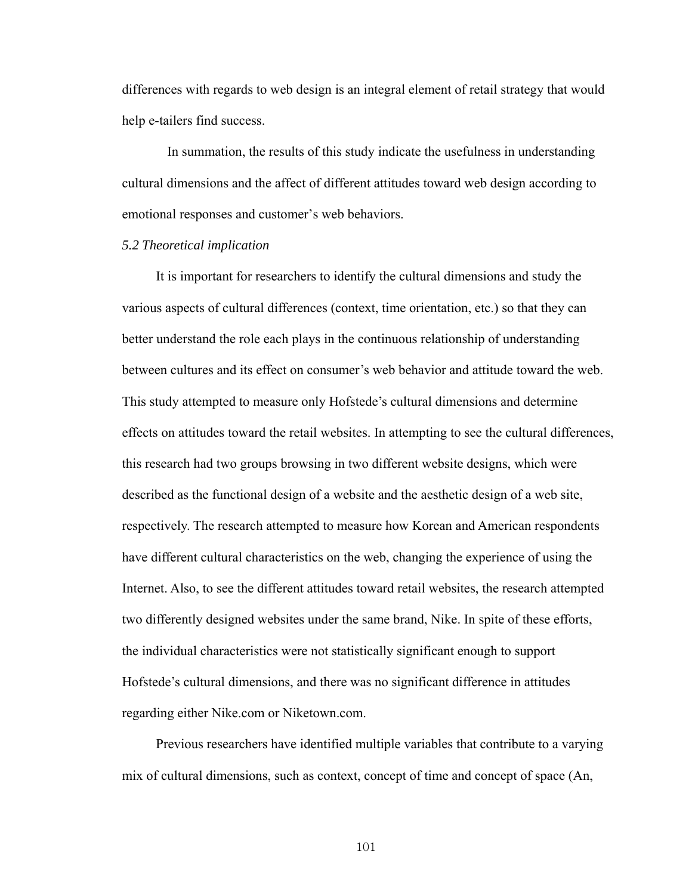differences with regards to web design is an integral element of retail strategy that would help e-tailers find success.

In summation, the results of this study indicate the usefulness in understanding cultural dimensions and the affect of different attitudes toward web design according to emotional responses and customer's web behaviors.

*5.2 Theoretical implication*

It is important for researchers to identify the cultural dimensions and study the various aspects of cultural differences (context, time orientation, etc.) so that they can better understand the role each plays in the continuous relationship of understanding between cultures and its effect on consumer's web behavior and attitude toward the web. This study attempted to measure only Hofstede's cultural dimensions and determine effects on attitudes toward the retail websites. In attempting to see the cultural differences, this research had two groups browsing in two different website designs, which were described as the functional design of a website and the aesthetic design of a web site, respectively. The research attempted to measure how Korean and American respondents have different cultural characteristics on the web, changing the experience of using the Internet. Also, to see the different attitudes toward retail websites, the research attempted two differently designed websites under the same brand, Nike. In spite of these efforts, the individual characteristics were not statistically significant enough to support Hofstede's cultural dimensions, and there was no significant difference in attitudes regarding either Nike.com or Niketown.com.

Previous researchers have identified multiple variables that contribute to a varying mix of cultural dimensions, such as context, concept of time and concept of space (An,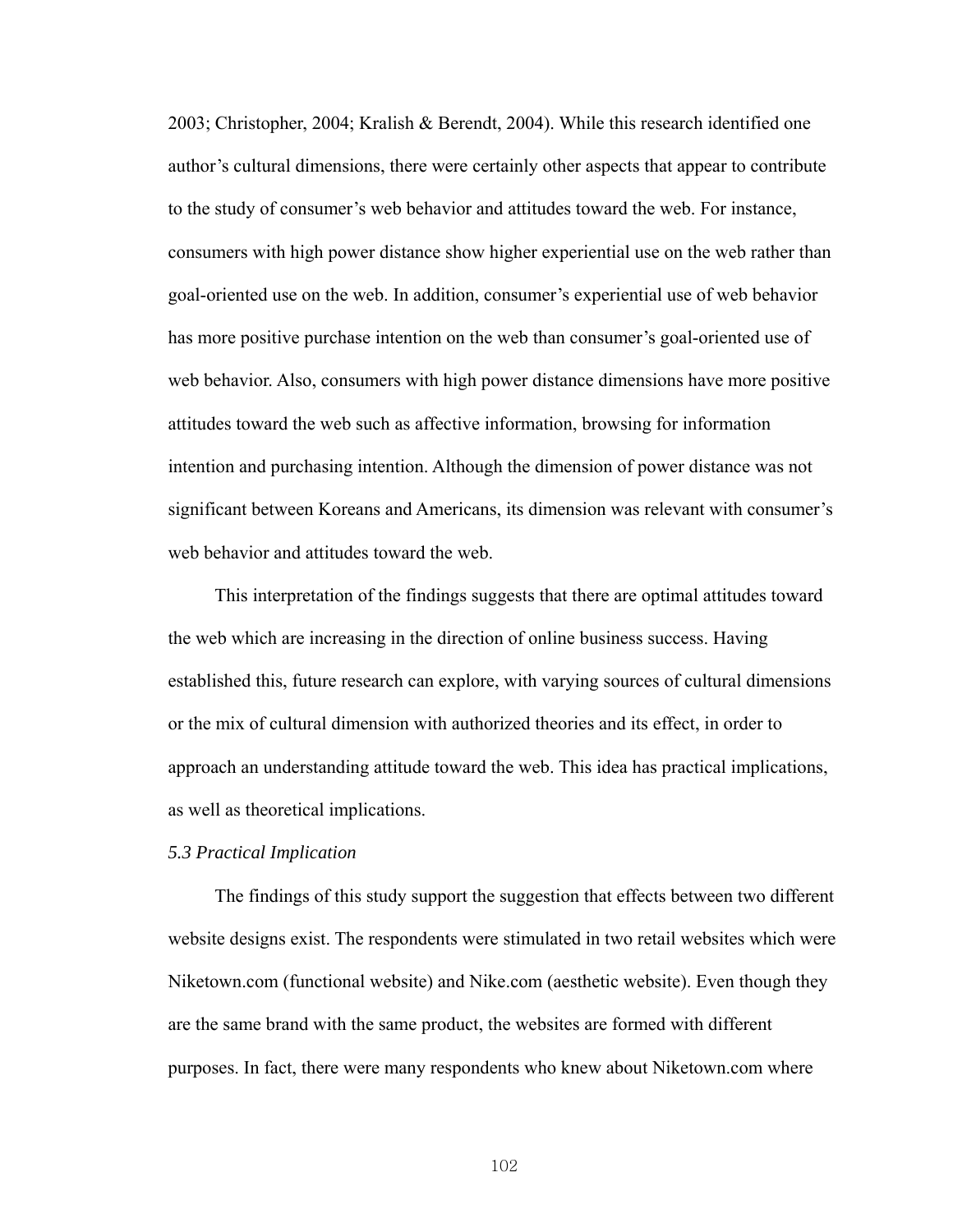2003; Christopher, 2004; Kralish & Berendt, 2004). While this research identified one author's cultural dimensions, there were certainly other aspects that appear to contribute to the study of consumer's web behavior and attitudes toward the web. For instance, consumers with high power distance show higher experiential use on the web rather than goal-oriented use on the web. In addition, consumer's experiential use of web behavior has more positive purchase intention on the web than consumer's goal-oriented use of web behavior. Also, consumers with high power distance dimensions have more positive attitudes toward the web such as affective information, browsing for information intention and purchasing intention. Although the dimension of power distance was not significant between Koreans and Americans, its dimension was relevant with consumer's web behavior and attitudes toward the web.

This interpretation of the findings suggests that there are optimal attitudes toward the web which are increasing in the direction of online business success. Having established this, future research can explore, with varying sources of cultural dimensions or the mix of cultural dimension with authorized theories and its effect, in order to approach an understanding attitude toward the web. This idea has practical implications, as well as theoretical implications.

### *5.3 Practical Implication*

The findings of this study support the suggestion that effects between two different website designs exist. The respondents were stimulated in two retail websites which were Niketown.com (functional website) and Nike.com (aesthetic website). Even though they are the same brand with the same product, the websites are formed with different purposes. In fact, there were many respondents who knew about Niketown.com where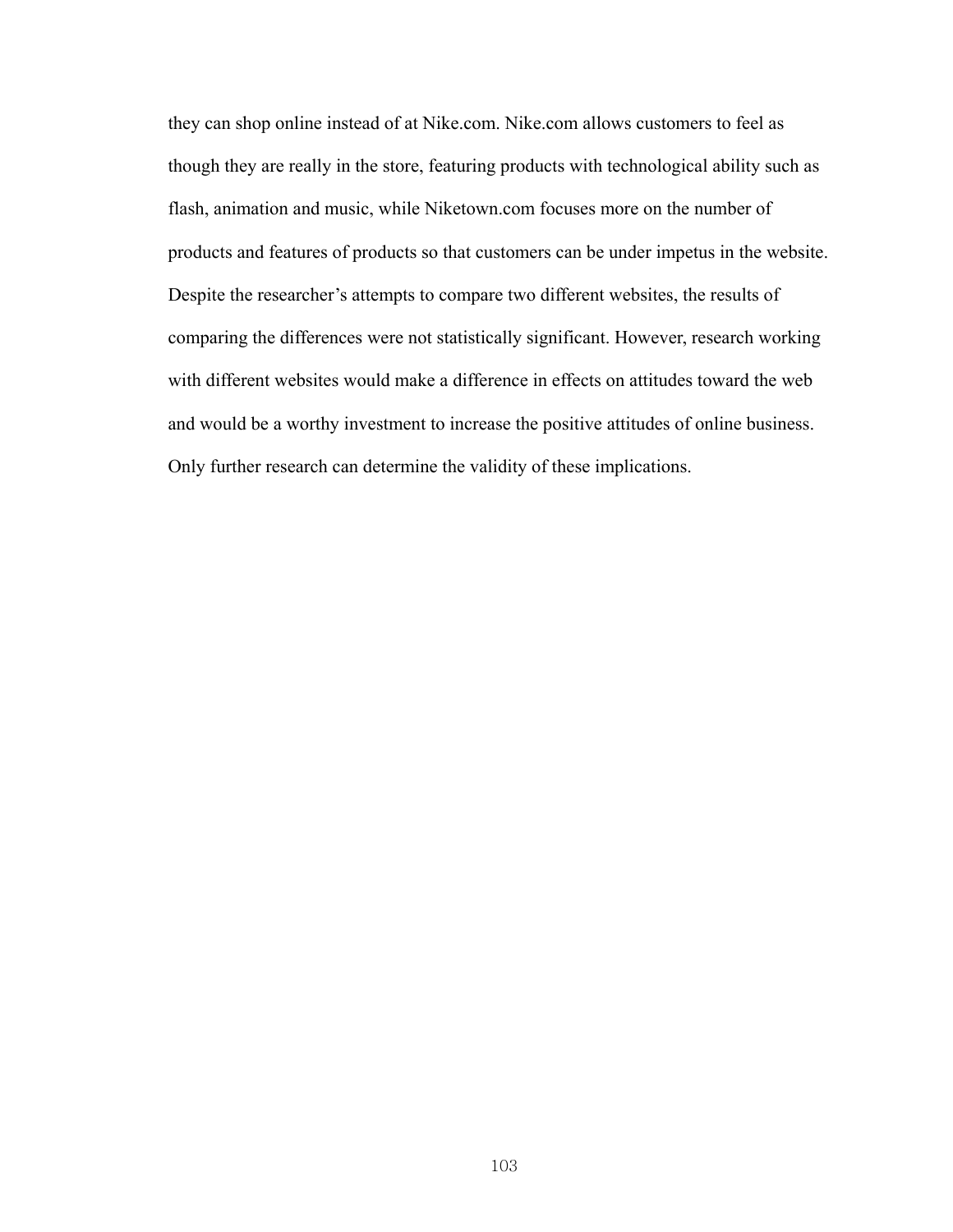they can shop online instead of at Nike.com. Nike.com allows customers to feel as though they are really in the store, featuring products with technological ability such as flash, animation and music, while Niketown.com focuses more on the number of products and features of products so that customers can be under impetus in the website. Despite the researcher's attempts to compare two different websites, the results of comparing the differences were not statistically significant. However, research working with different websites would make a difference in effects on attitudes toward the web and would be a worthy investment to increase the positive attitudes of online business. Only further research can determine the validity of these implications.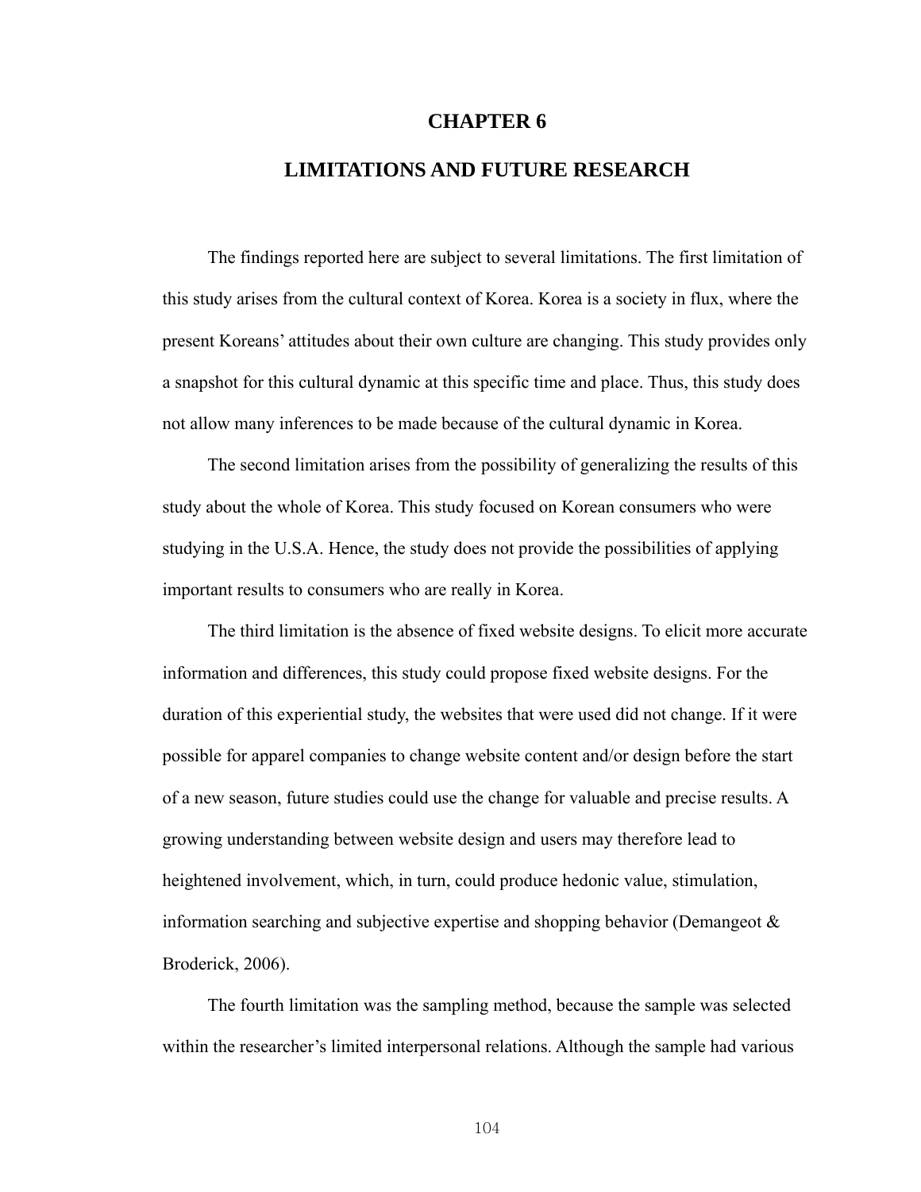# CHAPTER 6

# LIMITATIONS AND FUTURE RESEARCH

The findings reported here are subject to several limitations. The first limitation of this study arises from the cultural context of Korea. Korea is a society in flux, where the present Koreans' attitudes about their own culture are changing. This study provides only a snapshot for this cultural dynamic at this specific time and place. Thus, this study does not allow many inferences to be made because of the cultural dynamic in Korea.

The second limitation arises from the possibility of generalizing the results of this study about the whole of Korea. This study focused on Korean consumers who were studying in the U.S.A. Hence, the study does not provide the possibilities of applying important results to consumers who are really in Korea.

The third limitation is the absence of fixed website designs. To elicit more accurate information and differences, this study could propose fixed website designs. For the duration of this experiential study, the websites that were used did not change. If it were possible for apparel companies to change website content and/or design before the start of a new season, future studies could use the change for valuable and precise results. A growing understanding between website design and users may therefore lead to heightened involvement, which, in turn, could produce hedonic value, stimulation, information searching and subjective expertise and shopping behavior (Demangeot & Broderick, 2006).

The fourth limitation was the sampling method, because the sample was selected within the researcher's limited interpersonal relations. Although the sample had various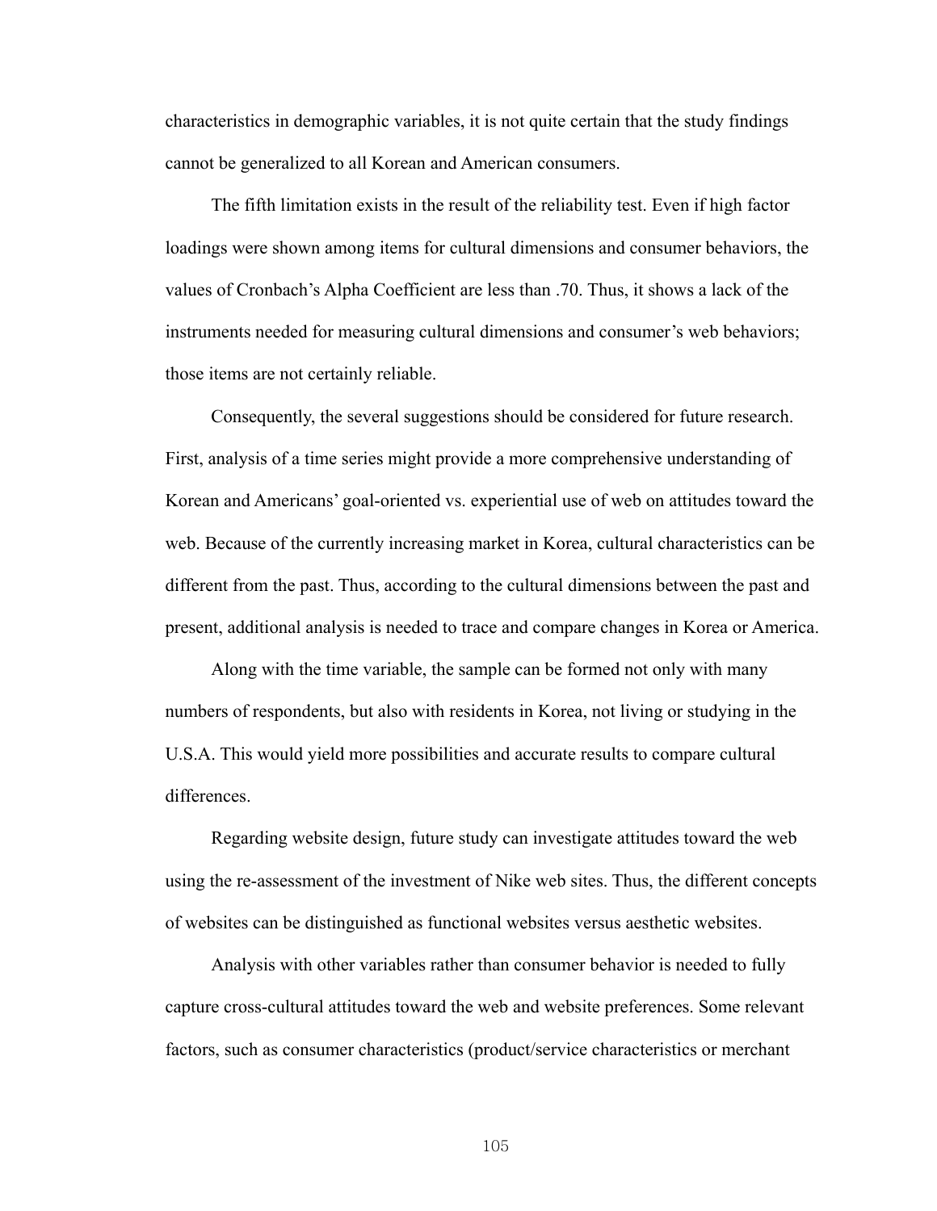characteristics in demographic variables, it is not quite certain that the study findings cannot be generalized to all Korean and American consumers.

The fifth limitation exists in the result of the reliability test. Even if high factor loadings were shown among items for cultural dimensions and consumer behaviors, the values of Cronbach's Alpha Coefficient are less than .70. Thus, it shows a lack of the instruments needed for measuring cultural dimensions and consumer's web behaviors; those items are not certainly reliable.

Consequently, the several suggestions should be considered for future research. First, analysis of a time series might provide a more comprehensive understanding of Korean and Americans' goal-oriented vs. experiential use of web on attitudes toward the web. Because of the currently increasing market in Korea, cultural characteristics can be different from the past. Thus, according to the cultural dimensions between the past and present, additional analysis is needed to trace and compare changes in Korea or America.

Along with the time variable, the sample can be formed not only with many numbers of respondents, but also with residents in Korea, not living or studying in the U.S.A. This would yield more possibilities and accurate results to compare cultural differences.

Regarding website design, future study can investigate attitudes toward the web using the re-assessment of the investment of Nike web sites. Thus, the different concepts of websites can be distinguished as functional websites versus aesthetic websites.

Analysis with other variables rather than consumer behavior is needed to fully capture cross-cultural attitudes toward the web and website preferences. Some relevant factors, such as consumer characteristics (product/service characteristics or merchant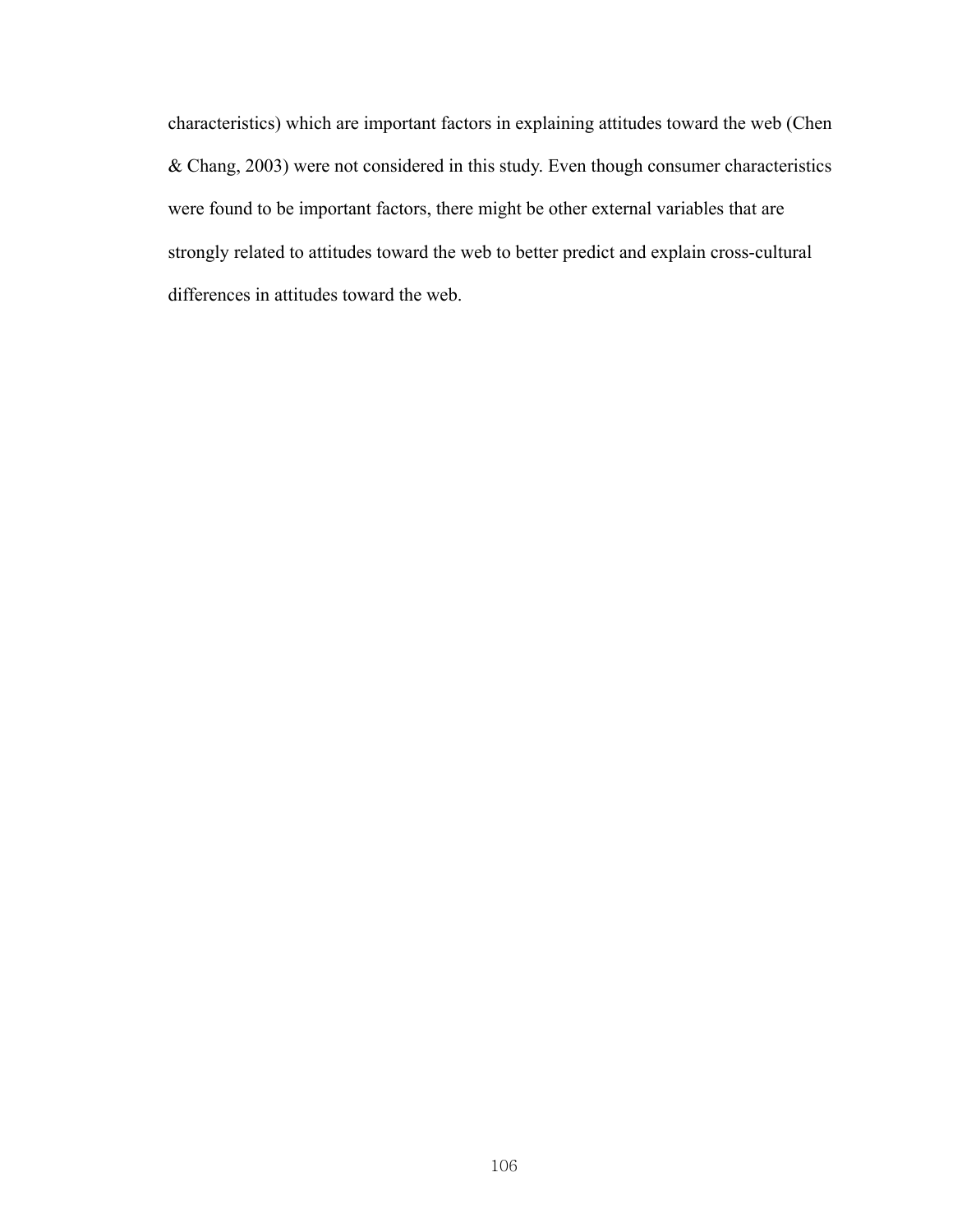characteristics) which are important factors in explaining attitudes toward the web (Chen & Chang, 2003) were not considered in this study. Even though consumer characteristics were found to be important factors, there might be other external variables that are strongly related to attitudes toward the web to better predict and explain cross-cultural differences in attitudes toward the web.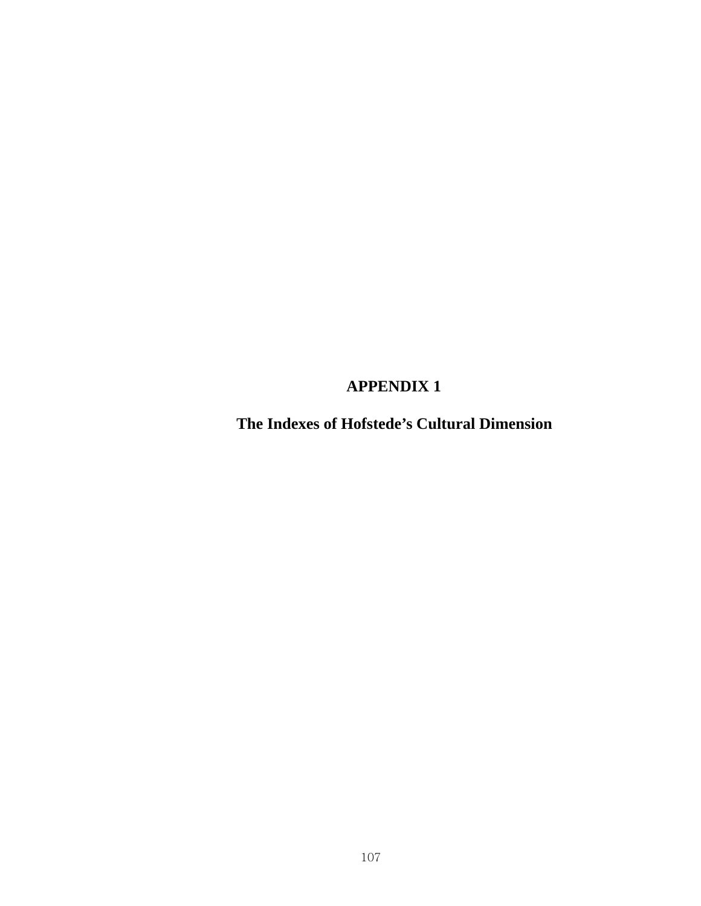# APPENDIX 1

## The Indexes of Hofstede's Cultural Dimension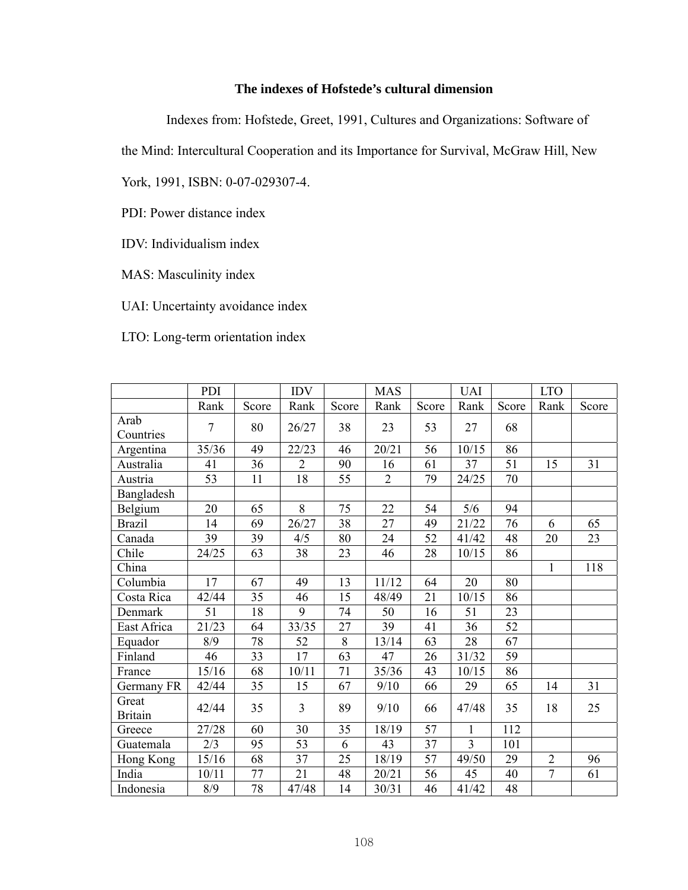**The indexes of Hofstede's cultural dimension**

Indexes from: Hofstede, Greet, 1991, Cultures and Organizations: Software of the Mind: Intercultural Cooperation and its Importance for Survival, McGraw Hill, New York, 1991, ISBN: 0-07-029307-4.

PDI: Power distance index

IDV: Individualism index

MAS: Masculinity index

UAI: Uncertainty avoidance index

LTO: Long-term orientation index

| | PDI | | IDV | | MAS | | UAI | | LTO | |
|---|---|---|---|---|---|---|---|---|---|---|
| | Rank | Score | Rank | Score | Rank | Score | Rank | Score | Rank | Score |
| Arab Countries | 7 | 80 | 26/27 | 38 | 23 | 53 | 27 | 68 | | |
| Argentina | 35/36 | 49 | 22/23 | 46 | 20/21 | 56 | 10/15 | 86 | | |
| Australia | 41 | 36 | 2 | 90 | 16 | 61 | 37 | 51 | 15 | 31 |
| Austria | 53 | 11 | 18 | 55 | 2 | 79 | 24/25 | 70 | | |
| Bangladesh | | | | | | | | | | |
| Belgium | 20 | 65 | 8 | 75 | 22 | 54 | 5/6 | 94 | | |
| Brazil | 14 | 69 | 26/27 | 38 | 27 | 49 | 21/22 | 76 | 6 | 65 |
| Canada | 39 | 39 | 4/5 | 80 | 24 | 52 | 41/42 | 48 | 20 | 23 |
| Chile | 24/25 | 63 | 38 | 23 | 46 | 28 | 10/15 | 86 | | |
| China | | | | | | | | | 1 | 118 |
| Columbia | 17 | 67 | 49 | 13 | 11/12 | 64 | 20 | 80 | | |
| Costa Rica | 42/44 | 35 | 46 | 15 | 48/49 | 21 | 10/15 | 86 | | |
| Denmark | 51 | 18 | 9 | 74 | 50 | 16 | 51 | 23 | | |
| East Africa | 21/23 | 64 | 33/35 | 27 | 39 | 41 | 36 | 52 | | |
| Equador | 8/9 | 78 | 52 | 8 | 13/14 | 63 | 28 | 67 | | |
| Finland | 46 | 33 | 17 | 63 | 47 | 26 | 31/32 | 59 | | |
| France | 15/16 | 68 | 10/11 | 71 | 35/36 | 43 | 10/15 | 86 | | |
| Germany FR | 42/44 | 35 | 15 | 67 | 9/10 | 66 | 29 | 65 | 14 | 31 |
| Great Britain | 42/44 | 35 | 3 | 89 | 9/10 | 66 | 47/48 | 35 | 18 | 25 |
| Greece | 27/28 | 60 | 30 | 35 | 18/19 | 57 | 1 | 112 | | |
| Guatemala | 2/3 | 95 | 53 | 6 | 43 | 37 | 3 | 101 | | |
| Hong Kong | 15/16 | 68 | 37 | 25 | 18/19 | 57 | 49/50 | 29 | 2 | 96 |
| India | 10/11 | 77 | 21 | 48 | 20/21 | 56 | 45 | 40 | 7 | 61 |
| Indonesia | 8/9 | 78 | 47/48 | 14 | 30/31 | 46 | 41/42 | 48 | | |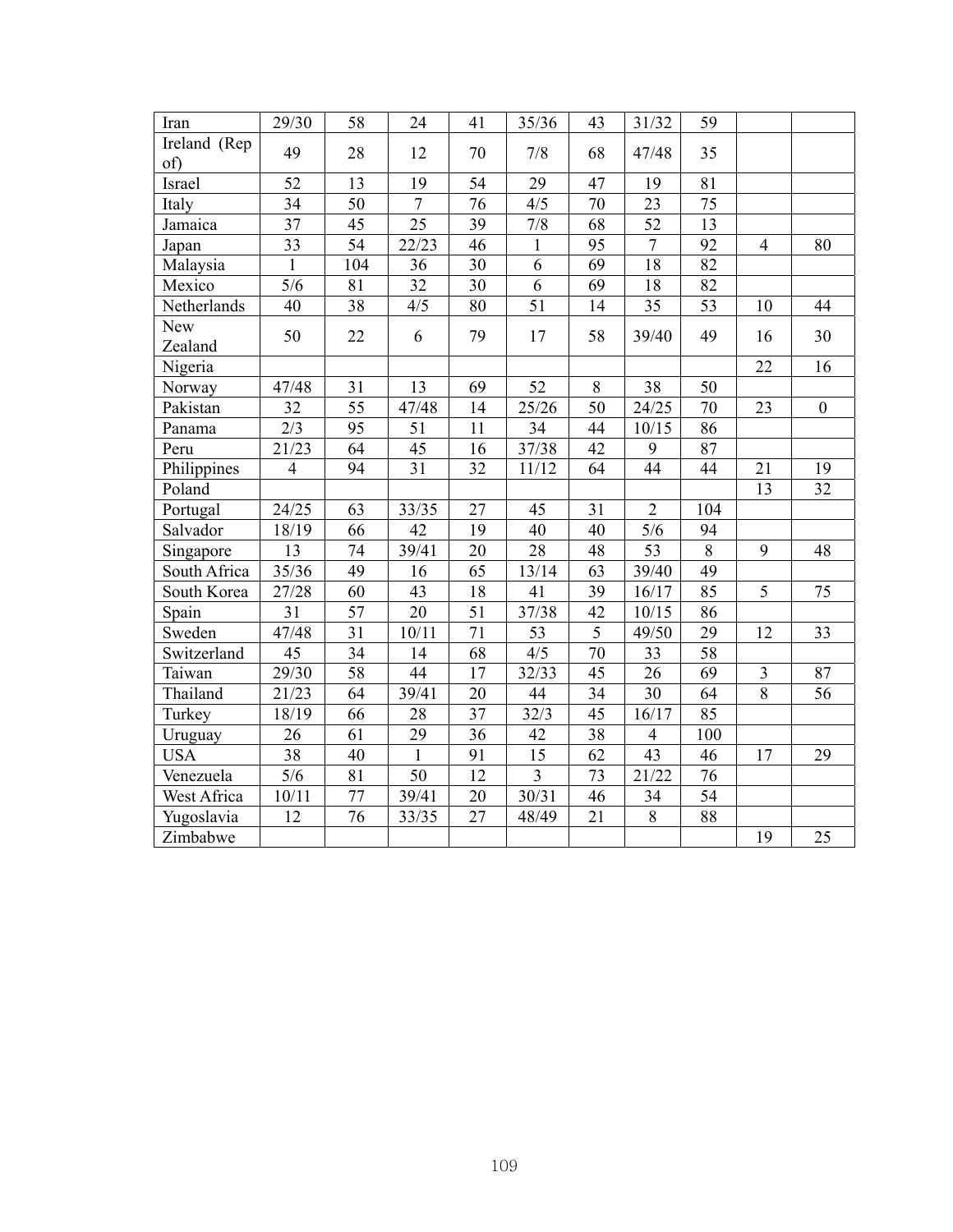| | | | | | | | | | | |
|---|---|---|---|---|---|---|---|---|---|---|
| Iran | 29/30 | 58 | 24 | 41 | 35/36 | 43 | 31/32 | 59 | | |
| Ireland (Rep of) | 49 | 28 | 12 | 70 | 7/8 | 68 | 47/48 | 35 | | |
| Israel | 52 | 13 | 19 | 54 | 29 | 47 | 19 | 81 | | |
| Italy | 34 | 50 | 7 | 76 | 4/5 | 70 | 23 | 75 | | |
| Jamaica | 37 | 45 | 25 | 39 | 7/8 | 68 | 52 | 13 | | |
| Japan | 33 | 54 | 22/23 | 46 | 1 | 95 | 7 | 92 | 4 | 80 |
| Malaysia | 1 | 104 | 36 | 30 | 6 | 69 | 18 | 82 | | |
| Mexico | 5/6 | 81 | 32 | 30 | 6 | 69 | 18 | 82 | | |
| Netherlands | 40 | 38 | 4/5 | 80 | 51 | 14 | 35 | 53 | 10 | 44 |
| New Zealand | 50 | 22 | 6 | 79 | 17 | 58 | 39/40 | 49 | 16 | 30 |
| Nigeria | | | | | | | | | 22 | 16 |
| Norway | 47/48 | 31 | 13 | 69 | 52 | 8 | 38 | 50 | | |
| Pakistan | 32 | 55 | 47/48 | 14 | 25/26 | 50 | 24/25 | 70 | 23 | 0 |
| Panama | 2/3 | 95 | 51 | 11 | 34 | 44 | 10/15 | 86 | | |
| Peru | 21/23 | 64 | 45 | 16 | 37/38 | 42 | 9 | 87 | | |
| Philippines | 4 | 94 | 31 | 32 | 11/12 | 64 | 44 | 44 | 21 | 19 |
| Poland | | | | | | | | | 13 | 32 |
| Portugal | 24/25 | 63 | 33/35 | 27 | 45 | 31 | 2 | 104 | | |
| Salvador | 18/19 | 66 | 42 | 19 | 40 | 40 | 5/6 | 94 | | |
| Singapore | 13 | 74 | 39/41 | 20 | 28 | 48 | 53 | 8 | 9 | 48 |
| South Africa | 35/36 | 49 | 16 | 65 | 13/14 | 63 | 39/40 | 49 | | |
| South Korea | 27/28 | 60 | 43 | 18 | 41 | 39 | 16/17 | 85 | 5 | 75 |
| Spain | 31 | 57 | 20 | 51 | 37/38 | 42 | 10/15 | 86 | | |
| Sweden | 47/48 | 31 | 10/11 | 71 | 53 | 5 | 49/50 | 29 | 12 | 33 |
| Switzerland | 45 | 34 | 14 | 68 | 4/5 | 70 | 33 | 58 | | |
| Taiwan | 29/30 | 58 | 44 | 17 | 32/33 | 45 | 26 | 69 | 3 | 87 |
| Thailand | 21/23 | 64 | 39/41 | 20 | 44 | 34 | 30 | 64 | 8 | 56 |
| Turkey | 18/19 | 66 | 28 | 37 | 32/3 | 45 | 16/17 | 85 | | |
| Uruguay | 26 | 61 | 29 | 36 | 42 | 38 | 4 | 100 | | |
| USA | 38 | 40 | 1 | 91 | 15 | 62 | 43 | 46 | 17 | 29 |
| Venezuela | 5/6 | 81 | 50 | 12 | 3 | 73 | 21/22 | 76 | | |
| West Africa | 10/11 | 77 | 39/41 | 20 | 30/31 | 46 | 34 | 54 | | |
| Yugoslavia | 12 | 76 | 33/35 | 27 | 48/49 | 21 | 8 | 88 | | |
| Zimbabwe | | | | | | | | | 19 | 25 |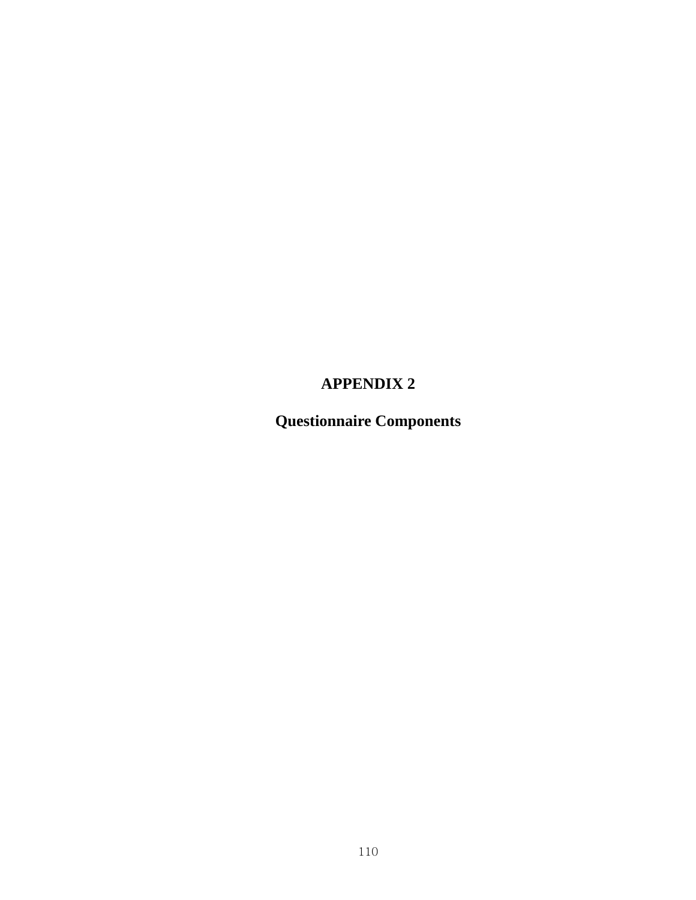# APPENDIX 2

## Questionnaire Components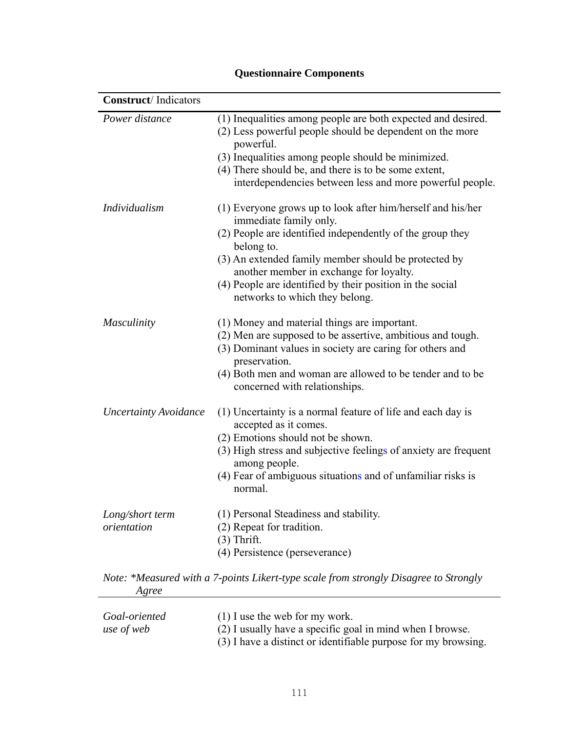**Questionnaire Components**

| **Construct**/ Indicators | |
|---|---|
| *Power distance* | (1) Inequalities among people are both expected and desired.<br>(2) Less powerful people should be dependent on the more powerful.<br>(3) Inequalities among people should be minimized.<br>(4) There should be, and there is to be some extent, interdependencies between less and more powerful people. |
| *Individualism* | (1) Everyone grows up to look after him/herself and his/her immediate family only.<br>(2) People are identified independently of the group they belong to.<br>(3) An extended family member should be protected by another member in exchange for loyalty.<br>(4) People are identified by their position in the social networks to which they belong. |
| *Masculinity* | (1) Money and material things are important.<br>(2) Men are supposed to be assertive, ambitious and tough.<br>(3) Dominant values in society are caring for others and preservation.<br>(4) Both men and woman are allowed to be tender and to be concerned with relationships. |
| *Uncertainty Avoidance* | (1) Uncertainty is a normal feature of life and each day is accepted as it comes.<br>(2) Emotions should not be shown.<br>(3) High stress and subjective feelings of anxiety are frequent among people.<br>(4) Fear of ambiguous situations and of unfamiliar risks is normal. |
| *Long/short term orientation* | (1) Personal Steadiness and stability.<br>(2) Repeat for tradition.<br>(3) Thrift.<br>(4) Persistence (perseverance) |

*Note: *Measured with a 7-points Likert-type scale from strongly Disagree to Strongly Agree*

| | |
|---|---|
| *Goal-oriented use of web* | (1) I use the web for my work.<br>(2) I usually have a specific goal in mind when I browse.<br>(3) I have a distinct or identifiable purpose for my browsing. |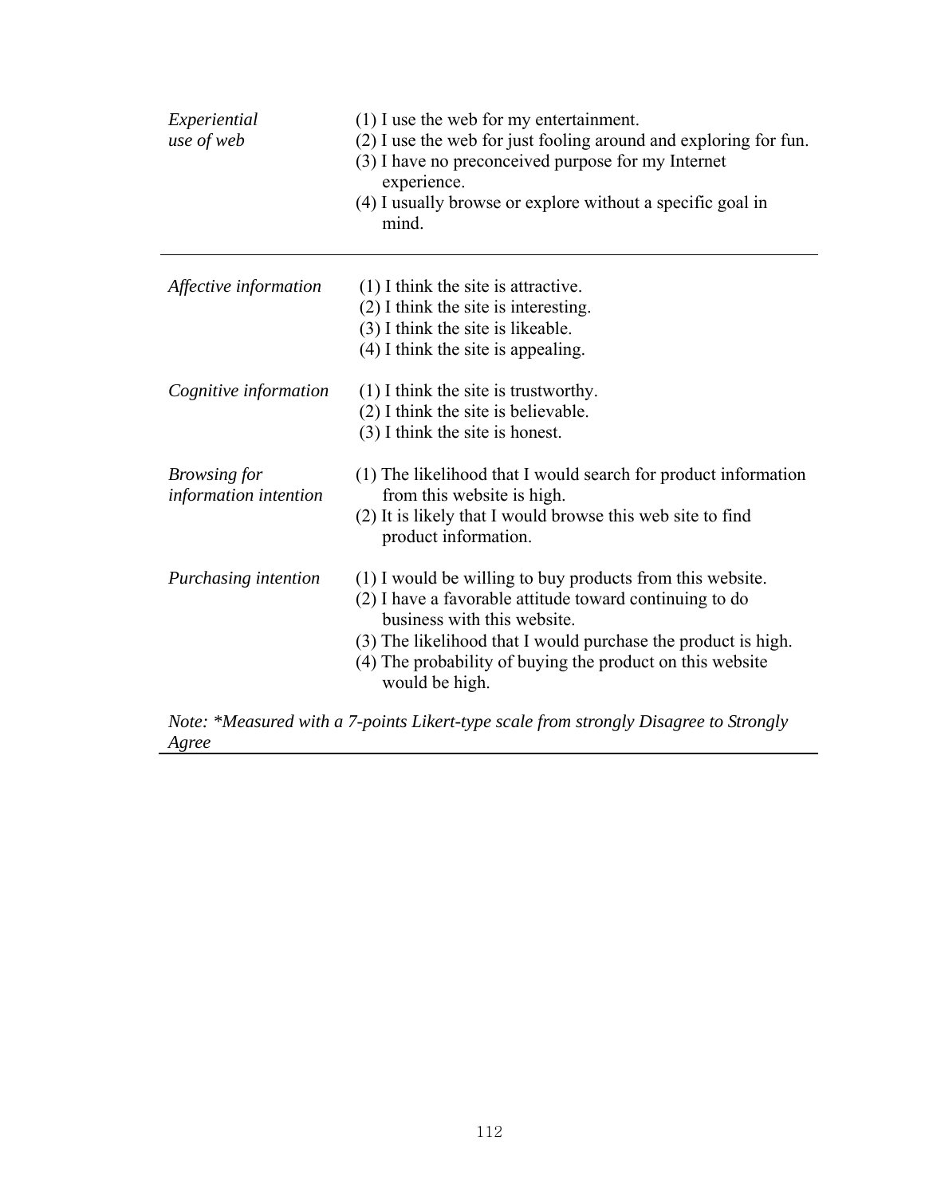| | |
|---|---|
| *Experiential use of web* | (1) I use the web for my entertainment.<br>(2) I use the web for just fooling around and exploring for fun.<br>(3) I have no preconceived purpose for my Internet experience.<br>(4) I usually browse or explore without a specific goal in mind. |
| *Affective information* | (1) I think the site is attractive.<br>(2) I think the site is interesting.<br>(3) I think the site is likeable.<br>(4) I think the site is appealing. |
| *Cognitive information* | (1) I think the site is trustworthy.<br>(2) I think the site is believable.<br>(3) I think the site is honest. |
| *Browsing for information intention* | (1) The likelihood that I would search for product information from this website is high.<br>(2) It is likely that I would browse this web site to find product information. |
| *Purchasing intention* | (1) I would be willing to buy products from this website.<br>(2) I have a favorable attitude toward continuing to do business with this website.<br>(3) The likelihood that I would purchase the product is high.<br>(4) The probability of buying the product on this website would be high. |

*Note: *Measured with a 7-points Likert-type scale from strongly Disagree to Strongly Agree*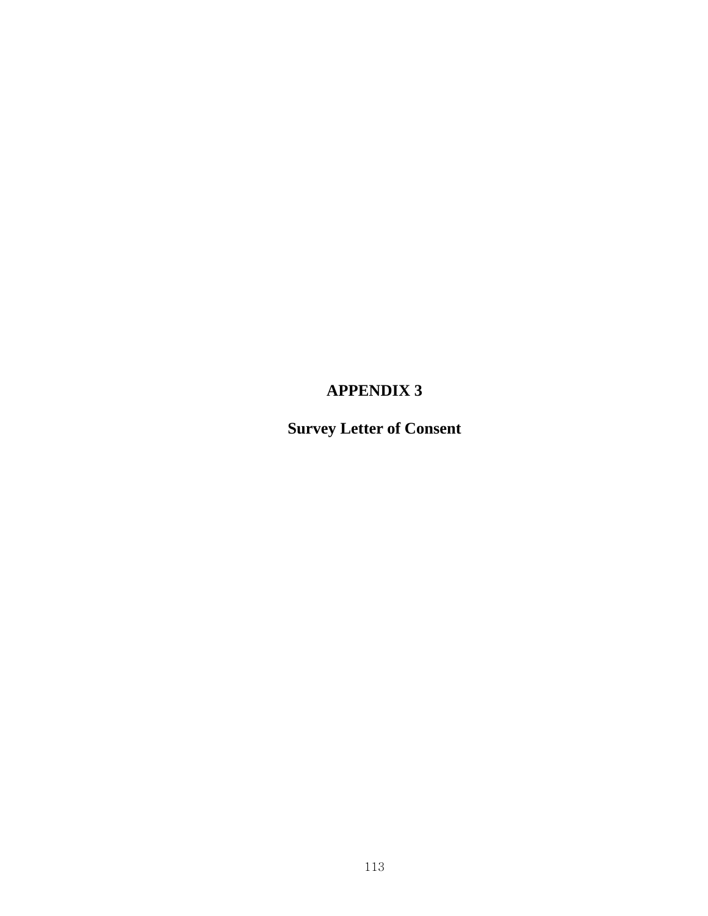# APPENDIX 3

## Survey Letter of Consent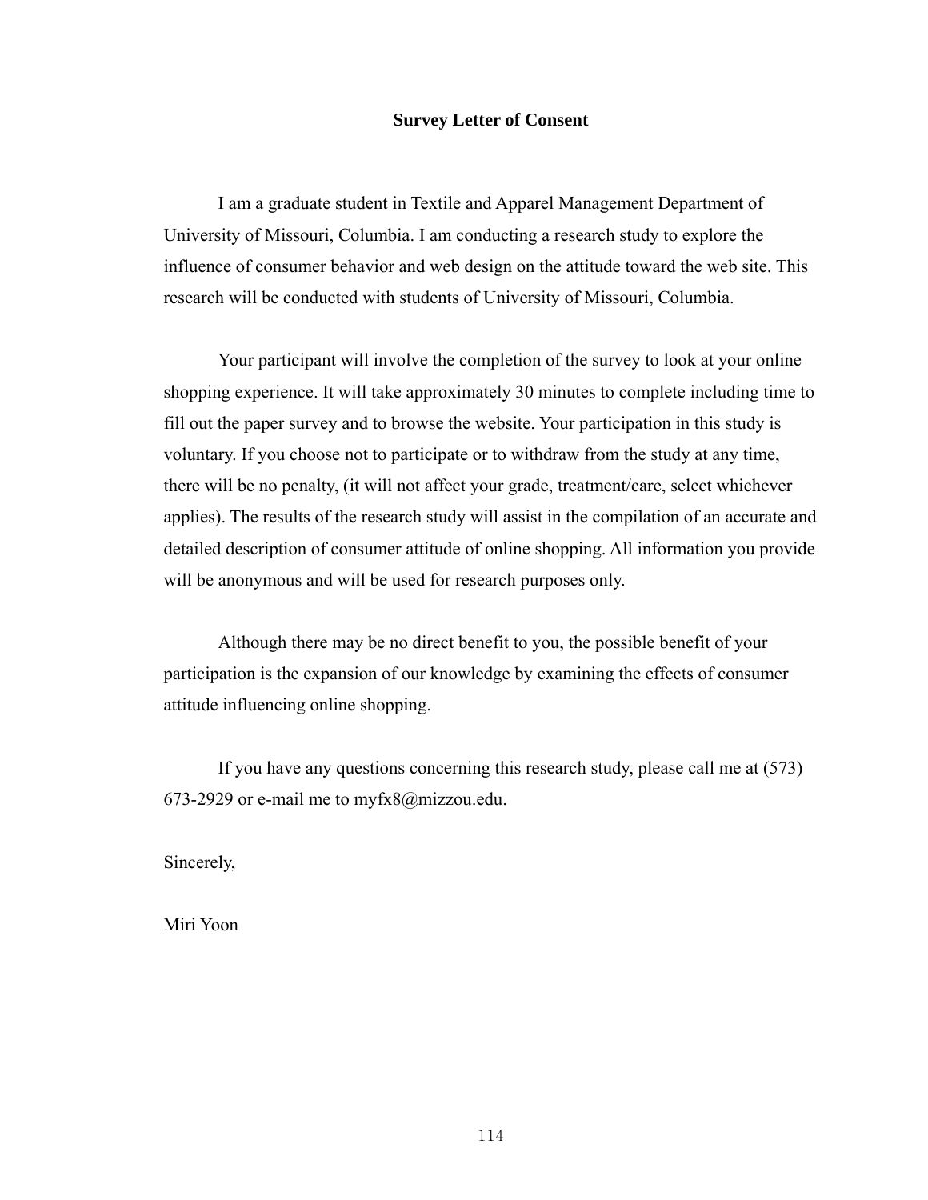## Survey Letter of Consent

I am a graduate student in Textile and Apparel Management Department of University of Missouri, Columbia. I am conducting a research study to explore the influence of consumer behavior and web design on the attitude toward the web site. This research will be conducted with students of University of Missouri, Columbia.

Your participant will involve the completion of the survey to look at your online shopping experience. It will take approximately 30 minutes to complete including time to fill out the paper survey and to browse the website. Your participation in this study is voluntary. If you choose not to participate or to withdraw from the study at any time, there will be no penalty, (it will not affect your grade, treatment/care, select whichever applies). The results of the research study will assist in the compilation of an accurate and detailed description of consumer attitude of online shopping. All information you provide will be anonymous and will be used for research purposes only.

Although there may be no direct benefit to you, the possible benefit of your participation is the expansion of our knowledge by examining the effects of consumer attitude influencing online shopping.

If you have any questions concerning this research study, please call me at (573) 673-2929 or e-mail me to myfx8@mizzou.edu.

Sincerely,

Miri Yoon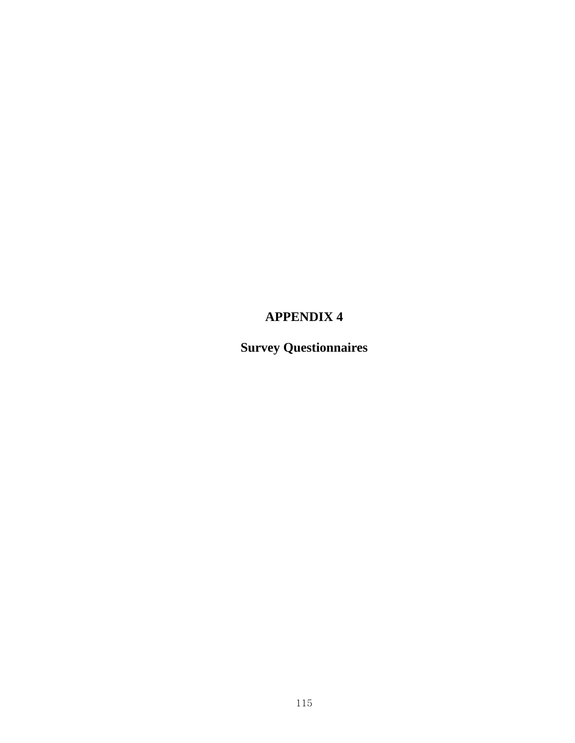# APPENDIX 4

## Survey Questionnaires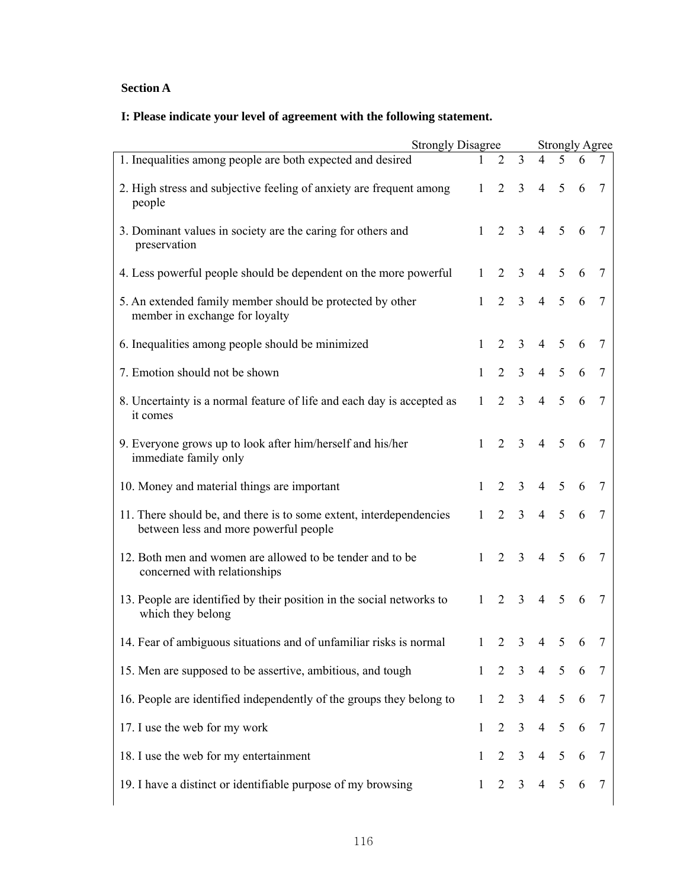**Section A**

**I: Please indicate your level of agreement with the following statement.**

| | Strongly Disagree | | | | | | Strongly Agree |
|---|---|---|---|---|---|---|---|
| 1. Inequalities among people are both expected and desired | 1 | 2 | 3 | 4 | 5 | 6 | 7 |
| 2. High stress and subjective feeling of anxiety are frequent among people | 1 | 2 | 3 | 4 | 5 | 6 | 7 |
| 3. Dominant values in society are the caring for others and preservation | 1 | 2 | 3 | 4 | 5 | 6 | 7 |
| 4. Less powerful people should be dependent on the more powerful | 1 | 2 | 3 | 4 | 5 | 6 | 7 |
| 5. An extended family member should be protected by other member in exchange for loyalty | 1 | 2 | 3 | 4 | 5 | 6 | 7 |
| 6. Inequalities among people should be minimized | 1 | 2 | 3 | 4 | 5 | 6 | 7 |
| 7. Emotion should not be shown | 1 | 2 | 3 | 4 | 5 | 6 | 7 |
| 8. Uncertainty is a normal feature of life and each day is accepted as it comes | 1 | 2 | 3 | 4 | 5 | 6 | 7 |
| 9. Everyone grows up to look after him/herself and his/her immediate family only | 1 | 2 | 3 | 4 | 5 | 6 | 7 |
| 10. Money and material things are important | 1 | 2 | 3 | 4 | 5 | 6 | 7 |
| 11. There should be, and there is to some extent, interdependencies between less and more powerful people | 1 | 2 | 3 | 4 | 5 | 6 | 7 |
| 12. Both men and women are allowed to be tender and to be concerned with relationships | 1 | 2 | 3 | 4 | 5 | 6 | 7 |
| 13. People are identified by their position in the social networks to which they belong | 1 | 2 | 3 | 4 | 5 | 6 | 7 |
| 14. Fear of ambiguous situations and of unfamiliar risks is normal | 1 | 2 | 3 | 4 | 5 | 6 | 7 |
| 15. Men are supposed to be assertive, ambitious, and tough | 1 | 2 | 3 | 4 | 5 | 6 | 7 |
| 16. People are identified independently of the groups they belong to | 1 | 2 | 3 | 4 | 5 | 6 | 7 |
| 17. I use the web for my work | 1 | 2 | 3 | 4 | 5 | 6 | 7 |
| 18. I use the web for my entertainment | 1 | 2 | 3 | 4 | 5 | 6 | 7 |
| 19. I have a distinct or identifiable purpose of my browsing | 1 | 2 | 3 | 4 | 5 | 6 | 7 |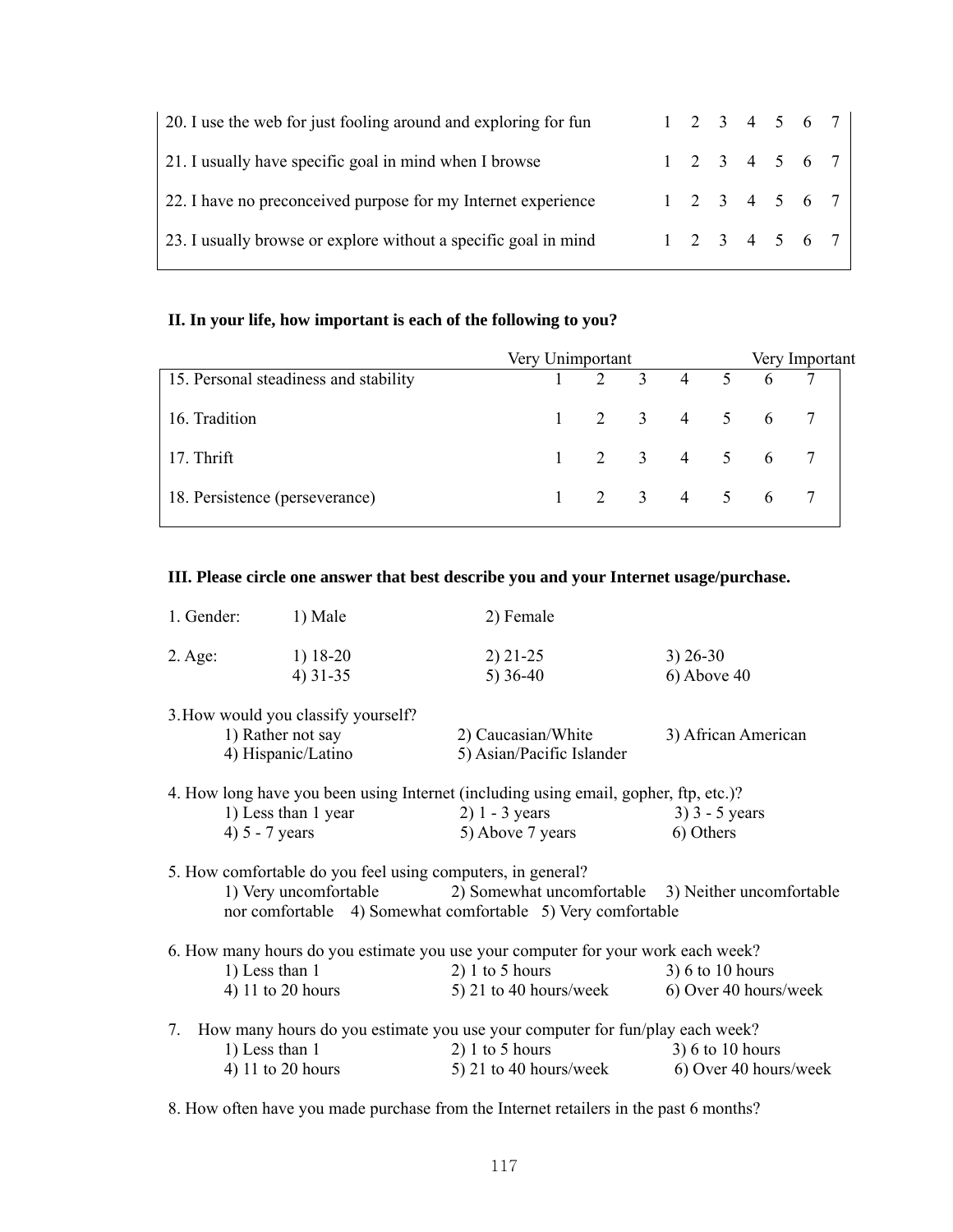| | | | | | | | |
|---|---|---|---|---|---|---|---|
| 20. I use the web for just fooling around and exploring for fun | 1 | 2 | 3 | 4 | 5 | 6 | 7 |
| 21. I usually have specific goal in mind when I browse | 1 | 2 | 3 | 4 | 5 | 6 | 7 |
| 22. I have no preconceived purpose for my Internet experience | 1 | 2 | 3 | 4 | 5 | 6 | 7 |
| 23. I usually browse or explore without a specific goal in mind | 1 | 2 | 3 | 4 | 5 | 6 | 7 |

**II. In your life, how important is each of the following to you?**

| | Very Unimportant | | | | | | Very Important |
|---|---|---|---|---|---|---|---|
| 15. Personal steadiness and stability | 1 | 2 | 3 | 4 | 5 | 6 | 7 |
| 16. Tradition | 1 | 2 | 3 | 4 | 5 | 6 | 7 |
| 17. Thrift | 1 | 2 | 3 | 4 | 5 | 6 | 7 |
| 18. Persistence (perseverance) | 1 | 2 | 3 | 4 | 5 | 6 | 7 |

**III. Please circle one answer that best describe you and your Internet usage/purchase.**

1. Gender: 1) Male 2) Female

2. Age: 1) 18-20 2) 21-25 3) 26-30
   4) 31-35 5) 36-40 6) Above 40

3. How would you classify yourself?
   1) Rather not say 2) Caucasian/White 3) African American
   4) Hispanic/Latino 5) Asian/Pacific Islander

4. How long have you been using Internet (including using email, gopher, ftp, etc.)?
   1) Less than 1 year 2) 1 - 3 years 3) 3 - 5 years
   4) 5 - 7 years 5) Above 7 years 6) Others

5. How comfortable do you feel using computers, in general?
   1) Very uncomfortable 2) Somewhat uncomfortable 3) Neither uncomfortable nor comfortable 4) Somewhat comfortable 5) Very comfortable

6. How many hours do you estimate you use your computer for your work each week?
   1) Less than 1 2) 1 to 5 hours 3) 6 to 10 hours
   4) 11 to 20 hours 5) 21 to 40 hours/week 6) Over 40 hours/week

7. How many hours do you estimate you use your computer for fun/play each week?
   1) Less than 1 2) 1 to 5 hours 3) 6 to 10 hours
   4) 11 to 20 hours 5) 21 to 40 hours/week 6) Over 40 hours/week

8. How often have you made purchase from the Internet retailers in the past 6 months?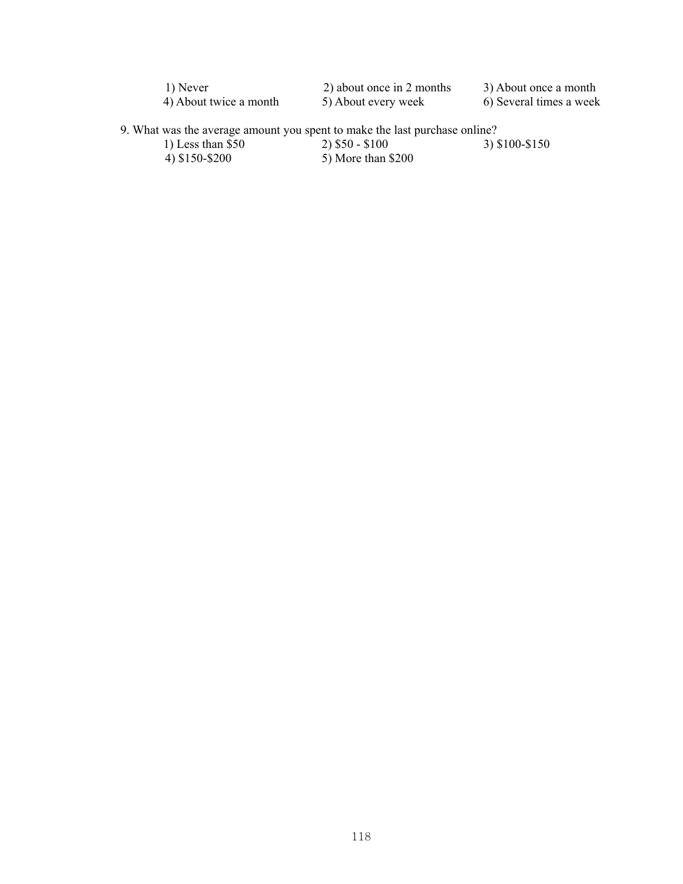1) Never 2) about once in 2 months 3) About once a month
4) About twice a month 5) About every week 6) Several times a week

9. What was the average amount you spent to make the last purchase online?
   1) Less than $50 2) $50 - $100 3) $100-$150
   4) $150-$200 5) More than $200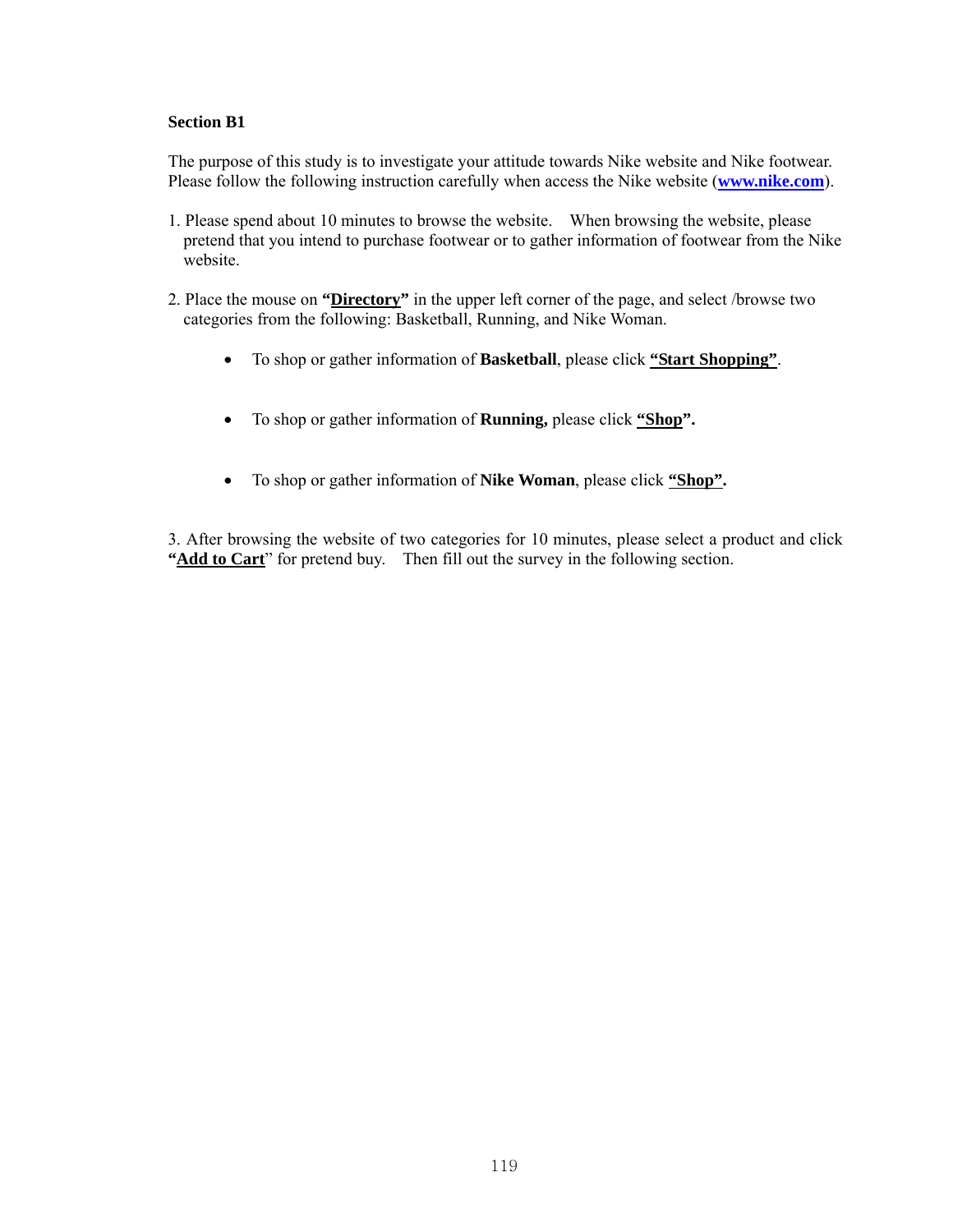**Section B1**

The purpose of this study is to investigate your attitude towards Nike website and Nike footwear. Please follow the following instruction carefully when access the Nike website (**www.nike.com**).

1. Please spend about 10 minutes to browse the website. When browsing the website, please pretend that you intend to purchase footwear or to gather information of footwear from the Nike website.

2. Place the mouse on **"Directory"** in the upper left corner of the page, and select /browse two categories from the following: Basketball, Running, and Nike Woman.

   - To shop or gather information of **Basketball**, please click **"Start Shopping"**.

   - To shop or gather information of **Running,** please click **"Shop".**

   - To shop or gather information of **Nike Woman**, please click **"Shop".**

3. After browsing the website of two categories for 10 minutes, please select a product and click **"Add to Cart**" for pretend buy. Then fill out the survey in the following section.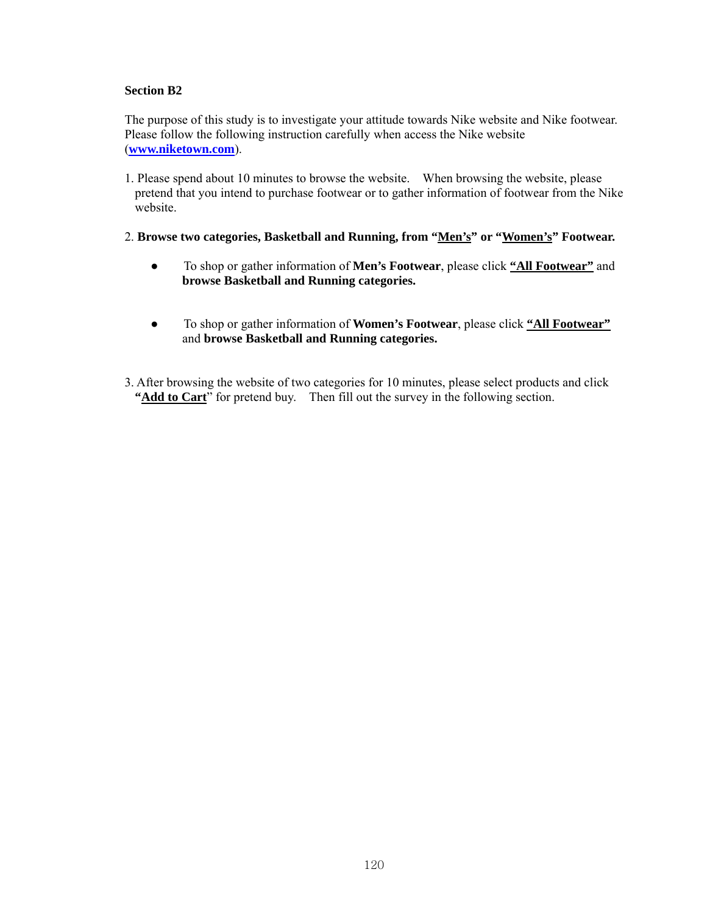**Section B2**

The purpose of this study is to investigate your attitude towards Nike website and Nike footwear. Please follow the following instruction carefully when access the Nike website (**www.niketown.com**).

1. Please spend about 10 minutes to browse the website. When browsing the website, please pretend that you intend to purchase footwear or to gather information of footwear from the Nike website.

2. **Browse two categories, Basketball and Running, from "Men's" or "Women's" Footwear.**

   - To shop or gather information of **Men's Footwear**, please click **"All Footwear"** and **browse Basketball and Running categories.**

   - To shop or gather information of **Women's Footwear**, please click **"All Footwear"** and **browse Basketball and Running categories.**

3. After browsing the website of two categories for 10 minutes, please select products and click **"Add to Cart"** for pretend buy. Then fill out the survey in the following section.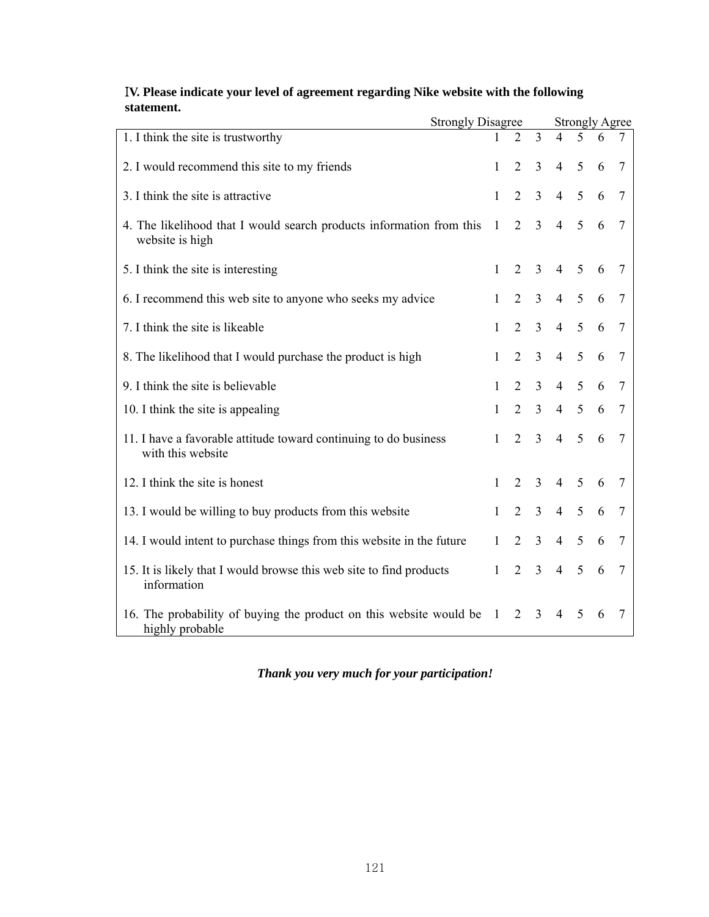**Ⅳ. Please indicate your level of agreement regarding Nike website with the following statement.**

| | Strongly Disagree | | | | | | Strongly Agree |
|---|---|---|---|---|---|---|---|
| 1. I think the site is trustworthy | 1 | 2 | 3 | 4 | 5 | 6 | 7 |
| 2. I would recommend this site to my friends | 1 | 2 | 3 | 4 | 5 | 6 | 7 |
| 3. I think the site is attractive | 1 | 2 | 3 | 4 | 5 | 6 | 7 |
| 4. The likelihood that I would search products information from this website is high | 1 | 2 | 3 | 4 | 5 | 6 | 7 |
| 5. I think the site is interesting | 1 | 2 | 3 | 4 | 5 | 6 | 7 |
| 6. I recommend this web site to anyone who seeks my advice | 1 | 2 | 3 | 4 | 5 | 6 | 7 |
| 7. I think the site is likeable | 1 | 2 | 3 | 4 | 5 | 6 | 7 |
| 8. The likelihood that I would purchase the product is high | 1 | 2 | 3 | 4 | 5 | 6 | 7 |
| 9. I think the site is believable | 1 | 2 | 3 | 4 | 5 | 6 | 7 |
| 10. I think the site is appealing | 1 | 2 | 3 | 4 | 5 | 6 | 7 |
| 11. I have a favorable attitude toward continuing to do business with this website | 1 | 2 | 3 | 4 | 5 | 6 | 7 |
| 12. I think the site is honest | 1 | 2 | 3 | 4 | 5 | 6 | 7 |
| 13. I would be willing to buy products from this website | 1 | 2 | 3 | 4 | 5 | 6 | 7 |
| 14. I would intent to purchase things from this website in the future | 1 | 2 | 3 | 4 | 5 | 6 | 7 |
| 15. It is likely that I would browse this web site to find products information | 1 | 2 | 3 | 4 | 5 | 6 | 7 |
| 16. The probability of buying the product on this website would be highly probable | 1 | 2 | 3 | 4 | 5 | 6 | 7 |

***Thank you very much for your participation!***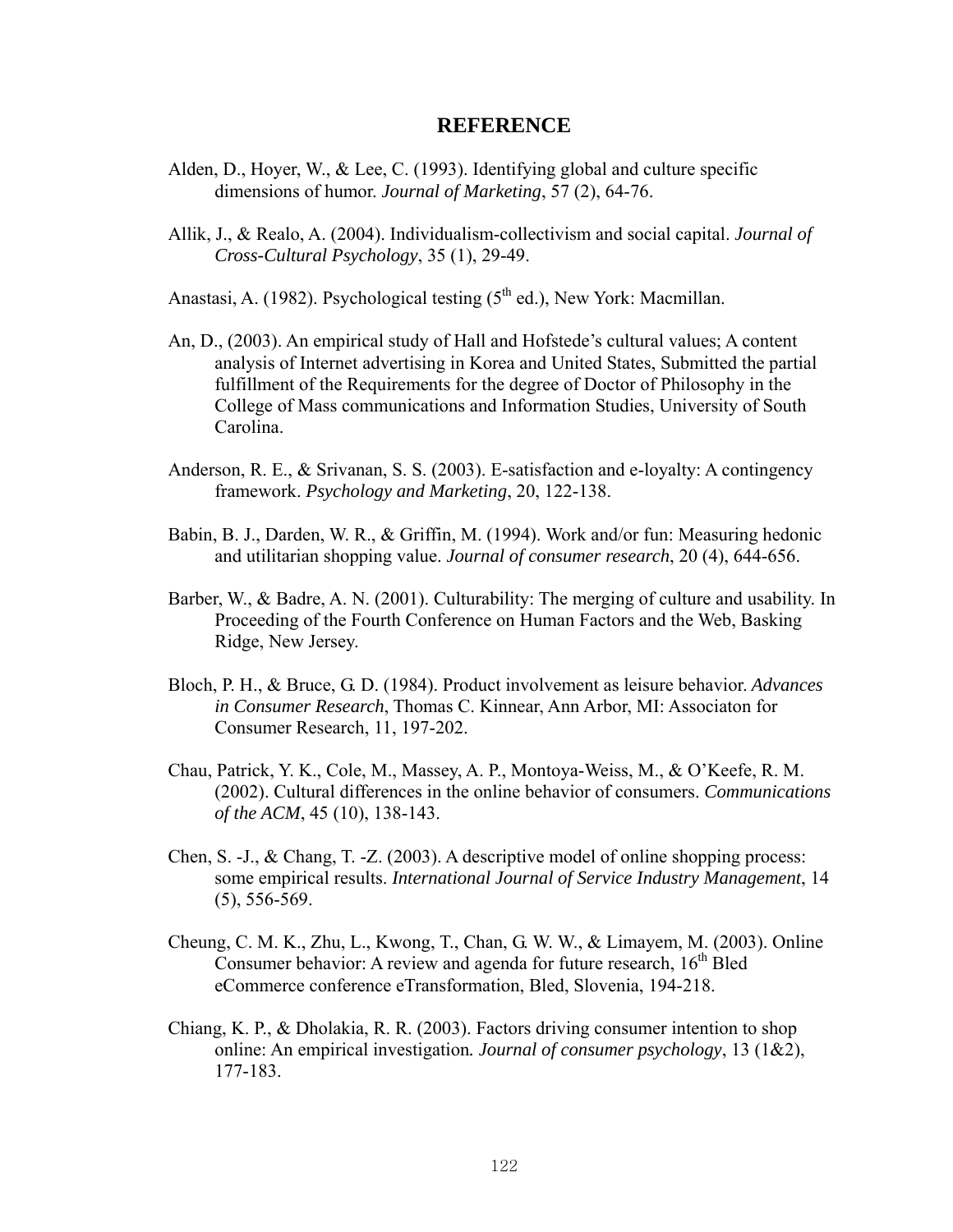## REFERENCE

Alden, D., Hoyer, W., & Lee, C. (1993). Identifying global and culture specific dimensions of humor. *Journal of Marketing*, 57 (2), 64-76.

Allik, J., & Realo, A. (2004). Individualism-collectivism and social capital. *Journal of Cross-Cultural Psychology*, 35 (1), 29-49.

Anastasi, A. (1982). Psychological testing (5th ed.), New York: Macmillan.

An, D., (2003). An empirical study of Hall and Hofstede's cultural values; A content analysis of Internet advertising in Korea and United States, Submitted the partial fulfillment of the Requirements for the degree of Doctor of Philosophy in the College of Mass communications and Information Studies, University of South Carolina.

Anderson, R. E., & Srivanan, S. S. (2003). E-satisfaction and e-loyalty: A contingency framework. *Psychology and Marketing*, 20, 122-138.

Babin, B. J., Darden, W. R., & Griffin, M. (1994). Work and/or fun: Measuring hedonic and utilitarian shopping value. *Journal of consumer research*, 20 (4), 644-656.

Barber, W., & Badre, A. N. (2001). Culturability: The merging of culture and usability. In Proceeding of the Fourth Conference on Human Factors and the Web, Basking Ridge, New Jersey.

Bloch, P. H., & Bruce, G. D. (1984). Product involvement as leisure behavior. *Advances in Consumer Research*, Thomas C. Kinnear, Ann Arbor, MI: Associaton for Consumer Research, 11, 197-202.

Chau, Patrick, Y. K., Cole, M., Massey, A. P., Montoya-Weiss, M., & O'Keefe, R. M. (2002). Cultural differences in the online behavior of consumers. *Communications of the ACM*, 45 (10), 138-143.

Chen, S. -J., & Chang, T. -Z. (2003). A descriptive model of online shopping process: some empirical results. *International Journal of Service Industry Management*, 14 (5), 556-569.

Cheung, C. M. K., Zhu, L., Kwong, T., Chan, G. W. W., & Limayem, M. (2003). Online Consumer behavior: A review and agenda for future research, 16th Bled eCommerce conference eTransformation, Bled, Slovenia, 194-218.

Chiang, K. P., & Dholakia, R. R. (2003). Factors driving consumer intention to shop online: An empirical investigation. *Journal of consumer psychology*, 13 (1&2), 177-183.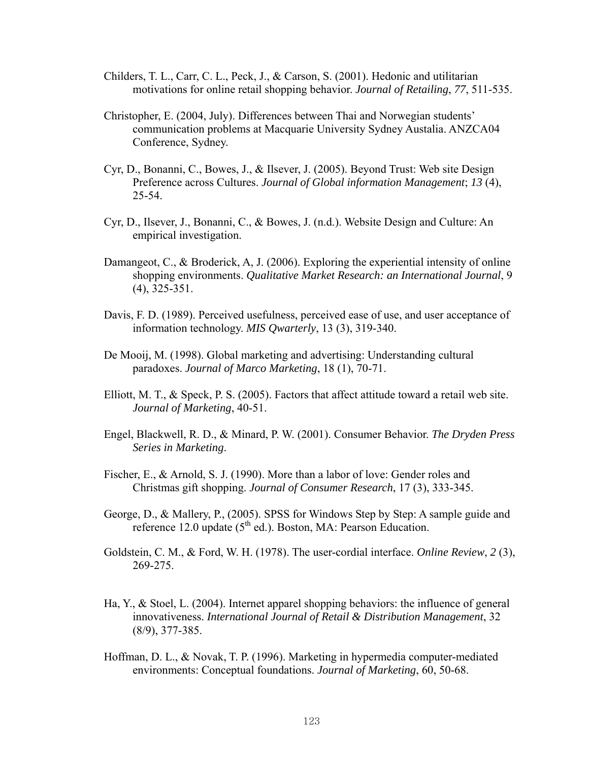Childers, T. L., Carr, C. L., Peck, J., & Carson, S. (2001). Hedonic and utilitarian motivations for online retail shopping behavior. *Journal of Retailing*, *77*, 511-535.

Christopher, E. (2004, July). Differences between Thai and Norwegian students' communication problems at Macquarie University Sydney Austalia. ANZCA04 Conference, Sydney.

Cyr, D., Bonanni, C., Bowes, J., & Ilsever, J. (2005). Beyond Trust: Web site Design Preference across Cultures. *Journal of Global information Management*; *13* (4), 25-54.

Cyr, D., Ilsever, J., Bonanni, C., & Bowes, J. (n.d.). Website Design and Culture: An empirical investigation.

Damangeot, C., & Broderick, A, J. (2006). Exploring the experiential intensity of online shopping environments. *Qualitative Market Research: an International Journal*, 9 (4), 325-351.

Davis, F. D. (1989). Perceived usefulness, perceived ease of use, and user acceptance of information technology. *MIS Qwarterly*, 13 (3), 319-340.

De Mooij, M. (1998). Global marketing and advertising: Understanding cultural paradoxes. *Journal of Marco Marketing*, 18 (1), 70-71.

Elliott, M. T., & Speck, P. S. (2005). Factors that affect attitude toward a retail web site. *Journal of Marketing*, 40-51.

Engel, Blackwell, R. D., & Minard, P. W. (2001). Consumer Behavior. *The Dryden Press Series in Marketing*.

Fischer, E., & Arnold, S. J. (1990). More than a labor of love: Gender roles and Christmas gift shopping. *Journal of Consumer Research*, 17 (3), 333-345.

George, D., & Mallery, P., (2005). SPSS for Windows Step by Step: A sample guide and reference 12.0 update (5th ed.). Boston, MA: Pearson Education.

Goldstein, C. M., & Ford, W. H. (1978). The user-cordial interface. *Online Review*, *2* (3), 269-275.

Ha, Y., & Stoel, L. (2004). Internet apparel shopping behaviors: the influence of general innovativeness. *International Journal of Retail & Distribution Management*, 32 (8/9), 377-385.

Hoffman, D. L., & Novak, T. P. (1996). Marketing in hypermedia computer-mediated environments: Conceptual foundations. *Journal of Marketing*, 60, 50-68.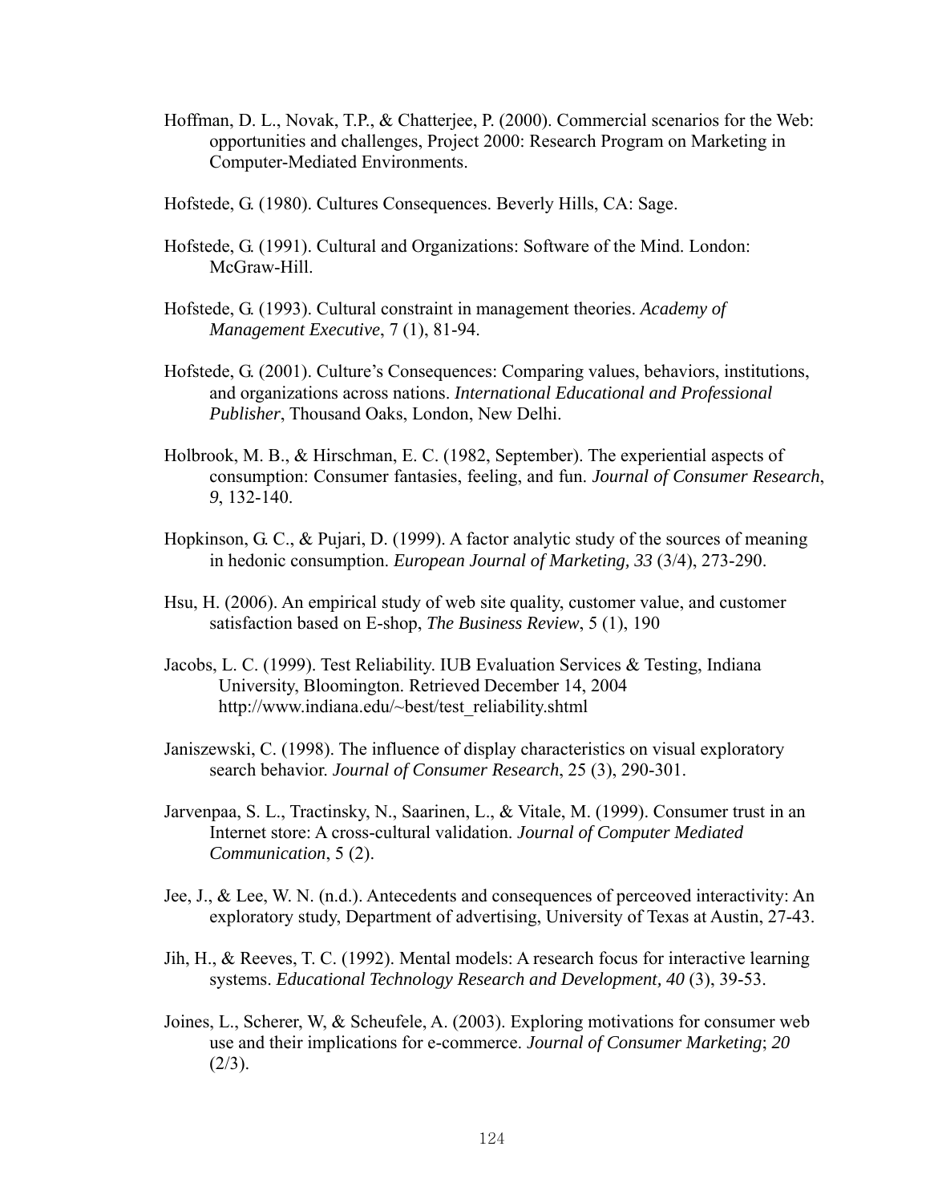Hoffman, D. L., Novak, T.P., & Chatterjee, P. (2000). Commercial scenarios for the Web: opportunities and challenges, Project 2000: Research Program on Marketing in Computer-Mediated Environments.

Hofstede, G. (1980). Cultures Consequences. Beverly Hills, CA: Sage.

Hofstede, G. (1991). Cultural and Organizations: Software of the Mind. London: McGraw-Hill.

Hofstede, G. (1993). Cultural constraint in management theories. *Academy of Management Executive*, 7 (1), 81-94.

Hofstede, G. (2001). Culture's Consequences: Comparing values, behaviors, institutions, and organizations across nations. *International Educational and Professional Publisher*, Thousand Oaks, London, New Delhi.

Holbrook, M. B., & Hirschman, E. C. (1982, September). The experiential aspects of consumption: Consumer fantasies, feeling, and fun. *Journal of Consumer Research*, *9*, 132-140.

Hopkinson, G. C., & Pujari, D. (1999). A factor analytic study of the sources of meaning in hedonic consumption. *European Journal of Marketing, 33* (3/4), 273-290.

Hsu, H. (2006). An empirical study of web site quality, customer value, and customer satisfaction based on E-shop, *The Business Review*, 5 (1), 190

Jacobs, L. C. (1999). Test Reliability. IUB Evaluation Services & Testing, Indiana University, Bloomington. Retrieved December 14, 2004 http://www.indiana.edu/~best/test_reliability.shtml

Janiszewski, C. (1998). The influence of display characteristics on visual exploratory search behavior. *Journal of Consumer Research*, 25 (3), 290-301.

Jarvenpaa, S. L., Tractinsky, N., Saarinen, L., & Vitale, M. (1999). Consumer trust in an Internet store: A cross-cultural validation. *Journal of Computer Mediated Communication*, 5 (2).

Jee, J., & Lee, W. N. (n.d.). Antecedents and consequences of perceoved interactivity: An exploratory study, Department of advertising, University of Texas at Austin, 27-43.

Jih, H., & Reeves, T. C. (1992). Mental models: A research focus for interactive learning systems. *Educational Technology Research and Development, 40* (3), 39-53.

Joines, L., Scherer, W, & Scheufele, A. (2003). Exploring motivations for consumer web use and their implications for e-commerce. *Journal of Consumer Marketing*; *20* (2/3).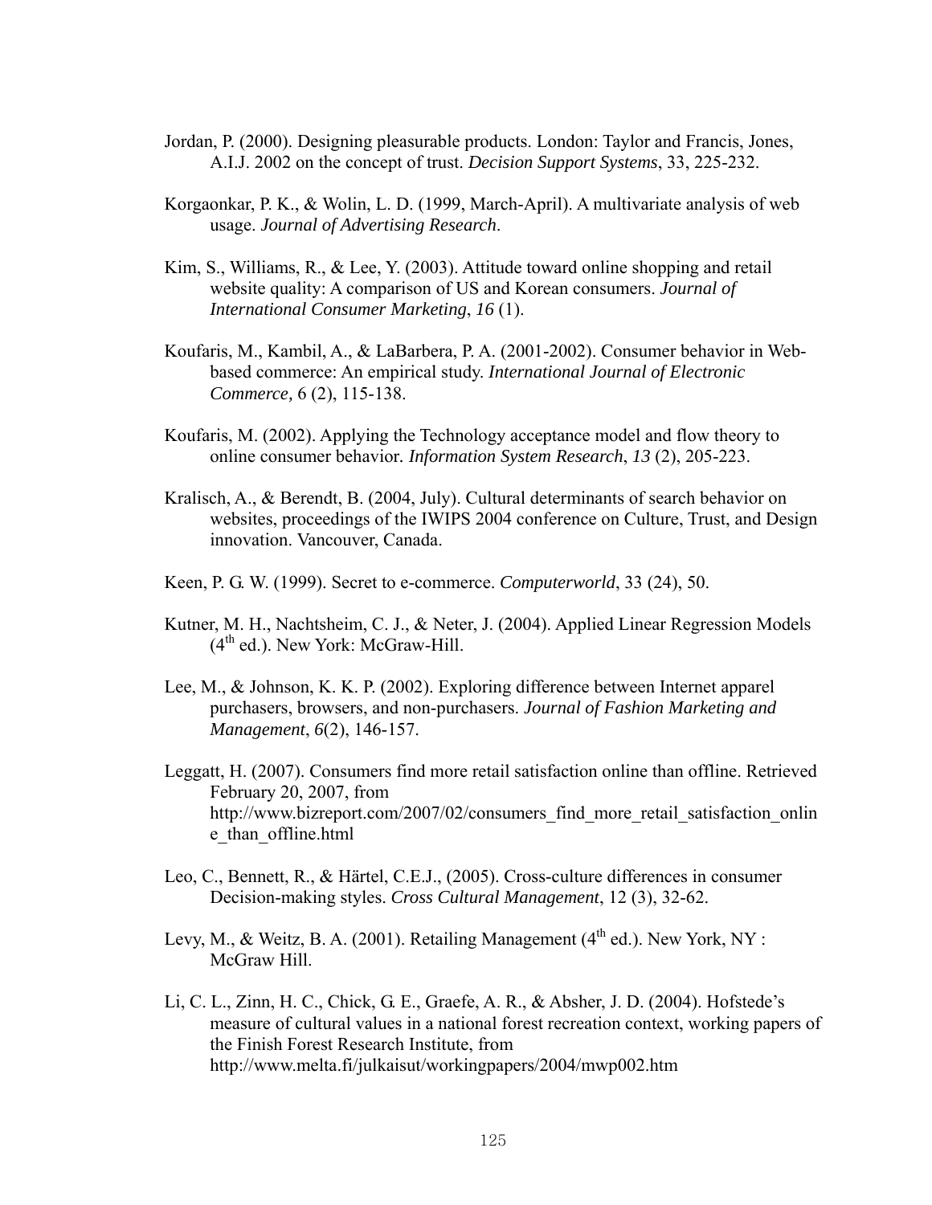Jordan, P. (2000). Designing pleasurable products. London: Taylor and Francis, Jones, A.I.J. 2002 on the concept of trust. *Decision Support Systems*, 33, 225-232.

Korgaonkar, P. K., & Wolin, L. D. (1999, March-April). A multivariate analysis of web usage. *Journal of Advertising Research*.

Kim, S., Williams, R., & Lee, Y. (2003). Attitude toward online shopping and retail website quality: A comparison of US and Korean consumers. *Journal of International Consumer Marketing*, *16* (1).

Koufaris, M., Kambil, A., & LaBarbera, P. A. (2001-2002). Consumer behavior in Web-based commerce: An empirical study. *International Journal of Electronic Commerce,* 6 (2), 115-138.

Koufaris, M. (2002). Applying the Technology acceptance model and flow theory to online consumer behavior. *Information System Research*, *13* (2), 205-223.

Kralisch, A., & Berendt, B. (2004, July). Cultural determinants of search behavior on websites, proceedings of the IWIPS 2004 conference on Culture, Trust, and Design innovation. Vancouver, Canada.

Keen, P. G. W. (1999). Secret to e-commerce. *Computerworld*, 33 (24), 50.

Kutner, M. H., Nachtsheim, C. J., & Neter, J. (2004). Applied Linear Regression Models ($4^{th}$ ed.). New York: McGraw-Hill.

Lee, M., & Johnson, K. K. P. (2002). Exploring difference between Internet apparel purchasers, browsers, and non-purchasers. *Journal of Fashion Marketing and Management*, *6*(2), 146-157.

Leggatt, H. (2007). Consumers find more retail satisfaction online than offline. Retrieved February 20, 2007, from http://www.bizreport.com/2007/02/consumers_find_more_retail_satisfaction_online_than_offline.html

Leo, C., Bennett, R., & Härtel, C.E.J., (2005). Cross-culture differences in consumer Decision-making styles. *Cross Cultural Management*, 12 (3), 32-62.

Levy, M., & Weitz, B. A. (2001). Retailing Management ($4^{th}$ ed.). New York, NY : McGraw Hill.

Li, C. L., Zinn, H. C., Chick, G. E., Graefe, A. R., & Absher, J. D. (2004). Hofstede's measure of cultural values in a national forest recreation context, working papers of the Finish Forest Research Institute, from http://www.melta.fi/julkaisut/workingpapers/2004/mwp002.htm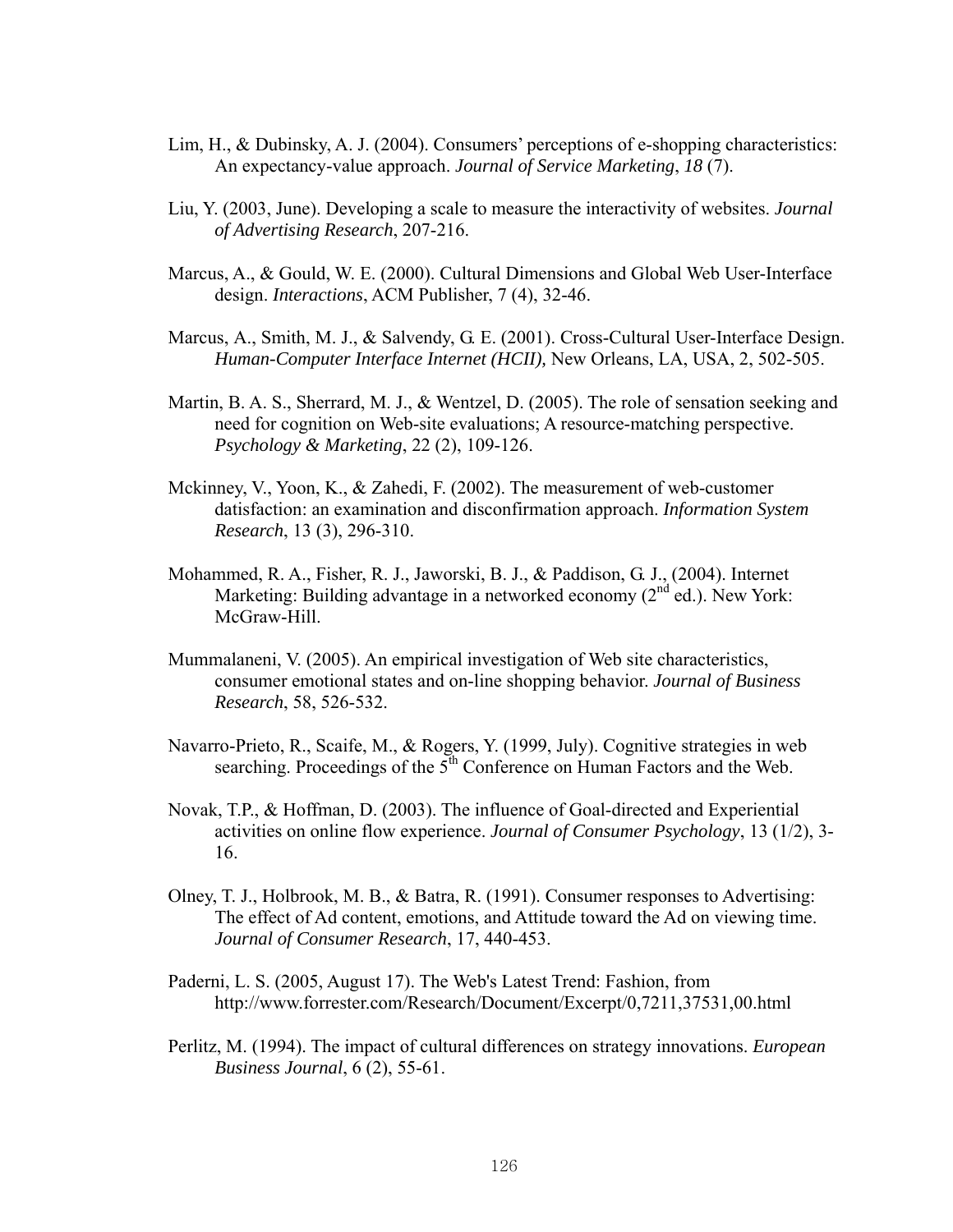Lim, H., & Dubinsky, A. J. (2004). Consumers' perceptions of e-shopping characteristics: An expectancy-value approach. *Journal of Service Marketing*, *18* (7).

Liu, Y. (2003, June). Developing a scale to measure the interactivity of websites. *Journal of Advertising Research*, 207-216.

Marcus, A., & Gould, W. E. (2000). Cultural Dimensions and Global Web User-Interface design. *Interactions*, ACM Publisher, 7 (4), 32-46.

Marcus, A., Smith, M. J., & Salvendy, G. E. (2001). Cross-Cultural User-Interface Design. *Human-Computer Interface Internet (HCII),* New Orleans, LA, USA, 2, 502-505.

Martin, B. A. S., Sherrard, M. J., & Wentzel, D. (2005). The role of sensation seeking and need for cognition on Web-site evaluations; A resource-matching perspective. *Psychology & Marketing*, 22 (2), 109-126.

Mckinney, V., Yoon, K., & Zahedi, F. (2002). The measurement of web-customer datisfaction: an examination and disconfirmation approach. *Information System Research*, 13 (3), 296-310.

Mohammed, R. A., Fisher, R. J., Jaworski, B. J., & Paddison, G. J., (2004). Internet Marketing: Building advantage in a networked economy (2nd ed.). New York: McGraw-Hill.

Mummalaneni, V. (2005). An empirical investigation of Web site characteristics, consumer emotional states and on-line shopping behavior. *Journal of Business Research*, 58, 526-532.

Navarro-Prieto, R., Scaife, M., & Rogers, Y. (1999, July). Cognitive strategies in web searching. Proceedings of the 5th Conference on Human Factors and the Web.

Novak, T.P., & Hoffman, D. (2003). The influence of Goal-directed and Experiential activities on online flow experience. *Journal of Consumer Psychology*, 13 (1/2), 3-16.

Olney, T. J., Holbrook, M. B., & Batra, R. (1991). Consumer responses to Advertising: The effect of Ad content, emotions, and Attitude toward the Ad on viewing time. *Journal of Consumer Research*, 17, 440-453.

Paderni, L. S. (2005, August 17). The Web's Latest Trend: Fashion, from http://www.forrester.com/Research/Document/Excerpt/0,7211,37531,00.html

Perlitz, M. (1994). The impact of cultural differences on strategy innovations. *European Business Journal*, 6 (2), 55-61.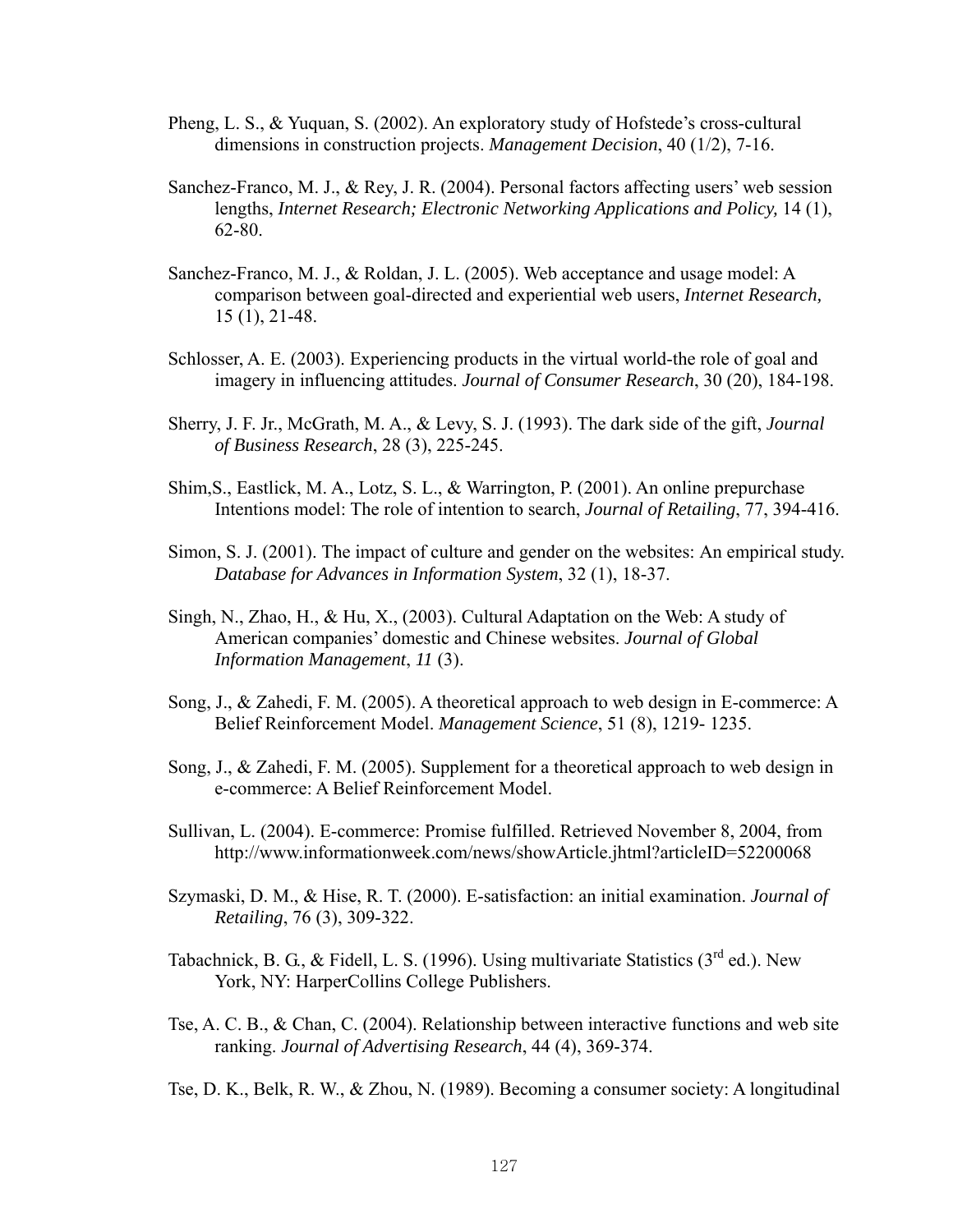Pheng, L. S., & Yuquan, S. (2002). An exploratory study of Hofstede's cross-cultural dimensions in construction projects. *Management Decision*, 40 (1/2), 7-16.

Sanchez-Franco, M. J., & Rey, J. R. (2004). Personal factors affecting users' web session lengths, *Internet Research; Electronic Networking Applications and Policy,* 14 (1), 62-80.

Sanchez-Franco, M. J., & Roldan, J. L. (2005). Web acceptance and usage model: A comparison between goal-directed and experiential web users, *Internet Research,* 15 (1), 21-48.

Schlosser, A. E. (2003). Experiencing products in the virtual world-the role of goal and imagery in influencing attitudes. *Journal of Consumer Research*, 30 (20), 184-198.

Sherry, J. F. Jr., McGrath, M. A., & Levy, S. J. (1993). The dark side of the gift, *Journal of Business Research*, 28 (3), 225-245.

Shim,S., Eastlick, M. A., Lotz, S. L., & Warrington, P. (2001). An online prepurchase Intentions model: The role of intention to search, *Journal of Retailing*, 77, 394-416.

Simon, S. J. (2001). The impact of culture and gender on the websites: An empirical study. *Database for Advances in Information System*, 32 (1), 18-37.

Singh, N., Zhao, H., & Hu, X., (2003). Cultural Adaptation on the Web: A study of American companies' domestic and Chinese websites. *Journal of Global Information Management*, *11* (3).

Song, J., & Zahedi, F. M. (2005). A theoretical approach to web design in E-commerce: A Belief Reinforcement Model. *Management Science*, 51 (8), 1219- 1235.

Song, J., & Zahedi, F. M. (2005). Supplement for a theoretical approach to web design in e-commerce: A Belief Reinforcement Model.

Sullivan, L. (2004). E-commerce: Promise fulfilled. Retrieved November 8, 2004, from http://www.informationweek.com/news/showArticle.jhtml?articleID=52200068

Szymaski, D. M., & Hise, R. T. (2000). E-satisfaction: an initial examination. *Journal of Retailing*, 76 (3), 309-322.

Tabachnick, B. G., & Fidell, L. S. (1996). Using multivariate Statistics (3rd ed.). New York, NY: HarperCollins College Publishers.

Tse, A. C. B., & Chan, C. (2004). Relationship between interactive functions and web site ranking. *Journal of Advertising Research*, 44 (4), 369-374.

Tse, D. K., Belk, R. W., & Zhou, N. (1989). Becoming a consumer society: A longitudinal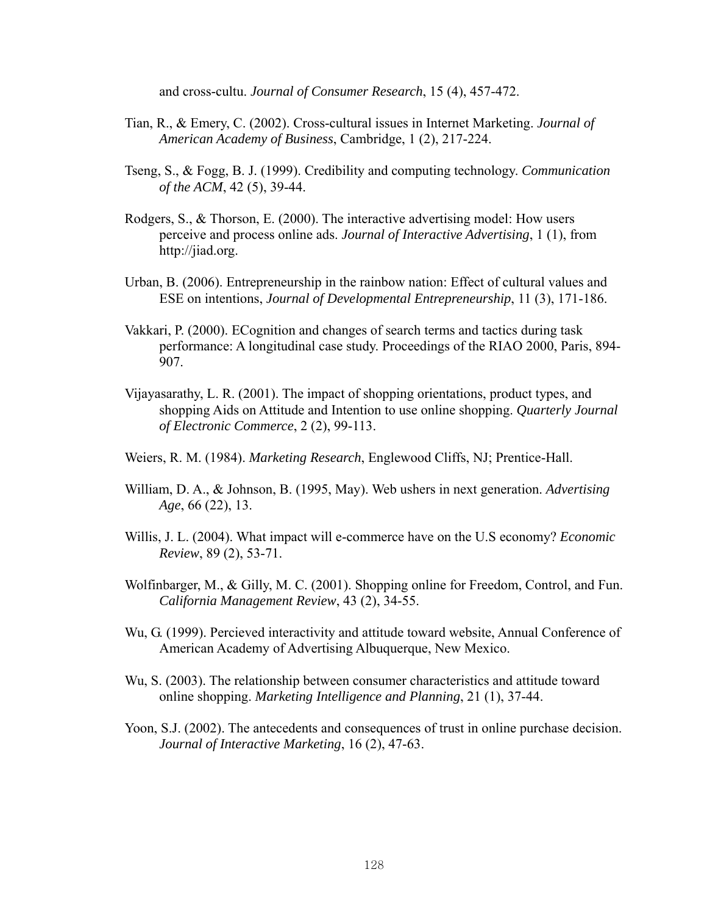and cross-cultu. *Journal of Consumer Research*, 15 (4), 457-472.

Tian, R., & Emery, C. (2002). Cross-cultural issues in Internet Marketing. *Journal of American Academy of Business*, Cambridge, 1 (2), 217-224.

Tseng, S., & Fogg, B. J. (1999). Credibility and computing technology. *Communication of the ACM*, 42 (5), 39-44.

Rodgers, S., & Thorson, E. (2000). The interactive advertising model: How users perceive and process online ads. *Journal of Interactive Advertising*, 1 (1), from http://jiad.org.

Urban, B. (2006). Entrepreneurship in the rainbow nation: Effect of cultural values and ESE on intentions, *Journal of Developmental Entrepreneurship*, 11 (3), 171-186.

Vakkari, P. (2000). ECognition and changes of search terms and tactics during task performance: A longitudinal case study. Proceedings of the RIAO 2000, Paris, 894-907.

Vijayasarathy, L. R. (2001). The impact of shopping orientations, product types, and shopping Aids on Attitude and Intention to use online shopping. *Quarterly Journal of Electronic Commerce*, 2 (2), 99-113.

Weiers, R. M. (1984). *Marketing Research*, Englewood Cliffs, NJ; Prentice-Hall.

William, D. A., & Johnson, B. (1995, May). Web ushers in next generation. *Advertising Age*, 66 (22), 13.

Willis, J. L. (2004). What impact will e-commerce have on the U.S economy? *Economic Review*, 89 (2), 53-71.

Wolfinbarger, M., & Gilly, M. C. (2001). Shopping online for Freedom, Control, and Fun. *California Management Review*, 43 (2), 34-55.

Wu, G. (1999). Percieved interactivity and attitude toward website, Annual Conference of American Academy of Advertising Albuquerque, New Mexico.

Wu, S. (2003). The relationship between consumer characteristics and attitude toward online shopping. *Marketing Intelligence and Planning*, 21 (1), 37-44.

Yoon, S.J. (2002). The antecedents and consequences of trust in online purchase decision. *Journal of Interactive Marketing*, 16 (2), 47-63.